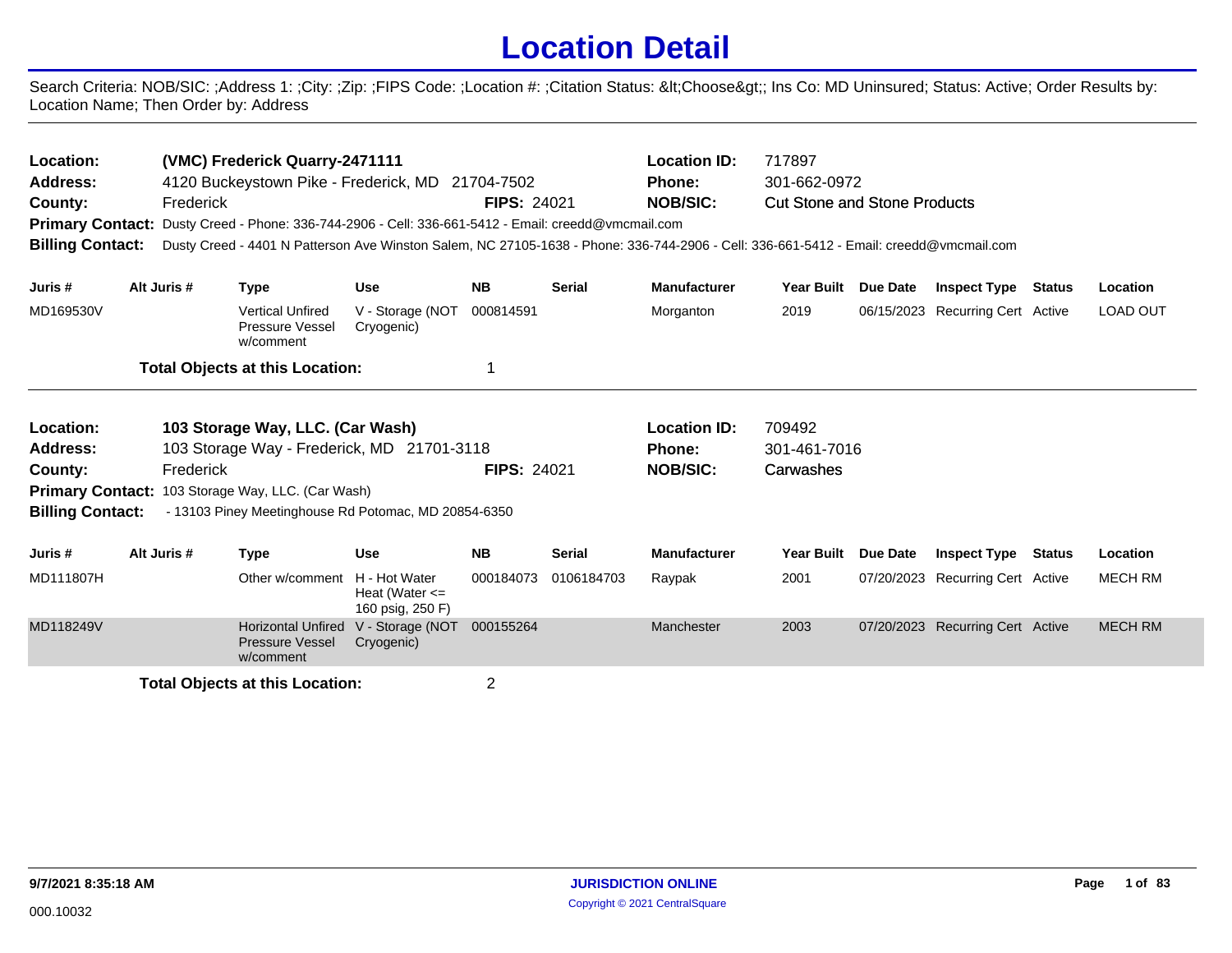# Location Detail

Search Criteria: NOB/SIC: ;Address 1: ;City: ;Zip: ;FIPS Code: ;Location #: ;Citation Status: &lt;Choose&gt;; Ins Co: MD Uninsured; Status: Active; Order Results by: Location Name; Then Order by: Address

---

**Location:** **(VMC) Frederick Quarry-2471111** — **Location ID:** 717897
**Address:** 4120 Buckeystown Pike - Frederick, MD 21704-7502 — **Phone:** 301-662-0972
**County:** Frederick — **FIPS:** 24021 — **NOB/SIC:** Cut Stone and Stone Products
**Primary Contact:** Dusty Creed - Phone: 336-744-2906 - Cell: 336-661-5412 - Email: creedd@vmcmail.com
**Billing Contact:** Dusty Creed - 4401 N Patterson Ave Winston Salem, NC 27105-1638 - Phone: 336-744-2906 - Cell: 336-661-5412 - Email: creedd@vmcmail.com

| Juris # | Alt Juris # | Type | Use | NB | Serial | Manufacturer | Year Built | Due Date | Inspect Type | Status | Location |
|---|---|---|---|---|---|---|---|---|---|---|---|
| MD169530V | | Vertical Unfired Pressure Vessel w/comment | V - Storage (NOT Cryogenic) | 000814591 | | Morganton | 2019 | 06/15/2023 | Recurring Cert | Active | LOAD OUT |

**Total Objects at this Location:** 1

---

**Location:** **103 Storage Way, LLC. (Car Wash)** — **Location ID:** 709492
**Address:** 103 Storage Way - Frederick, MD 21701-3118 — **Phone:** 301-461-7016
**County:** Frederick — **FIPS:** 24021 — **NOB/SIC:** Carwashes
**Primary Contact:** 103 Storage Way, LLC. (Car Wash)
**Billing Contact:** - 13103 Piney Meetinghouse Rd Potomac, MD 20854-6350

| Juris # | Alt Juris # | Type | Use | NB | Serial | Manufacturer | Year Built | Due Date | Inspect Type | Status | Location |
|---|---|---|---|---|---|---|---|---|---|---|---|
| MD111807H | | Other w/comment | H - Hot Water Heat (Water <= 160 psig, 250 F) | 000184073 | 0106184703 | Raypak | 2001 | 07/20/2023 | Recurring Cert | Active | MECH RM |
| MD118249V | | Horizontal Unfired Pressure Vessel w/comment | V - Storage (NOT Cryogenic) | 000155264 | | Manchester | 2003 | 07/20/2023 | Recurring Cert | Active | MECH RM |

**Total Objects at this Location:** 2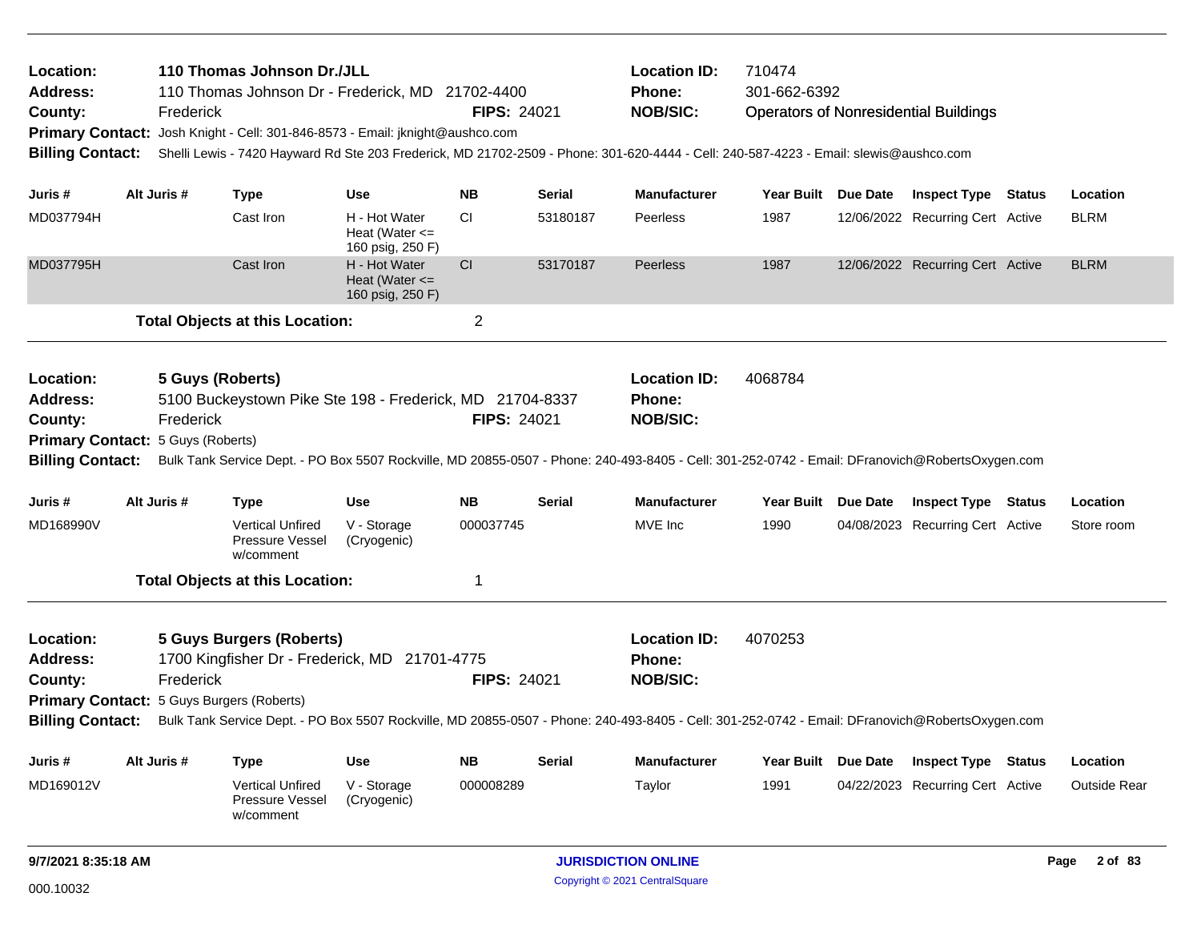**Location:** 110 Thomas Johnson Dr./JLL
**Location ID:** 710474
**Address:** 110 Thomas Johnson Dr - Frederick, MD 21702-4400
**Phone:** 301-662-6392
**County:** Frederick
**FIPS:** 24021
**NOB/SIC:** Operators of Nonresidential Buildings
**Primary Contact:** Josh Knight - Cell: 301-846-8573 - Email: jknight@aushco.com
**Billing Contact:** Shelli Lewis - 7420 Hayward Rd Ste 203 Frederick, MD 21702-2509 - Phone: 301-620-4444 - Cell: 240-587-4223 - Email: slewis@aushco.com

| Juris # | Alt Juris # | Type | Use | NB | Serial | Manufacturer | Year Built | Due Date | Inspect Type | Status | Location |
|---|---|---|---|---|---|---|---|---|---|---|---|
| MD037794H | | Cast Iron | H - Hot Water Heat (Water <= 160 psig, 250 F) | CI | 53180187 | Peerless | 1987 | 12/06/2022 | Recurring Cert | Active | BLRM |
| MD037795H | | Cast Iron | H - Hot Water Heat (Water <= 160 psig, 250 F) | CI | 53170187 | Peerless | 1987 | 12/06/2022 | Recurring Cert | Active | BLRM |

**Total Objects at this Location:** 2

**Location:** 5 Guys (Roberts)
**Location ID:** 4068784
**Address:** 5100 Buckeystown Pike Ste 198 - Frederick, MD 21704-8337
**Phone:**
**County:** Frederick
**FIPS:** 24021
**NOB/SIC:**
**Primary Contact:** 5 Guys (Roberts)
**Billing Contact:** Bulk Tank Service Dept. - PO Box 5507 Rockville, MD 20855-0507 - Phone: 240-493-8405 - Cell: 301-252-0742 - Email: DFranovich@RobertsOxygen.com

| Juris # | Alt Juris # | Type | Use | NB | Serial | Manufacturer | Year Built | Due Date | Inspect Type | Status | Location |
|---|---|---|---|---|---|---|---|---|---|---|---|
| MD168990V | | Vertical Unfired Pressure Vessel w/comment | V - Storage (Cryogenic) | 000037745 | | MVE Inc | 1990 | 04/08/2023 | Recurring Cert | Active | Store room |

**Total Objects at this Location:** 1

**Location:** 5 Guys Burgers (Roberts)
**Location ID:** 4070253
**Address:** 1700 Kingfisher Dr - Frederick, MD 21701-4775
**Phone:**
**County:** Frederick
**FIPS:** 24021
**NOB/SIC:**
**Primary Contact:** 5 Guys Burgers (Roberts)
**Billing Contact:** Bulk Tank Service Dept. - PO Box 5507 Rockville, MD 20855-0507 - Phone: 240-493-8405 - Cell: 301-252-0742 - Email: DFranovich@RobertsOxygen.com

| Juris # | Alt Juris # | Type | Use | NB | Serial | Manufacturer | Year Built | Due Date | Inspect Type | Status | Location |
|---|---|---|---|---|---|---|---|---|---|---|---|
| MD169012V | | Vertical Unfired Pressure Vessel w/comment | V - Storage (Cryogenic) | 000008289 | | Taylor | 1991 | 04/22/2023 | Recurring Cert | Active | Outside Rear |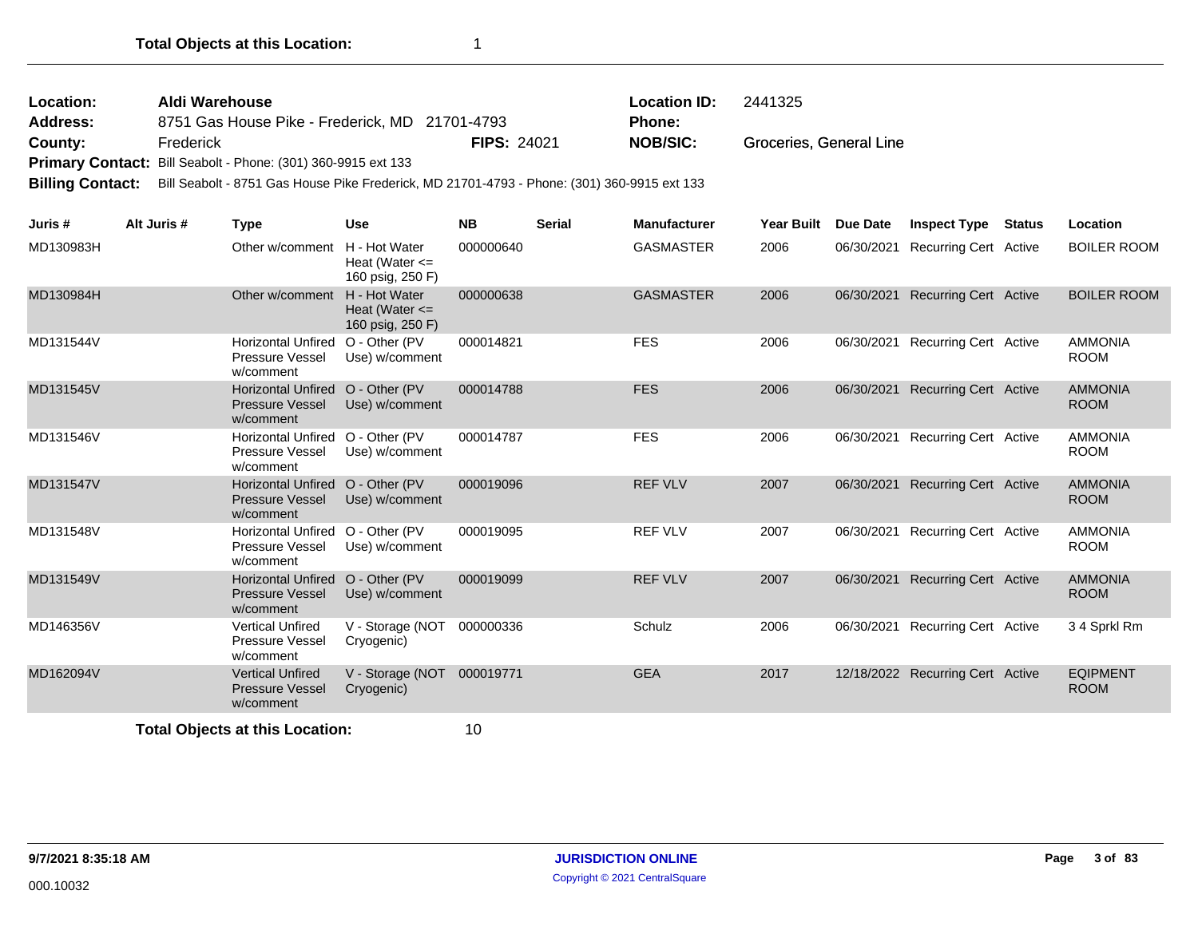**Total Objects at this Location:** 1

---

| | | | |
|---|---|---|---|
| **Location:** | **Aldi Warehouse** | **Location ID:** | 2441325 |
| **Address:** | 8751 Gas House Pike - Frederick, MD 21701-4793 | **Phone:** | |
| **County:** | Frederick **FIPS:** 24021 | **NOB/SIC:** | Groceries, General Line |
| **Primary Contact:** | Bill Seabolt - Phone: (301) 360-9915 ext 133 | | |
| **Billing Contact:** | Bill Seabolt - 8751 Gas House Pike Frederick, MD 21701-4793 - Phone: (301) 360-9915 ext 133 | | |

| Juris # | Alt Juris # | Type | Use | NB | Serial | Manufacturer | Year Built | Due Date | Inspect Type | Status | Location |
|---|---|---|---|---|---|---|---|---|---|---|---|
| MD130983H | | Other w/comment | H - Hot Water Heat (Water <= 160 psig, 250 F) | 000000640 | | GASMASTER | 2006 | 06/30/2021 | Recurring Cert | Active | BOILER ROOM |
| MD130984H | | Other w/comment | H - Hot Water Heat (Water <= 160 psig, 250 F) | 000000638 | | GASMASTER | 2006 | 06/30/2021 | Recurring Cert | Active | BOILER ROOM |
| MD131544V | | Horizontal Unfired Pressure Vessel w/comment | O - Other (PV Use) w/comment | 000014821 | | FES | 2006 | 06/30/2021 | Recurring Cert | Active | AMMONIA ROOM |
| MD131545V | | Horizontal Unfired Pressure Vessel w/comment | O - Other (PV Use) w/comment | 000014788 | | FES | 2006 | 06/30/2021 | Recurring Cert | Active | AMMONIA ROOM |
| MD131546V | | Horizontal Unfired Pressure Vessel w/comment | O - Other (PV Use) w/comment | 000014787 | | FES | 2006 | 06/30/2021 | Recurring Cert | Active | AMMONIA ROOM |
| MD131547V | | Horizontal Unfired Pressure Vessel w/comment | O - Other (PV Use) w/comment | 000019096 | | REF VLV | 2007 | 06/30/2021 | Recurring Cert | Active | AMMONIA ROOM |
| MD131548V | | Horizontal Unfired Pressure Vessel w/comment | O - Other (PV Use) w/comment | 000019095 | | REF VLV | 2007 | 06/30/2021 | Recurring Cert | Active | AMMONIA ROOM |
| MD131549V | | Horizontal Unfired Pressure Vessel w/comment | O - Other (PV Use) w/comment | 000019099 | | REF VLV | 2007 | 06/30/2021 | Recurring Cert | Active | AMMONIA ROOM |
| MD146356V | | Vertical Unfired Pressure Vessel w/comment | V - Storage (NOT Cryogenic) | 000000336 | | Schulz | 2006 | 06/30/2021 | Recurring Cert | Active | 3 4 Sprkl Rm |
| MD162094V | | Vertical Unfired Pressure Vessel w/comment | V - Storage (NOT Cryogenic) | 000019771 | | GEA | 2017 | 12/18/2022 | Recurring Cert | Active | EQIPMENT ROOM |

**Total Objects at this Location:** 10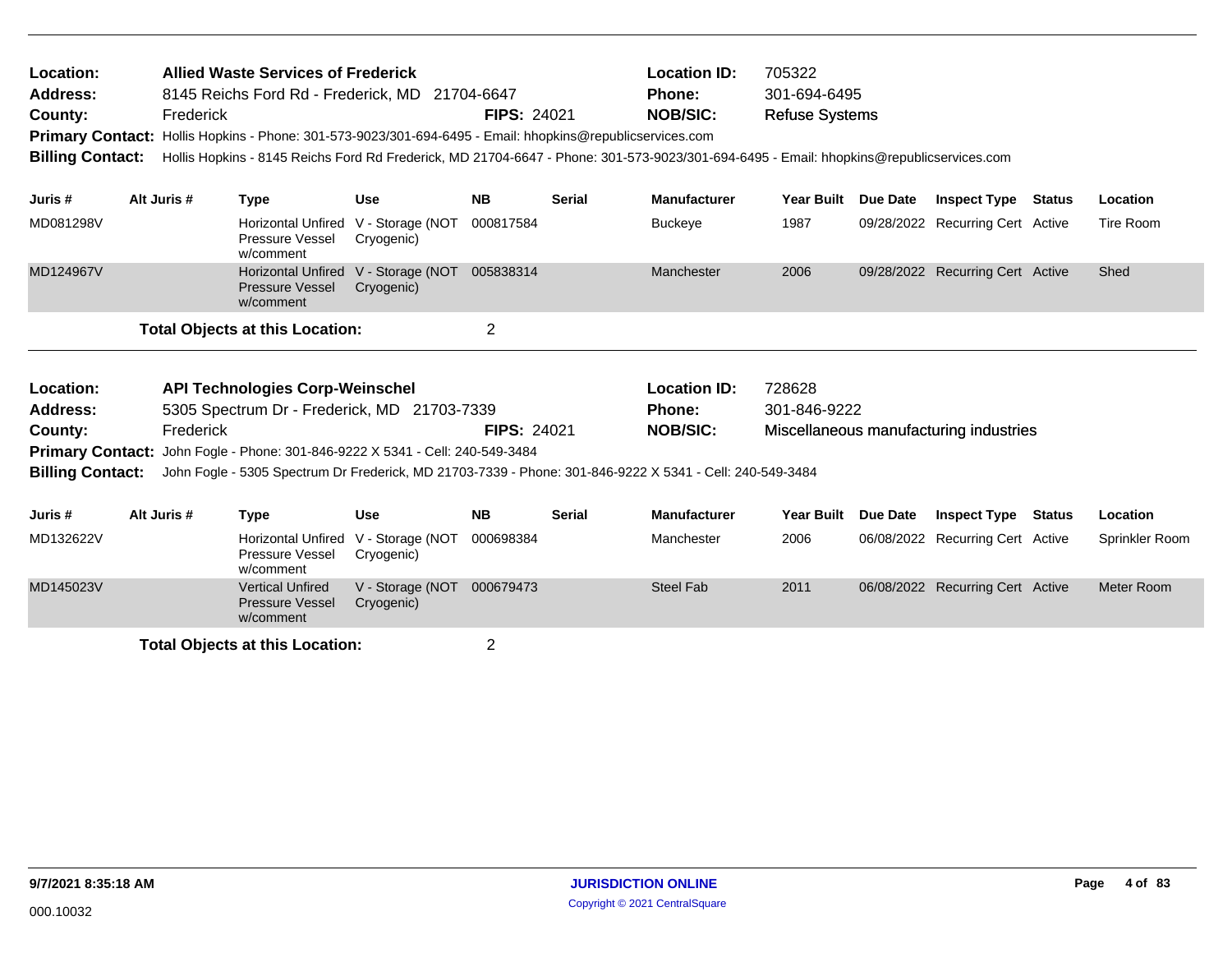**Location:** **Allied Waste Services of Frederick** | **Location ID:** 705322
**Address:** 8145 Reichs Ford Rd - Frederick, MD 21704-6647 | **Phone:** 301-694-6495
**County:** Frederick | **FIPS:** 24021 | **NOB/SIC:** Refuse Systems
**Primary Contact:** Hollis Hopkins - Phone: 301-573-9023/301-694-6495 - Email: hhopkins@republicservices.com
**Billing Contact:** Hollis Hopkins - 8145 Reichs Ford Rd Frederick, MD 21704-6647 - Phone: 301-573-9023/301-694-6495 - Email: hhopkins@republicservices.com

| Juris # | Alt Juris # | Type | Use | NB | Serial | Manufacturer | Year Built | Due Date | Inspect Type | Status | Location |
|---|---|---|---|---|---|---|---|---|---|---|---|
| MD081298V | | Horizontal Unfired Pressure Vessel w/comment | V - Storage (NOT Cryogenic) | 000817584 | | Buckeye | 1987 | 09/28/2022 | Recurring Cert | Active | Tire Room |
| MD124967V | | Horizontal Unfired Pressure Vessel w/comment | V - Storage (NOT Cryogenic) | 005838314 | | Manchester | 2006 | 09/28/2022 | Recurring Cert | Active | Shed |

**Total Objects at this Location:** 2

---

**Location:** **API Technologies Corp-Weinschel** | **Location ID:** 728628
**Address:** 5305 Spectrum Dr - Frederick, MD 21703-7339 | **Phone:** 301-846-9222
**County:** Frederick | **FIPS:** 24021 | **NOB/SIC:** Miscellaneous manufacturing industries
**Primary Contact:** John Fogle - Phone: 301-846-9222 X 5341 - Cell: 240-549-3484
**Billing Contact:** John Fogle - 5305 Spectrum Dr Frederick, MD 21703-7339 - Phone: 301-846-9222 X 5341 - Cell: 240-549-3484

| Juris # | Alt Juris # | Type | Use | NB | Serial | Manufacturer | Year Built | Due Date | Inspect Type | Status | Location |
|---|---|---|---|---|---|---|---|---|---|---|---|
| MD132622V | | Horizontal Unfired Pressure Vessel w/comment | V - Storage (NOT Cryogenic) | 000698384 | | Manchester | 2006 | 06/08/2022 | Recurring Cert | Active | Sprinkler Room |
| MD145023V | | Vertical Unfired Pressure Vessel w/comment | V - Storage (NOT Cryogenic) | 000679473 | | Steel Fab | 2011 | 06/08/2022 | Recurring Cert | Active | Meter Room |

**Total Objects at this Location:** 2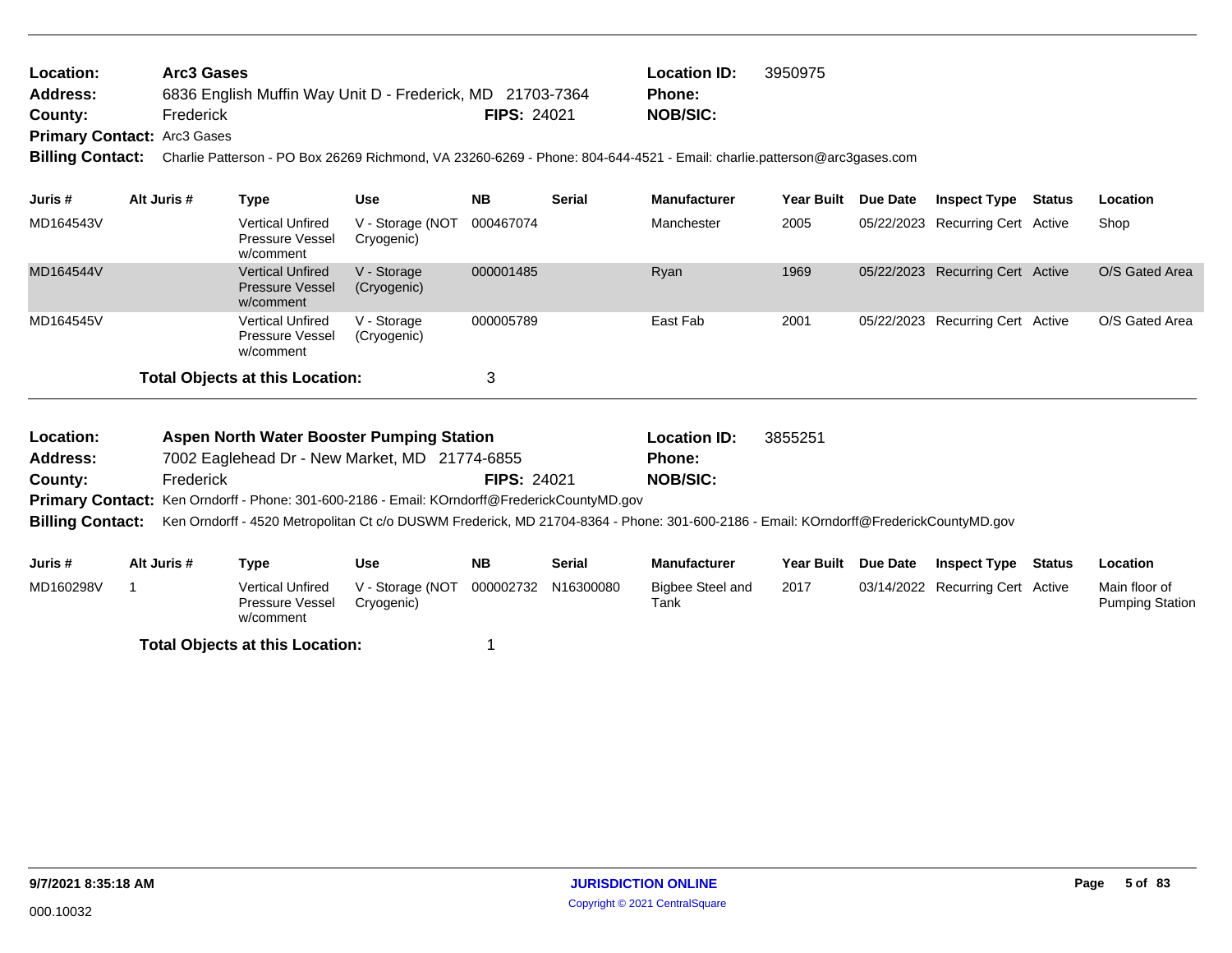**Location:** Arc3 Gases
**Address:** 6836 English Muffin Way Unit D - Frederick, MD 21703-7364
**County:** Frederick **FIPS:** 24021
**Primary Contact:** Arc3 Gases
**Billing Contact:** Charlie Patterson - PO Box 26269 Richmond, VA 23260-6269 - Phone: 804-644-4521 - Email: charlie.patterson@arc3gases.com

**Location ID:** 3950975
**Phone:**
**NOB/SIC:**

| Juris # | Alt Juris # | Type | Use | NB | Serial | Manufacturer | Year Built | Due Date | Inspect Type | Status | Location |
|---|---|---|---|---|---|---|---|---|---|---|---|
| MD164543V | | Vertical Unfired Pressure Vessel w/comment | V - Storage (NOT Cryogenic) | 000467074 | | Manchester | 2005 | 05/22/2023 | Recurring Cert | Active | Shop |
| MD164544V | | Vertical Unfired Pressure Vessel w/comment | V - Storage (Cryogenic) | 000001485 | | Ryan | 1969 | 05/22/2023 | Recurring Cert | Active | O/S Gated Area |
| MD164545V | | Vertical Unfired Pressure Vessel w/comment | V - Storage (Cryogenic) | 000005789 | | East Fab | 2001 | 05/22/2023 | Recurring Cert | Active | O/S Gated Area |

**Total Objects at this Location:** 3

---

**Location:** Aspen North Water Booster Pumping Station
**Address:** 7002 Eaglehead Dr - New Market, MD 21774-6855
**County:** Frederick **FIPS:** 24021
**Primary Contact:** Ken Orndorff - Phone: 301-600-2186 - Email: KOrndorff@FrederickCountyMD.gov
**Billing Contact:** Ken Orndorff - 4520 Metropolitan Ct c/o DUSWM Frederick, MD 21704-8364 - Phone: 301-600-2186 - Email: KOrndorff@FrederickCountyMD.gov

**Location ID:** 3855251
**Phone:**
**NOB/SIC:**

| Juris # | Alt Juris # | Type | Use | NB | Serial | Manufacturer | Year Built | Due Date | Inspect Type | Status | Location |
|---|---|---|---|---|---|---|---|---|---|---|---|
| MD160298V | 1 | Vertical Unfired Pressure Vessel w/comment | V - Storage (NOT Cryogenic) | 000002732 | N16300080 | Bigbee Steel and Tank | 2017 | 03/14/2022 | Recurring Cert | Active | Main floor of Pumping Station |

**Total Objects at this Location:** 1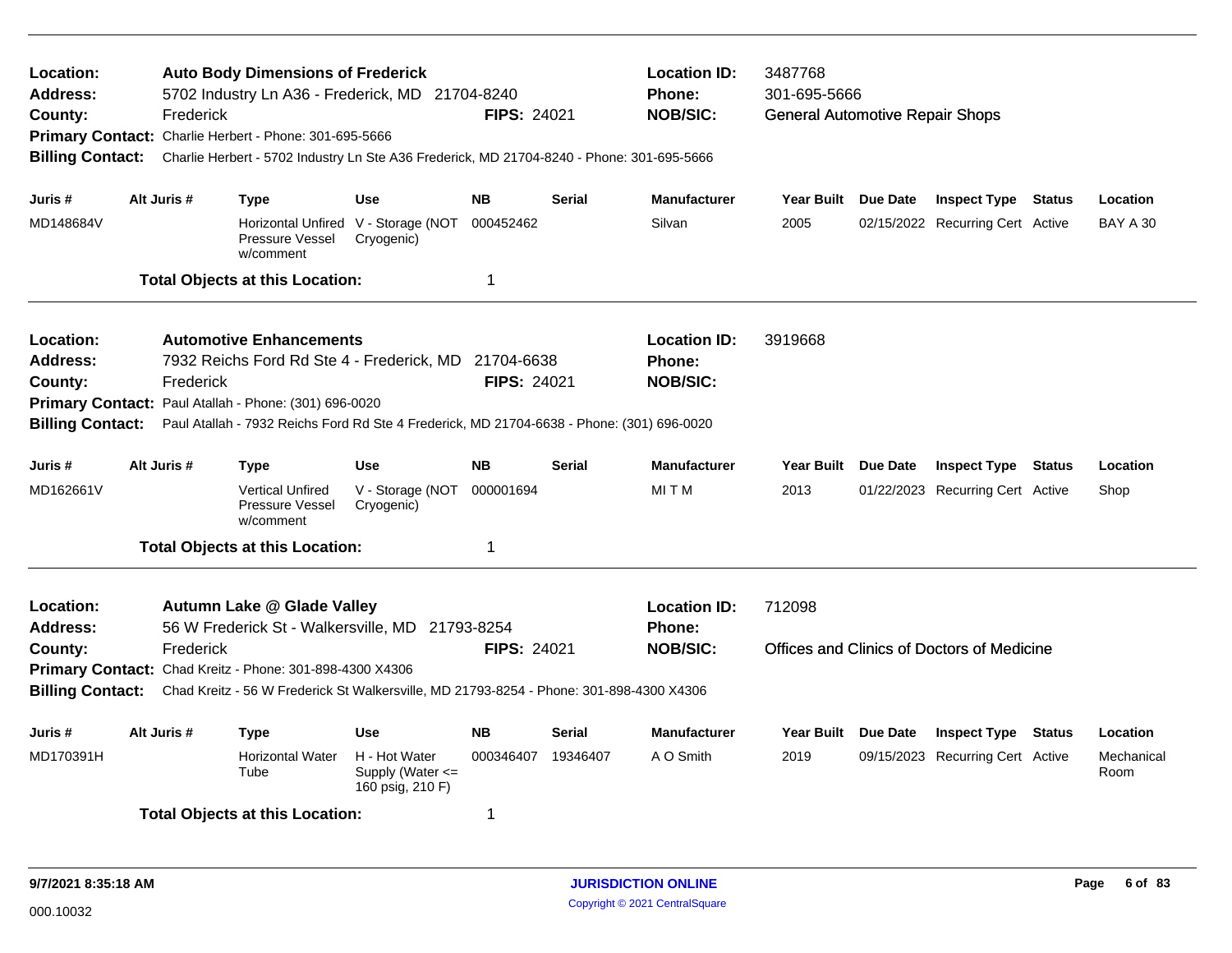**Location:** Auto Body Dimensions of Frederick
**Address:** 5702 Industry Ln A36 - Frederick, MD 21704-8240
**County:** Frederick
**FIPS:** 24021
**Location ID:** 3487768
**Phone:** 301-695-5666
**NOB/SIC:** General Automotive Repair Shops
**Primary Contact:** Charlie Herbert - Phone: 301-695-5666
**Billing Contact:** Charlie Herbert - 5702 Industry Ln Ste A36 Frederick, MD 21704-8240 - Phone: 301-695-5666

| Juris # | Alt Juris # | Type | Use | NB | Serial | Manufacturer | Year Built | Due Date | Inspect Type | Status | Location |
|---|---|---|---|---|---|---|---|---|---|---|---|
| MD148684V | | Horizontal Unfired Pressure Vessel w/comment | V - Storage (NOT Cryogenic) | 000452462 | | Silvan | 2005 | 02/15/2022 | Recurring Cert | Active | BAY A 30 |

**Total Objects at this Location:** 1

---

**Location:** Automotive Enhancements
**Address:** 7932 Reichs Ford Rd Ste 4 - Frederick, MD 21704-6638
**County:** Frederick
**FIPS:** 24021
**Location ID:** 3919668
**Phone:**
**NOB/SIC:**
**Primary Contact:** Paul Atallah - Phone: (301) 696-0020
**Billing Contact:** Paul Atallah - 7932 Reichs Ford Rd Ste 4 Frederick, MD 21704-6638 - Phone: (301) 696-0020

| Juris # | Alt Juris # | Type | Use | NB | Serial | Manufacturer | Year Built | Due Date | Inspect Type | Status | Location |
|---|---|---|---|---|---|---|---|---|---|---|---|
| MD162661V | | Vertical Unfired Pressure Vessel w/comment | V - Storage (NOT Cryogenic) | 000001694 | | MI T M | 2013 | 01/22/2023 | Recurring Cert | Active | Shop |

**Total Objects at this Location:** 1

---

**Location:** Autumn Lake @ Glade Valley
**Address:** 56 W Frederick St - Walkersville, MD 21793-8254
**County:** Frederick
**FIPS:** 24021
**Location ID:** 712098
**Phone:**
**NOB/SIC:** Offices and Clinics of Doctors of Medicine
**Primary Contact:** Chad Kreitz - Phone: 301-898-4300 X4306
**Billing Contact:** Chad Kreitz - 56 W Frederick St Walkersville, MD 21793-8254 - Phone: 301-898-4300 X4306

| Juris # | Alt Juris # | Type | Use | NB | Serial | Manufacturer | Year Built | Due Date | Inspect Type | Status | Location |
|---|---|---|---|---|---|---|---|---|---|---|---|
| MD170391H | | Horizontal Water Tube | H - Hot Water Supply (Water <= 160 psig, 210 F) | 000346407 | 19346407 | A O Smith | 2019 | 09/15/2023 | Recurring Cert | Active | Mechanical Room |

**Total Objects at this Location:** 1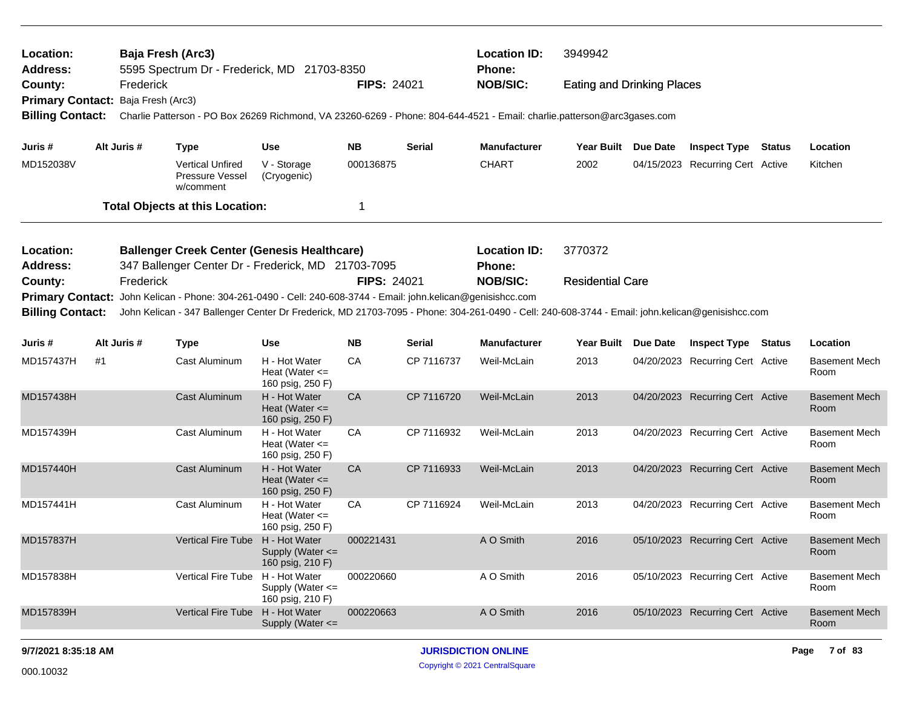**Location:** Baja Fresh (Arc3)
**Address:** 5595 Spectrum Dr - Frederick, MD 21703-8350
**County:** Frederick **FIPS:** 24021
**Primary Contact:** Baja Fresh (Arc3)
**Billing Contact:** Charlie Patterson - PO Box 26269 Richmond, VA 23260-6269 - Phone: 804-644-4521 - Email: charlie.patterson@arc3gases.com

**Location ID:** 3949942
**Phone:**
**NOB/SIC:** Eating and Drinking Places

| Juris # | Alt Juris # | Type | Use | NB | Serial | Manufacturer | Year Built | Due Date | Inspect Type | Status | Location |
|---|---|---|---|---|---|---|---|---|---|---|---|
| MD152038V | | Vertical Unfired Pressure Vessel w/comment | V - Storage (Cryogenic) | 000136875 | | CHART | 2002 | 04/15/2023 | Recurring Cert | Active | Kitchen |

**Total Objects at this Location:** 1

**Location:** Ballenger Creek Center (Genesis Healthcare)
**Address:** 347 Ballenger Center Dr - Frederick, MD 21703-7095
**County:** Frederick **FIPS:** 24021
**Primary Contact:** John Kelican - Phone: 304-261-0490 - Cell: 240-608-3744 - Email: john.kelican@genisishcc.com
**Billing Contact:** John Kelican - 347 Ballenger Center Dr Frederick, MD 21703-7095 - Phone: 304-261-0490 - Cell: 240-608-3744 - Email: john.kelican@genisishcc.com

**Location ID:** 3770372
**Phone:**
**NOB/SIC:** Residential Care

| Juris # | Alt Juris # | Type | Use | NB | Serial | Manufacturer | Year Built | Due Date | Inspect Type | Status | Location |
|---|---|---|---|---|---|---|---|---|---|---|---|
| MD157437H | #1 | Cast Aluminum | H - Hot Water Heat (Water <= 160 psig, 250 F) | CA | CP 7116737 | Weil-McLain | 2013 | 04/20/2023 | Recurring Cert | Active | Basement Mech Room |
| MD157438H | | Cast Aluminum | H - Hot Water Heat (Water <= 160 psig, 250 F) | CA | CP 7116720 | Weil-McLain | 2013 | 04/20/2023 | Recurring Cert | Active | Basement Mech Room |
| MD157439H | | Cast Aluminum | H - Hot Water Heat (Water <= 160 psig, 250 F) | CA | CP 7116932 | Weil-McLain | 2013 | 04/20/2023 | Recurring Cert | Active | Basement Mech Room |
| MD157440H | | Cast Aluminum | H - Hot Water Heat (Water <= 160 psig, 250 F) | CA | CP 7116933 | Weil-McLain | 2013 | 04/20/2023 | Recurring Cert | Active | Basement Mech Room |
| MD157441H | | Cast Aluminum | H - Hot Water Heat (Water <= 160 psig, 250 F) | CA | CP 7116924 | Weil-McLain | 2013 | 04/20/2023 | Recurring Cert | Active | Basement Mech Room |
| MD157837H | | Vertical Fire Tube | H - Hot Water Supply (Water <= 160 psig, 210 F) | 000221431 | | A O Smith | 2016 | 05/10/2023 | Recurring Cert | Active | Basement Mech Room |
| MD157838H | | Vertical Fire Tube | H - Hot Water Supply (Water <= 160 psig, 210 F) | 000220660 | | A O Smith | 2016 | 05/10/2023 | Recurring Cert | Active | Basement Mech Room |
| MD157839H | | Vertical Fire Tube | H - Hot Water Supply (Water <= | 000220663 | | A O Smith | 2016 | 05/10/2023 | Recurring Cert | Active | Basement Mech Room |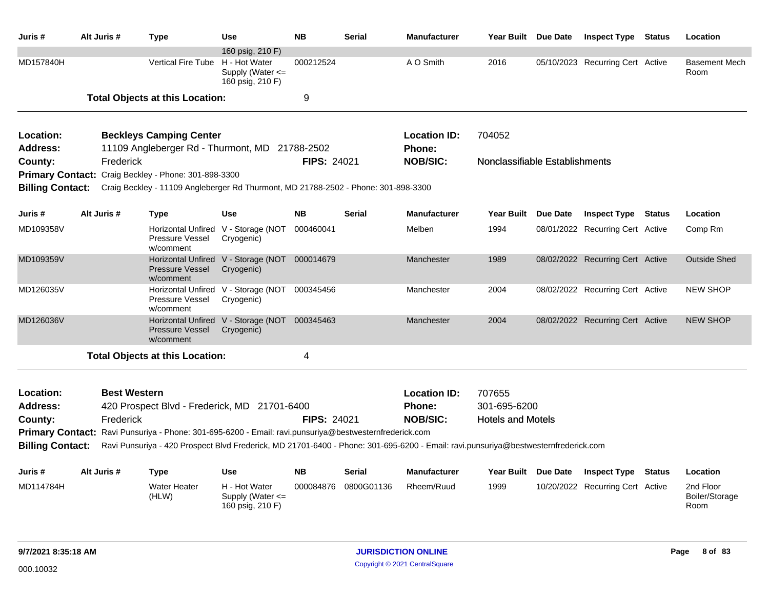| Juris # | Alt Juris # | Type | Use | NB | Serial | Manufacturer | Year Built | Due Date | Inspect Type | Status | Location |
|---|---|---|---|---|---|---|---|---|---|---|---|
| | | | 160 psig, 210 F) | | | | | | | | |
| MD157840H | | Vertical Fire Tube | H - Hot Water Supply (Water <= 160 psig, 210 F) | 000212524 | | A O Smith | 2016 | 05/10/2023 | Recurring Cert | Active | Basement Mech Room |

**Total Objects at this Location:** 9

**Location:** **Beckleys Camping Center**
**Location ID:** 704052
**Address:** 11109 Angleberger Rd - Thurmont, MD 21788-2502
**Phone:**
**County:** Frederick
**FIPS:** 24021
**NOB/SIC:** Nonclassifiable Establishments
**Primary Contact:** Craig Beckley - Phone: 301-898-3300
**Billing Contact:** Craig Beckley - 11109 Angleberger Rd Thurmont, MD 21788-2502 - Phone: 301-898-3300

| Juris # | Alt Juris # | Type | Use | NB | Serial | Manufacturer | Year Built | Due Date | Inspect Type | Status | Location |
|---|---|---|---|---|---|---|---|---|---|---|---|
| MD109358V | | Horizontal Unfired Pressure Vessel w/comment | V - Storage (NOT Cryogenic) | 000460041 | | Melben | 1994 | 08/01/2022 | Recurring Cert | Active | Comp Rm |
| MD109359V | | Horizontal Unfired Pressure Vessel w/comment | V - Storage (NOT Cryogenic) | 000014679 | | Manchester | 1989 | 08/02/2022 | Recurring Cert | Active | Outside Shed |
| MD126035V | | Horizontal Unfired Pressure Vessel w/comment | V - Storage (NOT Cryogenic) | 000345456 | | Manchester | 2004 | 08/02/2022 | Recurring Cert | Active | NEW SHOP |
| MD126036V | | Horizontal Unfired Pressure Vessel w/comment | V - Storage (NOT Cryogenic) | 000345463 | | Manchester | 2004 | 08/02/2022 | Recurring Cert | Active | NEW SHOP |

**Total Objects at this Location:** 4

**Location:** **Best Western**
**Location ID:** 707655
**Address:** 420 Prospect Blvd - Frederick, MD 21701-6400
**Phone:** 301-695-6200
**County:** Frederick
**FIPS:** 24021
**NOB/SIC:** Hotels and Motels
**Primary Contact:** Ravi Punsuriya - Phone: 301-695-6200 - Email: ravi.punsuriya@bestwesternfrederick.com
**Billing Contact:** Ravi Punsuriya - 420 Prospect Blvd Frederick, MD 21701-6400 - Phone: 301-695-6200 - Email: ravi.punsuriya@bestwesternfrederick.com

| Juris # | Alt Juris # | Type | Use | NB | Serial | Manufacturer | Year Built | Due Date | Inspect Type | Status | Location |
|---|---|---|---|---|---|---|---|---|---|---|---|
| MD114784H | | Water Heater (HLW) | H - Hot Water Supply (Water <= 160 psig, 210 F) | 000084876 | 0800G01136 | Rheem/Ruud | 1999 | 10/20/2022 | Recurring Cert | Active | 2nd Floor Boiler/Storage Room |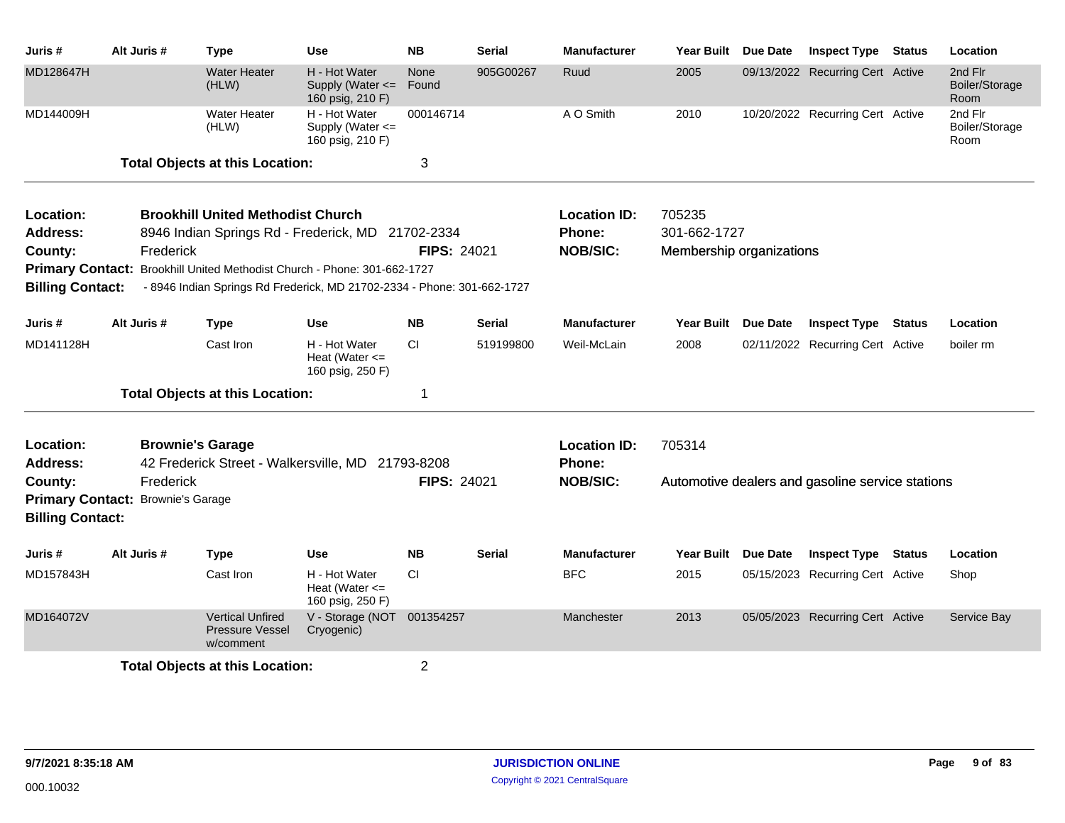| Juris # | Alt Juris # | Type | Use | NB | Serial | Manufacturer | Year Built | Due Date | Inspect Type | Status | Location |
|---|---|---|---|---|---|---|---|---|---|---|---|
| MD128647H | | Water Heater (HLW) | H - Hot Water Supply (Water <= 160 psig, 210 F) | None Found | 905G00267 | Ruud | 2005 | 09/13/2022 | Recurring Cert | Active | 2nd Flr Boiler/Storage Room |
| MD144009H | | Water Heater (HLW) | H - Hot Water Supply (Water <= 160 psig, 210 F) | 000146714 | | A O Smith | 2010 | 10/20/2022 | Recurring Cert | Active | 2nd Flr Boiler/Storage Room |

**Total Objects at this Location:** 3

**Location:** **Brookhill United Methodist Church**
**Address:** 8946 Indian Springs Rd - Frederick, MD 21702-2334
**County:** Frederick
**FIPS:** 24021
**Location ID:** 705235
**Phone:** 301-662-1727
**NOB/SIC:** Membership organizations
**Primary Contact:** Brookhill United Methodist Church - Phone: 301-662-1727
**Billing Contact:** - 8946 Indian Springs Rd Frederick, MD 21702-2334 - Phone: 301-662-1727

| Juris # | Alt Juris # | Type | Use | NB | Serial | Manufacturer | Year Built | Due Date | Inspect Type | Status | Location |
|---|---|---|---|---|---|---|---|---|---|---|---|
| MD141128H | | Cast Iron | H - Hot Water Heat (Water <= 160 psig, 250 F) | CI | 519199800 | Weil-McLain | 2008 | 02/11/2022 | Recurring Cert | Active | boiler rm |

**Total Objects at this Location:** 1

**Location:** **Brownie's Garage**
**Address:** 42 Frederick Street - Walkersville, MD 21793-8208
**County:** Frederick
**FIPS:** 24021
**Location ID:** 705314
**Phone:**
**NOB/SIC:** Automotive dealers and gasoline service stations
**Primary Contact:** Brownie's Garage
**Billing Contact:**

| Juris # | Alt Juris # | Type | Use | NB | Serial | Manufacturer | Year Built | Due Date | Inspect Type | Status | Location |
|---|---|---|---|---|---|---|---|---|---|---|---|
| MD157843H | | Cast Iron | H - Hot Water Heat (Water <= 160 psig, 250 F) | CI | | BFC | 2015 | 05/15/2023 | Recurring Cert | Active | Shop |
| MD164072V | | Vertical Unfired Pressure Vessel w/comment | V - Storage (NOT Cryogenic) | 001354257 | | Manchester | 2013 | 05/05/2023 | Recurring Cert | Active | Service Bay |

**Total Objects at this Location:** 2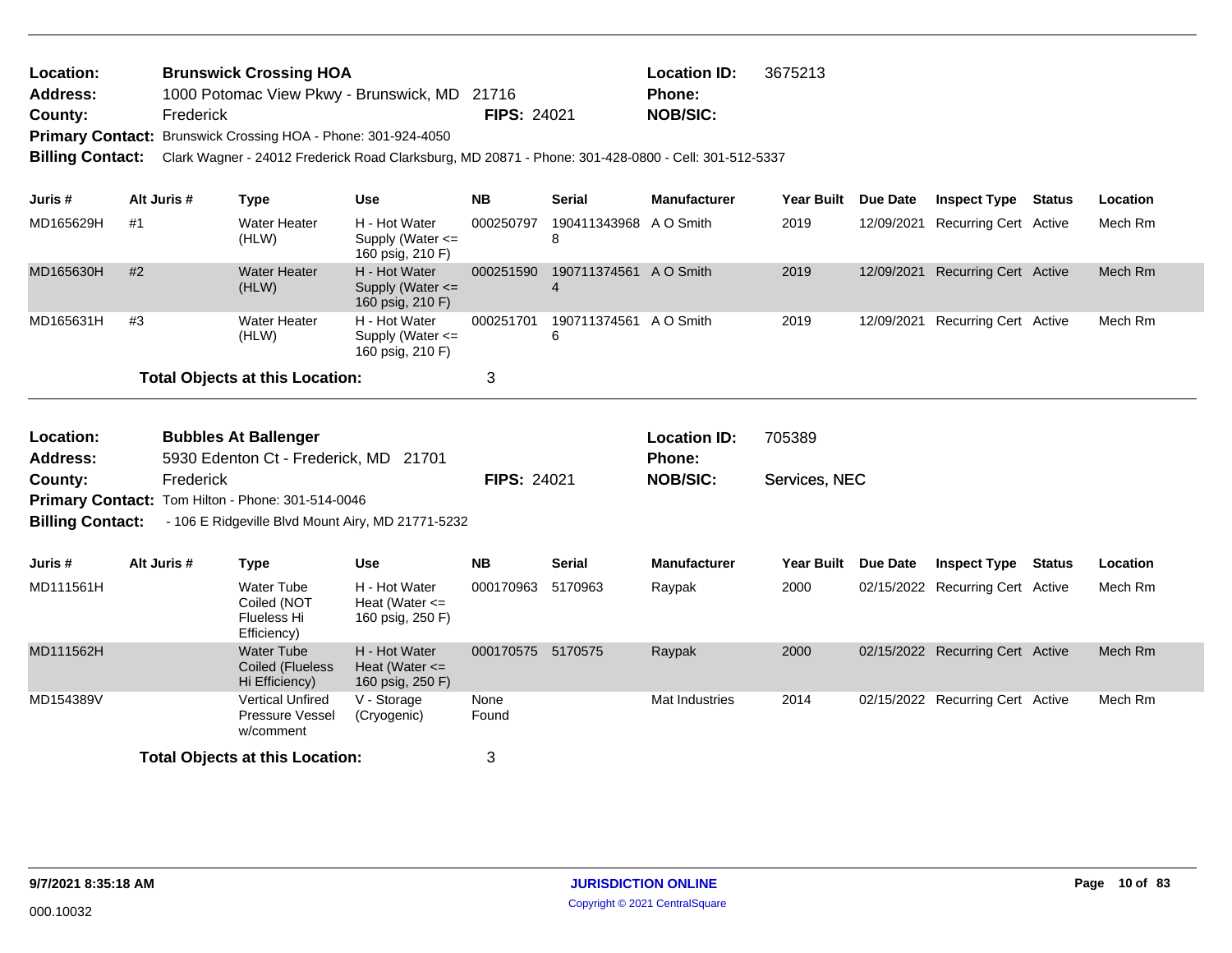**Location:** Brunswick Crossing HOA
**Location ID:** 3675213
**Address:** 1000 Potomac View Pkwy - Brunswick, MD 21716
**Phone:**
**County:** Frederick
**FIPS:** 24021
**NOB/SIC:**
**Primary Contact:** Brunswick Crossing HOA - Phone: 301-924-4050
**Billing Contact:** Clark Wagner - 24012 Frederick Road Clarksburg, MD 20871 - Phone: 301-428-0800 - Cell: 301-512-5337

| Juris # | Alt Juris # | Type | Use | NB | Serial | Manufacturer | Year Built | Due Date | Inspect Type | Status | Location |
|---|---|---|---|---|---|---|---|---|---|---|---|
| MD165629H | #1 | Water Heater (HLW) | H - Hot Water Supply (Water <= 160 psig, 210 F) | 000250797 | 1904113439688 | A O Smith | 2019 | 12/09/2021 | Recurring Cert | Active | Mech Rm |
| MD165630H | #2 | Water Heater (HLW) | H - Hot Water Supply (Water <= 160 psig, 210 F) | 000251590 | 1907113745614 | A O Smith | 2019 | 12/09/2021 | Recurring Cert | Active | Mech Rm |
| MD165631H | #3 | Water Heater (HLW) | H - Hot Water Supply (Water <= 160 psig, 210 F) | 000251701 | 1907113745616 | A O Smith | 2019 | 12/09/2021 | Recurring Cert | Active | Mech Rm |

**Total Objects at this Location:** 3

**Location:** Bubbles At Ballenger
**Location ID:** 705389
**Address:** 5930 Edenton Ct - Frederick, MD 21701
**Phone:**
**County:** Frederick
**FIPS:** 24021
**NOB/SIC:** Services, NEC
**Primary Contact:** Tom Hilton - Phone: 301-514-0046
**Billing Contact:** - 106 E Ridgeville Blvd Mount Airy, MD 21771-5232

| Juris # | Alt Juris # | Type | Use | NB | Serial | Manufacturer | Year Built | Due Date | Inspect Type | Status | Location |
|---|---|---|---|---|---|---|---|---|---|---|---|
| MD111561H | | Water Tube Coiled (NOT Flueless Hi Efficiency) | H - Hot Water Heat (Water <= 160 psig, 250 F) | 000170963 | 5170963 | Raypak | 2000 | 02/15/2022 | Recurring Cert | Active | Mech Rm |
| MD111562H | | Water Tube Coiled (Flueless Hi Efficiency) | H - Hot Water Heat (Water <= 160 psig, 250 F) | 000170575 | 5170575 | Raypak | 2000 | 02/15/2022 | Recurring Cert | Active | Mech Rm |
| MD154389V | | Vertical Unfired Pressure Vessel w/comment | V - Storage (Cryogenic) | None Found | | Mat Industries | 2014 | 02/15/2022 | Recurring Cert | Active | Mech Rm |

**Total Objects at this Location:** 3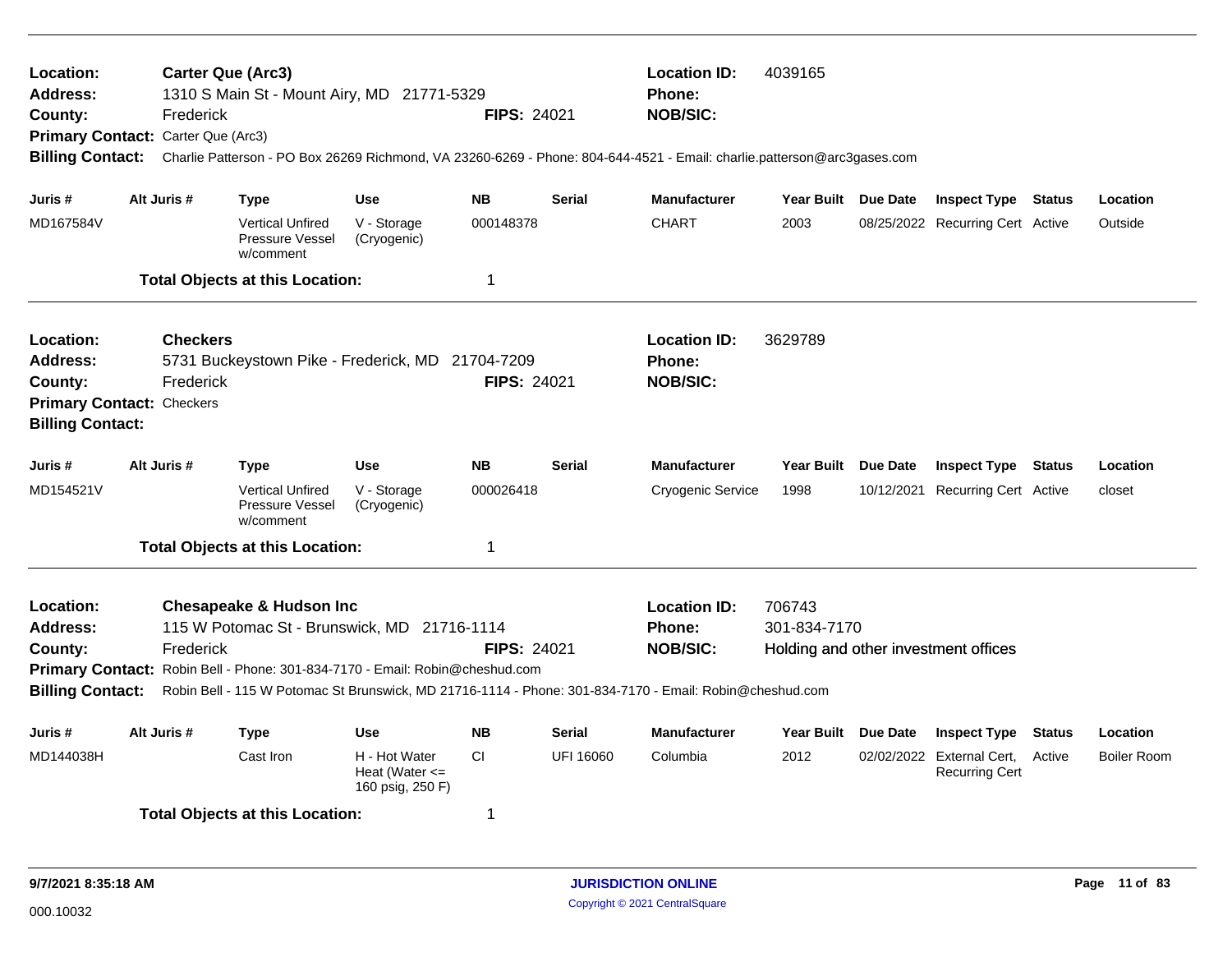**Location:** Carter Que (Arc3)
**Address:** 1310 S Main St - Mount Airy, MD 21771-5329
**County:** Frederick
**FIPS:** 24021
**Location ID:** 4039165
**Phone:**
**NOB/SIC:**
**Primary Contact:** Carter Que (Arc3)
**Billing Contact:** Charlie Patterson - PO Box 26269 Richmond, VA 23260-6269 - Phone: 804-644-4521 - Email: charlie.patterson@arc3gases.com

| Juris # | Alt Juris # | Type | Use | NB | Serial | Manufacturer | Year Built | Due Date | Inspect Type | Status | Location |
|---|---|---|---|---|---|---|---|---|---|---|---|
| MD167584V | | Vertical Unfired Pressure Vessel w/comment | V - Storage (Cryogenic) | 000148378 | | CHART | 2003 | 08/25/2022 | Recurring Cert | Active | Outside |

**Total Objects at this Location:** 1

---

**Location:** Checkers
**Address:** 5731 Buckeystown Pike - Frederick, MD 21704-7209
**County:** Frederick
**FIPS:** 24021
**Location ID:** 3629789
**Phone:**
**NOB/SIC:**
**Primary Contact:** Checkers
**Billing Contact:**

| Juris # | Alt Juris # | Type | Use | NB | Serial | Manufacturer | Year Built | Due Date | Inspect Type | Status | Location |
|---|---|---|---|---|---|---|---|---|---|---|---|
| MD154521V | | Vertical Unfired Pressure Vessel w/comment | V - Storage (Cryogenic) | 000026418 | | Cryogenic Service | 1998 | 10/12/2021 | Recurring Cert | Active | closet |

**Total Objects at this Location:** 1

---

**Location:** Chesapeake & Hudson Inc
**Address:** 115 W Potomac St - Brunswick, MD 21716-1114
**County:** Frederick
**FIPS:** 24021
**Location ID:** 706743
**Phone:** 301-834-7170
**NOB/SIC:** Holding and other investment offices
**Primary Contact:** Robin Bell - Phone: 301-834-7170 - Email: Robin@cheshud.com
**Billing Contact:** Robin Bell - 115 W Potomac St Brunswick, MD 21716-1114 - Phone: 301-834-7170 - Email: Robin@cheshud.com

| Juris # | Alt Juris # | Type | Use | NB | Serial | Manufacturer | Year Built | Due Date | Inspect Type | Status | Location |
|---|---|---|---|---|---|---|---|---|---|---|---|
| MD144038H | | Cast Iron | H - Hot Water Heat (Water <= 160 psig, 250 F) | CI | UFI 16060 | Columbia | 2012 | 02/02/2022 | External Cert, Recurring Cert | Active | Boiler Room |

**Total Objects at this Location:** 1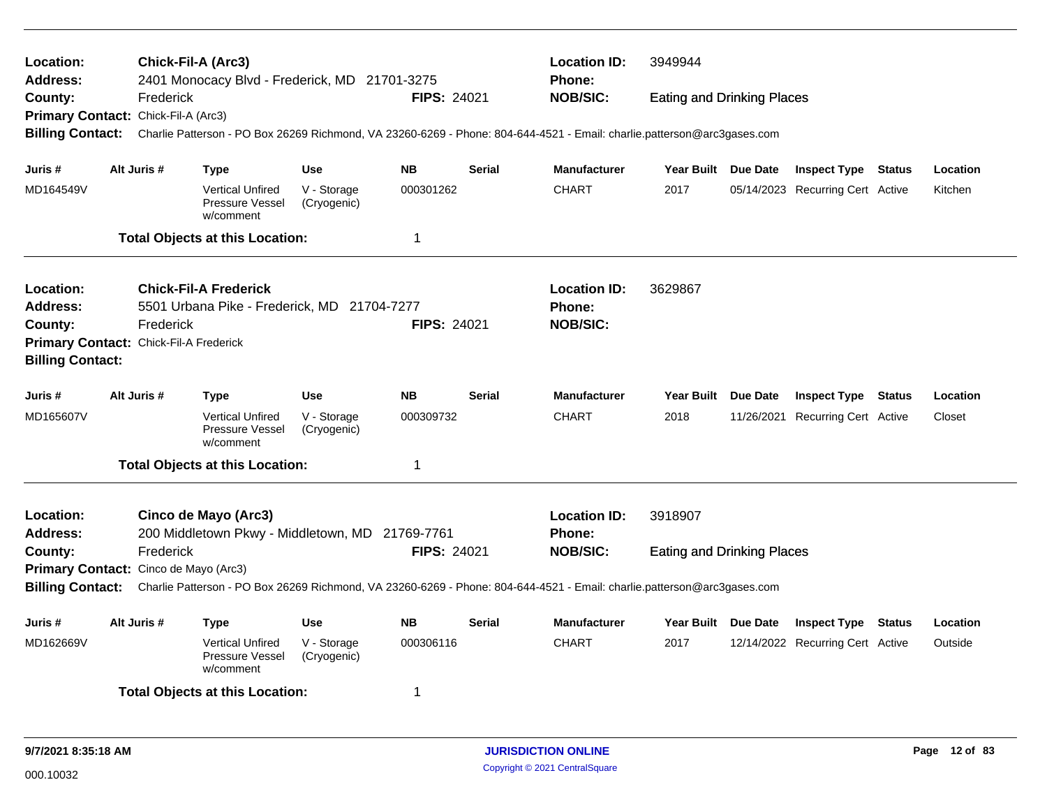**Location:** **Chick-Fil-A (Arc3)** | **Location ID:** 3949944
**Address:** 2401 Monocacy Blvd - Frederick, MD 21701-3275 | **Phone:**
**County:** Frederick | **FIPS:** 24021 | **NOB/SIC:** Eating and Drinking Places
**Primary Contact:** Chick-Fil-A (Arc3)
**Billing Contact:** Charlie Patterson - PO Box 26269 Richmond, VA 23260-6269 - Phone: 804-644-4521 - Email: charlie.patterson@arc3gases.com

| Juris # | Alt Juris # | Type | Use | NB | Serial | Manufacturer | Year Built | Due Date | Inspect Type | Status | Location |
|---|---|---|---|---|---|---|---|---|---|---|---|
| MD164549V | | Vertical Unfired Pressure Vessel w/comment | V - Storage (Cryogenic) | 000301262 | | CHART | 2017 | 05/14/2023 | Recurring Cert | Active | Kitchen |

**Total Objects at this Location:** 1

---

**Location:** **Chick-Fil-A Frederick** | **Location ID:** 3629867
**Address:** 5501 Urbana Pike - Frederick, MD 21704-7277 | **Phone:**
**County:** Frederick | **FIPS:** 24021 | **NOB/SIC:**
**Primary Contact:** Chick-Fil-A Frederick
**Billing Contact:**

| Juris # | Alt Juris # | Type | Use | NB | Serial | Manufacturer | Year Built | Due Date | Inspect Type | Status | Location |
|---|---|---|---|---|---|---|---|---|---|---|---|
| MD165607V | | Vertical Unfired Pressure Vessel w/comment | V - Storage (Cryogenic) | 000309732 | | CHART | 2018 | 11/26/2021 | Recurring Cert | Active | Closet |

**Total Objects at this Location:** 1

---

**Location:** **Cinco de Mayo (Arc3)** | **Location ID:** 3918907
**Address:** 200 Middletown Pkwy - Middletown, MD 21769-7761 | **Phone:**
**County:** Frederick | **FIPS:** 24021 | **NOB/SIC:** Eating and Drinking Places
**Primary Contact:** Cinco de Mayo (Arc3)
**Billing Contact:** Charlie Patterson - PO Box 26269 Richmond, VA 23260-6269 - Phone: 804-644-4521 - Email: charlie.patterson@arc3gases.com

| Juris # | Alt Juris # | Type | Use | NB | Serial | Manufacturer | Year Built | Due Date | Inspect Type | Status | Location |
|---|---|---|---|---|---|---|---|---|---|---|---|
| MD162669V | | Vertical Unfired Pressure Vessel w/comment | V - Storage (Cryogenic) | 000306116 | | CHART | 2017 | 12/14/2022 | Recurring Cert | Active | Outside |

**Total Objects at this Location:** 1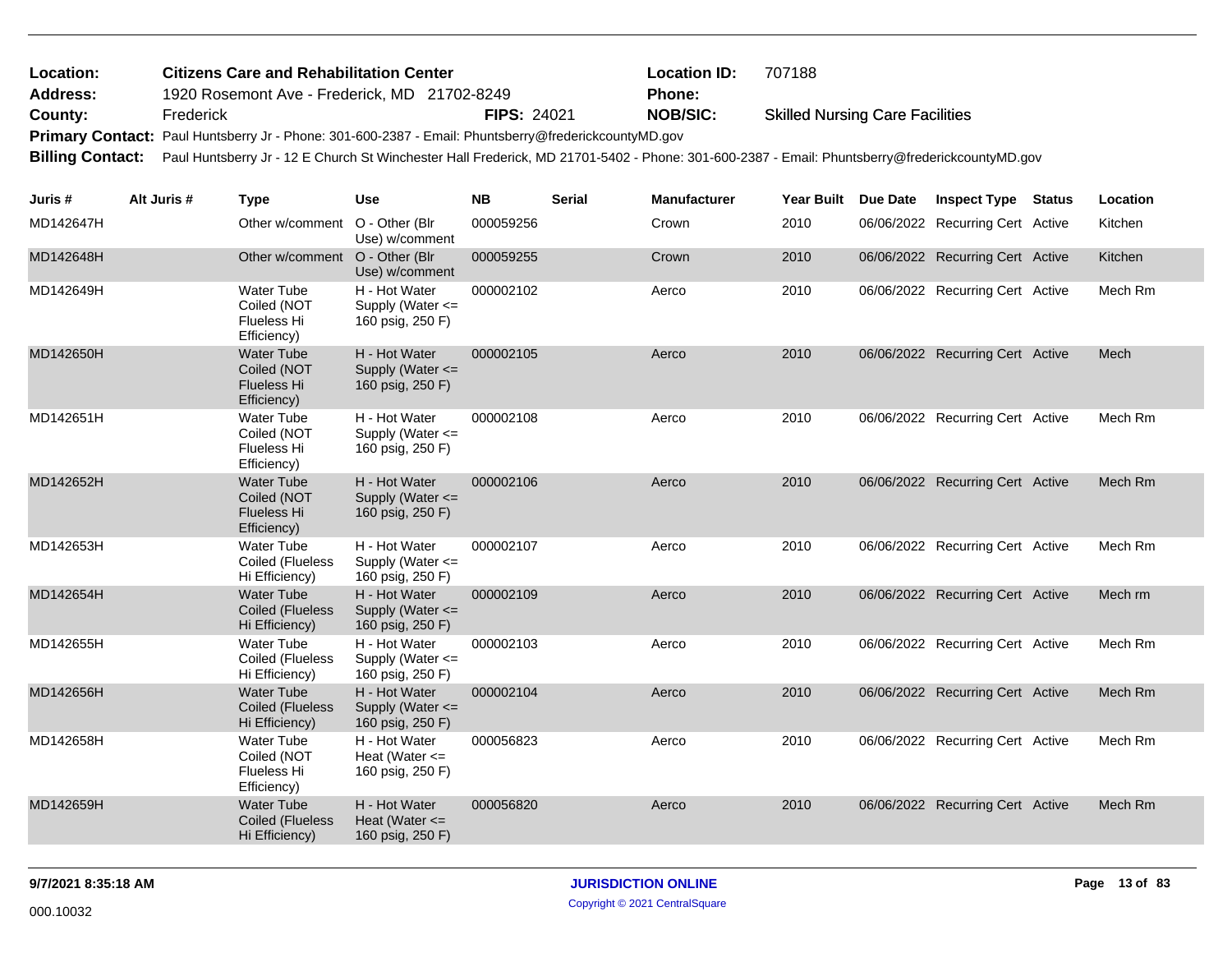**Location:** Citizens Care and Rehabilitation Center
**Location ID:** 707188
**Address:** 1920 Rosemont Ave - Frederick, MD 21702-8249
**Phone:**
**County:** Frederick
**FIPS:** 24021
**NOB/SIC:** Skilled Nursing Care Facilities
**Primary Contact:** Paul Huntsberry Jr - Phone: 301-600-2387 - Email: Phuntsberry@frederickcountyMD.gov
**Billing Contact:** Paul Huntsberry Jr - 12 E Church St Winchester Hall Frederick, MD 21701-5402 - Phone: 301-600-2387 - Email: Phuntsberry@frederickcountyMD.gov

| Juris # | Alt Juris # | Type | Use | NB | Serial | Manufacturer | Year Built | Due Date | Inspect Type | Status | Location |
|---|---|---|---|---|---|---|---|---|---|---|---|
| MD142647H | | Other w/comment | O - Other (Blr Use) w/comment | 000059256 | | Crown | 2010 | 06/06/2022 | Recurring Cert | Active | Kitchen |
| MD142648H | | Other w/comment | O - Other (Blr Use) w/comment | 000059255 | | Crown | 2010 | 06/06/2022 | Recurring Cert | Active | Kitchen |
| MD142649H | | Water Tube Coiled (NOT Flueless Hi Efficiency) | H - Hot Water Supply (Water <= 160 psig, 250 F) | 000002102 | | Aerco | 2010 | 06/06/2022 | Recurring Cert | Active | Mech Rm |
| MD142650H | | Water Tube Coiled (NOT Flueless Hi Efficiency) | H - Hot Water Supply (Water <= 160 psig, 250 F) | 000002105 | | Aerco | 2010 | 06/06/2022 | Recurring Cert | Active | Mech |
| MD142651H | | Water Tube Coiled (NOT Flueless Hi Efficiency) | H - Hot Water Supply (Water <= 160 psig, 250 F) | 000002108 | | Aerco | 2010 | 06/06/2022 | Recurring Cert | Active | Mech Rm |
| MD142652H | | Water Tube Coiled (NOT Flueless Hi Efficiency) | H - Hot Water Supply (Water <= 160 psig, 250 F) | 000002106 | | Aerco | 2010 | 06/06/2022 | Recurring Cert | Active | Mech Rm |
| MD142653H | | Water Tube Coiled (Flueless Hi Efficiency) | H - Hot Water Supply (Water <= 160 psig, 250 F) | 000002107 | | Aerco | 2010 | 06/06/2022 | Recurring Cert | Active | Mech Rm |
| MD142654H | | Water Tube Coiled (Flueless Hi Efficiency) | H - Hot Water Supply (Water <= 160 psig, 250 F) | 000002109 | | Aerco | 2010 | 06/06/2022 | Recurring Cert | Active | Mech rm |
| MD142655H | | Water Tube Coiled (Flueless Hi Efficiency) | H - Hot Water Supply (Water <= 160 psig, 250 F) | 000002103 | | Aerco | 2010 | 06/06/2022 | Recurring Cert | Active | Mech Rm |
| MD142656H | | Water Tube Coiled (Flueless Hi Efficiency) | H - Hot Water Supply (Water <= 160 psig, 250 F) | 000002104 | | Aerco | 2010 | 06/06/2022 | Recurring Cert | Active | Mech Rm |
| MD142658H | | Water Tube Coiled (NOT Flueless Hi Efficiency) | H - Hot Water Heat (Water <= 160 psig, 250 F) | 000056823 | | Aerco | 2010 | 06/06/2022 | Recurring Cert | Active | Mech Rm |
| MD142659H | | Water Tube Coiled (Flueless Hi Efficiency) | H - Hot Water Heat (Water <= 160 psig, 250 F) | 000056820 | | Aerco | 2010 | 06/06/2022 | Recurring Cert | Active | Mech Rm |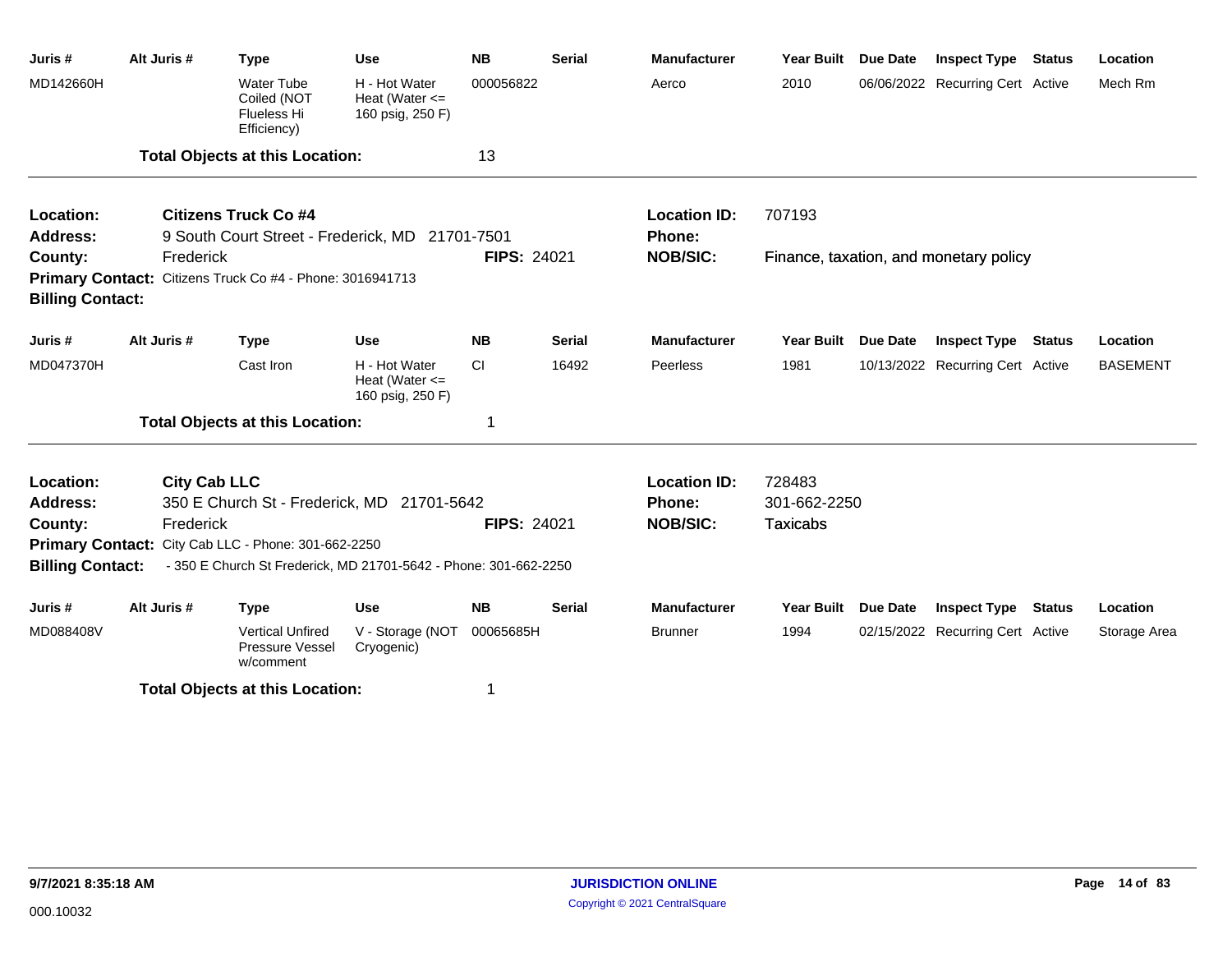| Juris # | Alt Juris # | Type | Use | NB | Serial | Manufacturer | Year Built | Due Date | Inspect Type | Status | Location |
|---|---|---|---|---|---|---|---|---|---|---|---|
| MD142660H | | Water Tube Coiled (NOT Flueless Hi Efficiency) | H - Hot Water Heat (Water <= 160 psig, 250 F) | 000056822 | | Aerco | 2010 | 06/06/2022 | Recurring Cert | Active | Mech Rm |

**Total Objects at this Location:** 13

---

**Location:** Citizens Truck Co #4
**Address:** 9 South Court Street - Frederick, MD 21701-7501
**County:** Frederick
**FIPS:** 24021
**Location ID:** 707193
**Phone:**
**NOB/SIC:** Finance, taxation, and monetary policy
**Primary Contact:** Citizens Truck Co #4 - Phone: 3016941713
**Billing Contact:**

| Juris # | Alt Juris # | Type | Use | NB | Serial | Manufacturer | Year Built | Due Date | Inspect Type | Status | Location |
|---|---|---|---|---|---|---|---|---|---|---|---|
| MD047370H | | Cast Iron | H - Hot Water Heat (Water <= 160 psig, 250 F) | CI | 16492 | Peerless | 1981 | 10/13/2022 | Recurring Cert | Active | BASEMENT |

**Total Objects at this Location:** 1

---

**Location:** City Cab LLC
**Address:** 350 E Church St - Frederick, MD 21701-5642
**County:** Frederick
**FIPS:** 24021
**Location ID:** 728483
**Phone:** 301-662-2250
**NOB/SIC:** Taxicabs
**Primary Contact:** City Cab LLC - Phone: 301-662-2250
**Billing Contact:** - 350 E Church St Frederick, MD 21701-5642 - Phone: 301-662-2250

| Juris # | Alt Juris # | Type | Use | NB | Serial | Manufacturer | Year Built | Due Date | Inspect Type | Status | Location |
|---|---|---|---|---|---|---|---|---|---|---|---|
| MD088408V | | Vertical Unfired Pressure Vessel w/comment | V - Storage (NOT Cryogenic) | 00065685H | | Brunner | 1994 | 02/15/2022 | Recurring Cert | Active | Storage Area |

**Total Objects at this Location:** 1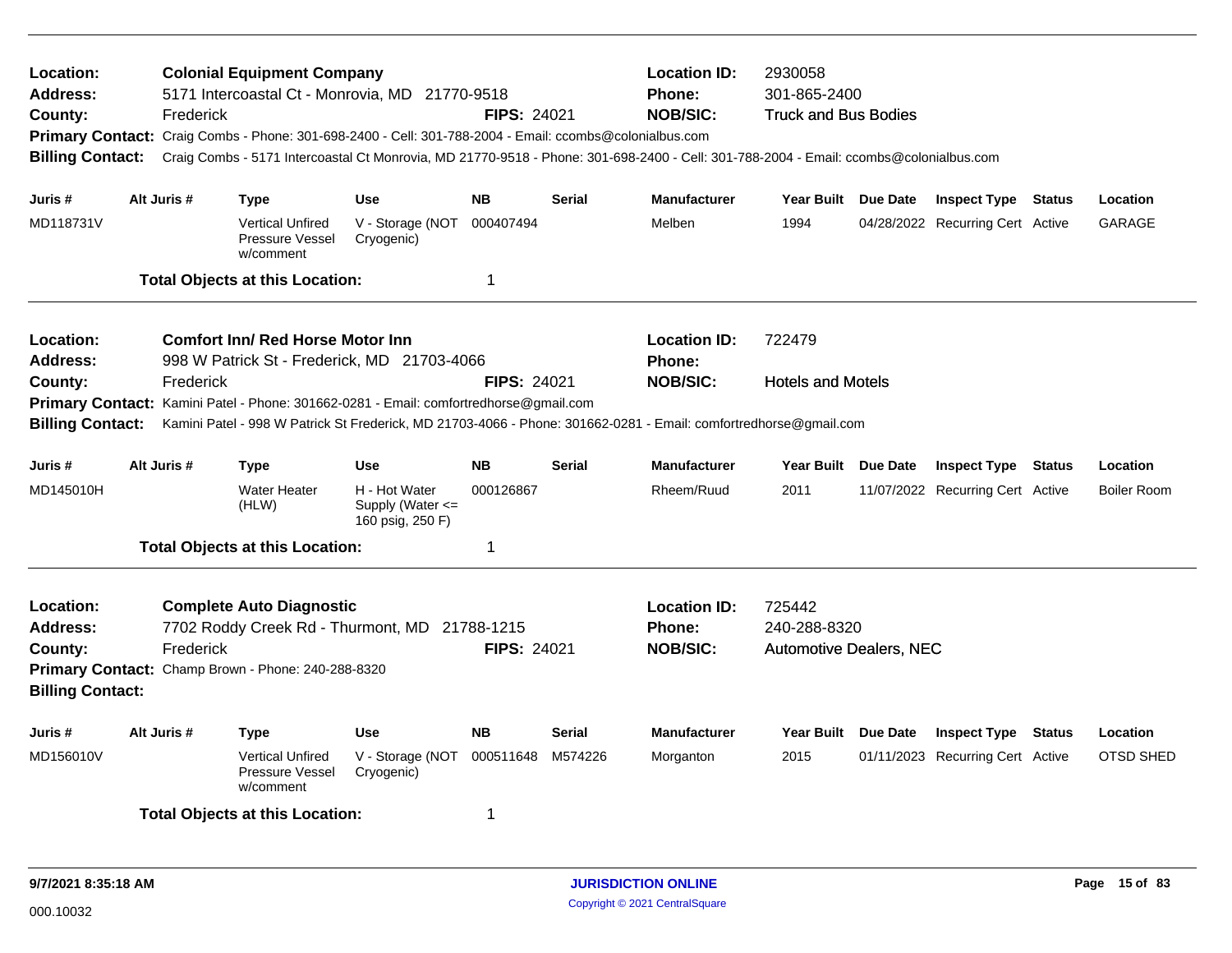**Location:** **Colonial Equipment Company**
**Address:** 5171 Intercoastal Ct - Monrovia, MD 21770-9518
**County:** Frederick **FIPS:** 24021
**Location ID:** 2930058
**Phone:** 301-865-2400
**NOB/SIC:** Truck and Bus Bodies
**Primary Contact:** Craig Combs - Phone: 301-698-2400 - Cell: 301-788-2004 - Email: ccombs@colonialbus.com
**Billing Contact:** Craig Combs - 5171 Intercoastal Ct Monrovia, MD 21770-9518 - Phone: 301-698-2400 - Cell: 301-788-2004 - Email: ccombs@colonialbus.com

| Juris # | Alt Juris # | Type | Use | NB | Serial | Manufacturer | Year Built | Due Date | Inspect Type | Status | Location |
|---|---|---|---|---|---|---|---|---|---|---|---|
| MD118731V | | Vertical Unfired Pressure Vessel w/comment | V - Storage (NOT Cryogenic) | 000407494 | | Melben | 1994 | 04/28/2022 | Recurring Cert | Active | GARAGE |

**Total Objects at this Location:** 1

---

**Location:** **Comfort Inn/ Red Horse Motor Inn**
**Address:** 998 W Patrick St - Frederick, MD 21703-4066
**County:** Frederick **FIPS:** 24021
**Location ID:** 722479
**Phone:**
**NOB/SIC:** Hotels and Motels
**Primary Contact:** Kamini Patel - Phone: 301662-0281 - Email: comfortredhorse@gmail.com
**Billing Contact:** Kamini Patel - 998 W Patrick St Frederick, MD 21703-4066 - Phone: 301662-0281 - Email: comfortredhorse@gmail.com

| Juris # | Alt Juris # | Type | Use | NB | Serial | Manufacturer | Year Built | Due Date | Inspect Type | Status | Location |
|---|---|---|---|---|---|---|---|---|---|---|---|
| MD145010H | | Water Heater (HLW) | H - Hot Water Supply (Water <= 160 psig, 250 F) | 000126867 | | Rheem/Ruud | 2011 | 11/07/2022 | Recurring Cert | Active | Boiler Room |

**Total Objects at this Location:** 1

---

**Location:** **Complete Auto Diagnostic**
**Address:** 7702 Roddy Creek Rd - Thurmont, MD 21788-1215
**County:** Frederick **FIPS:** 24021
**Location ID:** 725442
**Phone:** 240-288-8320
**NOB/SIC:** Automotive Dealers, NEC
**Primary Contact:** Champ Brown - Phone: 240-288-8320
**Billing Contact:**

| Juris # | Alt Juris # | Type | Use | NB | Serial | Manufacturer | Year Built | Due Date | Inspect Type | Status | Location |
|---|---|---|---|---|---|---|---|---|---|---|---|
| MD156010V | | Vertical Unfired Pressure Vessel w/comment | V - Storage (NOT Cryogenic) | 000511648 | M574226 | Morganton | 2015 | 01/11/2023 | Recurring Cert | Active | OTSD SHED |

**Total Objects at this Location:** 1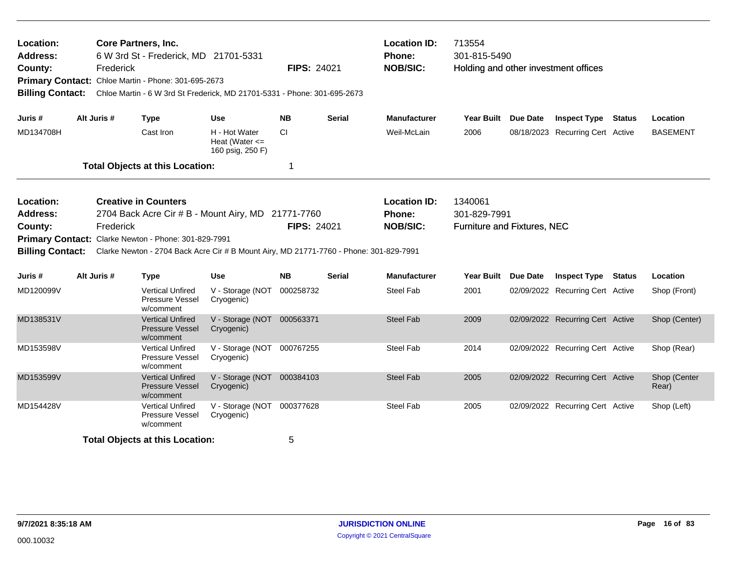**Location:** Core Partners, Inc.
**Address:** 6 W 3rd St - Frederick, MD 21701-5331
**County:** Frederick
**FIPS:** 24021
**Location ID:** 713554
**Phone:** 301-815-5490
**NOB/SIC:** Holding and other investment offices
**Primary Contact:** Chloe Martin - Phone: 301-695-2673
**Billing Contact:** Chloe Martin - 6 W 3rd St Frederick, MD 21701-5331 - Phone: 301-695-2673

| Juris # | Alt Juris # | Type | Use | NB | Serial | Manufacturer | Year Built | Due Date | Inspect Type | Status | Location |
|---|---|---|---|---|---|---|---|---|---|---|---|
| MD134708H | | Cast Iron | H - Hot Water Heat (Water <= 160 psig, 250 F) | CI | | Weil-McLain | 2006 | 08/18/2023 | Recurring Cert | Active | BASEMENT |

**Total Objects at this Location:** 1

---

**Location:** Creative in Counters
**Address:** 2704 Back Acre Cir # B - Mount Airy, MD 21771-7760
**County:** Frederick
**FIPS:** 24021
**Location ID:** 1340061
**Phone:** 301-829-7991
**NOB/SIC:** Furniture and Fixtures, NEC
**Primary Contact:** Clarke Newton - Phone: 301-829-7991
**Billing Contact:** Clarke Newton - 2704 Back Acre Cir # B Mount Airy, MD 21771-7760 - Phone: 301-829-7991

| Juris # | Alt Juris # | Type | Use | NB | Serial | Manufacturer | Year Built | Due Date | Inspect Type | Status | Location |
|---|---|---|---|---|---|---|---|---|---|---|---|
| MD120099V | | Vertical Unfired Pressure Vessel w/comment | V - Storage (NOT Cryogenic) | 000258732 | | Steel Fab | 2001 | 02/09/2022 | Recurring Cert | Active | Shop (Front) |
| MD138531V | | Vertical Unfired Pressure Vessel w/comment | V - Storage (NOT Cryogenic) | 000563371 | | Steel Fab | 2009 | 02/09/2022 | Recurring Cert | Active | Shop (Center) |
| MD153598V | | Vertical Unfired Pressure Vessel w/comment | V - Storage (NOT Cryogenic) | 000767255 | | Steel Fab | 2014 | 02/09/2022 | Recurring Cert | Active | Shop (Rear) |
| MD153599V | | Vertical Unfired Pressure Vessel w/comment | V - Storage (NOT Cryogenic) | 000384103 | | Steel Fab | 2005 | 02/09/2022 | Recurring Cert | Active | Shop (Center Rear) |
| MD154428V | | Vertical Unfired Pressure Vessel w/comment | V - Storage (NOT Cryogenic) | 000377628 | | Steel Fab | 2005 | 02/09/2022 | Recurring Cert | Active | Shop (Left) |

**Total Objects at this Location:** 5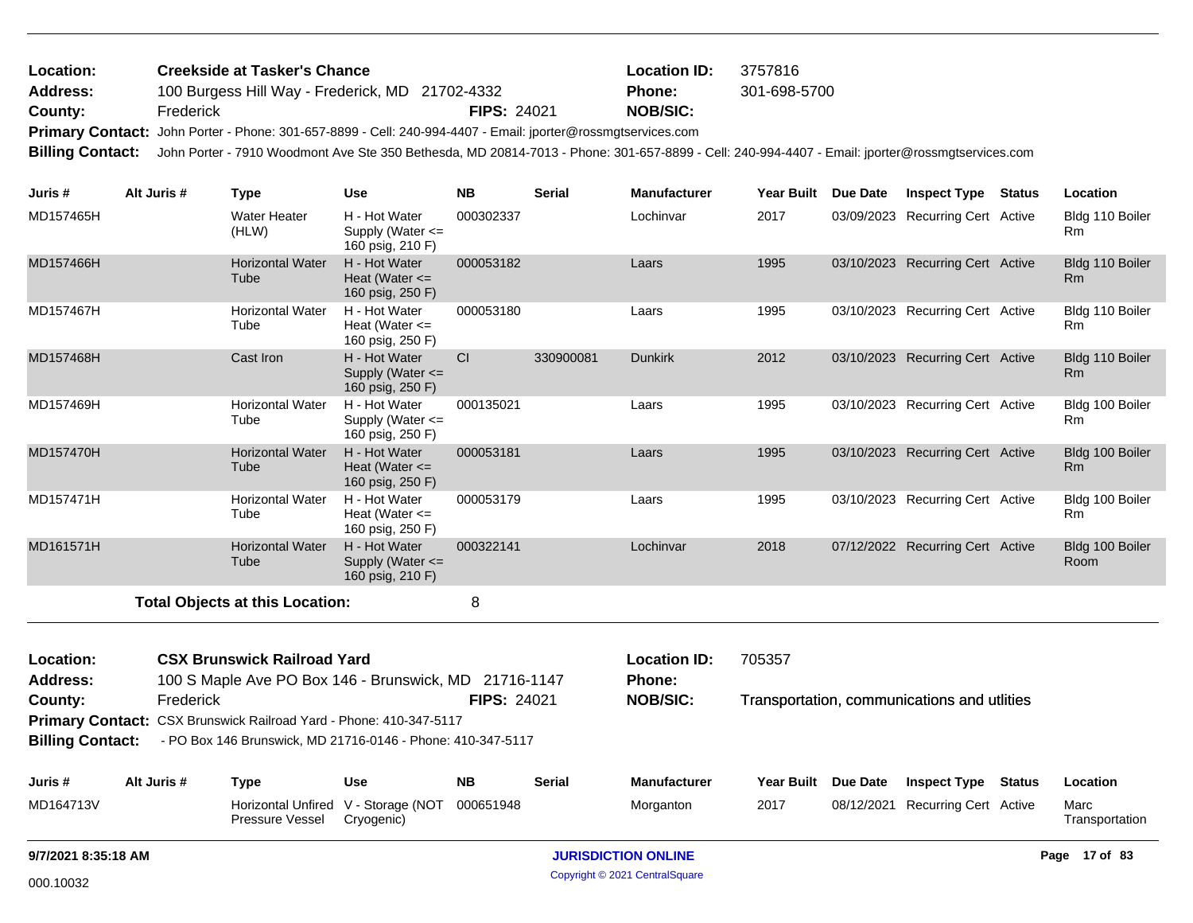**Location:** Creekside at Tasker's Chance  **Location ID:** 3757816
**Address:** 100 Burgess Hill Way - Frederick, MD 21702-4332  **Phone:** 301-698-5700
**County:** Frederick  **FIPS:** 24021  **NOB/SIC:**
**Primary Contact:** John Porter - Phone: 301-657-8899 - Cell: 240-994-4407 - Email: jporter@rossmgtservices.com
**Billing Contact:** John Porter - 7910 Woodmont Ave Ste 350 Bethesda, MD 20814-7013 - Phone: 301-657-8899 - Cell: 240-994-4407 - Email: jporter@rossmgtservices.com

| Juris # | Alt Juris # | Type | Use | NB | Serial | Manufacturer | Year Built | Due Date | Inspect Type | Status | Location |
|---|---|---|---|---|---|---|---|---|---|---|---|
| MD157465H | | Water Heater (HLW) | H - Hot Water Supply (Water <= 160 psig, 210 F) | 000302337 | | Lochinvar | 2017 | 03/09/2023 | Recurring Cert | Active | Bldg 110 Boiler Rm |
| MD157466H | | Horizontal Water Tube | H - Hot Water Heat (Water <= 160 psig, 250 F) | 000053182 | | Laars | 1995 | 03/10/2023 | Recurring Cert | Active | Bldg 110 Boiler Rm |
| MD157467H | | Horizontal Water Tube | H - Hot Water Heat (Water <= 160 psig, 250 F) | 000053180 | | Laars | 1995 | 03/10/2023 | Recurring Cert | Active | Bldg 110 Boiler Rm |
| MD157468H | | Cast Iron | H - Hot Water Supply (Water <= 160 psig, 250 F) | CI | 330900081 | Dunkirk | 2012 | 03/10/2023 | Recurring Cert | Active | Bldg 110 Boiler Rm |
| MD157469H | | Horizontal Water Tube | H - Hot Water Supply (Water <= 160 psig, 250 F) | 000135021 | | Laars | 1995 | 03/10/2023 | Recurring Cert | Active | Bldg 100 Boiler Rm |
| MD157470H | | Horizontal Water Tube | H - Hot Water Heat (Water <= 160 psig, 250 F) | 000053181 | | Laars | 1995 | 03/10/2023 | Recurring Cert | Active | Bldg 100 Boiler Rm |
| MD157471H | | Horizontal Water Tube | H - Hot Water Heat (Water <= 160 psig, 250 F) | 000053179 | | Laars | 1995 | 03/10/2023 | Recurring Cert | Active | Bldg 100 Boiler Rm |
| MD161571H | | Horizontal Water Tube | H - Hot Water Supply (Water <= 160 psig, 210 F) | 000322141 | | Lochinvar | 2018 | 07/12/2022 | Recurring Cert | Active | Bldg 100 Boiler Room |

**Total Objects at this Location:** 8

**Location:** CSX Brunswick Railroad Yard  **Location ID:** 705357
**Address:** 100 S Maple Ave PO Box 146 - Brunswick, MD 21716-1147  **Phone:**
**County:** Frederick  **FIPS:** 24021  **NOB/SIC:** Transportation, communications and utlities
**Primary Contact:** CSX Brunswick Railroad Yard - Phone: 410-347-5117
**Billing Contact:** - PO Box 146 Brunswick, MD 21716-0146 - Phone: 410-347-5117

| Juris # | Alt Juris # | Type | Use | NB | Serial | Manufacturer | Year Built | Due Date | Inspect Type | Status | Location |
|---|---|---|---|---|---|---|---|---|---|---|---|
| MD164713V | | Horizontal Unfired Pressure Vessel | V - Storage (NOT Cryogenic) | 000651948 | | Morganton | 2017 | 08/12/2021 | Recurring Cert | Active | Marc Transportation |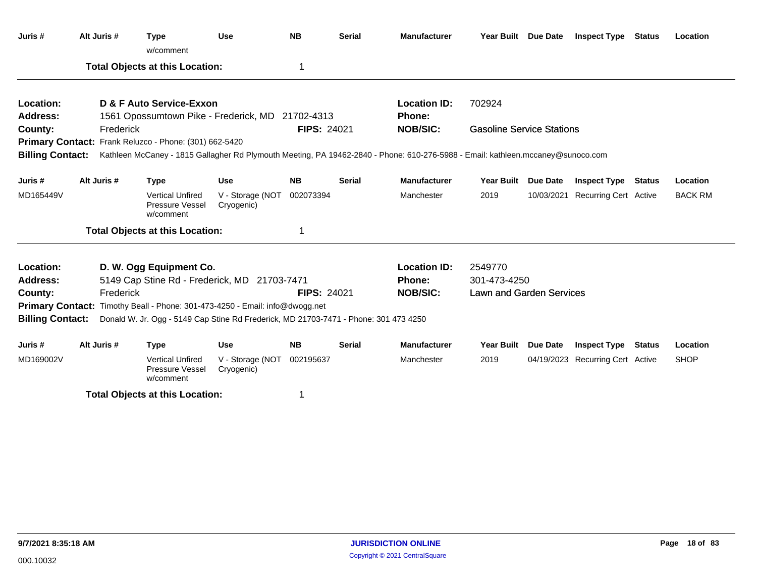| Juris # | Alt Juris # | Type | Use | NB | Serial | Manufacturer | Year Built | Due Date | Inspect Type | Status | Location |
|---|---|---|---|---|---|---|---|---|---|---|---|
| | | w/comment | | | | | | | | | |

**Total Objects at this Location:** 1

---

**Location:** D & F Auto Service-Exxon
**Location ID:** 702924
**Address:** 1561 Opossumtown Pike - Frederick, MD 21702-4313
**Phone:**
**County:** Frederick
**FIPS:** 24021
**NOB/SIC:** Gasoline Service Stations
**Primary Contact:** Frank Reluzco - Phone: (301) 662-5420
**Billing Contact:** Kathleen McCaney - 1815 Gallagher Rd Plymouth Meeting, PA 19462-2840 - Phone: 610-276-5988 - Email: kathleen.mccaney@sunoco.com

| Juris # | Alt Juris # | Type | Use | NB | Serial | Manufacturer | Year Built | Due Date | Inspect Type | Status | Location |
|---|---|---|---|---|---|---|---|---|---|---|---|
| MD165449V | | Vertical Unfired Pressure Vessel w/comment | V - Storage (NOT Cryogenic) | 002073394 | | Manchester | 2019 | 10/03/2021 | Recurring Cert | Active | BACK RM |

**Total Objects at this Location:** 1

---

**Location:** D. W. Ogg Equipment Co.
**Location ID:** 2549770
**Address:** 5149 Cap Stine Rd - Frederick, MD 21703-7471
**Phone:** 301-473-4250
**County:** Frederick
**FIPS:** 24021
**NOB/SIC:** Lawn and Garden Services
**Primary Contact:** Timothy Beall - Phone: 301-473-4250 - Email: info@dwogg.net
**Billing Contact:** Donald W. Jr. Ogg - 5149 Cap Stine Rd Frederick, MD 21703-7471 - Phone: 301 473 4250

| Juris # | Alt Juris # | Type | Use | NB | Serial | Manufacturer | Year Built | Due Date | Inspect Type | Status | Location |
|---|---|---|---|---|---|---|---|---|---|---|---|
| MD169002V | | Vertical Unfired Pressure Vessel w/comment | V - Storage (NOT Cryogenic) | 002195637 | | Manchester | 2019 | 04/19/2023 | Recurring Cert | Active | SHOP |

**Total Objects at this Location:** 1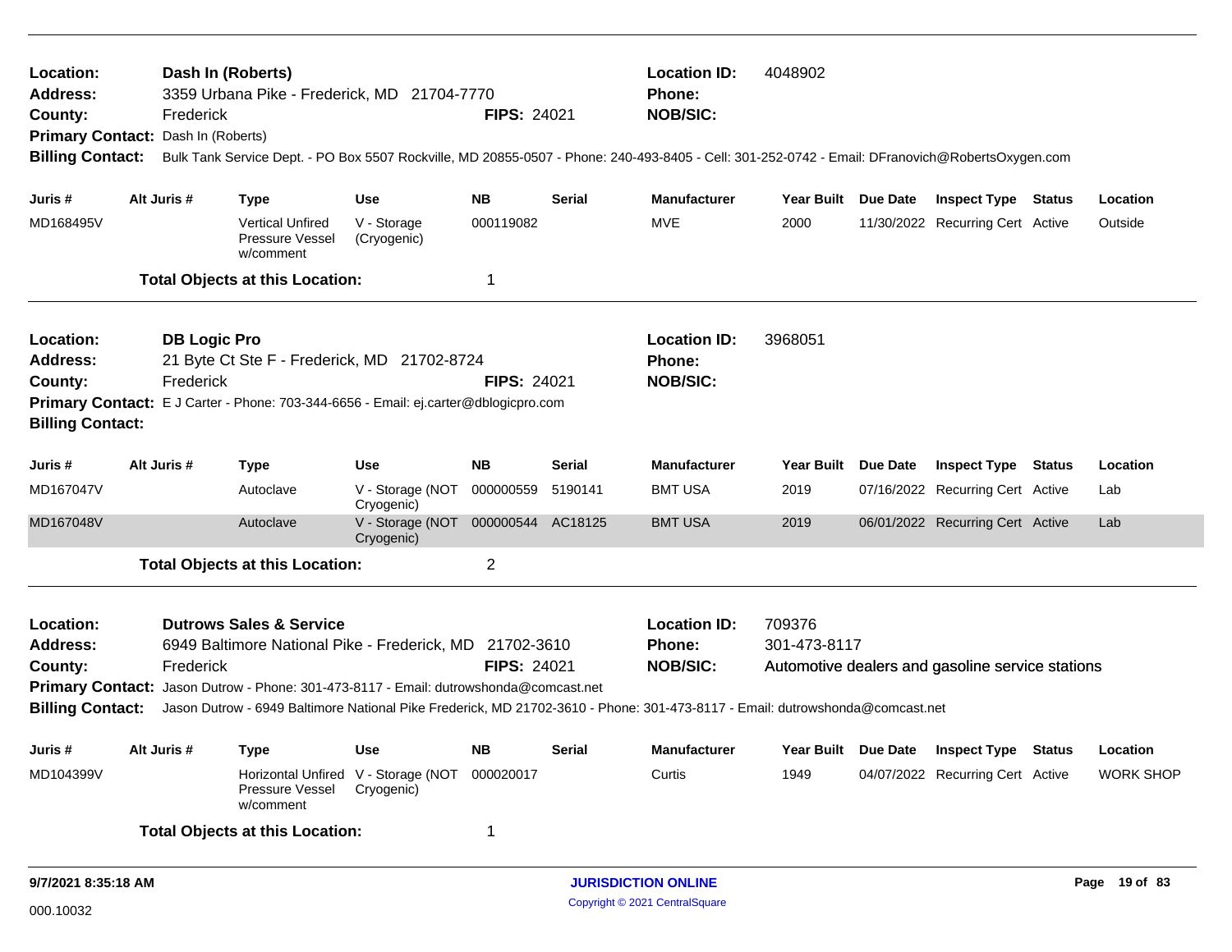**Location:** Dash In (Roberts)
**Address:** 3359 Urbana Pike - Frederick, MD 21704-7770
**County:** Frederick
**FIPS:** 24021
**Location ID:** 4048902
**Phone:**
**NOB/SIC:**
**Primary Contact:** Dash In (Roberts)
**Billing Contact:** Bulk Tank Service Dept. - PO Box 5507 Rockville, MD 20855-0507 - Phone: 240-493-8405 - Cell: 301-252-0742 - Email: DFranovich@RobertsOxygen.com

| Juris # | Alt Juris # | Type | Use | NB | Serial | Manufacturer | Year Built | Due Date | Inspect Type | Status | Location |
|---|---|---|---|---|---|---|---|---|---|---|---|
| MD168495V | | Vertical Unfired Pressure Vessel w/comment | V - Storage (Cryogenic) | 000119082 | | MVE | 2000 | 11/30/2022 | Recurring Cert | Active | Outside |

**Total Objects at this Location:** 1

---

**Location:** DB Logic Pro
**Address:** 21 Byte Ct Ste F - Frederick, MD 21702-8724
**County:** Frederick
**FIPS:** 24021
**Location ID:** 3968051
**Phone:**
**NOB/SIC:**
**Primary Contact:** E J Carter - Phone: 703-344-6656 - Email: ej.carter@dblogicpro.com
**Billing Contact:**

| Juris # | Alt Juris # | Type | Use | NB | Serial | Manufacturer | Year Built | Due Date | Inspect Type | Status | Location |
|---|---|---|---|---|---|---|---|---|---|---|---|
| MD167047V | | Autoclave | V - Storage (NOT Cryogenic) | 000000559 | 5190141 | BMT USA | 2019 | 07/16/2022 | Recurring Cert | Active | Lab |
| MD167048V | | Autoclave | V - Storage (NOT Cryogenic) | 000000544 | AC18125 | BMT USA | 2019 | 06/01/2022 | Recurring Cert | Active | Lab |

**Total Objects at this Location:** 2

---

**Location:** Dutrows Sales & Service
**Address:** 6949 Baltimore National Pike - Frederick, MD 21702-3610
**County:** Frederick
**FIPS:** 24021
**Location ID:** 709376
**Phone:** 301-473-8117
**NOB/SIC:** Automotive dealers and gasoline service stations
**Primary Contact:** Jason Dutrow - Phone: 301-473-8117 - Email: dutrowshonda@comcast.net
**Billing Contact:** Jason Dutrow - 6949 Baltimore National Pike Frederick, MD 21702-3610 - Phone: 301-473-8117 - Email: dutrowshonda@comcast.net

| Juris # | Alt Juris # | Type | Use | NB | Serial | Manufacturer | Year Built | Due Date | Inspect Type | Status | Location |
|---|---|---|---|---|---|---|---|---|---|---|---|
| MD104399V | | Horizontal Unfired Pressure Vessel w/comment | V - Storage (NOT Cryogenic) | 000020017 | | Curtis | 1949 | 04/07/2022 | Recurring Cert | Active | WORK SHOP |

**Total Objects at this Location:** 1

9/7/2021 8:35:18 AM — JURISDICTION ONLINE — Copyright © 2021 CentralSquare

000.10032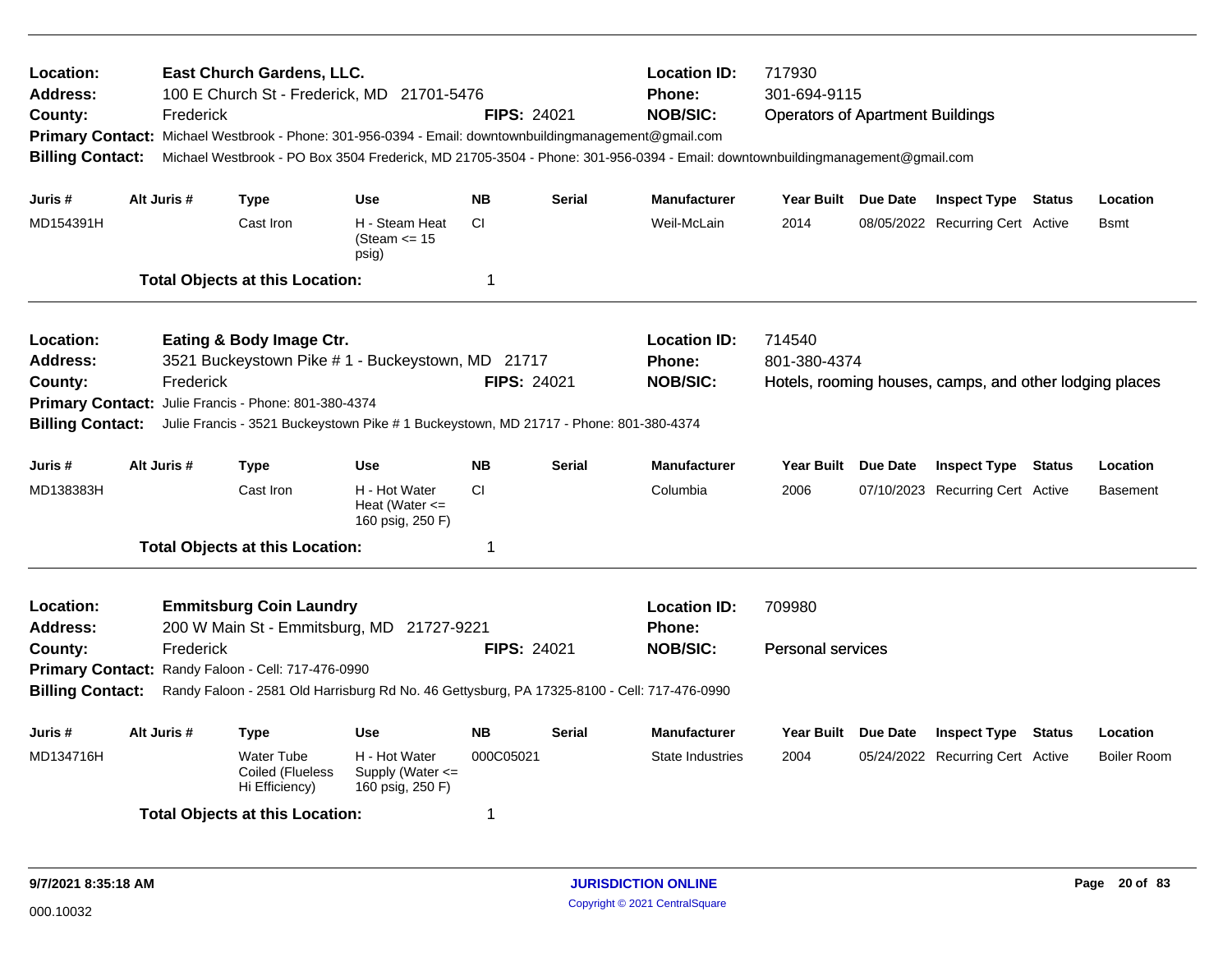**Location:** East Church Gardens, LLC.
**Address:** 100 E Church St - Frederick, MD 21701-5476
**County:** Frederick
**FIPS:** 24021
**Location ID:** 717930
**Phone:** 301-694-9115
**NOB/SIC:** Operators of Apartment Buildings
**Primary Contact:** Michael Westbrook - Phone: 301-956-0394 - Email: downtownbuildingmanagement@gmail.com
**Billing Contact:** Michael Westbrook - PO Box 3504 Frederick, MD 21705-3504 - Phone: 301-956-0394 - Email: downtownbuildingmanagement@gmail.com

| Juris # | Alt Juris # | Type | Use | NB | Serial | Manufacturer | Year Built | Due Date | Inspect Type | Status | Location |
|---|---|---|---|---|---|---|---|---|---|---|---|
| MD154391H | | Cast Iron | H - Steam Heat (Steam <= 15 psig) | CI | | Weil-McLain | 2014 | 08/05/2022 | Recurring Cert | Active | Bsmt |

**Total Objects at this Location:** 1

---

**Location:** Eating & Body Image Ctr.
**Address:** 3521 Buckeystown Pike # 1 - Buckeystown, MD 21717
**County:** Frederick
**FIPS:** 24021
**Location ID:** 714540
**Phone:** 801-380-4374
**NOB/SIC:** Hotels, rooming houses, camps, and other lodging places
**Primary Contact:** Julie Francis - Phone: 801-380-4374
**Billing Contact:** Julie Francis - 3521 Buckeystown Pike # 1 Buckeystown, MD 21717 - Phone: 801-380-4374

| Juris # | Alt Juris # | Type | Use | NB | Serial | Manufacturer | Year Built | Due Date | Inspect Type | Status | Location |
|---|---|---|---|---|---|---|---|---|---|---|---|
| MD138383H | | Cast Iron | H - Hot Water Heat (Water <= 160 psig, 250 F) | CI | | Columbia | 2006 | 07/10/2023 | Recurring Cert | Active | Basement |

**Total Objects at this Location:** 1

---

**Location:** Emmitsburg Coin Laundry
**Address:** 200 W Main St - Emmitsburg, MD 21727-9221
**County:** Frederick
**FIPS:** 24021
**Location ID:** 709980
**Phone:**
**NOB/SIC:** Personal services
**Primary Contact:** Randy Faloon - Cell: 717-476-0990
**Billing Contact:** Randy Faloon - 2581 Old Harrisburg Rd No. 46 Gettysburg, PA 17325-8100 - Cell: 717-476-0990

| Juris # | Alt Juris # | Type | Use | NB | Serial | Manufacturer | Year Built | Due Date | Inspect Type | Status | Location |
|---|---|---|---|---|---|---|---|---|---|---|---|
| MD134716H | | Water Tube Coiled (Flueless Hi Efficiency) | H - Hot Water Supply (Water <= 160 psig, 250 F) | 000C05021 | | State Industries | 2004 | 05/24/2022 | Recurring Cert | Active | Boiler Room |

**Total Objects at this Location:** 1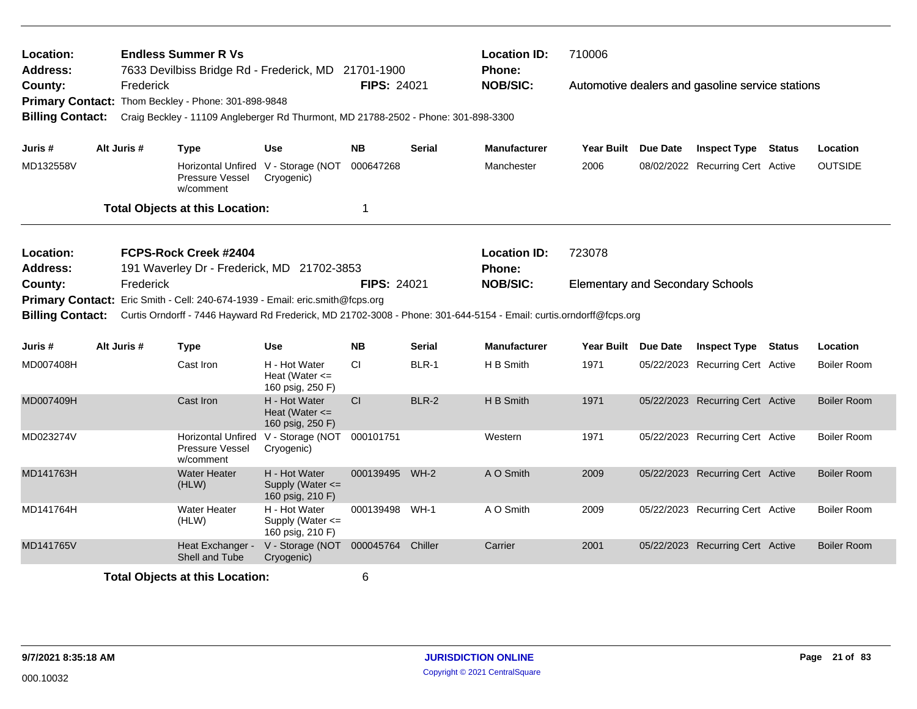**Location:** Endless Summer R Vs
**Location ID:** 710006
**Address:** 7633 Devilbiss Bridge Rd - Frederick, MD 21701-1900
**Phone:**
**County:** Frederick
**FIPS:** 24021
**NOB/SIC:** Automotive dealers and gasoline service stations
**Primary Contact:** Thom Beckley - Phone: 301-898-9848
**Billing Contact:** Craig Beckley - 11109 Anglebeger Rd Thurmont, MD 21788-2502 - Phone: 301-898-3300

| Juris # | Alt Juris # | Type | Use | NB | Serial | Manufacturer | Year Built | Due Date | Inspect Type | Status | Location |
|---|---|---|---|---|---|---|---|---|---|---|---|
| MD132558V | | Horizontal Unfired Pressure Vessel w/comment | V - Storage (NOT Cryogenic) | 000647268 | | Manchester | 2006 | 08/02/2022 | Recurring Cert | Active | OUTSIDE |

**Total Objects at this Location:** 1

---

**Location:** FCPS-Rock Creek #2404
**Location ID:** 723078
**Address:** 191 Waverley Dr - Frederick, MD 21702-3853
**Phone:**
**County:** Frederick
**FIPS:** 24021
**NOB/SIC:** Elementary and Secondary Schools
**Primary Contact:** Eric Smith - Cell: 240-674-1939 - Email: eric.smith@fcps.org
**Billing Contact:** Curtis Orndorff - 7446 Hayward Rd Frederick, MD 21702-3008 - Phone: 301-644-5154 - Email: curtis.orndorff@fcps.org

| Juris # | Alt Juris # | Type | Use | NB | Serial | Manufacturer | Year Built | Due Date | Inspect Type | Status | Location |
|---|---|---|---|---|---|---|---|---|---|---|---|
| MD007408H | | Cast Iron | H - Hot Water Heat (Water <= 160 psig, 250 F) | CI | BLR-1 | H B Smith | 1971 | 05/22/2023 | Recurring Cert | Active | Boiler Room |
| MD007409H | | Cast Iron | H - Hot Water Heat (Water <= 160 psig, 250 F) | CI | BLR-2 | H B Smith | 1971 | 05/22/2023 | Recurring Cert | Active | Boiler Room |
| MD023274V | | Horizontal Unfired Pressure Vessel w/comment | V - Storage (NOT Cryogenic) | 000101751 | | Western | 1971 | 05/22/2023 | Recurring Cert | Active | Boiler Room |
| MD141763H | | Water Heater (HLW) | H - Hot Water Supply (Water <= 160 psig, 210 F) | 000139495 | WH-2 | A O Smith | 2009 | 05/22/2023 | Recurring Cert | Active | Boiler Room |
| MD141764H | | Water Heater (HLW) | H - Hot Water Supply (Water <= 160 psig, 210 F) | 000139498 | WH-1 | A O Smith | 2009 | 05/22/2023 | Recurring Cert | Active | Boiler Room |
| MD141765V | | Heat Exchanger - Shell and Tube | V - Storage (NOT Cryogenic) | 000045764 | Chiller | Carrier | 2001 | 05/22/2023 | Recurring Cert | Active | Boiler Room |

**Total Objects at this Location:** 6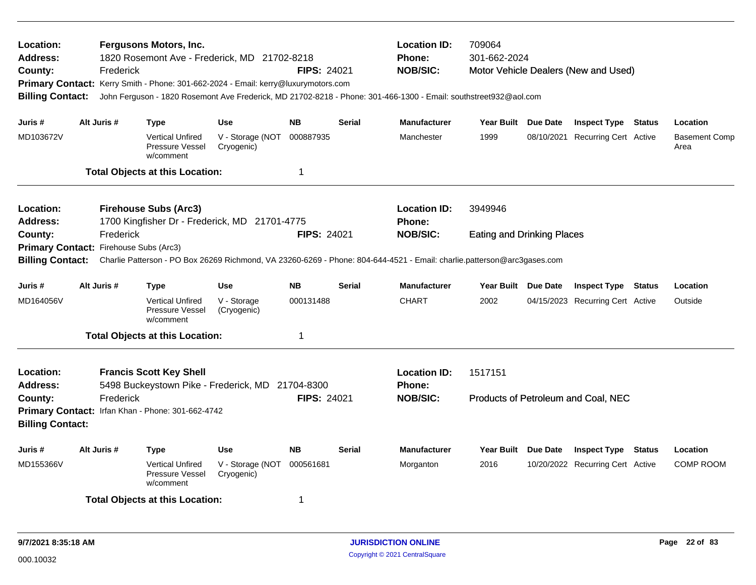**Location:** **Fergusons Motors, Inc.**
**Address:** 1820 Rosemont Ave - Frederick, MD 21702-8218
**County:** Frederick **FIPS:** 24021
**Location ID:** 709064
**Phone:** 301-662-2024
**NOB/SIC:** Motor Vehicle Dealers (New and Used)
**Primary Contact:** Kerry Smith - Phone: 301-662-2024 - Email: kerry@luxurymotors.com
**Billing Contact:** John Ferguson - 1820 Rosemont Ave Frederick, MD 21702-8218 - Phone: 301-466-1300 - Email: southstreet932@aol.com

| Juris # | Alt Juris # | Type | Use | NB | Serial | Manufacturer | Year Built | Due Date | Inspect Type | Status | Location |
|---|---|---|---|---|---|---|---|---|---|---|---|
| MD103672V | | Vertical Unfired Pressure Vessel w/comment | V - Storage (NOT Cryogenic) | 000887935 | | Manchester | 1999 | 08/10/2021 | Recurring Cert | Active | Basement Comp Area |

**Total Objects at this Location:** 1

---

**Location:** **Firehouse Subs (Arc3)**
**Address:** 1700 Kingfisher Dr - Frederick, MD 21701-4775
**County:** Frederick **FIPS:** 24021
**Location ID:** 3949946
**Phone:**
**NOB/SIC:** Eating and Drinking Places
**Primary Contact:** Firehouse Subs (Arc3)
**Billing Contact:** Charlie Patterson - PO Box 26269 Richmond, VA 23260-6269 - Phone: 804-644-4521 - Email: charlie.patterson@arc3gases.com

| Juris # | Alt Juris # | Type | Use | NB | Serial | Manufacturer | Year Built | Due Date | Inspect Type | Status | Location |
|---|---|---|---|---|---|---|---|---|---|---|---|
| MD164056V | | Vertical Unfired Pressure Vessel w/comment | V - Storage (Cryogenic) | 000131488 | | CHART | 2002 | 04/15/2023 | Recurring Cert | Active | Outside |

**Total Objects at this Location:** 1

---

**Location:** **Francis Scott Key Shell**
**Address:** 5498 Buckeystown Pike - Frederick, MD 21704-8300
**County:** Frederick **FIPS:** 24021
**Location ID:** 1517151
**Phone:**
**NOB/SIC:** Products of Petroleum and Coal, NEC
**Primary Contact:** Irfan Khan - Phone: 301-662-4742
**Billing Contact:**

| Juris # | Alt Juris # | Type | Use | NB | Serial | Manufacturer | Year Built | Due Date | Inspect Type | Status | Location |
|---|---|---|---|---|---|---|---|---|---|---|---|
| MD155366V | | Vertical Unfired Pressure Vessel w/comment | V - Storage (NOT Cryogenic) | 000561681 | | Morganton | 2016 | 10/20/2022 | Recurring Cert | Active | COMP ROOM |

**Total Objects at this Location:** 1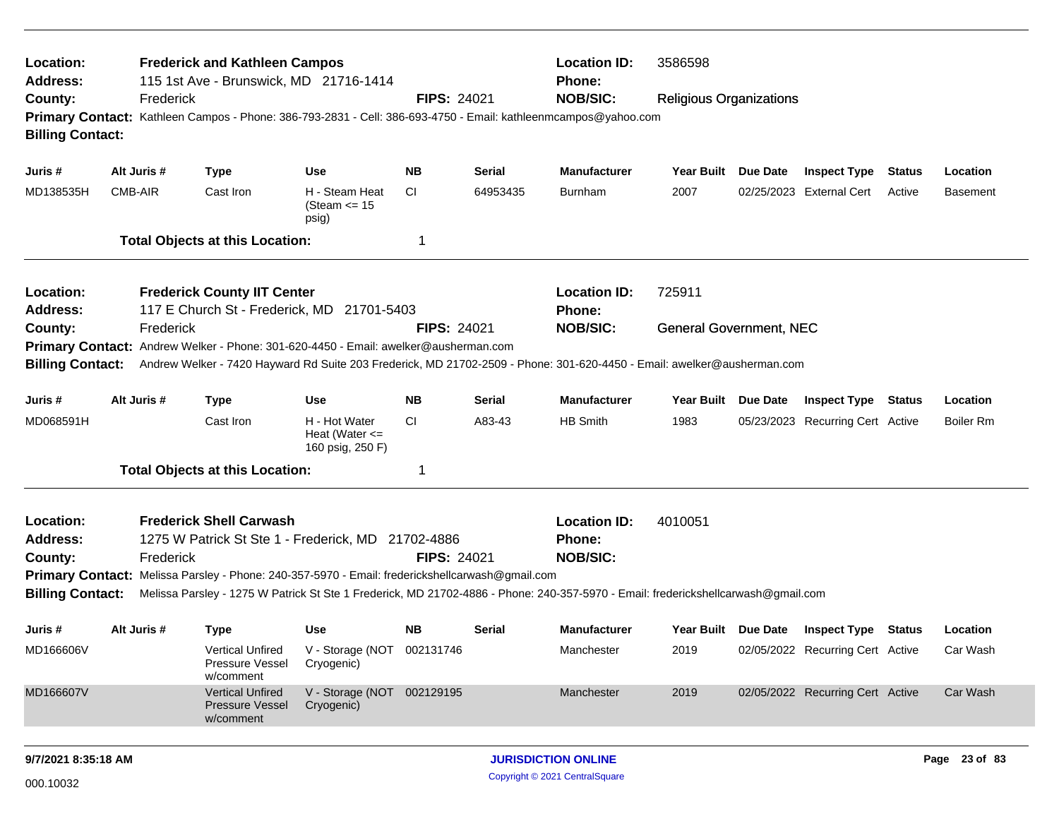**Location:** Frederick and Kathleen Campos
**Location ID:** 3586598
**Address:** 115 1st Ave - Brunswick, MD 21716-1414
**Phone:**
**County:** Frederick
**FIPS:** 24021
**NOB/SIC:** Religious Organizations
**Primary Contact:** Kathleen Campos - Phone: 386-793-2831 - Cell: 386-693-4750 - Email: kathleenmcampos@yahoo.com
**Billing Contact:**

| Juris # | Alt Juris # | Type | Use | NB | Serial | Manufacturer | Year Built | Due Date | Inspect Type | Status | Location |
|---|---|---|---|---|---|---|---|---|---|---|---|
| MD138535H | CMB-AIR | Cast Iron | H - Steam Heat (Steam <= 15 psig) | CI | 64953435 | Burnham | 2007 | 02/25/2023 | External Cert | Active | Basement |

**Total Objects at this Location:** 1

---

**Location:** Frederick County IIT Center
**Location ID:** 725911
**Address:** 117 E Church St - Frederick, MD 21701-5403
**Phone:**
**County:** Frederick
**FIPS:** 24021
**NOB/SIC:** General Government, NEC
**Primary Contact:** Andrew Welker - Phone: 301-620-4450 - Email: awelker@ausherman.com
**Billing Contact:** Andrew Welker - 7420 Hayward Rd Suite 203 Frederick, MD 21702-2509 - Phone: 301-620-4450 - Email: awelker@ausherman.com

| Juris # | Alt Juris # | Type | Use | NB | Serial | Manufacturer | Year Built | Due Date | Inspect Type | Status | Location |
|---|---|---|---|---|---|---|---|---|---|---|---|
| MD068591H | | Cast Iron | H - Hot Water Heat (Water <= 160 psig, 250 F) | CI | A83-43 | HB Smith | 1983 | 05/23/2023 | Recurring Cert | Active | Boiler Rm |

**Total Objects at this Location:** 1

---

**Location:** Frederick Shell Carwash
**Location ID:** 4010051
**Address:** 1275 W Patrick St Ste 1 - Frederick, MD 21702-4886
**Phone:**
**County:** Frederick
**FIPS:** 24021
**NOB/SIC:**
**Primary Contact:** Melissa Parsley - Phone: 240-357-5970 - Email: frederickshellcarwash@gmail.com
**Billing Contact:** Melissa Parsley - 1275 W Patrick St Ste 1 Frederick, MD 21702-4886 - Phone: 240-357-5970 - Email: frederickshellcarwash@gmail.com

| Juris # | Alt Juris # | Type | Use | NB | Serial | Manufacturer | Year Built | Due Date | Inspect Type | Status | Location |
|---|---|---|---|---|---|---|---|---|---|---|---|
| MD166606V | | Vertical Unfired Pressure Vessel w/comment | V - Storage (NOT Cryogenic) | 002131746 | | Manchester | 2019 | 02/05/2022 | Recurring Cert | Active | Car Wash |
| MD166607V | | Vertical Unfired Pressure Vessel w/comment | V - Storage (NOT Cryogenic) | 002129195 | | Manchester | 2019 | 02/05/2022 | Recurring Cert | Active | Car Wash |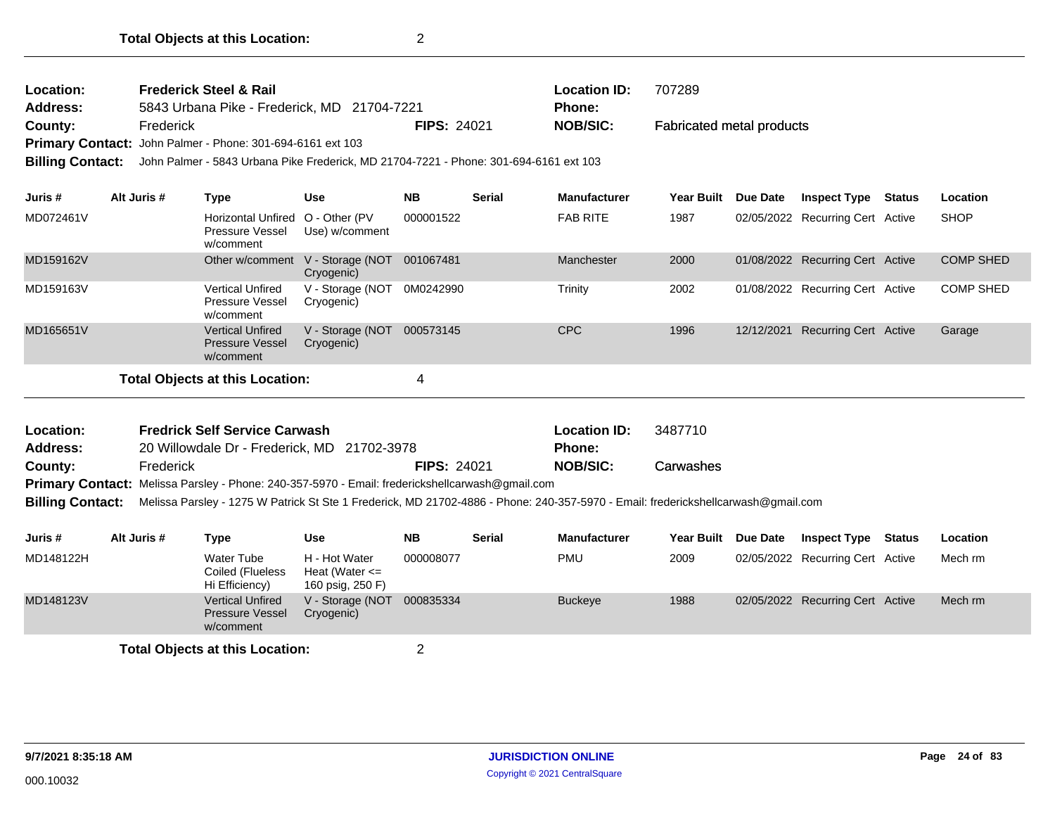**Total Objects at this Location:** 2

---

**Location:** Frederick Steel & Rail
**Location ID:** 707289
**Address:** 5843 Urbana Pike - Frederick, MD 21704-7221
**Phone:**
**County:** Frederick
**FIPS:** 24021
**NOB/SIC:** Fabricated metal products
**Primary Contact:** John Palmer - Phone: 301-694-6161 ext 103
**Billing Contact:** John Palmer - 5843 Urbana Pike Frederick, MD 21704-7221 - Phone: 301-694-6161 ext 103

| Juris # | Alt Juris # | Type | Use | NB | Serial | Manufacturer | Year Built | Due Date | Inspect Type | Status | Location |
|---|---|---|---|---|---|---|---|---|---|---|---|
| MD072461V | | Horizontal Unfired Pressure Vessel w/comment | O - Other (PV Use) w/comment | 000001522 | | FAB RITE | 1987 | 02/05/2022 | Recurring Cert | Active | SHOP |
| MD159162V | | Other w/comment | V - Storage (NOT Cryogenic) | 001067481 | | Manchester | 2000 | 01/08/2022 | Recurring Cert | Active | COMP SHED |
| MD159163V | | Vertical Unfired Pressure Vessel w/comment | V - Storage (NOT Cryogenic) | 0M0242990 | | Trinity | 2002 | 01/08/2022 | Recurring Cert | Active | COMP SHED |
| MD165651V | | Vertical Unfired Pressure Vessel w/comment | V - Storage (NOT Cryogenic) | 000573145 | | CPC | 1996 | 12/12/2021 | Recurring Cert | Active | Garage |

**Total Objects at this Location:** 4

---

**Location:** Fredrick Self Service Carwash
**Location ID:** 3487710
**Address:** 20 Willowdale Dr - Frederick, MD 21702-3978
**Phone:**
**County:** Frederick
**FIPS:** 24021
**NOB/SIC:** Carwashes
**Primary Contact:** Melissa Parsley - Phone: 240-357-5970 - Email: frederickshellcarwash@gmail.com
**Billing Contact:** Melissa Parsley - 1275 W Patrick St Ste 1 Frederick, MD 21702-4886 - Phone: 240-357-5970 - Email: frederickshellcarwash@gmail.com

| Juris # | Alt Juris # | Type | Use | NB | Serial | Manufacturer | Year Built | Due Date | Inspect Type | Status | Location |
|---|---|---|---|---|---|---|---|---|---|---|---|
| MD148122H | | Water Tube Coiled (Flueless Hi Efficiency) | H - Hot Water Heat (Water <= 160 psig, 250 F) | 000008077 | | PMU | 2009 | 02/05/2022 | Recurring Cert | Active | Mech rm |
| MD148123V | | Vertical Unfired Pressure Vessel w/comment | V - Storage (NOT Cryogenic) | 000835334 | | Buckeye | 1988 | 02/05/2022 | Recurring Cert | Active | Mech rm |

**Total Objects at this Location:** 2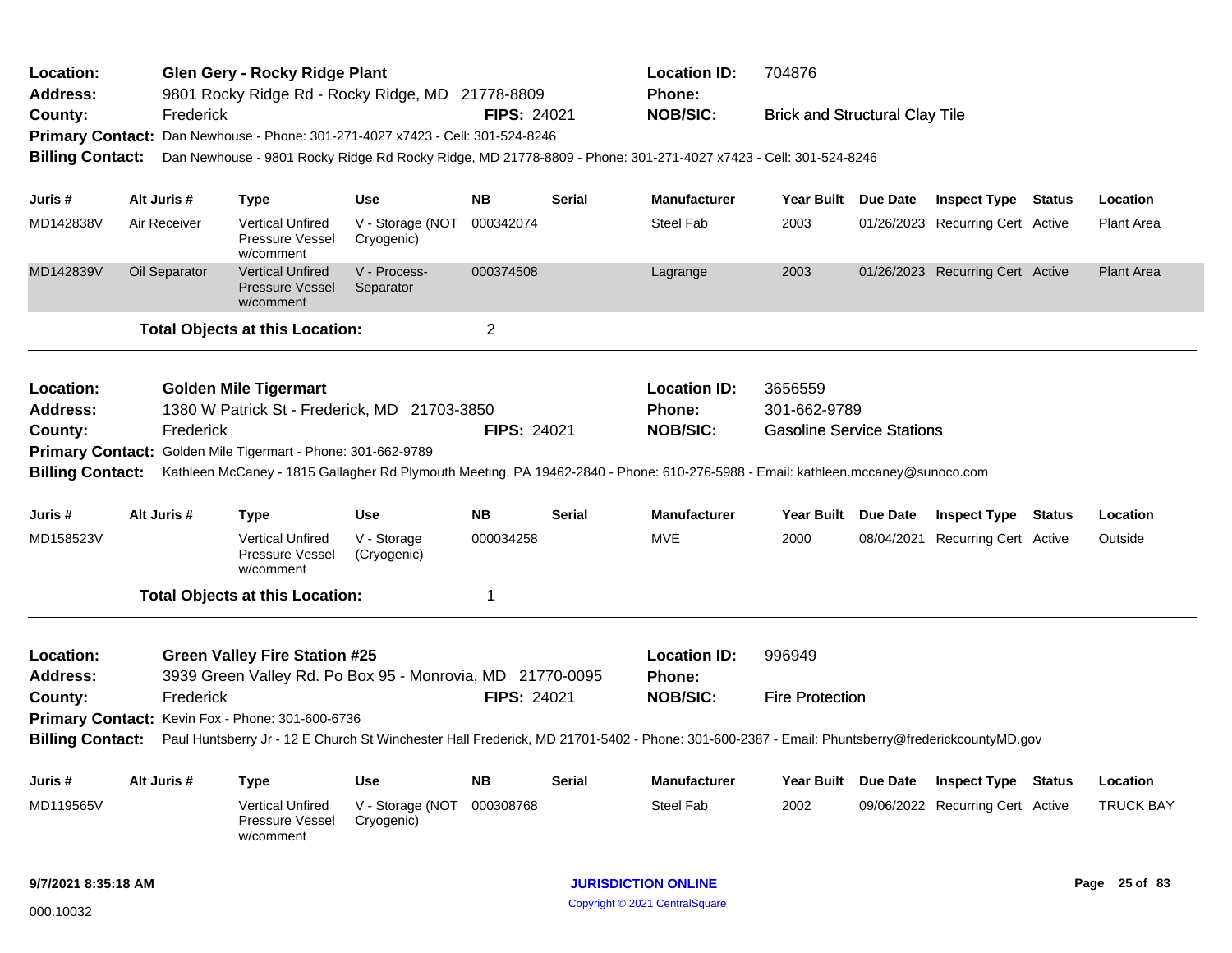**Location:** Glen Gery - Rocky Ridge Plant
**Address:** 9801 Rocky Ridge Rd - Rocky Ridge, MD 21778-8809
**County:** Frederick
**FIPS:** 24021
**Location ID:** 704876
**Phone:**
**NOB/SIC:** Brick and Structural Clay Tile
**Primary Contact:** Dan Newhouse - Phone: 301-271-4027 x7423 - Cell: 301-524-8246
**Billing Contact:** Dan Newhouse - 9801 Rocky Ridge Rd Rocky Ridge, MD 21778-8809 - Phone: 301-271-4027 x7423 - Cell: 301-524-8246

| Juris # | Alt Juris # | Type | Use | NB | Serial | Manufacturer | Year Built | Due Date | Inspect Type | Status | Location |
|---|---|---|---|---|---|---|---|---|---|---|---|
| MD142838V | Air Receiver | Vertical Unfired Pressure Vessel w/comment | V - Storage (NOT Cryogenic) | 000342074 | | Steel Fab | 2003 | 01/26/2023 | Recurring Cert | Active | Plant Area |
| MD142839V | Oil Separator | Vertical Unfired Pressure Vessel w/comment | V - Process-Separator | 000374508 | | Lagrange | 2003 | 01/26/2023 | Recurring Cert | Active | Plant Area |

**Total Objects at this Location:** 2

---

**Location:** Golden Mile Tigermart
**Address:** 1380 W Patrick St - Frederick, MD 21703-3850
**County:** Frederick
**FIPS:** 24021
**Location ID:** 3656559
**Phone:** 301-662-9789
**NOB/SIC:** Gasoline Service Stations
**Primary Contact:** Golden Mile Tigermart - Phone: 301-662-9789
**Billing Contact:** Kathleen McCaney - 1815 Gallagher Rd Plymouth Meeting, PA 19462-2840 - Phone: 610-276-5988 - Email: kathleen.mccaney@sunoco.com

| Juris # | Alt Juris # | Type | Use | NB | Serial | Manufacturer | Year Built | Due Date | Inspect Type | Status | Location |
|---|---|---|---|---|---|---|---|---|---|---|---|
| MD158523V | | Vertical Unfired Pressure Vessel w/comment | V - Storage (Cryogenic) | 000034258 | | MVE | 2000 | 08/04/2021 | Recurring Cert | Active | Outside |

**Total Objects at this Location:** 1

---

**Location:** Green Valley Fire Station #25
**Address:** 3939 Green Valley Rd. Po Box 95 - Monrovia, MD 21770-0095
**County:** Frederick
**FIPS:** 24021
**Location ID:** 996949
**Phone:**
**NOB/SIC:** Fire Protection
**Primary Contact:** Kevin Fox - Phone: 301-600-6736
**Billing Contact:** Paul Huntsberry Jr - 12 E Church St Winchester Hall Frederick, MD 21701-5402 - Phone: 301-600-2387 - Email: Phuntsberry@frederickcountyMD.gov

| Juris # | Alt Juris # | Type | Use | NB | Serial | Manufacturer | Year Built | Due Date | Inspect Type | Status | Location |
|---|---|---|---|---|---|---|---|---|---|---|---|
| MD119565V | | Vertical Unfired Pressure Vessel w/comment | V - Storage (NOT Cryogenic) | 000308768 | | Steel Fab | 2002 | 09/06/2022 | Recurring Cert | Active | TRUCK BAY |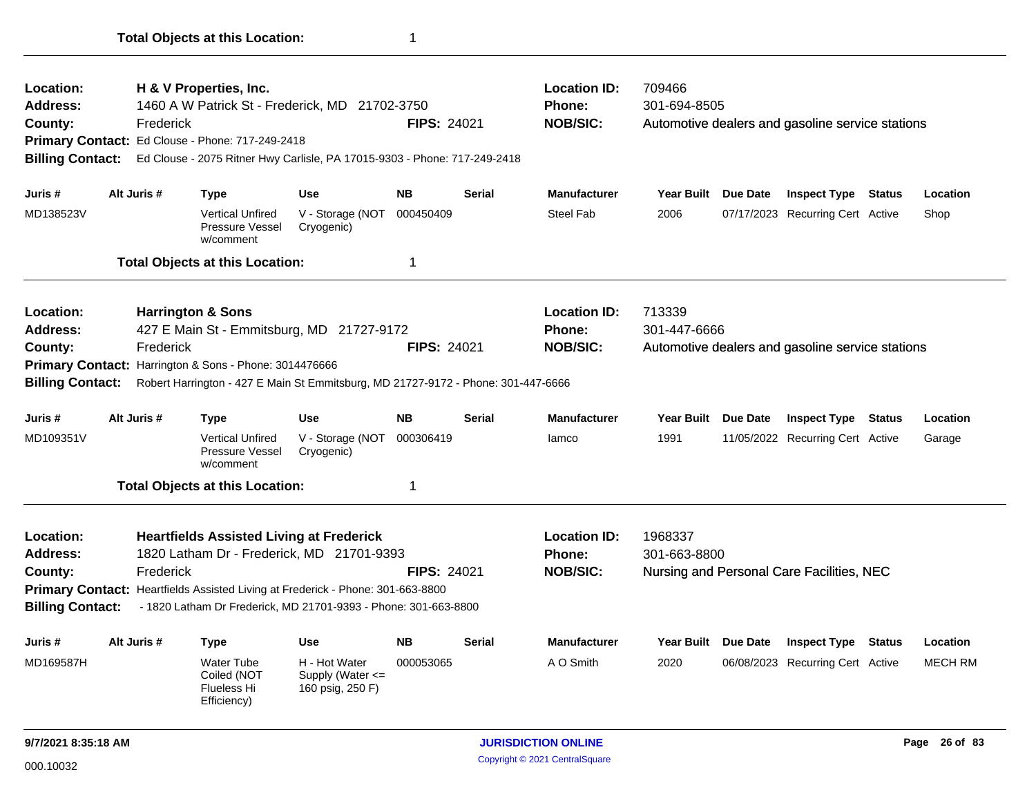**Total Objects at this Location:** 1

---

**Location:** H & V Properties, Inc.
**Address:** 1460 A W Patrick St - Frederick, MD 21702-3750
**County:** Frederick
**FIPS:** 24021
**Location ID:** 709466
**Phone:** 301-694-8505
**NOB/SIC:** Automotive dealers and gasoline service stations
**Primary Contact:** Ed Clouse - Phone: 717-249-2418
**Billing Contact:** Ed Clouse - 2075 Ritner Hwy Carlisle, PA 17015-9303 - Phone: 717-249-2418

| Juris # | Alt Juris # | Type | Use | NB | Serial | Manufacturer | Year Built | Due Date | Inspect Type | Status | Location |
|---|---|---|---|---|---|---|---|---|---|---|---|
| MD138523V | | Vertical Unfired Pressure Vessel w/comment | V - Storage (NOT Cryogenic) | 000450409 | | Steel Fab | 2006 | 07/17/2023 | Recurring Cert | Active | Shop |

**Total Objects at this Location:** 1

---

**Location:** Harrington & Sons
**Address:** 427 E Main St - Emmitsburg, MD 21727-9172
**County:** Frederick
**FIPS:** 24021
**Location ID:** 713339
**Phone:** 301-447-6666
**NOB/SIC:** Automotive dealers and gasoline service stations
**Primary Contact:** Harrington & Sons - Phone: 3014476666
**Billing Contact:** Robert Harrington - 427 E Main St Emmitsburg, MD 21727-9172 - Phone: 301-447-6666

| Juris # | Alt Juris # | Type | Use | NB | Serial | Manufacturer | Year Built | Due Date | Inspect Type | Status | Location |
|---|---|---|---|---|---|---|---|---|---|---|---|
| MD109351V | | Vertical Unfired Pressure Vessel w/comment | V - Storage (NOT Cryogenic) | 000306419 | | Iamco | 1991 | 11/05/2022 | Recurring Cert | Active | Garage |

**Total Objects at this Location:** 1

---

**Location:** Heartfields Assisted Living at Frederick
**Address:** 1820 Latham Dr - Frederick, MD 21701-9393
**County:** Frederick
**FIPS:** 24021
**Location ID:** 1968337
**Phone:** 301-663-8800
**NOB/SIC:** Nursing and Personal Care Facilities, NEC
**Primary Contact:** Heartfields Assisted Living at Frederick - Phone: 301-663-8800
**Billing Contact:** - 1820 Latham Dr Frederick, MD 21701-9393 - Phone: 301-663-8800

| Juris # | Alt Juris # | Type | Use | NB | Serial | Manufacturer | Year Built | Due Date | Inspect Type | Status | Location |
|---|---|---|---|---|---|---|---|---|---|---|---|
| MD169587H | | Water Tube Coiled (NOT Flueless Hi Efficiency) | H - Hot Water Supply (Water <= 160 psig, 250 F) | 000053065 | | A O Smith | 2020 | 06/08/2023 | Recurring Cert | Active | MECH RM |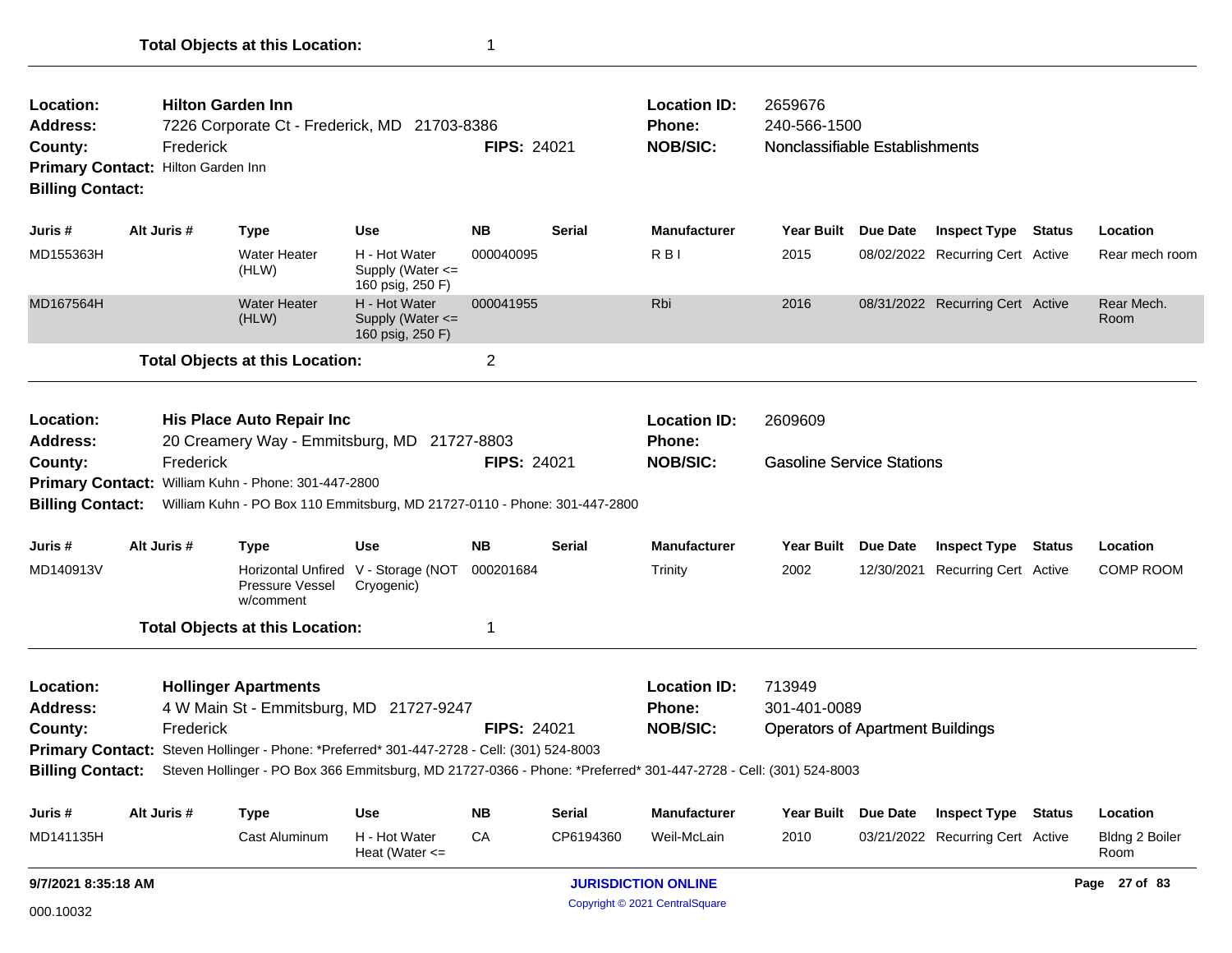**Total Objects at this Location:** 1

---

**Location:** Hilton Garden Inn
**Address:** 7226 Corporate Ct - Frederick, MD 21703-8386
**County:** Frederick **FIPS:** 24021
**Primary Contact:** Hilton Garden Inn
**Billing Contact:**
**Location ID:** 2659676
**Phone:** 240-566-1500
**NOB/SIC:** Nonclassifiable Establishments

| Juris # | Alt Juris # | Type | Use | NB | Serial | Manufacturer | Year Built | Due Date | Inspect Type | Status | Location |
|---|---|---|---|---|---|---|---|---|---|---|---|
| MD155363H | | Water Heater (HLW) | H - Hot Water Supply (Water <= 160 psig, 250 F) | 000040095 | | R B I | 2015 | 08/02/2022 | Recurring Cert | Active | Rear mech room |
| MD167564H | | Water Heater (HLW) | H - Hot Water Supply (Water <= 160 psig, 250 F) | 000041955 | | Rbi | 2016 | 08/31/2022 | Recurring Cert | Active | Rear Mech. Room |

**Total Objects at this Location:** 2

---

**Location:** His Place Auto Repair Inc
**Address:** 20 Creamery Way - Emmitsburg, MD 21727-8803
**County:** Frederick **FIPS:** 24021
**Primary Contact:** William Kuhn - Phone: 301-447-2800
**Billing Contact:** William Kuhn - PO Box 110 Emmitsburg, MD 21727-0110 - Phone: 301-447-2800
**Location ID:** 2609609
**Phone:**
**NOB/SIC:** Gasoline Service Stations

| Juris # | Alt Juris # | Type | Use | NB | Serial | Manufacturer | Year Built | Due Date | Inspect Type | Status | Location |
|---|---|---|---|---|---|---|---|---|---|---|---|
| MD140913V | | Horizontal Unfired Pressure Vessel w/comment | V - Storage (NOT Cryogenic) | 000201684 | | Trinity | 2002 | 12/30/2021 | Recurring Cert | Active | COMP ROOM |

**Total Objects at this Location:** 1

---

**Location:** Hollinger Apartments
**Address:** 4 W Main St - Emmitsburg, MD 21727-9247
**County:** Frederick **FIPS:** 24021
**Primary Contact:** Steven Hollinger - Phone: \*Preferred\* 301-447-2728 - Cell: (301) 524-8003
**Billing Contact:** Steven Hollinger - PO Box 366 Emmitsburg, MD 21727-0366 - Phone: \*Preferred\* 301-447-2728 - Cell: (301) 524-8003
**Location ID:** 713949
**Phone:** 301-401-0089
**NOB/SIC:** Operators of Apartment Buildings

| Juris # | Alt Juris # | Type | Use | NB | Serial | Manufacturer | Year Built | Due Date | Inspect Type | Status | Location |
|---|---|---|---|---|---|---|---|---|---|---|---|
| MD141135H | | Cast Aluminum | H - Hot Water Heat (Water <= | CA | CP6194360 | Weil-McLain | 2010 | 03/21/2022 | Recurring Cert | Active | Bldng 2 Boiler Room |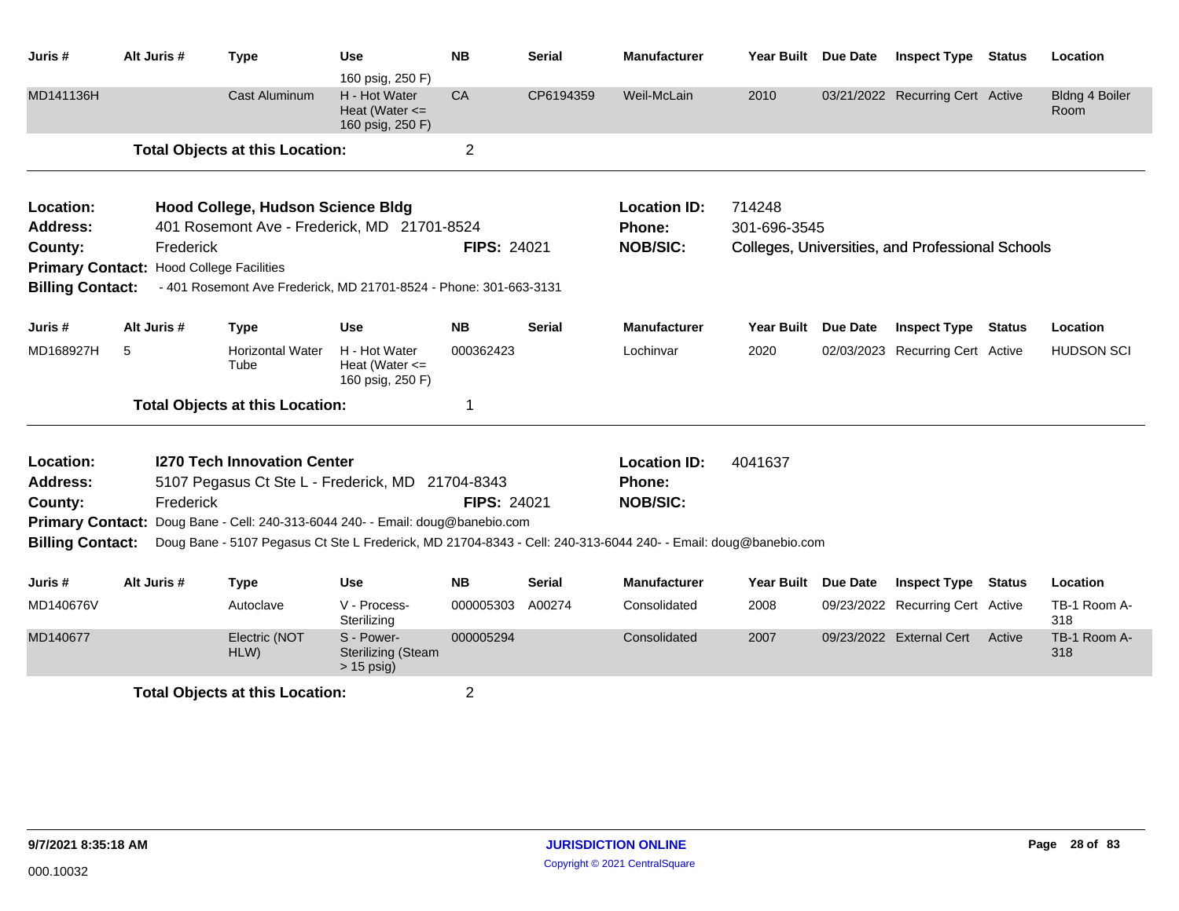| Juris # | Alt Juris # | Type | Use | NB | Serial | Manufacturer | Year Built | Due Date | Inspect Type | Status | Location |
|---|---|---|---|---|---|---|---|---|---|---|---|
| | | | 160 psig, 250 F) | | | | | | | | |
| MD141136H | | Cast Aluminum | H - Hot Water Heat (Water <= 160 psig, 250 F) | CA | CP6194359 | Weil-McLain | 2010 | 03/21/2022 | Recurring Cert | Active | Bldng 4 Boiler Room |

**Total Objects at this Location:** 2

---

**Location:** Hood College, Hudson Science Bldg
**Address:** 401 Rosemont Ave - Frederick, MD 21701-8524
**County:** Frederick
**FIPS:** 24021
**Location ID:** 714248
**Phone:** 301-696-3545
**NOB/SIC:** Colleges, Universities, and Professional Schools
**Primary Contact:** Hood College Facilities
**Billing Contact:** - 401 Rosemont Ave Frederick, MD 21701-8524 - Phone: 301-663-3131

| Juris # | Alt Juris # | Type | Use | NB | Serial | Manufacturer | Year Built | Due Date | Inspect Type | Status | Location |
|---|---|---|---|---|---|---|---|---|---|---|---|
| MD168927H | 5 | Horizontal Water Tube | H - Hot Water Heat (Water <= 160 psig, 250 F) | 000362423 | | Lochinvar | 2020 | 02/03/2023 | Recurring Cert | Active | HUDSON SCI |

**Total Objects at this Location:** 1

---

**Location:** I270 Tech Innovation Center
**Address:** 5107 Pegasus Ct Ste L - Frederick, MD 21704-8343
**County:** Frederick
**FIPS:** 24021
**Location ID:** 4041637
**Phone:**
**NOB/SIC:**
**Primary Contact:** Doug Bane - Cell: 240-313-6044 240- - Email: doug@banebio.com
**Billing Contact:** Doug Bane - 5107 Pegasus Ct Ste L Frederick, MD 21704-8343 - Cell: 240-313-6044 240- - Email: doug@banebio.com

| Juris # | Alt Juris # | Type | Use | NB | Serial | Manufacturer | Year Built | Due Date | Inspect Type | Status | Location |
|---|---|---|---|---|---|---|---|---|---|---|---|
| MD140676V | | Autoclave | V - Process-Sterilizing | 000005303 | A00274 | Consolidated | 2008 | 09/23/2022 | Recurring Cert | Active | TB-1 Room A-318 |
| MD140677 | | Electric (NOT HLW) | S - Power-Sterilizing (Steam > 15 psig) | 000005294 | | Consolidated | 2007 | 09/23/2022 | External Cert | Active | TB-1 Room A-318 |

**Total Objects at this Location:** 2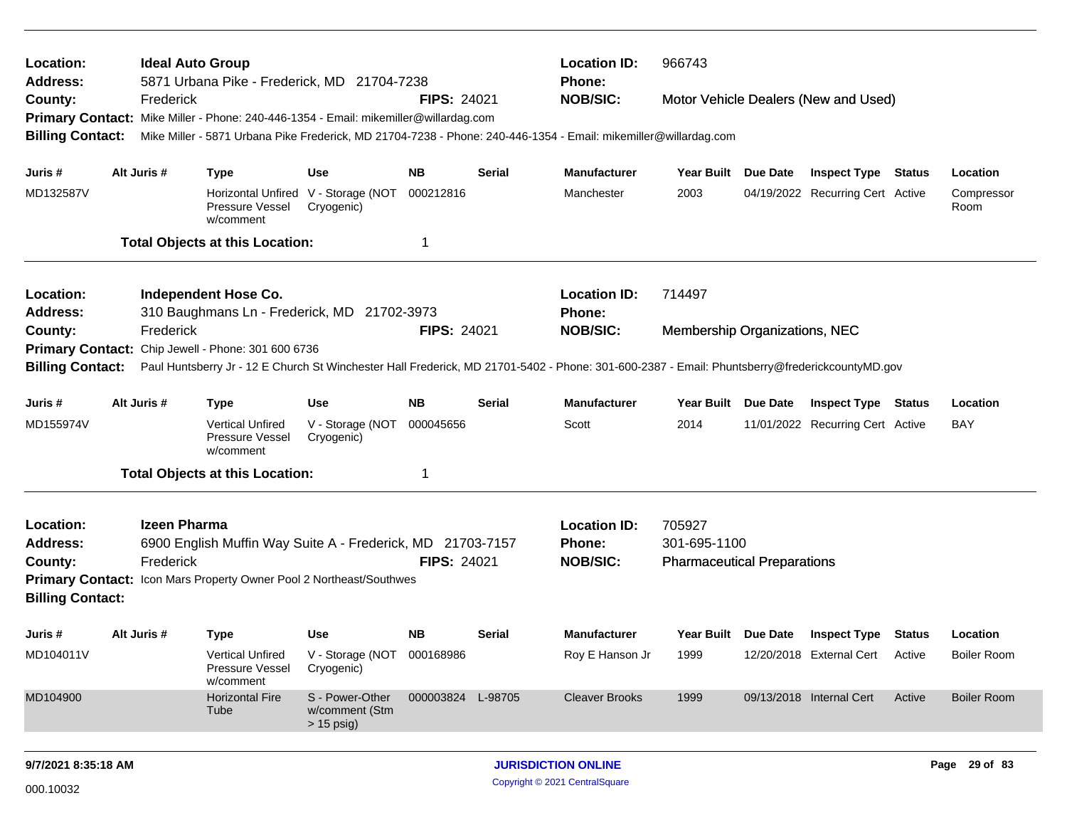| | | | | | | |
|---|---|---|---|---|---|---|
| **Location:** | **Ideal Auto Group** | | **Location ID:** | 966743 | | |
| **Address:** | 5871 Urbana Pike - Frederick, MD 21704-7238 | | **Phone:** | | | |
| **County:** | Frederick | **FIPS:** 24021 | **NOB/SIC:** | Motor Vehicle Dealers (New and Used) | | |

**Primary Contact:** Mike Miller - Phone: 240-446-1354 - Email: mikemiller@willardag.com

**Billing Contact:** Mike Miller - 5871 Urbana Pike Frederick, MD 21704-7238 - Phone: 240-446-1354 - Email: mikemiller@willardag.com

| Juris # | Alt Juris # | Type | Use | NB | Serial | Manufacturer | Year Built | Due Date | Inspect Type | Status | Location |
|---|---|---|---|---|---|---|---|---|---|---|---|
| MD132587V | | Horizontal Unfired Pressure Vessel w/comment | V - Storage (NOT Cryogenic) | 000212816 | | Manchester | 2003 | 04/19/2022 | Recurring Cert | Active | Compressor Room |

**Total Objects at this Location:** 1

---

| | | | | | | |
|---|---|---|---|---|---|---|
| **Location:** | **Independent Hose Co.** | | **Location ID:** | 714497 | | |
| **Address:** | 310 Baughmans Ln - Frederick, MD 21702-3973 | | **Phone:** | | | |
| **County:** | Frederick | **FIPS:** 24021 | **NOB/SIC:** | Membership Organizations, NEC | | |

**Primary Contact:** Chip Jewell - Phone: 301 600 6736

**Billing Contact:** Paul Huntsberry Jr - 12 E Church St Winchester Hall Frederick, MD 21701-5402 - Phone: 301-600-2387 - Email: Phuntsberry@frederickcountyMD.gov

| Juris # | Alt Juris # | Type | Use | NB | Serial | Manufacturer | Year Built | Due Date | Inspect Type | Status | Location |
|---|---|---|---|---|---|---|---|---|---|---|---|
| MD155974V | | Vertical Unfired Pressure Vessel w/comment | V - Storage (NOT Cryogenic) | 000045656 | | Scott | 2014 | 11/01/2022 | Recurring Cert | Active | BAY |

**Total Objects at this Location:** 1

---

| | | | | | | |
|---|---|---|---|---|---|---|
| **Location:** | **Izeen Pharma** | | **Location ID:** | 705927 | | |
| **Address:** | 6900 English Muffin Way Suite A - Frederick, MD 21703-7157 | | **Phone:** | 301-695-1100 | | |
| **County:** | Frederick | **FIPS:** 24021 | **NOB/SIC:** | Pharmaceutical Preparations | | |

**Primary Contact:** Icon Mars Property Owner Pool 2 Northeast/Southwes

**Billing Contact:**

| Juris # | Alt Juris # | Type | Use | NB | Serial | Manufacturer | Year Built | Due Date | Inspect Type | Status | Location |
|---|---|---|---|---|---|---|---|---|---|---|---|
| MD104011V | | Vertical Unfired Pressure Vessel w/comment | V - Storage (NOT Cryogenic) | 000168986 | | Roy E Hanson Jr | 1999 | 12/20/2018 | External Cert | Active | Boiler Room |
| MD104900 | | Horizontal Fire Tube | S - Power-Other w/comment (Stm > 15 psig) | 000003824 | L-98705 | Cleaver Brooks | 1999 | 09/13/2018 | Internal Cert | Active | Boiler Room |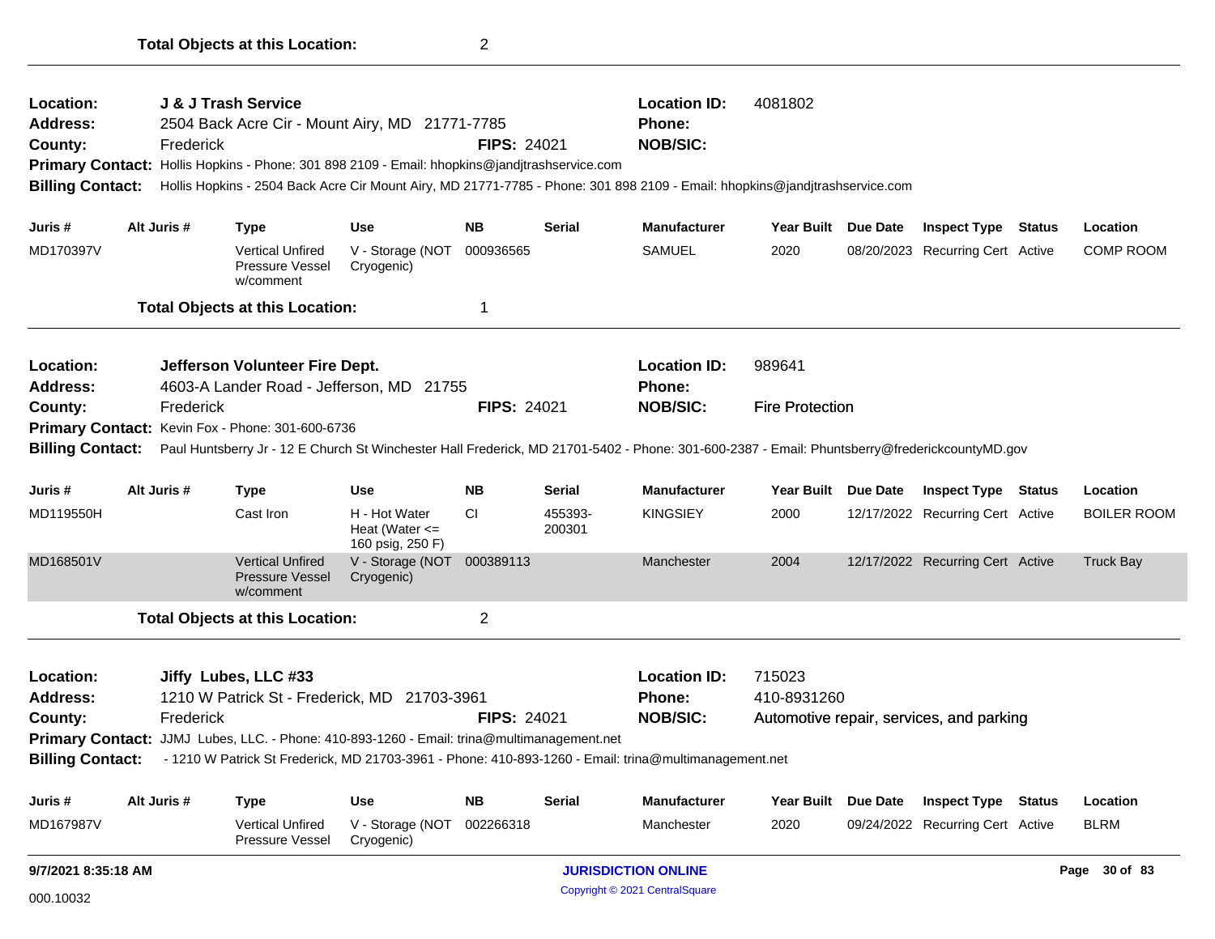**Total Objects at this Location:** 2

---

**Location:** J & J Trash Service
**Location ID:** 4081802
**Address:** 2504 Back Acre Cir - Mount Airy, MD 21771-7785
**Phone:**
**County:** Frederick
**FIPS:** 24021
**NOB/SIC:**
**Primary Contact:** Hollis Hopkins - Phone: 301 898 2109 - Email: hhopkins@jandjtrashservice.com
**Billing Contact:** Hollis Hopkins - 2504 Back Acre Cir Mount Airy, MD 21771-7785 - Phone: 301 898 2109 - Email: hhopkins@jandjtrashservice.com

| Juris # | Alt Juris # | Type | Use | NB | Serial | Manufacturer | Year Built | Due Date | Inspect Type | Status | Location |
|---|---|---|---|---|---|---|---|---|---|---|---|
| MD170397V | | Vertical Unfired Pressure Vessel w/comment | V - Storage (NOT Cryogenic) | 000936565 | | SAMUEL | 2020 | 08/20/2023 | Recurring Cert | Active | COMP ROOM |

**Total Objects at this Location:** 1

---

**Location:** Jefferson Volunteer Fire Dept.
**Location ID:** 989641
**Address:** 4603-A Lander Road - Jefferson, MD 21755
**Phone:**
**County:** Frederick
**FIPS:** 24021
**NOB/SIC:** Fire Protection
**Primary Contact:** Kevin Fox - Phone: 301-600-6736
**Billing Contact:** Paul Huntsberry Jr - 12 E Church St Winchester Hall Frederick, MD 21701-5402 - Phone: 301-600-2387 - Email: Phuntsberry@frederickcountyMD.gov

| Juris # | Alt Juris # | Type | Use | NB | Serial | Manufacturer | Year Built | Due Date | Inspect Type | Status | Location |
|---|---|---|---|---|---|---|---|---|---|---|---|
| MD119550H | | Cast Iron | H - Hot Water Heat (Water <= 160 psig, 250 F) | CI | 455393-200301 | KINGSIEY | 2000 | 12/17/2022 | Recurring Cert | Active | BOILER ROOM |
| MD168501V | | Vertical Unfired Pressure Vessel w/comment | V - Storage (NOT Cryogenic) | 000389113 | | Manchester | 2004 | 12/17/2022 | Recurring Cert | Active | Truck Bay |

**Total Objects at this Location:** 2

---

**Location:** Jiffy Lubes, LLC #33
**Location ID:** 715023
**Address:** 1210 W Patrick St - Frederick, MD 21703-3961
**Phone:** 410-8931260
**County:** Frederick
**FIPS:** 24021
**NOB/SIC:** Automotive repair, services, and parking
**Primary Contact:** JJMJ Lubes, LLC. - Phone: 410-893-1260 - Email: trina@multimanagement.net
**Billing Contact:** - 1210 W Patrick St Frederick, MD 21703-3961 - Phone: 410-893-1260 - Email: trina@multimanagement.net

| Juris # | Alt Juris # | Type | Use | NB | Serial | Manufacturer | Year Built | Due Date | Inspect Type | Status | Location |
|---|---|---|---|---|---|---|---|---|---|---|---|
| MD167987V | | Vertical Unfired Pressure Vessel | V - Storage (NOT Cryogenic) | 002266318 | | Manchester | 2020 | 09/24/2022 | Recurring Cert | Active | BLRM |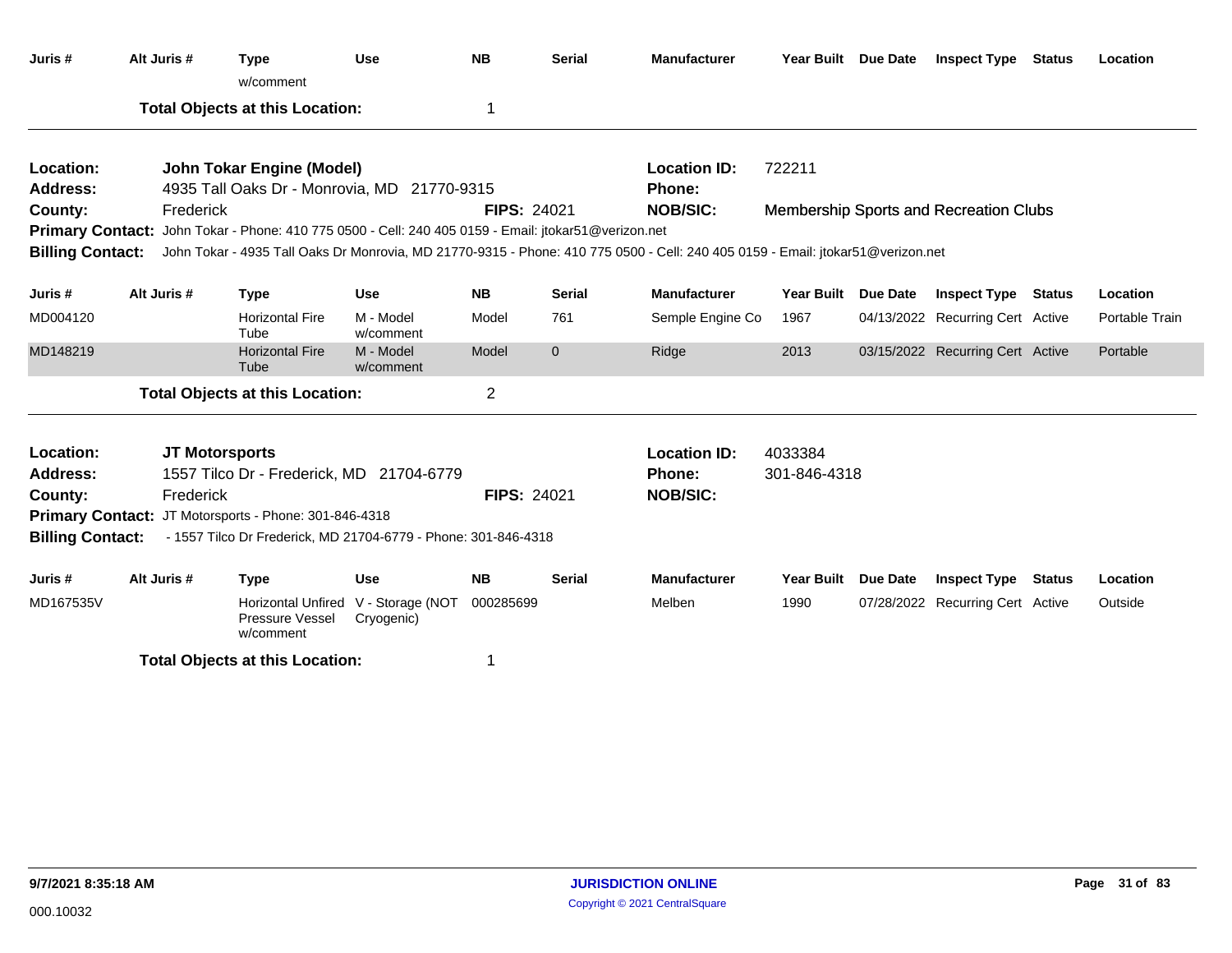| Juris # | Alt Juris # | Type | Use | NB | Serial | Manufacturer | Year Built | Due Date | Inspect Type | Status | Location |
|---|---|---|---|---|---|---|---|---|---|---|---|
| | | w/comment | | | | | | | | | |

**Total Objects at this Location:** 1

---

**Location:** John Tokar Engine (Model) **Location ID:** 722211
**Address:** 4935 Tall Oaks Dr - Monrovia, MD 21770-9315 **Phone:**
**County:** Frederick **FIPS:** 24021 **NOB/SIC:** Membership Sports and Recreation Clubs
**Primary Contact:** John Tokar - Phone: 410 775 0500 - Cell: 240 405 0159 - Email: jtokar51@verizon.net
**Billing Contact:** John Tokar - 4935 Tall Oaks Dr Monrovia, MD 21770-9315 - Phone: 410 775 0500 - Cell: 240 405 0159 - Email: jtokar51@verizon.net

| Juris # | Alt Juris # | Type | Use | NB | Serial | Manufacturer | Year Built | Due Date | Inspect Type | Status | Location |
|---|---|---|---|---|---|---|---|---|---|---|---|
| MD004120 | | Horizontal Fire Tube | M - Model w/comment | Model | 761 | Semple Engine Co | 1967 | 04/13/2022 | Recurring Cert | Active | Portable Train |
| MD148219 | | Horizontal Fire Tube | M - Model w/comment | Model | 0 | Ridge | 2013 | 03/15/2022 | Recurring Cert | Active | Portable |

**Total Objects at this Location:** 2

---

**Location:** JT Motorsports **Location ID:** 4033384
**Address:** 1557 Tilco Dr - Frederick, MD 21704-6779 **Phone:** 301-846-4318
**County:** Frederick **FIPS:** 24021 **NOB/SIC:**
**Primary Contact:** JT Motorsports - Phone: 301-846-4318
**Billing Contact:** - 1557 Tilco Dr Frederick, MD 21704-6779 - Phone: 301-846-4318

| Juris # | Alt Juris # | Type | Use | NB | Serial | Manufacturer | Year Built | Due Date | Inspect Type | Status | Location |
|---|---|---|---|---|---|---|---|---|---|---|---|
| MD167535V | | Horizontal Unfired Pressure Vessel w/comment | V - Storage (NOT Cryogenic) | 000285699 | | Melben | 1990 | 07/28/2022 | Recurring Cert | Active | Outside |

**Total Objects at this Location:** 1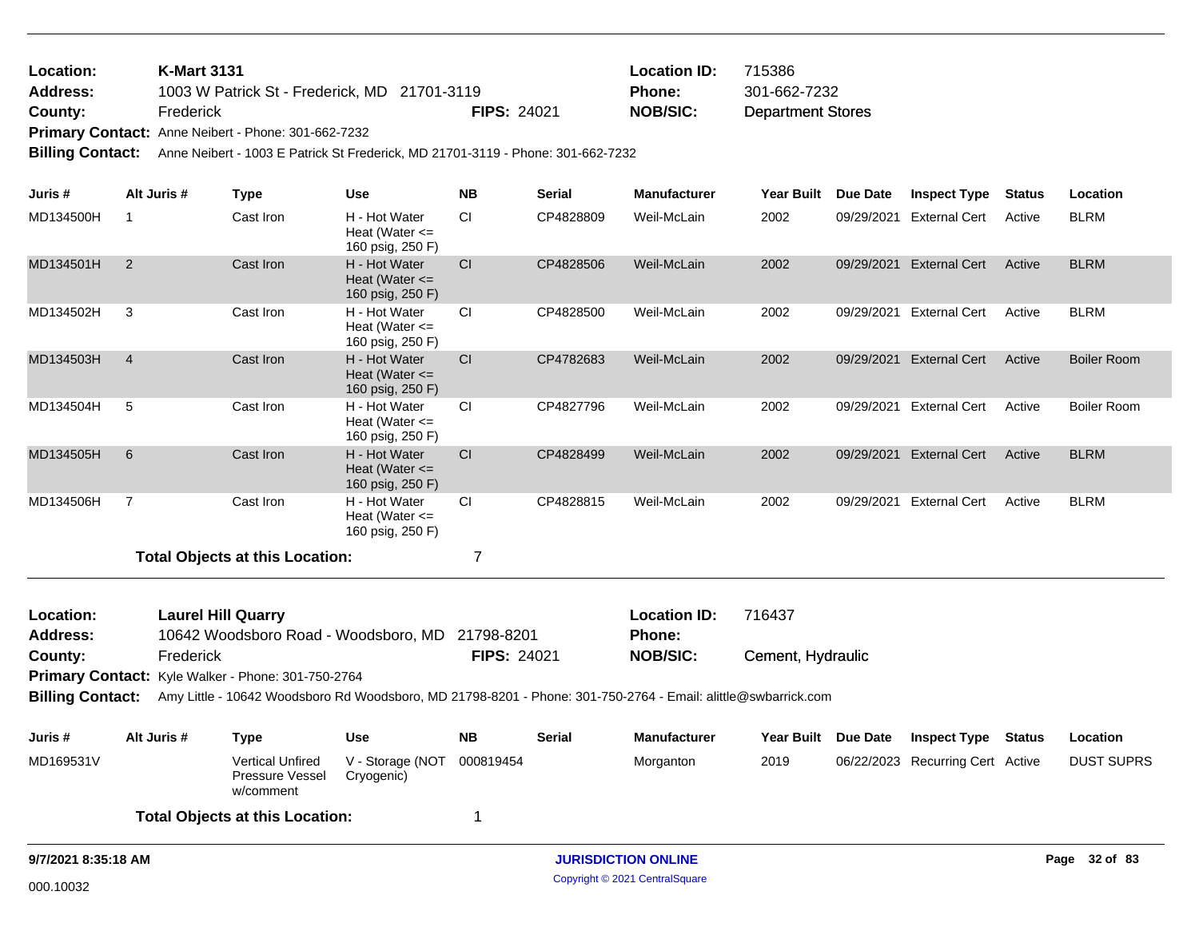**Location:** K-Mart 3131
**Address:** 1003 W Patrick St - Frederick, MD 21701-3119
**County:** Frederick **FIPS:** 24021
**Location ID:** 715386
**Phone:** 301-662-7232
**NOB/SIC:** Department Stores
**Primary Contact:** Anne Neibert - Phone: 301-662-7232
**Billing Contact:** Anne Neibert - 1003 E Patrick St Frederick, MD 21701-3119 - Phone: 301-662-7232

| Juris # | Alt Juris # | Type | Use | NB | Serial | Manufacturer | Year Built | Due Date | Inspect Type | Status | Location |
|---|---|---|---|---|---|---|---|---|---|---|---|
| MD134500H | 1 | Cast Iron | H - Hot Water Heat (Water <= 160 psig, 250 F) | CI | CP4828809 | Weil-McLain | 2002 | 09/29/2021 | External Cert | Active | BLRM |
| MD134501H | 2 | Cast Iron | H - Hot Water Heat (Water <= 160 psig, 250 F) | CI | CP4828506 | Weil-McLain | 2002 | 09/29/2021 | External Cert | Active | BLRM |
| MD134502H | 3 | Cast Iron | H - Hot Water Heat (Water <= 160 psig, 250 F) | CI | CP4828500 | Weil-McLain | 2002 | 09/29/2021 | External Cert | Active | BLRM |
| MD134503H | 4 | Cast Iron | H - Hot Water Heat (Water <= 160 psig, 250 F) | CI | CP4782683 | Weil-McLain | 2002 | 09/29/2021 | External Cert | Active | Boiler Room |
| MD134504H | 5 | Cast Iron | H - Hot Water Heat (Water <= 160 psig, 250 F) | CI | CP4827796 | Weil-McLain | 2002 | 09/29/2021 | External Cert | Active | Boiler Room |
| MD134505H | 6 | Cast Iron | H - Hot Water Heat (Water <= 160 psig, 250 F) | CI | CP4828499 | Weil-McLain | 2002 | 09/29/2021 | External Cert | Active | BLRM |
| MD134506H | 7 | Cast Iron | H - Hot Water Heat (Water <= 160 psig, 250 F) | CI | CP4828815 | Weil-McLain | 2002 | 09/29/2021 | External Cert | Active | BLRM |

**Total Objects at this Location:** 7

---

**Location:** Laurel Hill Quarry
**Address:** 10642 Woodsboro Road - Woodsboro, MD 21798-8201
**County:** Frederick **FIPS:** 24021
**Location ID:** 716437
**Phone:**
**NOB/SIC:** Cement, Hydraulic
**Primary Contact:** Kyle Walker - Phone: 301-750-2764
**Billing Contact:** Amy Little - 10642 Woodsboro Rd Woodsboro, MD 21798-8201 - Phone: 301-750-2764 - Email: alittle@swbarrick.com

| Juris # | Alt Juris # | Type | Use | NB | Serial | Manufacturer | Year Built | Due Date | Inspect Type | Status | Location |
|---|---|---|---|---|---|---|---|---|---|---|---|
| MD169531V | | Vertical Unfired Pressure Vessel w/comment | V - Storage (NOT Cryogenic) | 000819454 | | Morganton | 2019 | 06/22/2023 | Recurring Cert | Active | DUST SUPRS |

**Total Objects at this Location:** 1

9/7/2021 8:35:18 AM — JURISDICTION ONLINE — Copyright © 2021 CentralSquare

000.10032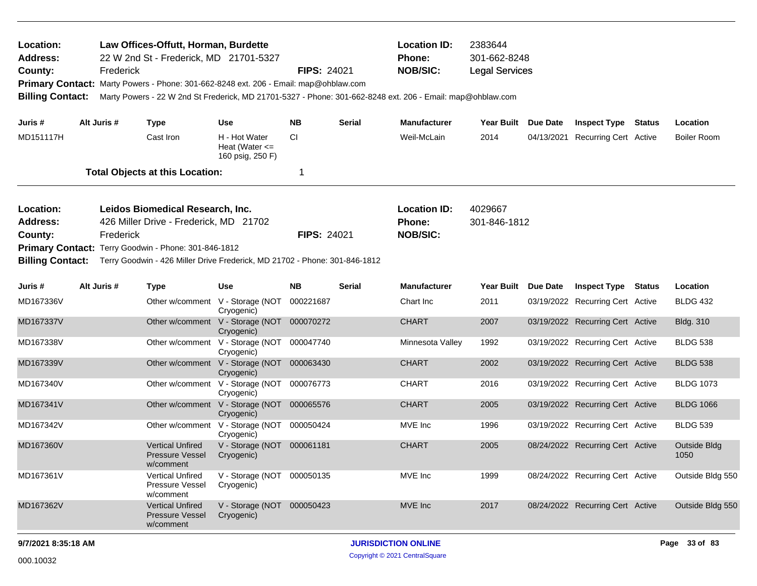**Location:** Law Offices-Offutt, Horman, Burdette
**Address:** 22 W 2nd St - Frederick, MD 21701-5327
**County:** Frederick **FIPS:** 24021
**Location ID:** 2383644
**Phone:** 301-662-8248
**NOB/SIC:** Legal Services
**Primary Contact:** Marty Powers - Phone: 301-662-8248 ext. 206 - Email: map@ohblaw.com
**Billing Contact:** Marty Powers - 22 W 2nd St Frederick, MD 21701-5327 - Phone: 301-662-8248 ext. 206 - Email: map@ohblaw.com

| Juris # | Alt Juris # | Type | Use | NB | Serial | Manufacturer | Year Built | Due Date | Inspect Type | Status | Location |
|---|---|---|---|---|---|---|---|---|---|---|---|
| MD151117H | | Cast Iron | H - Hot Water Heat (Water <= 160 psig, 250 F) | CI | | Weil-McLain | 2014 | 04/13/2021 | Recurring Cert | Active | Boiler Room |

**Total Objects at this Location:** 1

**Location:** Leidos Biomedical Research, Inc.
**Address:** 426 Miller Drive - Frederick, MD 21702
**County:** Frederick **FIPS:** 24021
**Location ID:** 4029667
**Phone:** 301-846-1812
**NOB/SIC:**
**Primary Contact:** Terry Goodwin - Phone: 301-846-1812
**Billing Contact:** Terry Goodwin - 426 Miller Drive Frederick, MD 21702 - Phone: 301-846-1812

| Juris # | Alt Juris # | Type | Use | NB | Serial | Manufacturer | Year Built | Due Date | Inspect Type | Status | Location |
|---|---|---|---|---|---|---|---|---|---|---|---|
| MD167336V | | Other w/comment | V - Storage (NOT Cryogenic) | 000221687 | | Chart Inc | 2011 | 03/19/2022 | Recurring Cert | Active | BLDG 432 |
| MD167337V | | Other w/comment | V - Storage (NOT Cryogenic) | 000070272 | | CHART | 2007 | 03/19/2022 | Recurring Cert | Active | Bldg. 310 |
| MD167338V | | Other w/comment | V - Storage (NOT Cryogenic) | 000047740 | | Minnesota Valley | 1992 | 03/19/2022 | Recurring Cert | Active | BLDG 538 |
| MD167339V | | Other w/comment | V - Storage (NOT Cryogenic) | 000063430 | | CHART | 2002 | 03/19/2022 | Recurring Cert | Active | BLDG 538 |
| MD167340V | | Other w/comment | V - Storage (NOT Cryogenic) | 000076773 | | CHART | 2016 | 03/19/2022 | Recurring Cert | Active | BLDG 1073 |
| MD167341V | | Other w/comment | V - Storage (NOT Cryogenic) | 000065576 | | CHART | 2005 | 03/19/2022 | Recurring Cert | Active | BLDG 1066 |
| MD167342V | | Other w/comment | V - Storage (NOT Cryogenic) | 000050424 | | MVE Inc | 1996 | 03/19/2022 | Recurring Cert | Active | BLDG 539 |
| MD167360V | | Vertical Unfired Pressure Vessel w/comment | V - Storage (NOT Cryogenic) | 000061181 | | CHART | 2005 | 08/24/2022 | Recurring Cert | Active | Outside Bldg 1050 |
| MD167361V | | Vertical Unfired Pressure Vessel w/comment | V - Storage (NOT Cryogenic) | 000050135 | | MVE Inc | 1999 | 08/24/2022 | Recurring Cert | Active | Outside Bldg 550 |
| MD167362V | | Vertical Unfired Pressure Vessel w/comment | V - Storage (NOT Cryogenic) | 000050423 | | MVE Inc | 2017 | 08/24/2022 | Recurring Cert | Active | Outside Bldg 550 |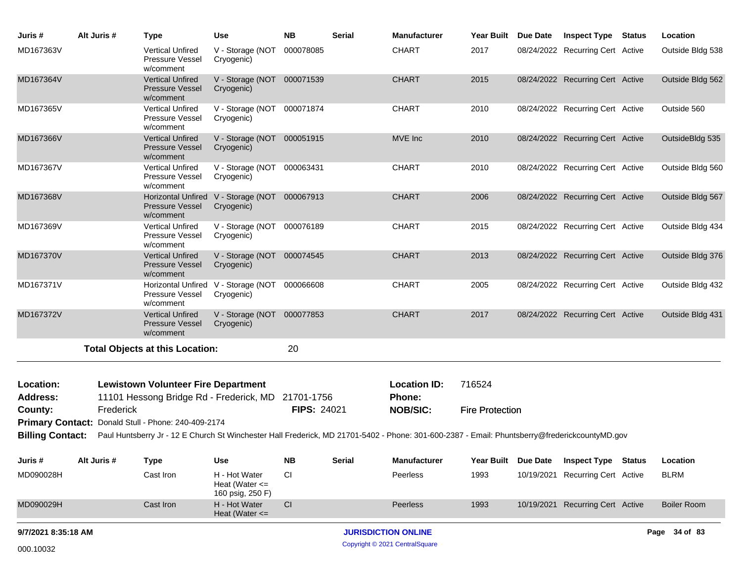| Juris # | Alt Juris # | Type | Use | NB | Serial | Manufacturer | Year Built | Due Date | Inspect Type | Status | Location |
|---|---|---|---|---|---|---|---|---|---|---|---|
| MD167363V | | Vertical Unfired Pressure Vessel w/comment | V - Storage (NOT Cryogenic) | 000078085 | | CHART | 2017 | 08/24/2022 | Recurring Cert | Active | Outside Bldg 538 |
| MD167364V | | Vertical Unfired Pressure Vessel w/comment | V - Storage (NOT Cryogenic) | 000071539 | | CHART | 2015 | 08/24/2022 | Recurring Cert | Active | Outside Bldg 562 |
| MD167365V | | Vertical Unfired Pressure Vessel w/comment | V - Storage (NOT Cryogenic) | 000071874 | | CHART | 2010 | 08/24/2022 | Recurring Cert | Active | Outside 560 |
| MD167366V | | Vertical Unfired Pressure Vessel w/comment | V - Storage (NOT Cryogenic) | 000051915 | | MVE Inc | 2010 | 08/24/2022 | Recurring Cert | Active | OutsideBldg 535 |
| MD167367V | | Vertical Unfired Pressure Vessel w/comment | V - Storage (NOT Cryogenic) | 000063431 | | CHART | 2010 | 08/24/2022 | Recurring Cert | Active | Outside Bldg 560 |
| MD167368V | | Horizontal Unfired Pressure Vessel w/comment | V - Storage (NOT Cryogenic) | 000067913 | | CHART | 2006 | 08/24/2022 | Recurring Cert | Active | Outside Bldg 567 |
| MD167369V | | Vertical Unfired Pressure Vessel w/comment | V - Storage (NOT Cryogenic) | 000076189 | | CHART | 2015 | 08/24/2022 | Recurring Cert | Active | Outside Bldg 434 |
| MD167370V | | Vertical Unfired Pressure Vessel w/comment | V - Storage (NOT Cryogenic) | 000074545 | | CHART | 2013 | 08/24/2022 | Recurring Cert | Active | Outside Bldg 376 |
| MD167371V | | Horizontal Unfired Pressure Vessel w/comment | V - Storage (NOT Cryogenic) | 000066608 | | CHART | 2005 | 08/24/2022 | Recurring Cert | Active | Outside Bldg 432 |
| MD167372V | | Vertical Unfired Pressure Vessel w/comment | V - Storage (NOT Cryogenic) | 000077853 | | CHART | 2017 | 08/24/2022 | Recurring Cert | Active | Outside Bldg 431 |

**Total Objects at this Location:** 20

**Location:** Lewistown Volunteer Fire Department  
**Location ID:** 716524  
**Address:** 11101 Hessong Bridge Rd - Frederick, MD 21701-1756  
**Phone:**  
**County:** Frederick  
**FIPS:** 24021  
**NOB/SIC:** Fire Protection  
**Primary Contact:** Donald Stull - Phone: 240-409-2174  
**Billing Contact:** Paul Huntsberry Jr - 12 E Church St Winchester Hall Frederick, MD 21701-5402 - Phone: 301-600-2387 - Email: Phuntsberry@frederickcountyMD.gov

| Juris # | Alt Juris # | Type | Use | NB | Serial | Manufacturer | Year Built | Due Date | Inspect Type | Status | Location |
|---|---|---|---|---|---|---|---|---|---|---|---|
| MD090028H | | Cast Iron | H - Hot Water Heat (Water <= 160 psig, 250 F) | CI | | Peerless | 1993 | 10/19/2021 | Recurring Cert | Active | BLRM |
| MD090029H | | Cast Iron | H - Hot Water Heat (Water <= | CI | | Peerless | 1993 | 10/19/2021 | Recurring Cert | Active | Boiler Room |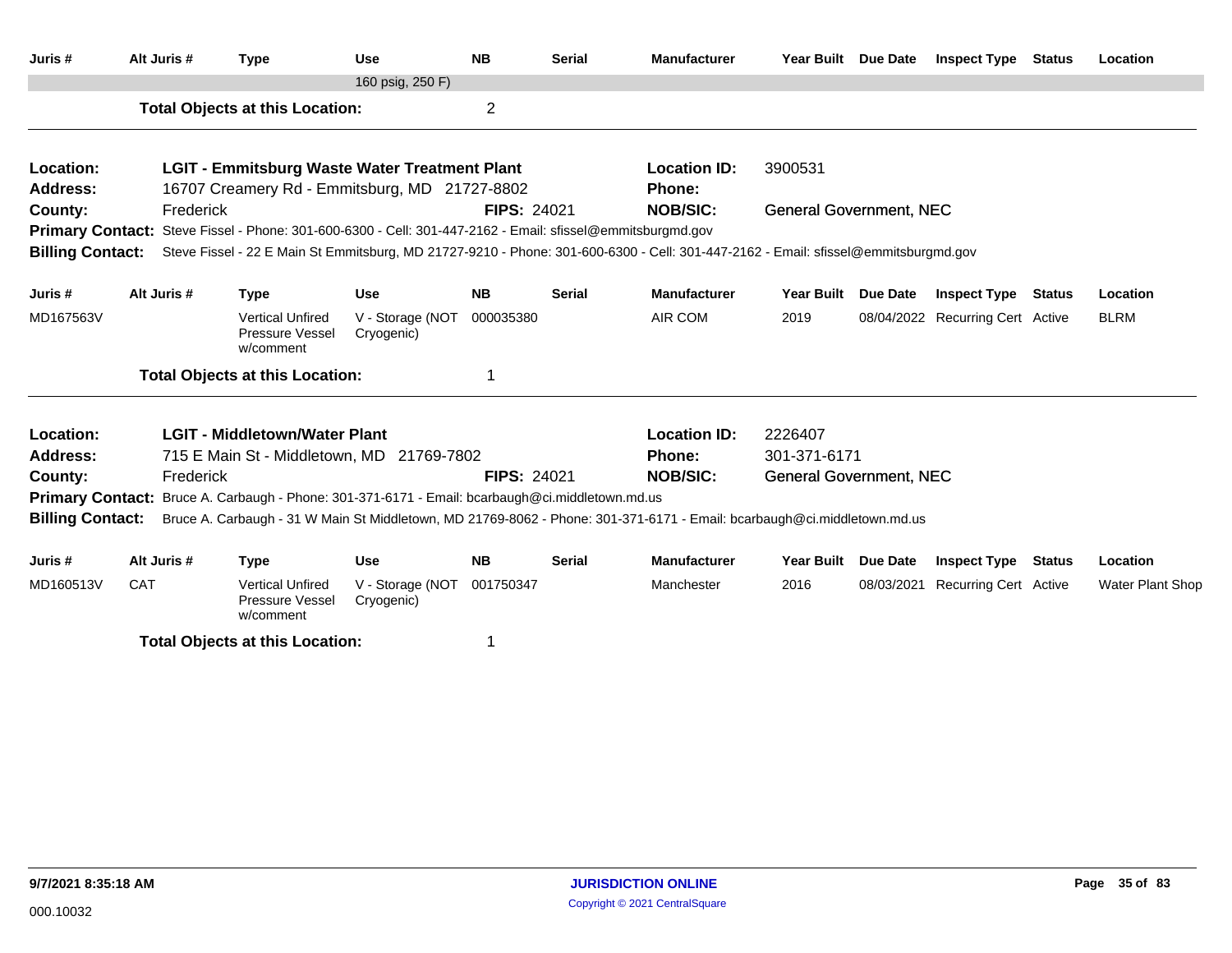| Juris # | Alt Juris # | Type | Use | NB | Serial | Manufacturer | Year Built | Due Date | Inspect Type | Status | Location |
|---|---|---|---|---|---|---|---|---|---|---|---|
| | | | 160 psig, 250 F) | | | | | | | | |

**Total Objects at this Location:** 2

---

**Location:** LGIT - Emmitsburg Waste Water Treatment Plant
**Location ID:** 3900531
**Address:** 16707 Creamery Rd - Emmitsburg, MD 21727-8802
**Phone:**
**County:** Frederick
**FIPS:** 24021
**NOB/SIC:** General Government, NEC
**Primary Contact:** Steve Fissel - Phone: 301-600-6300 - Cell: 301-447-2162 - Email: sfissel@emmitsburgmd.gov
**Billing Contact:** Steve Fissel - 22 E Main St Emmitsburg, MD 21727-9210 - Phone: 301-600-6300 - Cell: 301-447-2162 - Email: sfissel@emmitsburgmd.gov

| Juris # | Alt Juris # | Type | Use | NB | Serial | Manufacturer | Year Built | Due Date | Inspect Type | Status | Location |
|---|---|---|---|---|---|---|---|---|---|---|---|
| MD167563V | | Vertical Unfired Pressure Vessel w/comment | V - Storage (NOT Cryogenic) | 000035380 | | AIR COM | 2019 | 08/04/2022 | Recurring Cert | Active | BLRM |

**Total Objects at this Location:** 1

---

**Location:** LGIT - Middletown/Water Plant
**Location ID:** 2226407
**Address:** 715 E Main St - Middletown, MD 21769-7802
**Phone:** 301-371-6171
**County:** Frederick
**FIPS:** 24021
**NOB/SIC:** General Government, NEC
**Primary Contact:** Bruce A. Carbaugh - Phone: 301-371-6171 - Email: bcarbaugh@ci.middletown.md.us
**Billing Contact:** Bruce A. Carbaugh - 31 W Main St Middletown, MD 21769-8062 - Phone: 301-371-6171 - Email: bcarbaugh@ci.middletown.md.us

| Juris # | Alt Juris # | Type | Use | NB | Serial | Manufacturer | Year Built | Due Date | Inspect Type | Status | Location |
|---|---|---|---|---|---|---|---|---|---|---|---|
| MD160513V | CAT | Vertical Unfired Pressure Vessel w/comment | V - Storage (NOT Cryogenic) | 001750347 | | Manchester | 2016 | 08/03/2021 | Recurring Cert | Active | Water Plant Shop |

**Total Objects at this Location:** 1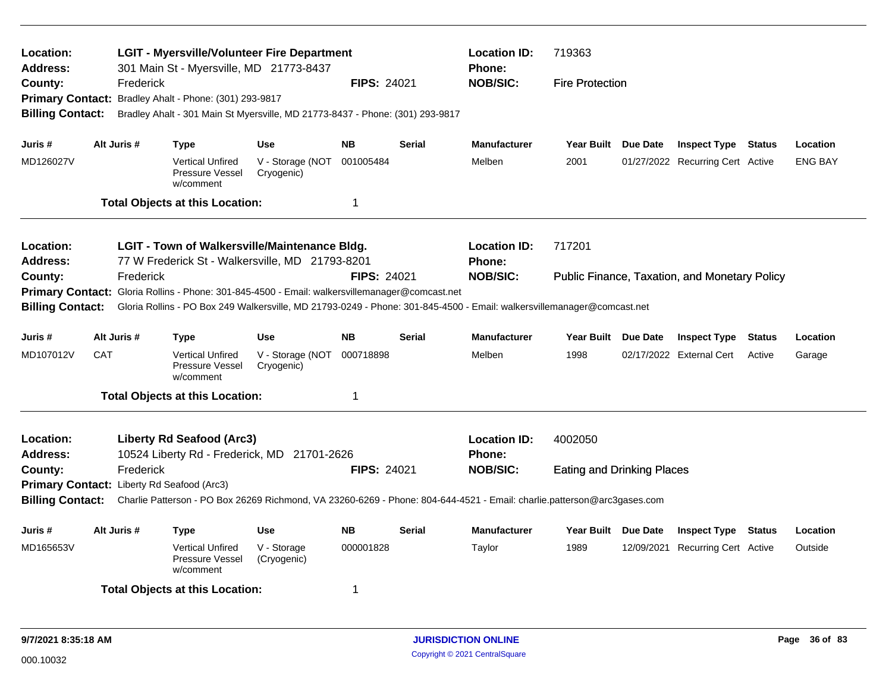**Location:** LGIT - Myersville/Volunteer Fire Department
**Location ID:** 719363
**Address:** 301 Main St - Myersville, MD 21773-8437
**Phone:**
**County:** Frederick
**FIPS:** 24021
**NOB/SIC:** Fire Protection
**Primary Contact:** Bradley Ahalt - Phone: (301) 293-9817
**Billing Contact:** Bradley Ahalt - 301 Main St Myersville, MD 21773-8437 - Phone: (301) 293-9817

| Juris # | Alt Juris # | Type | Use | NB | Serial | Manufacturer | Year Built | Due Date | Inspect Type | Status | Location |
|---|---|---|---|---|---|---|---|---|---|---|---|
| MD126027V | | Vertical Unfired Pressure Vessel w/comment | V - Storage (NOT Cryogenic) | 001005484 | | Melben | 2001 | 01/27/2022 | Recurring Cert | Active | ENG BAY |

**Total Objects at this Location:** 1

---

**Location:** LGIT - Town of Walkersville/Maintenance Bldg.
**Location ID:** 717201
**Address:** 77 W Frederick St - Walkersville, MD 21793-8201
**Phone:**
**County:** Frederick
**FIPS:** 24021
**NOB/SIC:** Public Finance, Taxation, and Monetary Policy
**Primary Contact:** Gloria Rollins - Phone: 301-845-4500 - Email: walkersvillemanager@comcast.net
**Billing Contact:** Gloria Rollins - PO Box 249 Walkersville, MD 21793-0249 - Phone: 301-845-4500 - Email: walkersvillemanager@comcast.net

| Juris # | Alt Juris # | Type | Use | NB | Serial | Manufacturer | Year Built | Due Date | Inspect Type | Status | Location |
|---|---|---|---|---|---|---|---|---|---|---|---|
| MD107012V | CAT | Vertical Unfired Pressure Vessel w/comment | V - Storage (NOT Cryogenic) | 000718898 | | Melben | 1998 | 02/17/2022 | External Cert | Active | Garage |

**Total Objects at this Location:** 1

---

**Location:** Liberty Rd Seafood (Arc3)
**Location ID:** 4002050
**Address:** 10524 Liberty Rd - Frederick, MD 21701-2626
**Phone:**
**County:** Frederick
**FIPS:** 24021
**NOB/SIC:** Eating and Drinking Places
**Primary Contact:** Liberty Rd Seafood (Arc3)
**Billing Contact:** Charlie Patterson - PO Box 26269 Richmond, VA 23260-6269 - Phone: 804-644-4521 - Email: charlie.patterson@arc3gases.com

| Juris # | Alt Juris # | Type | Use | NB | Serial | Manufacturer | Year Built | Due Date | Inspect Type | Status | Location |
|---|---|---|---|---|---|---|---|---|---|---|---|
| MD165653V | | Vertical Unfired Pressure Vessel w/comment | V - Storage (Cryogenic) | 000001828 | | Taylor | 1989 | 12/09/2021 | Recurring Cert | Active | Outside |

**Total Objects at this Location:** 1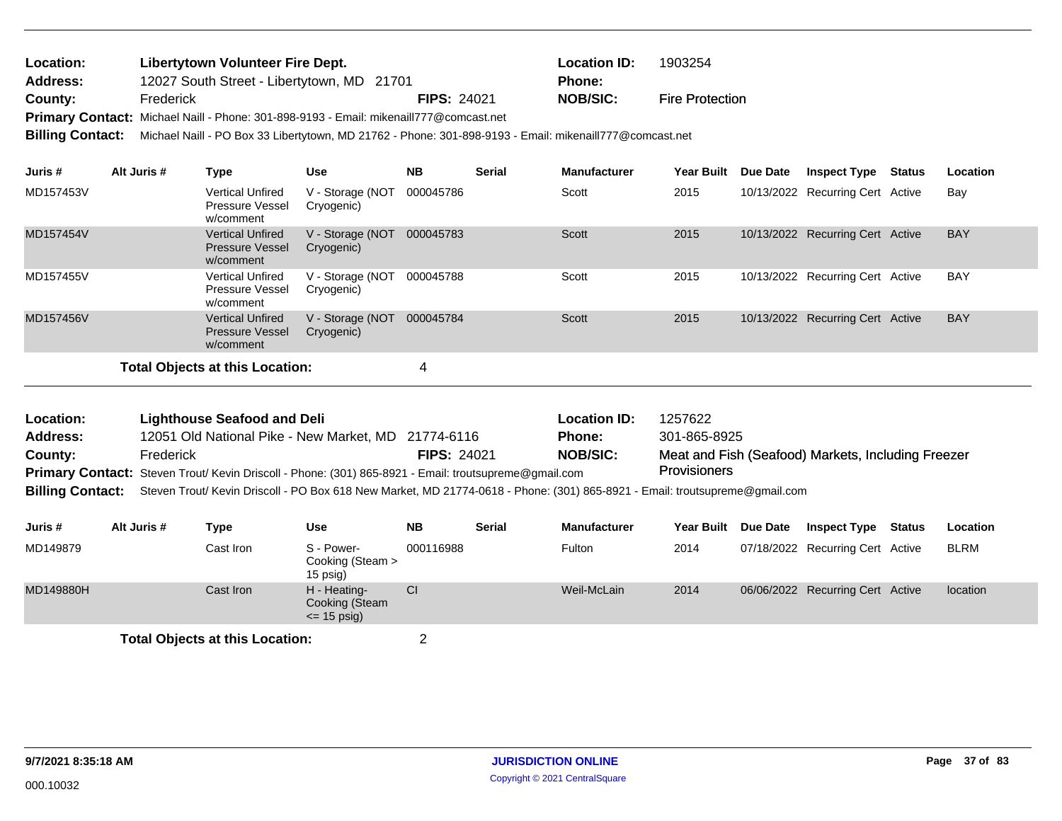**Location:** Libertytown Volunteer Fire Dept.
**Location ID:** 1903254
**Address:** 12027 South Street - Libertytown, MD 21701
**Phone:**
**County:** Frederick
**FIPS:** 24021
**NOB/SIC:** Fire Protection
**Primary Contact:** Michael Naill - Phone: 301-898-9193 - Email: mikenaill777@comcast.net
**Billing Contact:** Michael Naill - PO Box 33 Libertytown, MD 21762 - Phone: 301-898-9193 - Email: mikenaill777@comcast.net

| Juris # | Alt Juris # | Type | Use | NB | Serial | Manufacturer | Year Built | Due Date | Inspect Type | Status | Location |
|---|---|---|---|---|---|---|---|---|---|---|---|
| MD157453V | | Vertical Unfired Pressure Vessel w/comment | V - Storage (NOT Cryogenic) | 000045786 | | Scott | 2015 | 10/13/2022 | Recurring Cert | Active | Bay |
| MD157454V | | Vertical Unfired Pressure Vessel w/comment | V - Storage (NOT Cryogenic) | 000045783 | | Scott | 2015 | 10/13/2022 | Recurring Cert | Active | BAY |
| MD157455V | | Vertical Unfired Pressure Vessel w/comment | V - Storage (NOT Cryogenic) | 000045788 | | Scott | 2015 | 10/13/2022 | Recurring Cert | Active | BAY |
| MD157456V | | Vertical Unfired Pressure Vessel w/comment | V - Storage (NOT Cryogenic) | 000045784 | | Scott | 2015 | 10/13/2022 | Recurring Cert | Active | BAY |

**Total Objects at this Location:** 4

---

**Location:** Lighthouse Seafood and Deli
**Location ID:** 1257622
**Address:** 12051 Old National Pike - New Market, MD 21774-6116
**Phone:** 301-865-8925
**County:** Frederick
**FIPS:** 24021
**NOB/SIC:** Meat and Fish (Seafood) Markets, Including Freezer Provisioners
**Primary Contact:** Steven Trout/ Kevin Driscoll - Phone: (301) 865-8921 - Email: troutsupreme@gmail.com
**Billing Contact:** Steven Trout/ Kevin Driscoll - PO Box 618 New Market, MD 21774-0618 - Phone: (301) 865-8921 - Email: troutsupreme@gmail.com

| Juris # | Alt Juris # | Type | Use | NB | Serial | Manufacturer | Year Built | Due Date | Inspect Type | Status | Location |
|---|---|---|---|---|---|---|---|---|---|---|---|
| MD149879 | | Cast Iron | S - Power-Cooking (Steam > 15 psig) | 000116988 | | Fulton | 2014 | 07/18/2022 | Recurring Cert | Active | BLRM |
| MD149880H | | Cast Iron | H - Heating-Cooking (Steam <= 15 psig) | CI | | Weil-McLain | 2014 | 06/06/2022 | Recurring Cert | Active | location |

**Total Objects at this Location:** 2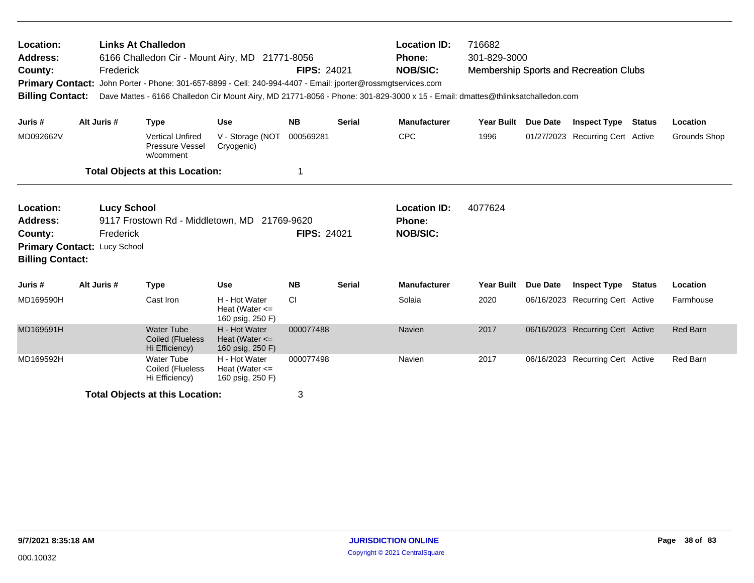**Location:** Links At Challedon  
**Address:** 6166 Challedon Cir - Mount Airy, MD 21771-8056  
**County:** Frederick  
**FIPS:** 24021  
**Location ID:** 716682  
**Phone:** 301-829-3000  
**NOB/SIC:** Membership Sports and Recreation Clubs  
**Primary Contact:** John Porter - Phone: 301-657-8899 - Cell: 240-994-4407 - Email: jporter@rossmgtservices.com  
**Billing Contact:** Dave Mattes - 6166 Challedon Cir Mount Airy, MD 21771-8056 - Phone: 301-829-3000 x 15 - Email: dmattes@thlinksatchalledon.com

| Juris # | Alt Juris # | Type | Use | NB | Serial | Manufacturer | Year Built | Due Date | Inspect Type | Status | Location |
|---|---|---|---|---|---|---|---|---|---|---|---|
| MD092662V | | Vertical Unfired Pressure Vessel w/comment | V - Storage (NOT Cryogenic) | 000569281 | | CPC | 1996 | 01/27/2023 | Recurring Cert | Active | Grounds Shop |

**Total Objects at this Location:** 1

---

**Location:** Lucy School  
**Address:** 9117 Frostown Rd - Middletown, MD 21769-9620  
**County:** Frederick  
**FIPS:** 24021  
**Location ID:** 4077624  
**Phone:**  
**NOB/SIC:**  
**Primary Contact:** Lucy School  
**Billing Contact:**

| Juris # | Alt Juris # | Type | Use | NB | Serial | Manufacturer | Year Built | Due Date | Inspect Type | Status | Location |
|---|---|---|---|---|---|---|---|---|---|---|---|
| MD169590H | | Cast Iron | H - Hot Water Heat (Water <= 160 psig, 250 F) | CI | | Solaia | 2020 | 06/16/2023 | Recurring Cert | Active | Farmhouse |
| MD169591H | | Water Tube Coiled (Flueless Hi Efficiency) | H - Hot Water Heat (Water <= 160 psig, 250 F) | 000077488 | | Navien | 2017 | 06/16/2023 | Recurring Cert | Active | Red Barn |
| MD169592H | | Water Tube Coiled (Flueless Hi Efficiency) | H - Hot Water Heat (Water <= 160 psig, 250 F) | 000077498 | | Navien | 2017 | 06/16/2023 | Recurring Cert | Active | Red Barn |

**Total Objects at this Location:** 3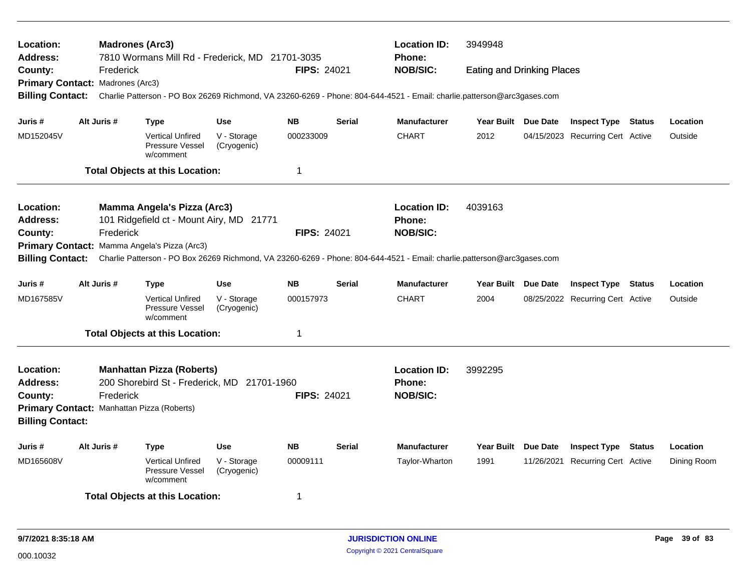**Location:** Madrones (Arc3)
**Address:** 7810 Wormans Mill Rd - Frederick, MD 21701-3035
**County:** Frederick
**FIPS:** 24021
**Location ID:** 3949948
**Phone:**
**NOB/SIC:** Eating and Drinking Places
**Primary Contact:** Madrones (Arc3)
**Billing Contact:** Charlie Patterson - PO Box 26269 Richmond, VA 23260-6269 - Phone: 804-644-4521 - Email: charlie.patterson@arc3gases.com

| Juris # | Alt Juris # | Type | Use | NB | Serial | Manufacturer | Year Built | Due Date | Inspect Type | Status | Location |
|---|---|---|---|---|---|---|---|---|---|---|---|
| MD152045V | | Vertical Unfired Pressure Vessel w/comment | V - Storage (Cryogenic) | 000233009 | | CHART | 2012 | 04/15/2023 | Recurring Cert | Active | Outside |

**Total Objects at this Location:** 1

---

**Location:** Mamma Angela's Pizza (Arc3)
**Address:** 101 Ridgefield ct - Mount Airy, MD 21771
**County:** Frederick
**FIPS:** 24021
**Location ID:** 4039163
**Phone:**
**NOB/SIC:**
**Primary Contact:** Mamma Angela's Pizza (Arc3)
**Billing Contact:** Charlie Patterson - PO Box 26269 Richmond, VA 23260-6269 - Phone: 804-644-4521 - Email: charlie.patterson@arc3gases.com

| Juris # | Alt Juris # | Type | Use | NB | Serial | Manufacturer | Year Built | Due Date | Inspect Type | Status | Location |
|---|---|---|---|---|---|---|---|---|---|---|---|
| MD167585V | | Vertical Unfired Pressure Vessel w/comment | V - Storage (Cryogenic) | 000157973 | | CHART | 2004 | 08/25/2022 | Recurring Cert | Active | Outside |

**Total Objects at this Location:** 1

---

**Location:** Manhattan Pizza (Roberts)
**Address:** 200 Shorebird St - Frederick, MD 21701-1960
**County:** Frederick
**FIPS:** 24021
**Location ID:** 3992295
**Phone:**
**NOB/SIC:**
**Primary Contact:** Manhattan Pizza (Roberts)
**Billing Contact:**

| Juris # | Alt Juris # | Type | Use | NB | Serial | Manufacturer | Year Built | Due Date | Inspect Type | Status | Location |
|---|---|---|---|---|---|---|---|---|---|---|---|
| MD165608V | | Vertical Unfired Pressure Vessel w/comment | V - Storage (Cryogenic) | 00009111 | | Taylor-Wharton | 1991 | 11/26/2021 | Recurring Cert | Active | Dining Room |

**Total Objects at this Location:** 1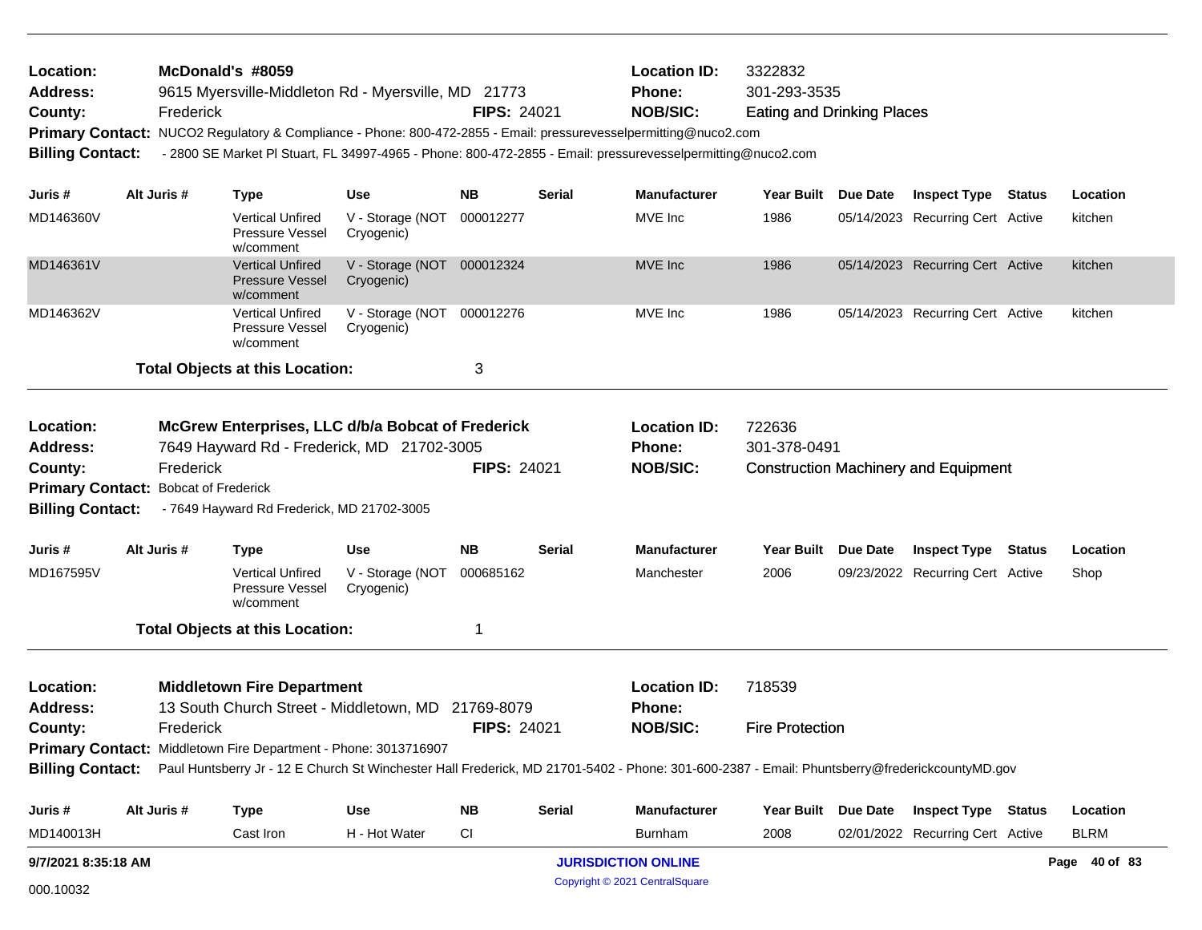**Location:** McDonald's #8059 | **Location ID:** 3322832
**Address:** 9615 Myersville-Middleton Rd - Myersville, MD 21773 | **Phone:** 301-293-3535
**County:** Frederick | **FIPS:** 24021 | **NOB/SIC:** Eating and Drinking Places
**Primary Contact:** NUCO2 Regulatory & Compliance - Phone: 800-472-2855 - Email: pressurevesselpermitting@nuco2.com
**Billing Contact:** - 2800 SE Market Pl Stuart, FL 34997-4965 - Phone: 800-472-2855 - Email: pressurevesselpermitting@nuco2.com

| Juris # | Alt Juris # | Type | Use | NB | Serial | Manufacturer | Year Built | Due Date | Inspect Type | Status | Location |
|---|---|---|---|---|---|---|---|---|---|---|---|
| MD146360V | | Vertical Unfired Pressure Vessel w/comment | V - Storage (NOT Cryogenic) | 000012277 | | MVE Inc | 1986 | 05/14/2023 | Recurring Cert | Active | kitchen |
| MD146361V | | Vertical Unfired Pressure Vessel w/comment | V - Storage (NOT Cryogenic) | 000012324 | | MVE Inc | 1986 | 05/14/2023 | Recurring Cert | Active | kitchen |
| MD146362V | | Vertical Unfired Pressure Vessel w/comment | V - Storage (NOT Cryogenic) | 000012276 | | MVE Inc | 1986 | 05/14/2023 | Recurring Cert | Active | kitchen |

**Total Objects at this Location:** 3

---

**Location:** McGrew Enterprises, LLC d/b/a Bobcat of Frederick | **Location ID:** 722636
**Address:** 7649 Hayward Rd - Frederick, MD 21702-3005 | **Phone:** 301-378-0491
**County:** Frederick | **FIPS:** 24021 | **NOB/SIC:** Construction Machinery and Equipment
**Primary Contact:** Bobcat of Frederick
**Billing Contact:** - 7649 Hayward Rd Frederick, MD 21702-3005

| Juris # | Alt Juris # | Type | Use | NB | Serial | Manufacturer | Year Built | Due Date | Inspect Type | Status | Location |
|---|---|---|---|---|---|---|---|---|---|---|---|
| MD167595V | | Vertical Unfired Pressure Vessel w/comment | V - Storage (NOT Cryogenic) | 000685162 | | Manchester | 2006 | 09/23/2022 | Recurring Cert | Active | Shop |

**Total Objects at this Location:** 1

---

**Location:** Middletown Fire Department | **Location ID:** 718539
**Address:** 13 South Church Street - Middletown, MD 21769-8079 | **Phone:**
**County:** Frederick | **FIPS:** 24021 | **NOB/SIC:** Fire Protection
**Primary Contact:** Middletown Fire Department - Phone: 3013716907
**Billing Contact:** Paul Huntsberry Jr - 12 E Church St Winchester Hall Frederick, MD 21701-5402 - Phone: 301-600-2387 - Email: Phuntsberry@frederickcountyMD.gov

| Juris # | Alt Juris # | Type | Use | NB | Serial | Manufacturer | Year Built | Due Date | Inspect Type | Status | Location |
|---|---|---|---|---|---|---|---|---|---|---|---|
| MD140013H | | Cast Iron | H - Hot Water | CI | | Burnham | 2008 | 02/01/2022 | Recurring Cert | Active | BLRM |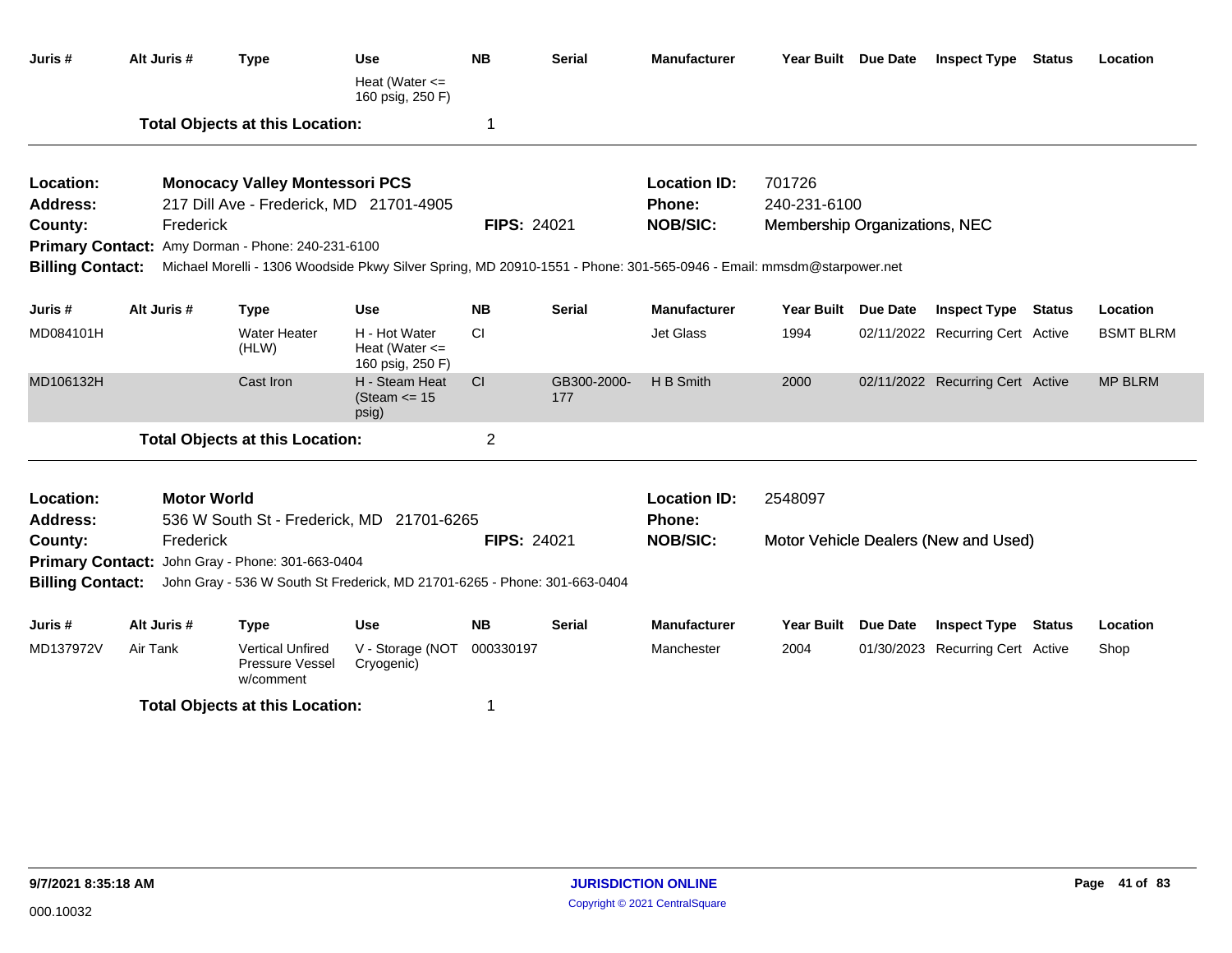| Juris # | Alt Juris # | Type | Use | NB | Serial | Manufacturer | Year Built | Due Date | Inspect Type | Status | Location |
|---|---|---|---|---|---|---|---|---|---|---|---|
| | | | Heat (Water <= 160 psig, 250 F) | | | | | | | | |

**Total Objects at this Location:** 1

---

**Location:** Monocacy Valley Montessori PCS
**Address:** 217 Dill Ave - Frederick, MD 21701-4905
**County:** Frederick
**FIPS:** 24021
**Location ID:** 701726
**Phone:** 240-231-6100
**NOB/SIC:** Membership Organizations, NEC
**Primary Contact:** Amy Dorman - Phone: 240-231-6100
**Billing Contact:** Michael Morelli - 1306 Woodside Pkwy Silver Spring, MD 20910-1551 - Phone: 301-565-0946 - Email: mmsdm@starpower.net

| Juris # | Alt Juris # | Type | Use | NB | Serial | Manufacturer | Year Built | Due Date | Inspect Type | Status | Location |
|---|---|---|---|---|---|---|---|---|---|---|---|
| MD084101H | | Water Heater (HLW) | H - Hot Water Heat (Water <= 160 psig, 250 F) | CI | | Jet Glass | 1994 | 02/11/2022 | Recurring Cert | Active | BSMT BLRM |
| MD106132H | | Cast Iron | H - Steam Heat (Steam <= 15 psig) | CI | GB300-2000-177 | H B Smith | 2000 | 02/11/2022 | Recurring Cert | Active | MP BLRM |

**Total Objects at this Location:** 2

---

**Location:** Motor World
**Address:** 536 W South St - Frederick, MD 21701-6265
**County:** Frederick
**FIPS:** 24021
**Location ID:** 2548097
**Phone:**
**NOB/SIC:** Motor Vehicle Dealers (New and Used)
**Primary Contact:** John Gray - Phone: 301-663-0404
**Billing Contact:** John Gray - 536 W South St Frederick, MD 21701-6265 - Phone: 301-663-0404

| Juris # | Alt Juris # | Type | Use | NB | Serial | Manufacturer | Year Built | Due Date | Inspect Type | Status | Location |
|---|---|---|---|---|---|---|---|---|---|---|---|
| MD137972V | Air Tank | Vertical Unfired Pressure Vessel w/comment | V - Storage (NOT Cryogenic) | 000330197 | | Manchester | 2004 | 01/30/2023 | Recurring Cert | Active | Shop |

**Total Objects at this Location:** 1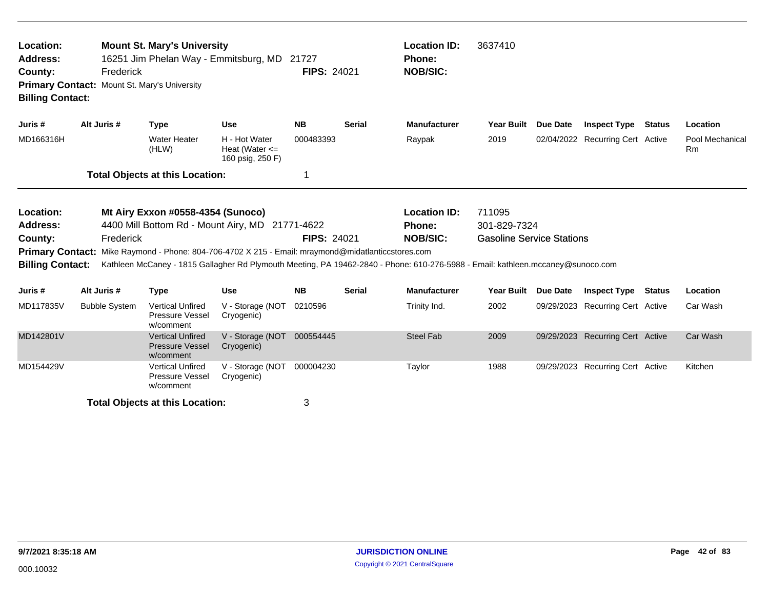**Location:** Mount St. Mary's University
**Address:** 16251 Jim Phelan Way - Emmitsburg, MD 21727
**County:** Frederick  **FIPS:** 24021
**Location ID:** 3637410
**Phone:**
**NOB/SIC:**
**Primary Contact:** Mount St. Mary's University
**Billing Contact:**

| Juris # | Alt Juris # | Type | Use | NB | Serial | Manufacturer | Year Built | Due Date | Inspect Type | Status | Location |
|---|---|---|---|---|---|---|---|---|---|---|---|
| MD166316H | | Water Heater (HLW) | H - Hot Water Heat (Water <= 160 psig, 250 F) | 000483393 | | Raypak | 2019 | 02/04/2022 | Recurring Cert | Active | Pool Mechanical Rm |

**Total Objects at this Location:** 1

---

**Location:** Mt Airy Exxon #0558-4354 (Sunoco)
**Address:** 4400 Mill Bottom Rd - Mount Airy, MD 21771-4622
**County:** Frederick  **FIPS:** 24021
**Location ID:** 711095
**Phone:** 301-829-7324
**NOB/SIC:** Gasoline Service Stations
**Primary Contact:** Mike Raymond - Phone: 804-706-4702 X 215 - Email: mraymond@midatlanticcstores.com
**Billing Contact:** Kathleen McCaney - 1815 Gallagher Rd Plymouth Meeting, PA 19462-2840 - Phone: 610-276-5988 - Email: kathleen.mccaney@sunoco.com

| Juris # | Alt Juris # | Type | Use | NB | Serial | Manufacturer | Year Built | Due Date | Inspect Type | Status | Location |
|---|---|---|---|---|---|---|---|---|---|---|---|
| MD117835V | Bubble System | Vertical Unfired Pressure Vessel w/comment | V - Storage (NOT Cryogenic) | 0210596 | | Trinity Ind. | 2002 | 09/29/2023 | Recurring Cert | Active | Car Wash |
| MD142801V | | Vertical Unfired Pressure Vessel w/comment | V - Storage (NOT Cryogenic) | 000554445 | | Steel Fab | 2009 | 09/29/2023 | Recurring Cert | Active | Car Wash |
| MD154429V | | Vertical Unfired Pressure Vessel w/comment | V - Storage (NOT Cryogenic) | 000004230 | | Taylor | 1988 | 09/29/2023 | Recurring Cert | Active | Kitchen |

**Total Objects at this Location:** 3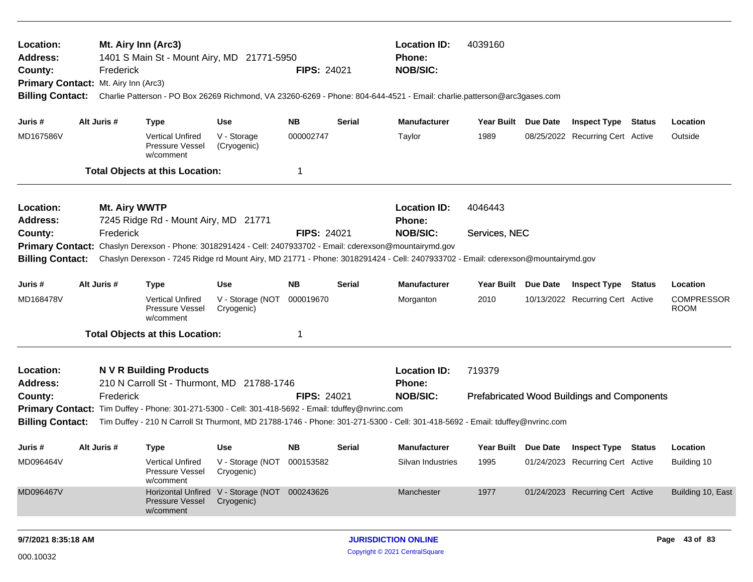**Location:** Mt. Airy Inn (Arc3) | **Location ID:** 4039160
**Address:** 1401 S Main St - Mount Airy, MD 21771-5950 | **Phone:**
**County:** Frederick | **FIPS:** 24021 | **NOB/SIC:**
**Primary Contact:** Mt. Airy Inn (Arc3)
**Billing Contact:** Charlie Patterson - PO Box 26269 Richmond, VA 23260-6269 - Phone: 804-644-4521 - Email: charlie.patterson@arc3gases.com

| Juris # | Alt Juris # | Type | Use | NB | Serial | Manufacturer | Year Built | Due Date | Inspect Type | Status | Location |
|---|---|---|---|---|---|---|---|---|---|---|---|
| MD167586V | | Vertical Unfired Pressure Vessel w/comment | V - Storage (Cryogenic) | 000002747 | | Taylor | 1989 | 08/25/2022 | Recurring Cert | Active | Outside |

**Total Objects at this Location:** 1

---

**Location:** Mt. Airy WWTP | **Location ID:** 4046443
**Address:** 7245 Ridge Rd - Mount Airy, MD 21771 | **Phone:**
**County:** Frederick | **FIPS:** 24021 | **NOB/SIC:** Services, NEC
**Primary Contact:** Chaslyn Derexson - Phone: 3018291424 - Cell: 2407933702 - Email: cderexson@mountairymd.gov
**Billing Contact:** Chaslyn Derexson - 7245 Ridge rd Mount Airy, MD 21771 - Phone: 3018291424 - Cell: 2407933702 - Email: cderexson@mountairymd.gov

| Juris # | Alt Juris # | Type | Use | NB | Serial | Manufacturer | Year Built | Due Date | Inspect Type | Status | Location |
|---|---|---|---|---|---|---|---|---|---|---|---|
| MD168478V | | Vertical Unfired Pressure Vessel w/comment | V - Storage (NOT Cryogenic) | 000019670 | | Morganton | 2010 | 10/13/2022 | Recurring Cert | Active | COMPRESSOR ROOM |

**Total Objects at this Location:** 1

---

**Location:** N V R Building Products | **Location ID:** 719379
**Address:** 210 N Carroll St - Thurmont, MD 21788-1746 | **Phone:**
**County:** Frederick | **FIPS:** 24021 | **NOB/SIC:** Prefabricated Wood Buildings and Components
**Primary Contact:** Tim Duffey - Phone: 301-271-5300 - Cell: 301-418-5692 - Email: tduffey@nvrinc.com
**Billing Contact:** Tim Duffey - 210 N Carroll St Thurmont, MD 21788-1746 - Phone: 301-271-5300 - Cell: 301-418-5692 - Email: tduffey@nvrinc.com

| Juris # | Alt Juris # | Type | Use | NB | Serial | Manufacturer | Year Built | Due Date | Inspect Type | Status | Location |
|---|---|---|---|---|---|---|---|---|---|---|---|
| MD096464V | | Vertical Unfired Pressure Vessel w/comment | V - Storage (NOT Cryogenic) | 000153582 | | Silvan Industries | 1995 | 01/24/2023 | Recurring Cert | Active | Building 10 |
| MD096467V | | Horizontal Unfired Pressure Vessel w/comment | V - Storage (NOT Cryogenic) | 000243626 | | Manchester | 1977 | 01/24/2023 | Recurring Cert | Active | Building 10, East |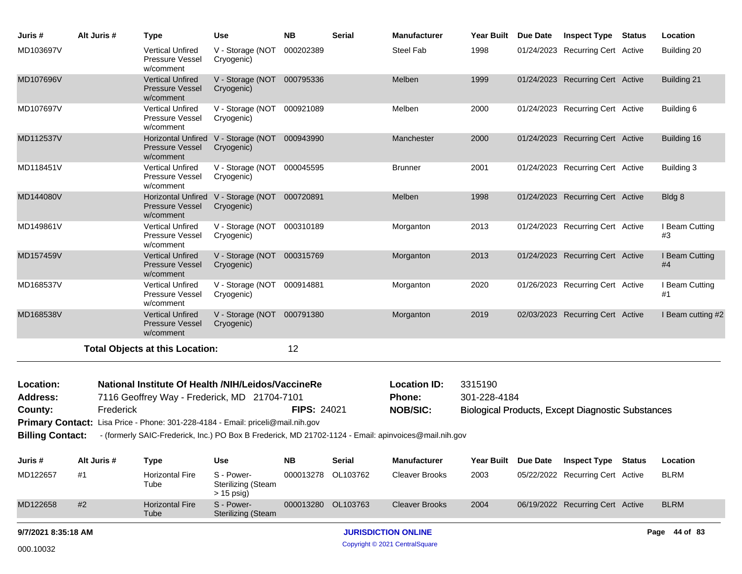| Juris # | Alt Juris # | Type | Use | NB | Serial | Manufacturer | Year Built | Due Date | Inspect Type | Status | Location |
|---|---|---|---|---|---|---|---|---|---|---|---|
| MD103697V | | Vertical Unfired Pressure Vessel w/comment | V - Storage (NOT Cryogenic) | 000202389 | | Steel Fab | 1998 | 01/24/2023 | Recurring Cert | Active | Building 20 |
| MD107696V | | Vertical Unfired Pressure Vessel w/comment | V - Storage (NOT Cryogenic) | 000795336 | | Melben | 1999 | 01/24/2023 | Recurring Cert | Active | Building 21 |
| MD107697V | | Vertical Unfired Pressure Vessel w/comment | V - Storage (NOT Cryogenic) | 000921089 | | Melben | 2000 | 01/24/2023 | Recurring Cert | Active | Building 6 |
| MD112537V | | Horizontal Unfired Pressure Vessel w/comment | V - Storage (NOT Cryogenic) | 000943990 | | Manchester | 2000 | 01/24/2023 | Recurring Cert | Active | Building 16 |
| MD118451V | | Vertical Unfired Pressure Vessel w/comment | V - Storage (NOT Cryogenic) | 000045595 | | Brunner | 2001 | 01/24/2023 | Recurring Cert | Active | Building 3 |
| MD144080V | | Horizontal Unfired Pressure Vessel w/comment | V - Storage (NOT Cryogenic) | 000720891 | | Melben | 1998 | 01/24/2023 | Recurring Cert | Active | Bldg 8 |
| MD149861V | | Vertical Unfired Pressure Vessel w/comment | V - Storage (NOT Cryogenic) | 000310189 | | Morganton | 2013 | 01/24/2023 | Recurring Cert | Active | I Beam Cutting #3 |
| MD157459V | | Vertical Unfired Pressure Vessel w/comment | V - Storage (NOT Cryogenic) | 000315769 | | Morganton | 2013 | 01/24/2023 | Recurring Cert | Active | I Beam Cutting #4 |
| MD168537V | | Vertical Unfired Pressure Vessel w/comment | V - Storage (NOT Cryogenic) | 000914881 | | Morganton | 2020 | 01/26/2023 | Recurring Cert | Active | I Beam Cutting #1 |
| MD168538V | | Vertical Unfired Pressure Vessel w/comment | V - Storage (NOT Cryogenic) | 000791380 | | Morganton | 2019 | 02/03/2023 | Recurring Cert | Active | I Beam cutting #2 |

**Total Objects at this Location:** 12

**Location:** National Institute Of Health /NIH/Leidos/VaccineRe
**Location ID:** 3315190
**Address:** 7116 Geoffrey Way - Frederick, MD 21704-7101
**Phone:** 301-228-4184
**County:** Frederick
**FIPS:** 24021
**NOB/SIC:** Biological Products, Except Diagnostic Substances
**Primary Contact:** Lisa Price - Phone: 301-228-4184 - Email: priceli@mail.nih.gov
**Billing Contact:** - (formerly SAIC-Frederick, Inc.) PO Box B Frederick, MD 21702-1124 - Email: apinvoices@mail.nih.gov

| Juris # | Alt Juris # | Type | Use | NB | Serial | Manufacturer | Year Built | Due Date | Inspect Type | Status | Location |
|---|---|---|---|---|---|---|---|---|---|---|---|
| MD122657 | #1 | Horizontal Fire Tube | S - Power-Sterilizing (Steam > 15 psig) | 000013278 | OL103762 | Cleaver Brooks | 2003 | 05/22/2022 | Recurring Cert | Active | BLRM |
| MD122658 | #2 | Horizontal Fire Tube | S - Power-Sterilizing (Steam | 000013280 | OL103763 | Cleaver Brooks | 2004 | 06/19/2022 | Recurring Cert | Active | BLRM |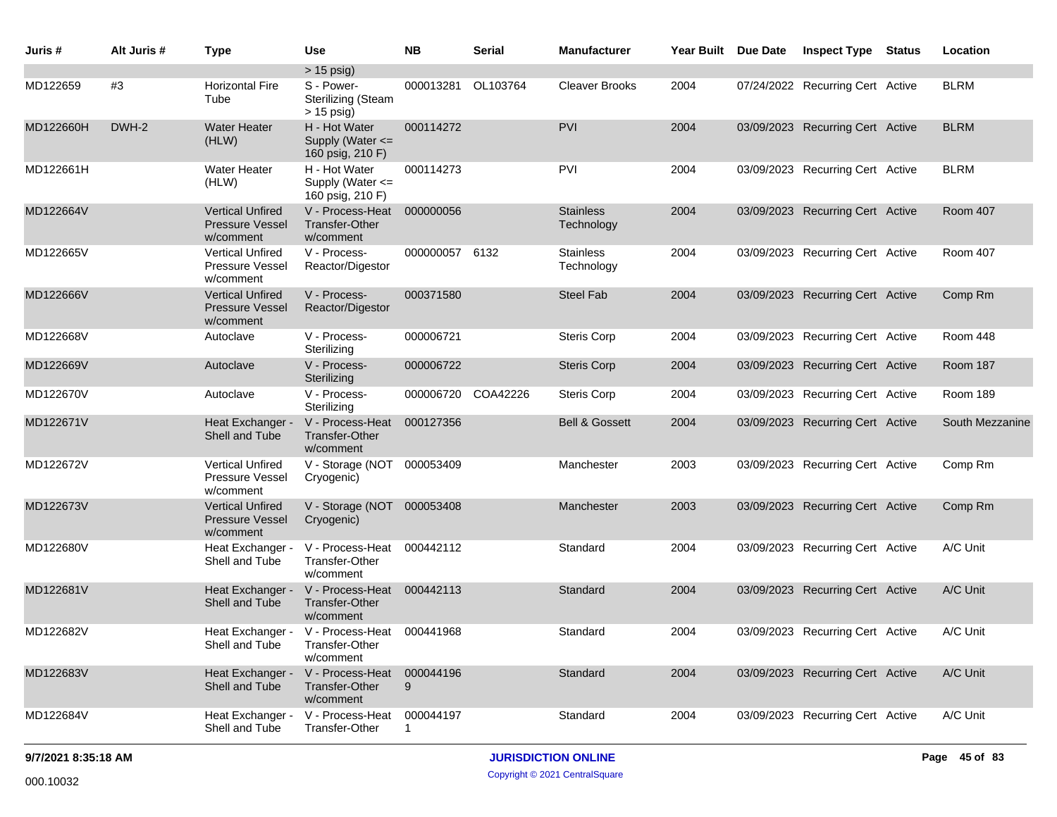| Juris # | Alt Juris # | Type | Use | NB | Serial | Manufacturer | Year Built | Due Date | Inspect Type | Status | Location |
|---|---|---|---|---|---|---|---|---|---|---|---|
| | | | > 15 psig) | | | | | | | | |
| MD122659 | #3 | Horizontal Fire Tube | S - Power-Sterilizing (Steam > 15 psig) | 000013281 | OL103764 | Cleaver Brooks | 2004 | 07/24/2022 | Recurring Cert | Active | BLRM |
| MD122660H | DWH-2 | Water Heater (HLW) | H - Hot Water Supply (Water <= 160 psig, 210 F) | 000114272 | | PVI | 2004 | 03/09/2023 | Recurring Cert | Active | BLRM |
| MD122661H | | Water Heater (HLW) | H - Hot Water Supply (Water <= 160 psig, 210 F) | 000114273 | | PVI | 2004 | 03/09/2023 | Recurring Cert | Active | BLRM |
| MD122664V | | Vertical Unfired Pressure Vessel w/comment | V - Process-Heat Transfer-Other w/comment | 000000056 | | Stainless Technology | 2004 | 03/09/2023 | Recurring Cert | Active | Room 407 |
| MD122665V | | Vertical Unfired Pressure Vessel w/comment | V - Process-Reactor/Digestor | 000000057 | 6132 | Stainless Technology | 2004 | 03/09/2023 | Recurring Cert | Active | Room 407 |
| MD122666V | | Vertical Unfired Pressure Vessel w/comment | V - Process-Reactor/Digestor | 000371580 | | Steel Fab | 2004 | 03/09/2023 | Recurring Cert | Active | Comp Rm |
| MD122668V | | Autoclave | V - Process-Sterilizing | 000006721 | | Steris Corp | 2004 | 03/09/2023 | Recurring Cert | Active | Room 448 |
| MD122669V | | Autoclave | V - Process-Sterilizing | 000006722 | | Steris Corp | 2004 | 03/09/2023 | Recurring Cert | Active | Room 187 |
| MD122670V | | Autoclave | V - Process-Sterilizing | 000006720 | COA42226 | Steris Corp | 2004 | 03/09/2023 | Recurring Cert | Active | Room 189 |
| MD122671V | | Heat Exchanger - Shell and Tube | V - Process-Heat Transfer-Other w/comment | 000127356 | | Bell & Gossett | 2004 | 03/09/2023 | Recurring Cert | Active | South Mezzanine |
| MD122672V | | Vertical Unfired Pressure Vessel w/comment | V - Storage (NOT Cryogenic) | 000053409 | | Manchester | 2003 | 03/09/2023 | Recurring Cert | Active | Comp Rm |
| MD122673V | | Vertical Unfired Pressure Vessel w/comment | V - Storage (NOT Cryogenic) | 000053408 | | Manchester | 2003 | 03/09/2023 | Recurring Cert | Active | Comp Rm |
| MD122680V | | Heat Exchanger - Shell and Tube | V - Process-Heat Transfer-Other w/comment | 000442112 | | Standard | 2004 | 03/09/2023 | Recurring Cert | Active | A/C Unit |
| MD122681V | | Heat Exchanger - Shell and Tube | V - Process-Heat Transfer-Other w/comment | 000442113 | | Standard | 2004 | 03/09/2023 | Recurring Cert | Active | A/C Unit |
| MD122682V | | Heat Exchanger - Shell and Tube | V - Process-Heat Transfer-Other w/comment | 000441968 | | Standard | 2004 | 03/09/2023 | Recurring Cert | Active | A/C Unit |
| MD122683V | | Heat Exchanger - Shell and Tube | V - Process-Heat Transfer-Other w/comment | 000441969 | | Standard | 2004 | 03/09/2023 | Recurring Cert | Active | A/C Unit |
| MD122684V | | Heat Exchanger - Shell and Tube | V - Process-Heat Transfer-Other | 000441971 | | Standard | 2004 | 03/09/2023 | Recurring Cert | Active | A/C Unit |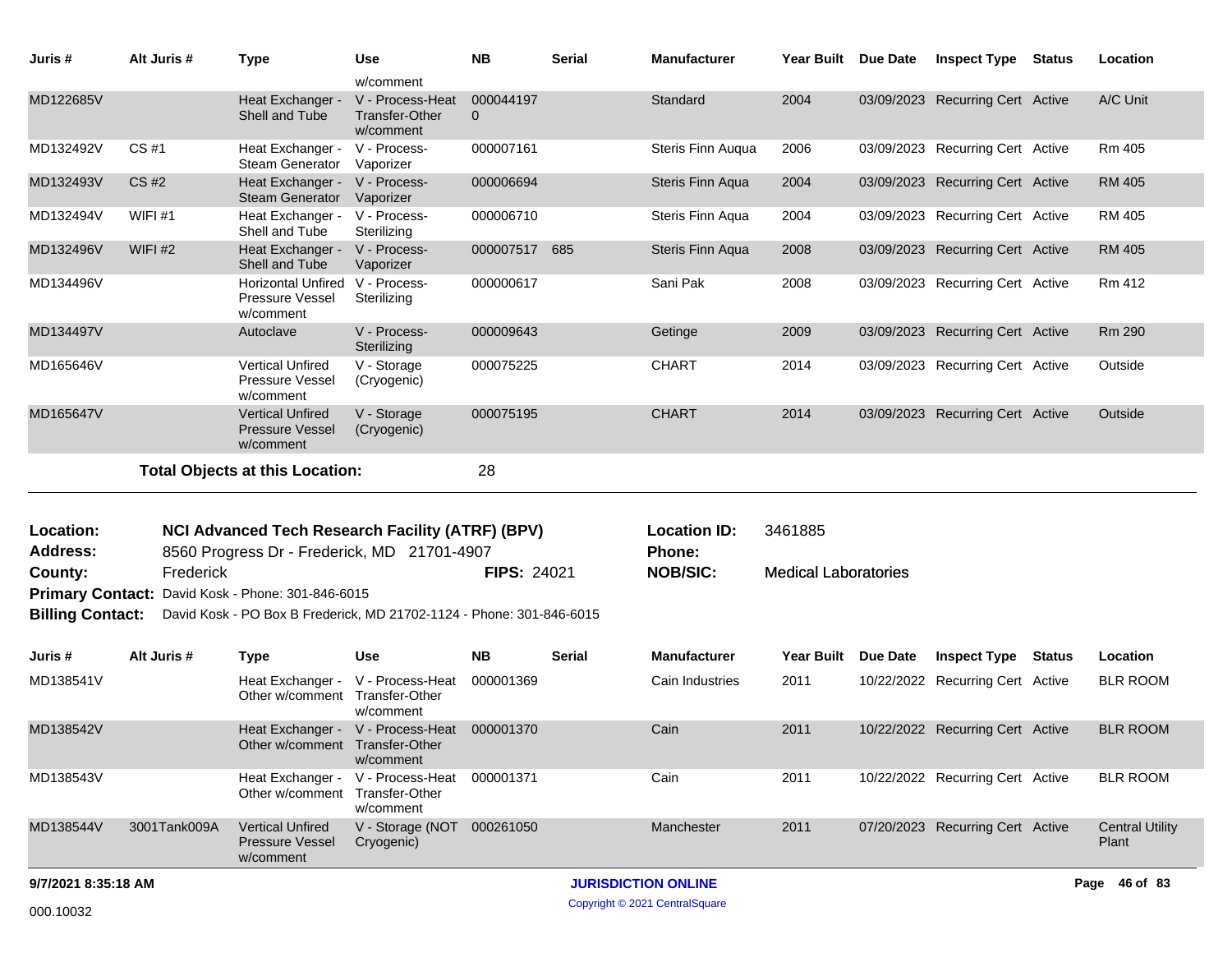| Juris # | Alt Juris # | Type | Use | NB | Serial | Manufacturer | Year Built | Due Date | Inspect Type | Status | Location |
|---|---|---|---|---|---|---|---|---|---|---|---|
| | | | w/comment | | | | | | | | |
| MD122685V | | Heat Exchanger - Shell and Tube | V - Process-Heat Transfer-Other w/comment | 0000441970 | | Standard | 2004 | 03/09/2023 | Recurring Cert | Active | A/C Unit |
| MD132492V | CS #1 | Heat Exchanger - Steam Generator | V - Process-Vaporizer | 000007161 | | Steris Finn Auqua | 2006 | 03/09/2023 | Recurring Cert | Active | Rm 405 |
| MD132493V | CS #2 | Heat Exchanger - Steam Generator | V - Process-Vaporizer | 000006694 | | Steris Finn Aqua | 2004 | 03/09/2023 | Recurring Cert | Active | RM 405 |
| MD132494V | WIFI #1 | Heat Exchanger - Shell and Tube | V - Process-Sterilizing | 000006710 | | Steris Finn Aqua | 2004 | 03/09/2023 | Recurring Cert | Active | RM 405 |
| MD132496V | WIFI #2 | Heat Exchanger - Shell and Tube | V - Process-Vaporizer | 000007517 | 685 | Steris Finn Aqua | 2008 | 03/09/2023 | Recurring Cert | Active | RM 405 |
| MD134496V | | Horizontal Unfired Pressure Vessel w/comment | V - Process-Sterilizing | 000000617 | | Sani Pak | 2008 | 03/09/2023 | Recurring Cert | Active | Rm 412 |
| MD134497V | | Autoclave | V - Process-Sterilizing | 000009643 | | Getinge | 2009 | 03/09/2023 | Recurring Cert | Active | Rm 290 |
| MD165646V | | Vertical Unfired Pressure Vessel w/comment | V - Storage (Cryogenic) | 000075225 | | CHART | 2014 | 03/09/2023 | Recurring Cert | Active | Outside |
| MD165647V | | Vertical Unfired Pressure Vessel w/comment | V - Storage (Cryogenic) | 000075195 | | CHART | 2014 | 03/09/2023 | Recurring Cert | Active | Outside |

**Total Objects at this Location:** 28

**Location:** **NCI Advanced Tech Research Facility (ATRF) (BPV)**
**Location ID:** 3461885
**Address:** 8560 Progress Dr - Frederick, MD 21701-4907
**Phone:**
**County:** Frederick
**FIPS:** 24021
**NOB/SIC:** Medical Laboratories
**Primary Contact:** David Kosk - Phone: 301-846-6015
**Billing Contact:** David Kosk - PO Box B Frederick, MD 21702-1124 - Phone: 301-846-6015

| Juris # | Alt Juris # | Type | Use | NB | Serial | Manufacturer | Year Built | Due Date | Inspect Type | Status | Location |
|---|---|---|---|---|---|---|---|---|---|---|---|
| MD138541V | | Heat Exchanger - Other w/comment | V - Process-Heat Transfer-Other w/comment | 000001369 | | Cain Industries | 2011 | 10/22/2022 | Recurring Cert | Active | BLR ROOM |
| MD138542V | | Heat Exchanger - Other w/comment | V - Process-Heat Transfer-Other w/comment | 000001370 | | Cain | 2011 | 10/22/2022 | Recurring Cert | Active | BLR ROOM |
| MD138543V | | Heat Exchanger - Other w/comment | V - Process-Heat Transfer-Other w/comment | 000001371 | | Cain | 2011 | 10/22/2022 | Recurring Cert | Active | BLR ROOM |
| MD138544V | 3001Tank009A | Vertical Unfired Pressure Vessel w/comment | V - Storage (NOT Cryogenic) | 000261050 | | Manchester | 2011 | 07/20/2023 | Recurring Cert | Active | Central Utility Plant |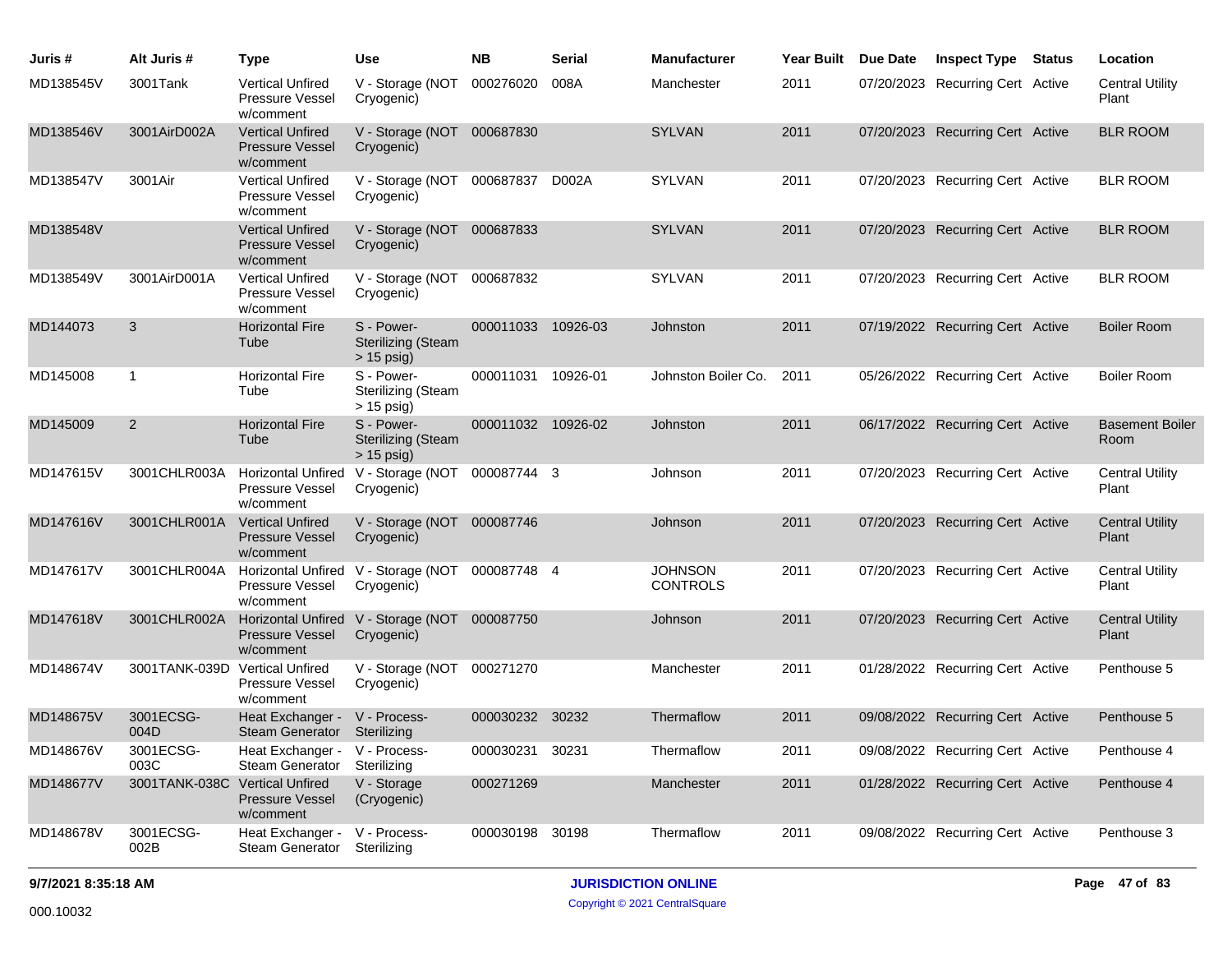| Juris # | Alt Juris # | Type | Use | NB | Serial | Manufacturer | Year Built | Due Date | Inspect Type | Status | Location |
|---|---|---|---|---|---|---|---|---|---|---|---|
| MD138545V | 3001Tank | Vertical Unfired Pressure Vessel w/comment | V - Storage (NOT Cryogenic) | 000276020 | 008A | Manchester | 2011 | 07/20/2023 | Recurring Cert | Active | Central Utility Plant |
| MD138546V | 3001AirD002A | Vertical Unfired Pressure Vessel w/comment | V - Storage (NOT Cryogenic) | 000687830 | | SYLVAN | 2011 | 07/20/2023 | Recurring Cert | Active | BLR ROOM |
| MD138547V | 3001Air | Vertical Unfired Pressure Vessel w/comment | V - Storage (NOT Cryogenic) | 000687837 | D002A | SYLVAN | 2011 | 07/20/2023 | Recurring Cert | Active | BLR ROOM |
| MD138548V | | Vertical Unfired Pressure Vessel w/comment | V - Storage (NOT Cryogenic) | 000687833 | | SYLVAN | 2011 | 07/20/2023 | Recurring Cert | Active | BLR ROOM |
| MD138549V | 3001AirD001A | Vertical Unfired Pressure Vessel w/comment | V - Storage (NOT Cryogenic) | 000687832 | | SYLVAN | 2011 | 07/20/2023 | Recurring Cert | Active | BLR ROOM |
| MD144073 | 3 | Horizontal Fire Tube | S - Power-Sterilizing (Steam > 15 psig) | 000011033 | 10926-03 | Johnston | 2011 | 07/19/2022 | Recurring Cert | Active | Boiler Room |
| MD145008 | 1 | Horizontal Fire Tube | S - Power-Sterilizing (Steam > 15 psig) | 000011031 | 10926-01 | Johnston Boiler Co. | 2011 | 05/26/2022 | Recurring Cert | Active | Boiler Room |
| MD145009 | 2 | Horizontal Fire Tube | S - Power-Sterilizing (Steam > 15 psig) | 000011032 | 10926-02 | Johnston | 2011 | 06/17/2022 | Recurring Cert | Active | Basement Boiler Room |
| MD147615V | 3001CHLR003A | Horizontal Unfired Pressure Vessel w/comment | V - Storage (NOT Cryogenic) | 000087744 | 3 | Johnson | 2011 | 07/20/2023 | Recurring Cert | Active | Central Utility Plant |
| MD147616V | 3001CHLR001A | Vertical Unfired Pressure Vessel w/comment | V - Storage (NOT Cryogenic) | 000087746 | | Johnson | 2011 | 07/20/2023 | Recurring Cert | Active | Central Utility Plant |
| MD147617V | 3001CHLR004A | Horizontal Unfired Pressure Vessel w/comment | V - Storage (NOT Cryogenic) | 000087748 | 4 | JOHNSON CONTROLS | 2011 | 07/20/2023 | Recurring Cert | Active | Central Utility Plant |
| MD147618V | 3001CHLR002A | Horizontal Unfired Pressure Vessel w/comment | V - Storage (NOT Cryogenic) | 000087750 | | Johnson | 2011 | 07/20/2023 | Recurring Cert | Active | Central Utility Plant |
| MD148674V | 3001TANK-039D | Vertical Unfired Pressure Vessel w/comment | V - Storage (NOT Cryogenic) | 000271270 | | Manchester | 2011 | 01/28/2022 | Recurring Cert | Active | Penthouse 5 |
| MD148675V | 3001ECSG-004D | Heat Exchanger - Steam Generator | V - Process-Sterilizing | 000030232 | 30232 | Thermaflow | 2011 | 09/08/2022 | Recurring Cert | Active | Penthouse 5 |
| MD148676V | 3001ECSG-003C | Heat Exchanger - Steam Generator | V - Process-Sterilizing | 000030231 | 30231 | Thermaflow | 2011 | 09/08/2022 | Recurring Cert | Active | Penthouse 4 |
| MD148677V | 3001TANK-038C | Vertical Unfired Pressure Vessel w/comment | V - Storage (Cryogenic) | 000271269 | | Manchester | 2011 | 01/28/2022 | Recurring Cert | Active | Penthouse 4 |
| MD148678V | 3001ECSG-002B | Heat Exchanger - Steam Generator | V - Process-Sterilizing | 000030198 | 30198 | Thermaflow | 2011 | 09/08/2022 | Recurring Cert | Active | Penthouse 3 |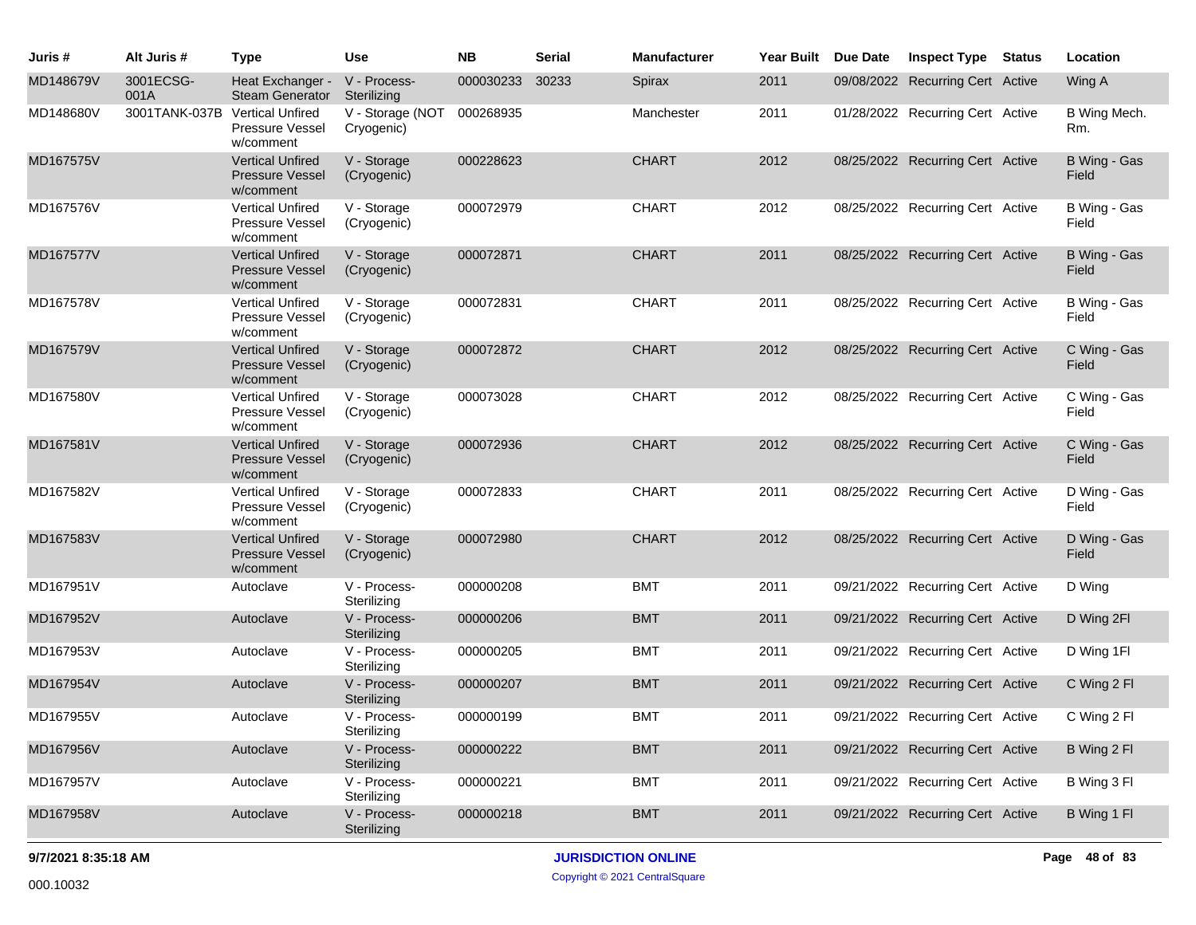| Juris # | Alt Juris # | Type | Use | NB | Serial | Manufacturer | Year Built | Due Date | Inspect Type | Status | Location |
|---|---|---|---|---|---|---|---|---|---|---|---|
| MD148679V | 3001ECSG-001A | Heat Exchanger - Steam Generator | V - Process-Sterilizing | 000030233 | 30233 | Spirax | 2011 | 09/08/2022 | Recurring Cert | Active | Wing A |
| MD148680V | 3001TANK-037B | Vertical Unfired Pressure Vessel w/comment | V - Storage (NOT Cryogenic) | 000268935 | | Manchester | 2011 | 01/28/2022 | Recurring Cert | Active | B Wing Mech. Rm. |
| MD167575V | | Vertical Unfired Pressure Vessel w/comment | V - Storage (Cryogenic) | 000228623 | | CHART | 2012 | 08/25/2022 | Recurring Cert | Active | B Wing - Gas Field |
| MD167576V | | Vertical Unfired Pressure Vessel w/comment | V - Storage (Cryogenic) | 000072979 | | CHART | 2012 | 08/25/2022 | Recurring Cert | Active | B Wing - Gas Field |
| MD167577V | | Vertical Unfired Pressure Vessel w/comment | V - Storage (Cryogenic) | 000072871 | | CHART | 2011 | 08/25/2022 | Recurring Cert | Active | B Wing - Gas Field |
| MD167578V | | Vertical Unfired Pressure Vessel w/comment | V - Storage (Cryogenic) | 000072831 | | CHART | 2011 | 08/25/2022 | Recurring Cert | Active | B Wing - Gas Field |
| MD167579V | | Vertical Unfired Pressure Vessel w/comment | V - Storage (Cryogenic) | 000072872 | | CHART | 2012 | 08/25/2022 | Recurring Cert | Active | C Wing - Gas Field |
| MD167580V | | Vertical Unfired Pressure Vessel w/comment | V - Storage (Cryogenic) | 000073028 | | CHART | 2012 | 08/25/2022 | Recurring Cert | Active | C Wing - Gas Field |
| MD167581V | | Vertical Unfired Pressure Vessel w/comment | V - Storage (Cryogenic) | 000072936 | | CHART | 2012 | 08/25/2022 | Recurring Cert | Active | C Wing - Gas Field |
| MD167582V | | Vertical Unfired Pressure Vessel w/comment | V - Storage (Cryogenic) | 000072833 | | CHART | 2011 | 08/25/2022 | Recurring Cert | Active | D Wing - Gas Field |
| MD167583V | | Vertical Unfired Pressure Vessel w/comment | V - Storage (Cryogenic) | 000072980 | | CHART | 2012 | 08/25/2022 | Recurring Cert | Active | D Wing - Gas Field |
| MD167951V | | Autoclave | V - Process-Sterilizing | 000000208 | | BMT | 2011 | 09/21/2022 | Recurring Cert | Active | D Wing |
| MD167952V | | Autoclave | V - Process-Sterilizing | 000000206 | | BMT | 2011 | 09/21/2022 | Recurring Cert | Active | D Wing 2Fl |
| MD167953V | | Autoclave | V - Process-Sterilizing | 000000205 | | BMT | 2011 | 09/21/2022 | Recurring Cert | Active | D Wing 1Fl |
| MD167954V | | Autoclave | V - Process-Sterilizing | 000000207 | | BMT | 2011 | 09/21/2022 | Recurring Cert | Active | C Wing 2 Fl |
| MD167955V | | Autoclave | V - Process-Sterilizing | 000000199 | | BMT | 2011 | 09/21/2022 | Recurring Cert | Active | C Wing 2 Fl |
| MD167956V | | Autoclave | V - Process-Sterilizing | 000000222 | | BMT | 2011 | 09/21/2022 | Recurring Cert | Active | B Wing 2 Fl |
| MD167957V | | Autoclave | V - Process-Sterilizing | 000000221 | | BMT | 2011 | 09/21/2022 | Recurring Cert | Active | B Wing 3 Fl |
| MD167958V | | Autoclave | V - Process-Sterilizing | 000000218 | | BMT | 2011 | 09/21/2022 | Recurring Cert | Active | B Wing 1 Fl |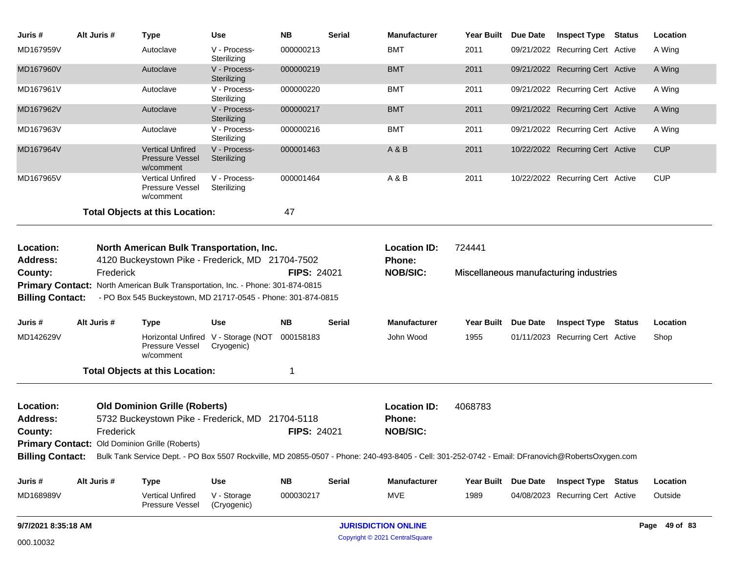| Juris # | Alt Juris # | Type | Use | NB | Serial | Manufacturer | Year Built | Due Date | Inspect Type | Status | Location |
|---|---|---|---|---|---|---|---|---|---|---|---|
| MD167959V | | Autoclave | V - Process-Sterilizing | 000000213 | | BMT | 2011 | 09/21/2022 | Recurring Cert | Active | A Wing |
| MD167960V | | Autoclave | V - Process-Sterilizing | 000000219 | | BMT | 2011 | 09/21/2022 | Recurring Cert | Active | A Wing |
| MD167961V | | Autoclave | V - Process-Sterilizing | 000000220 | | BMT | 2011 | 09/21/2022 | Recurring Cert | Active | A Wing |
| MD167962V | | Autoclave | V - Process-Sterilizing | 000000217 | | BMT | 2011 | 09/21/2022 | Recurring Cert | Active | A Wing |
| MD167963V | | Autoclave | V - Process-Sterilizing | 000000216 | | BMT | 2011 | 09/21/2022 | Recurring Cert | Active | A Wing |
| MD167964V | | Vertical Unfired Pressure Vessel w/comment | V - Process-Sterilizing | 000001463 | | A & B | 2011 | 10/22/2022 | Recurring Cert | Active | CUP |
| MD167965V | | Vertical Unfired Pressure Vessel w/comment | V - Process-Sterilizing | 000001464 | | A & B | 2011 | 10/22/2022 | Recurring Cert | Active | CUP |

**Total Objects at this Location:** 47

---

**Location:** North American Bulk Transportation, Inc. **Location ID:** 724441
**Address:** 4120 Buckeystown Pike - Frederick, MD 21704-7502 **Phone:**
**County:** Frederick **FIPS:** 24021 **NOB/SIC:** Miscellaneous manufacturing industries
**Primary Contact:** North American Bulk Transportation, Inc. - Phone: 301-874-0815
**Billing Contact:** - PO Box 545 Buckeystown, MD 21717-0545 - Phone: 301-874-0815

| Juris # | Alt Juris # | Type | Use | NB | Serial | Manufacturer | Year Built | Due Date | Inspect Type | Status | Location |
|---|---|---|---|---|---|---|---|---|---|---|---|
| MD142629V | | Horizontal Unfired Pressure Vessel w/comment | V - Storage (NOT Cryogenic) | 000158183 | | John Wood | 1955 | 01/11/2023 | Recurring Cert | Active | Shop |

**Total Objects at this Location:** 1

---

**Location:** Old Dominion Grille (Roberts) **Location ID:** 4068783
**Address:** 5732 Buckeystown Pike - Frederick, MD 21704-5118 **Phone:**
**County:** Frederick **FIPS:** 24021 **NOB/SIC:**
**Primary Contact:** Old Dominion Grille (Roberts)
**Billing Contact:** Bulk Tank Service Dept. - PO Box 5507 Rockville, MD 20855-0507 - Phone: 240-493-8405 - Cell: 301-252-0742 - Email: DFranovich@RobertsOxygen.com

| Juris # | Alt Juris # | Type | Use | NB | Serial | Manufacturer | Year Built | Due Date | Inspect Type | Status | Location |
|---|---|---|---|---|---|---|---|---|---|---|---|
| MD168989V | | Vertical Unfired Pressure Vessel | V - Storage (Cryogenic) | 000030217 | | MVE | 1989 | 04/08/2023 | Recurring Cert | Active | Outside |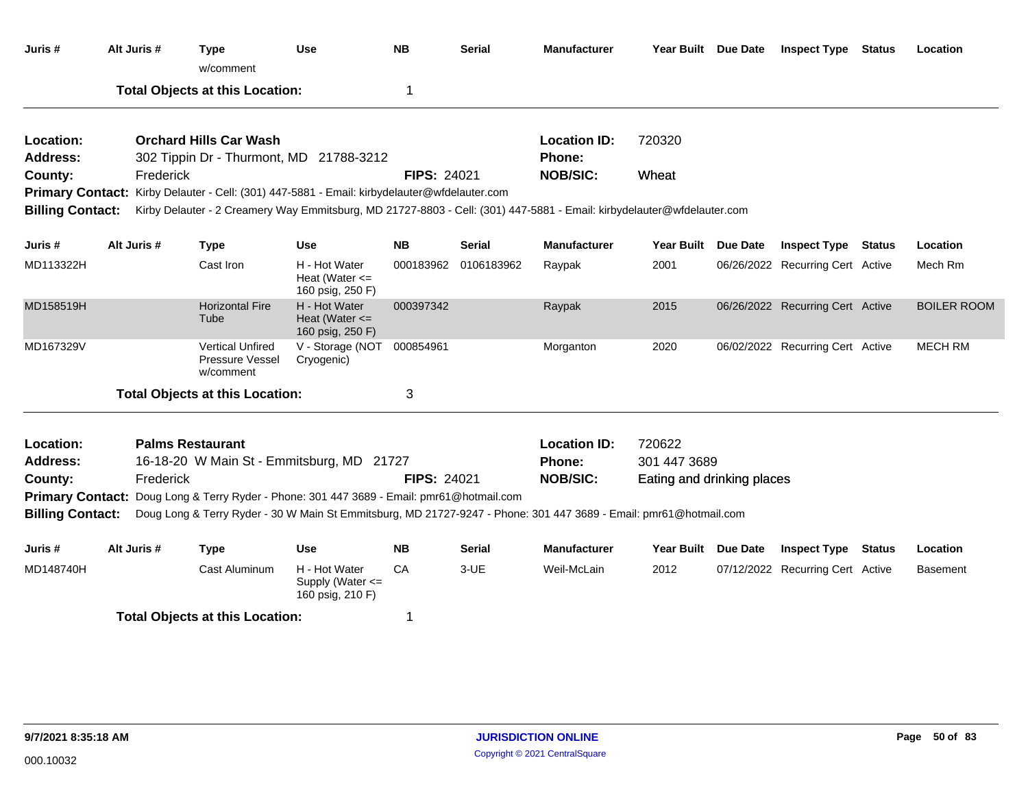| Juris # | Alt Juris # | Type | Use | NB | Serial | Manufacturer | Year Built | Due Date | Inspect Type | Status | Location |
|---|---|---|---|---|---|---|---|---|---|---|---|
| | | w/comment | | | | | | | | | |

**Total Objects at this Location:** 1

---

**Location:** Orchard Hills Car Wash
**Location ID:** 720320
**Address:** 302 Tippin Dr - Thurmont, MD 21788-3212
**Phone:**
**County:** Frederick
**FIPS:** 24021
**NOB/SIC:** Wheat
**Primary Contact:** Kirby Delauter - Cell: (301) 447-5881 - Email: kirbydelauter@wfdelauter.com
**Billing Contact:** Kirby Delauter - 2 Creamery Way Emmitsburg, MD 21727-8803 - Cell: (301) 447-5881 - Email: kirbydelauter@wfdelauter.com

| Juris # | Alt Juris # | Type | Use | NB | Serial | Manufacturer | Year Built | Due Date | Inspect Type | Status | Location |
|---|---|---|---|---|---|---|---|---|---|---|---|
| MD113322H | | Cast Iron | H - Hot Water Heat (Water <= 160 psig, 250 F) | 000183962 | 0106183962 | Raypak | 2001 | 06/26/2022 | Recurring Cert | Active | Mech Rm |
| MD158519H | | Horizontal Fire Tube | H - Hot Water Heat (Water <= 160 psig, 250 F) | 000397342 | | Raypak | 2015 | 06/26/2022 | Recurring Cert | Active | BOILER ROOM |
| MD167329V | | Vertical Unfired Pressure Vessel w/comment | V - Storage (NOT Cryogenic) | 000854961 | | Morganton | 2020 | 06/02/2022 | Recurring Cert | Active | MECH RM |

**Total Objects at this Location:** 3

---

**Location:** Palms Restaurant
**Location ID:** 720622
**Address:** 16-18-20 W Main St - Emmitsburg, MD 21727
**Phone:** 301 447 3689
**County:** Frederick
**FIPS:** 24021
**NOB/SIC:** Eating and drinking places
**Primary Contact:** Doug Long & Terry Ryder - Phone: 301 447 3689 - Email: pmr61@hotmail.com
**Billing Contact:** Doug Long & Terry Ryder - 30 W Main St Emmitsburg, MD 21727-9247 - Phone: 301 447 3689 - Email: pmr61@hotmail.com

| Juris # | Alt Juris # | Type | Use | NB | Serial | Manufacturer | Year Built | Due Date | Inspect Type | Status | Location |
|---|---|---|---|---|---|---|---|---|---|---|---|
| MD148740H | | Cast Aluminum | H - Hot Water Supply (Water <= 160 psig, 210 F) | CA | 3-UE | Weil-McLain | 2012 | 07/12/2022 | Recurring Cert | Active | Basement |

**Total Objects at this Location:** 1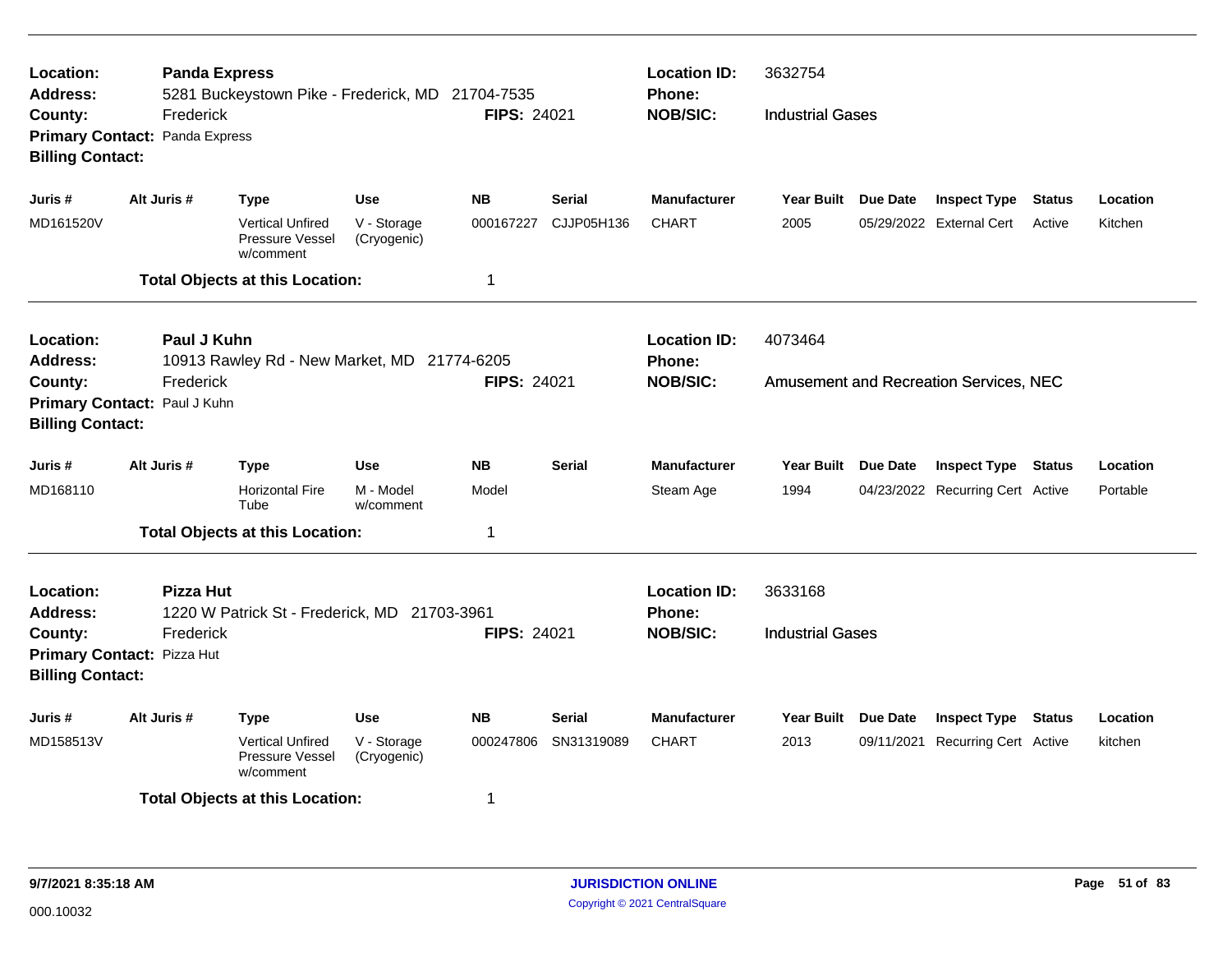**Location:** Panda Express
**Address:** 5281 Buckeystown Pike - Frederick, MD 21704-7535
**County:** Frederick
**FIPS:** 24021
**Primary Contact:** Panda Express
**Billing Contact:**
**Location ID:** 3632754
**Phone:**
**NOB/SIC:** Industrial Gases

| Juris # | Alt Juris # | Type | Use | NB | Serial | Manufacturer | Year Built | Due Date | Inspect Type | Status | Location |
|---|---|---|---|---|---|---|---|---|---|---|---|
| MD161520V | | Vertical Unfired Pressure Vessel w/comment | V - Storage (Cryogenic) | 000167227 | CJJP05H136 | CHART | 2005 | 05/29/2022 | External Cert | Active | Kitchen |

**Total Objects at this Location:** 1

---

**Location:** Paul J Kuhn
**Address:** 10913 Rawley Rd - New Market, MD 21774-6205
**County:** Frederick
**FIPS:** 24021
**Primary Contact:** Paul J Kuhn
**Billing Contact:**
**Location ID:** 4073464
**Phone:**
**NOB/SIC:** Amusement and Recreation Services, NEC

| Juris # | Alt Juris # | Type | Use | NB | Serial | Manufacturer | Year Built | Due Date | Inspect Type | Status | Location |
|---|---|---|---|---|---|---|---|---|---|---|---|
| MD168110 | | Horizontal Fire Tube | M - Model w/comment | Model | | Steam Age | 1994 | 04/23/2022 | Recurring Cert | Active | Portable |

**Total Objects at this Location:** 1

---

**Location:** Pizza Hut
**Address:** 1220 W Patrick St - Frederick, MD 21703-3961
**County:** Frederick
**FIPS:** 24021
**Primary Contact:** Pizza Hut
**Billing Contact:**
**Location ID:** 3633168
**Phone:**
**NOB/SIC:** Industrial Gases

| Juris # | Alt Juris # | Type | Use | NB | Serial | Manufacturer | Year Built | Due Date | Inspect Type | Status | Location |
|---|---|---|---|---|---|---|---|---|---|---|---|
| MD158513V | | Vertical Unfired Pressure Vessel w/comment | V - Storage (Cryogenic) | 000247806 | SN31319089 | CHART | 2013 | 09/11/2021 | Recurring Cert | Active | kitchen |

**Total Objects at this Location:** 1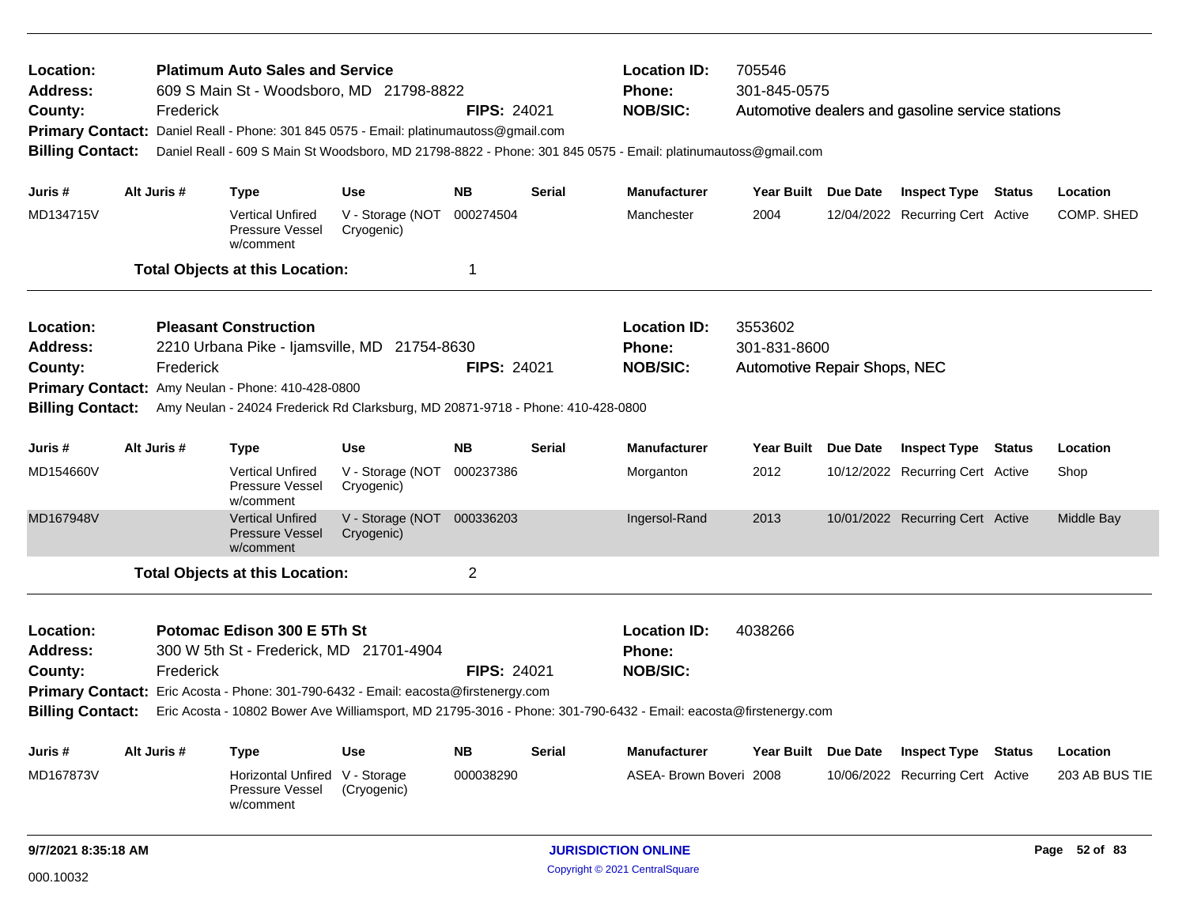| | | | |
|---|---|---|---|
| **Location:** | **Platimum Auto Sales and Service** | **Location ID:** | 705546 |
| **Address:** | 609 S Main St - Woodsboro, MD 21798-8822 | **Phone:** | 301-845-0575 |
| **County:** | Frederick **FIPS:** 24021 | **NOB/SIC:** | Automotive dealers and gasoline service stations |

**Primary Contact:** Daniel Reall - Phone: 301 845 0575 - Email: platinumautoss@gmail.com

**Billing Contact:** Daniel Reall - 609 S Main St Woodsboro, MD 21798-8822 - Phone: 301 845 0575 - Email: platinumautoss@gmail.com

| Juris # | Alt Juris # | Type | Use | NB | Serial | Manufacturer | Year Built | Due Date | Inspect Type | Status | Location |
|---|---|---|---|---|---|---|---|---|---|---|---|
| MD134715V | | Vertical Unfired Pressure Vessel w/comment | V - Storage (NOT Cryogenic) | 000274504 | | Manchester | 2004 | 12/04/2022 | Recurring Cert | Active | COMP. SHED |

**Total Objects at this Location:** 1

| | | | |
|---|---|---|---|
| **Location:** | **Pleasant Construction** | **Location ID:** | 3553602 |
| **Address:** | 2210 Urbana Pike - Ijamsville, MD 21754-8630 | **Phone:** | 301-831-8600 |
| **County:** | Frederick **FIPS:** 24021 | **NOB/SIC:** | Automotive Repair Shops, NEC |

**Primary Contact:** Amy Neulan - Phone: 410-428-0800

**Billing Contact:** Amy Neulan - 24024 Frederick Rd Clarksburg, MD 20871-9718 - Phone: 410-428-0800

| Juris # | Alt Juris # | Type | Use | NB | Serial | Manufacturer | Year Built | Due Date | Inspect Type | Status | Location |
|---|---|---|---|---|---|---|---|---|---|---|---|
| MD154660V | | Vertical Unfired Pressure Vessel w/comment | V - Storage (NOT Cryogenic) | 000237386 | | Morganton | 2012 | 10/12/2022 | Recurring Cert | Active | Shop |
| MD167948V | | Vertical Unfired Pressure Vessel w/comment | V - Storage (NOT Cryogenic) | 000336203 | | Ingersol-Rand | 2013 | 10/01/2022 | Recurring Cert | Active | Middle Bay |

**Total Objects at this Location:** 2

| | | | |
|---|---|---|---|
| **Location:** | **Potomac Edison 300 E 5Th St** | **Location ID:** | 4038266 |
| **Address:** | 300 W 5th St - Frederick, MD 21701-4904 | **Phone:** | |
| **County:** | Frederick **FIPS:** 24021 | **NOB/SIC:** | |

**Primary Contact:** Eric Acosta - Phone: 301-790-6432 - Email: eacosta@firstenergy.com

**Billing Contact:** Eric Acosta - 10802 Bower Ave Williamsport, MD 21795-3016 - Phone: 301-790-6432 - Email: eacosta@firstenergy.com

| Juris # | Alt Juris # | Type | Use | NB | Serial | Manufacturer | Year Built | Due Date | Inspect Type | Status | Location |
|---|---|---|---|---|---|---|---|---|---|---|---|
| MD167873V | | Horizontal Unfired Pressure Vessel w/comment | V - Storage (Cryogenic) | 000038290 | | ASEA- Brown Boveri | 2008 | 10/06/2022 | Recurring Cert | Active | 203 AB BUS TIE |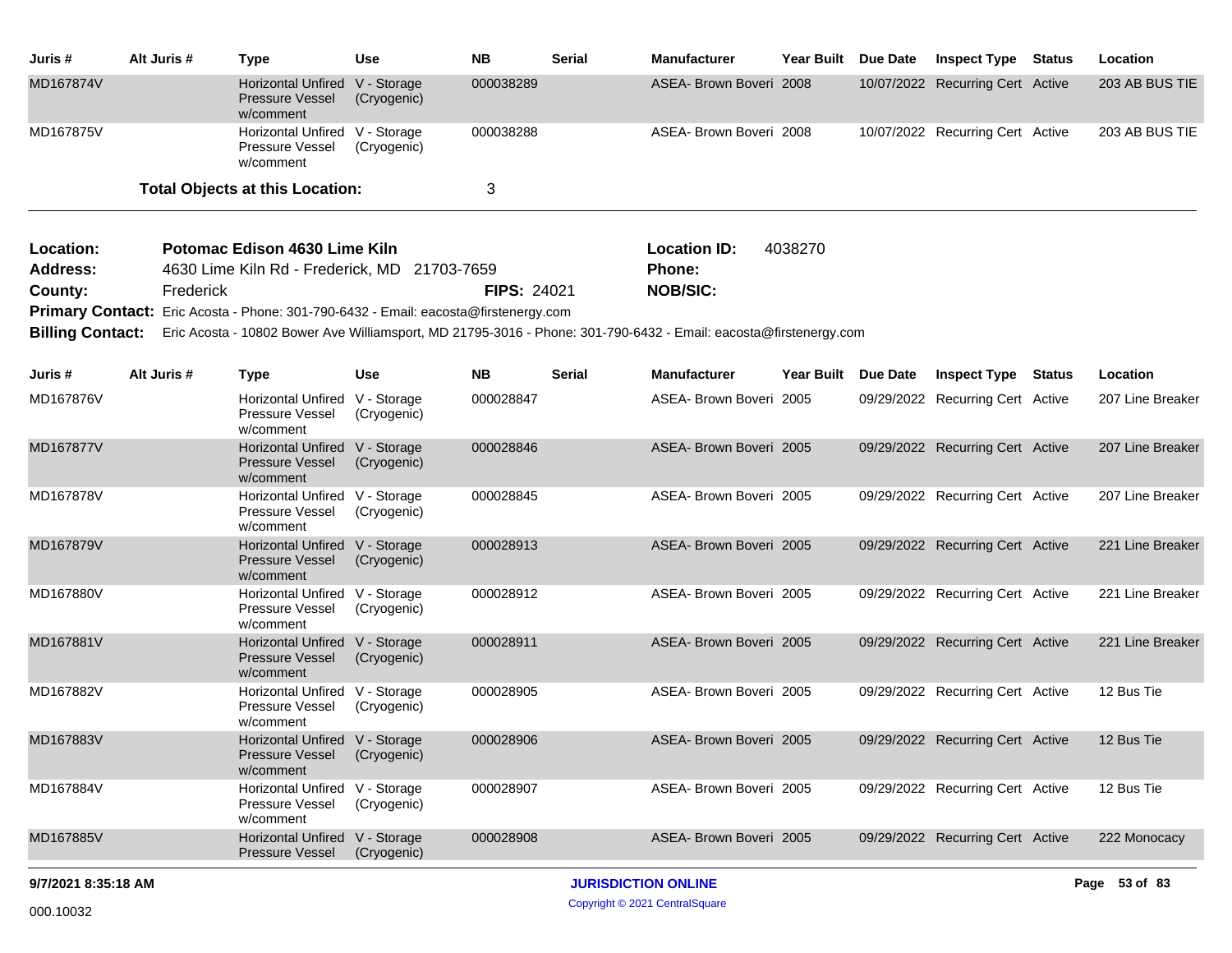| Juris # | Alt Juris # | Type | Use | NB | Serial | Manufacturer | Year Built | Due Date | Inspect Type | Status | Location |
|---|---|---|---|---|---|---|---|---|---|---|---|
| MD167874V | | Horizontal Unfired Pressure Vessel w/comment | V - Storage (Cryogenic) | 000038289 | | ASEA- Brown Boveri | 2008 | 10/07/2022 | Recurring Cert | Active | 203 AB BUS TIE |
| MD167875V | | Horizontal Unfired Pressure Vessel w/comment | V - Storage (Cryogenic) | 000038288 | | ASEA- Brown Boveri | 2008 | 10/07/2022 | Recurring Cert | Active | 203 AB BUS TIE |

**Total Objects at this Location:** 3

**Location:** Potomac Edison 4630 Lime Kiln
**Location ID:** 4038270
**Address:** 4630 Lime Kiln Rd - Frederick, MD 21703-7659
**Phone:**
**County:** Frederick
**FIPS:** 24021
**NOB/SIC:**
**Primary Contact:** Eric Acosta - Phone: 301-790-6432 - Email: eacosta@firstenergy.com
**Billing Contact:** Eric Acosta - 10802 Bower Ave Williamsport, MD 21795-3016 - Phone: 301-790-6432 - Email: eacosta@firstenergy.com

| Juris # | Alt Juris # | Type | Use | NB | Serial | Manufacturer | Year Built | Due Date | Inspect Type | Status | Location |
|---|---|---|---|---|---|---|---|---|---|---|---|
| MD167876V | | Horizontal Unfired Pressure Vessel w/comment | V - Storage (Cryogenic) | 000028847 | | ASEA- Brown Boveri | 2005 | 09/29/2022 | Recurring Cert | Active | 207 Line Breaker |
| MD167877V | | Horizontal Unfired Pressure Vessel w/comment | V - Storage (Cryogenic) | 000028846 | | ASEA- Brown Boveri | 2005 | 09/29/2022 | Recurring Cert | Active | 207 Line Breaker |
| MD167878V | | Horizontal Unfired Pressure Vessel w/comment | V - Storage (Cryogenic) | 000028845 | | ASEA- Brown Boveri | 2005 | 09/29/2022 | Recurring Cert | Active | 207 Line Breaker |
| MD167879V | | Horizontal Unfired Pressure Vessel w/comment | V - Storage (Cryogenic) | 000028913 | | ASEA- Brown Boveri | 2005 | 09/29/2022 | Recurring Cert | Active | 221 Line Breaker |
| MD167880V | | Horizontal Unfired Pressure Vessel w/comment | V - Storage (Cryogenic) | 000028912 | | ASEA- Brown Boveri | 2005 | 09/29/2022 | Recurring Cert | Active | 221 Line Breaker |
| MD167881V | | Horizontal Unfired Pressure Vessel w/comment | V - Storage (Cryogenic) | 000028911 | | ASEA- Brown Boveri | 2005 | 09/29/2022 | Recurring Cert | Active | 221 Line Breaker |
| MD167882V | | Horizontal Unfired Pressure Vessel w/comment | V - Storage (Cryogenic) | 000028905 | | ASEA- Brown Boveri | 2005 | 09/29/2022 | Recurring Cert | Active | 12 Bus Tie |
| MD167883V | | Horizontal Unfired Pressure Vessel w/comment | V - Storage (Cryogenic) | 000028906 | | ASEA- Brown Boveri | 2005 | 09/29/2022 | Recurring Cert | Active | 12 Bus Tie |
| MD167884V | | Horizontal Unfired Pressure Vessel w/comment | V - Storage (Cryogenic) | 000028907 | | ASEA- Brown Boveri | 2005 | 09/29/2022 | Recurring Cert | Active | 12 Bus Tie |
| MD167885V | | Horizontal Unfired Pressure Vessel | V - Storage (Cryogenic) | 000028908 | | ASEA- Brown Boveri | 2005 | 09/29/2022 | Recurring Cert | Active | 222 Monocacy |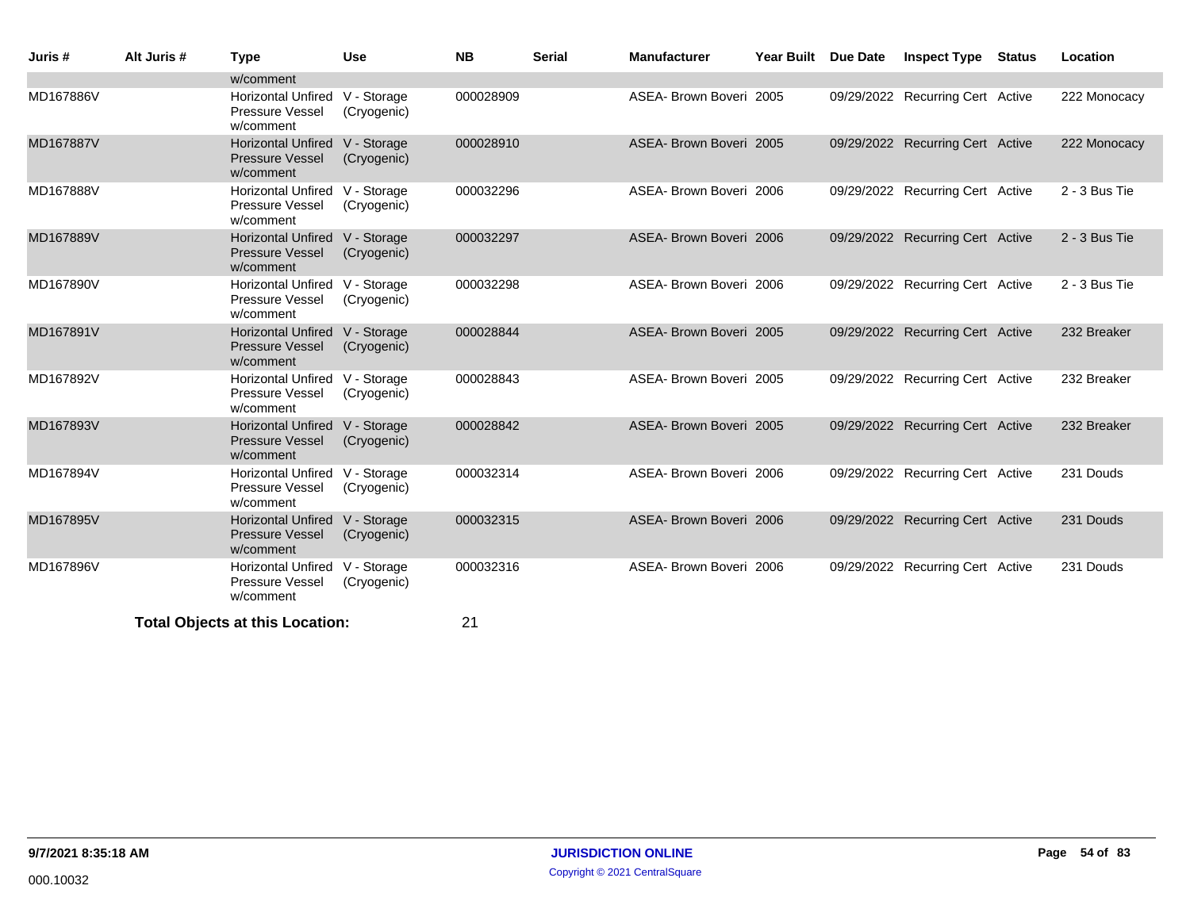| Juris # | Alt Juris # | Type | Use | NB | Serial | Manufacturer | Year Built | Due Date | Inspect Type | Status | Location |
|---|---|---|---|---|---|---|---|---|---|---|---|
| | | w/comment | | | | | | | | | |
| MD167886V | | Horizontal Unfired Pressure Vessel w/comment | V - Storage (Cryogenic) | 000028909 | | ASEA- Brown Boveri | 2005 | 09/29/2022 | Recurring Cert | Active | 222 Monocacy |
| MD167887V | | Horizontal Unfired Pressure Vessel w/comment | V - Storage (Cryogenic) | 000028910 | | ASEA- Brown Boveri | 2005 | 09/29/2022 | Recurring Cert | Active | 222 Monocacy |
| MD167888V | | Horizontal Unfired Pressure Vessel w/comment | V - Storage (Cryogenic) | 000032296 | | ASEA- Brown Boveri | 2006 | 09/29/2022 | Recurring Cert | Active | 2 - 3 Bus Tie |
| MD167889V | | Horizontal Unfired Pressure Vessel w/comment | V - Storage (Cryogenic) | 000032297 | | ASEA- Brown Boveri | 2006 | 09/29/2022 | Recurring Cert | Active | 2 - 3 Bus Tie |
| MD167890V | | Horizontal Unfired Pressure Vessel w/comment | V - Storage (Cryogenic) | 000032298 | | ASEA- Brown Boveri | 2006 | 09/29/2022 | Recurring Cert | Active | 2 - 3 Bus Tie |
| MD167891V | | Horizontal Unfired Pressure Vessel w/comment | V - Storage (Cryogenic) | 000028844 | | ASEA- Brown Boveri | 2005 | 09/29/2022 | Recurring Cert | Active | 232 Breaker |
| MD167892V | | Horizontal Unfired Pressure Vessel w/comment | V - Storage (Cryogenic) | 000028843 | | ASEA- Brown Boveri | 2005 | 09/29/2022 | Recurring Cert | Active | 232 Breaker |
| MD167893V | | Horizontal Unfired Pressure Vessel w/comment | V - Storage (Cryogenic) | 000028842 | | ASEA- Brown Boveri | 2005 | 09/29/2022 | Recurring Cert | Active | 232 Breaker |
| MD167894V | | Horizontal Unfired Pressure Vessel w/comment | V - Storage (Cryogenic) | 000032314 | | ASEA- Brown Boveri | 2006 | 09/29/2022 | Recurring Cert | Active | 231 Douds |
| MD167895V | | Horizontal Unfired Pressure Vessel w/comment | V - Storage (Cryogenic) | 000032315 | | ASEA- Brown Boveri | 2006 | 09/29/2022 | Recurring Cert | Active | 231 Douds |
| MD167896V | | Horizontal Unfired Pressure Vessel w/comment | V - Storage (Cryogenic) | 000032316 | | ASEA- Brown Boveri | 2006 | 09/29/2022 | Recurring Cert | Active | 231 Douds |

**Total Objects at this Location:** 21

9/7/2021 8:35:18 AM

000.10032

**JURISDICTION ONLINE**

Copyright © 2021 CentralSquare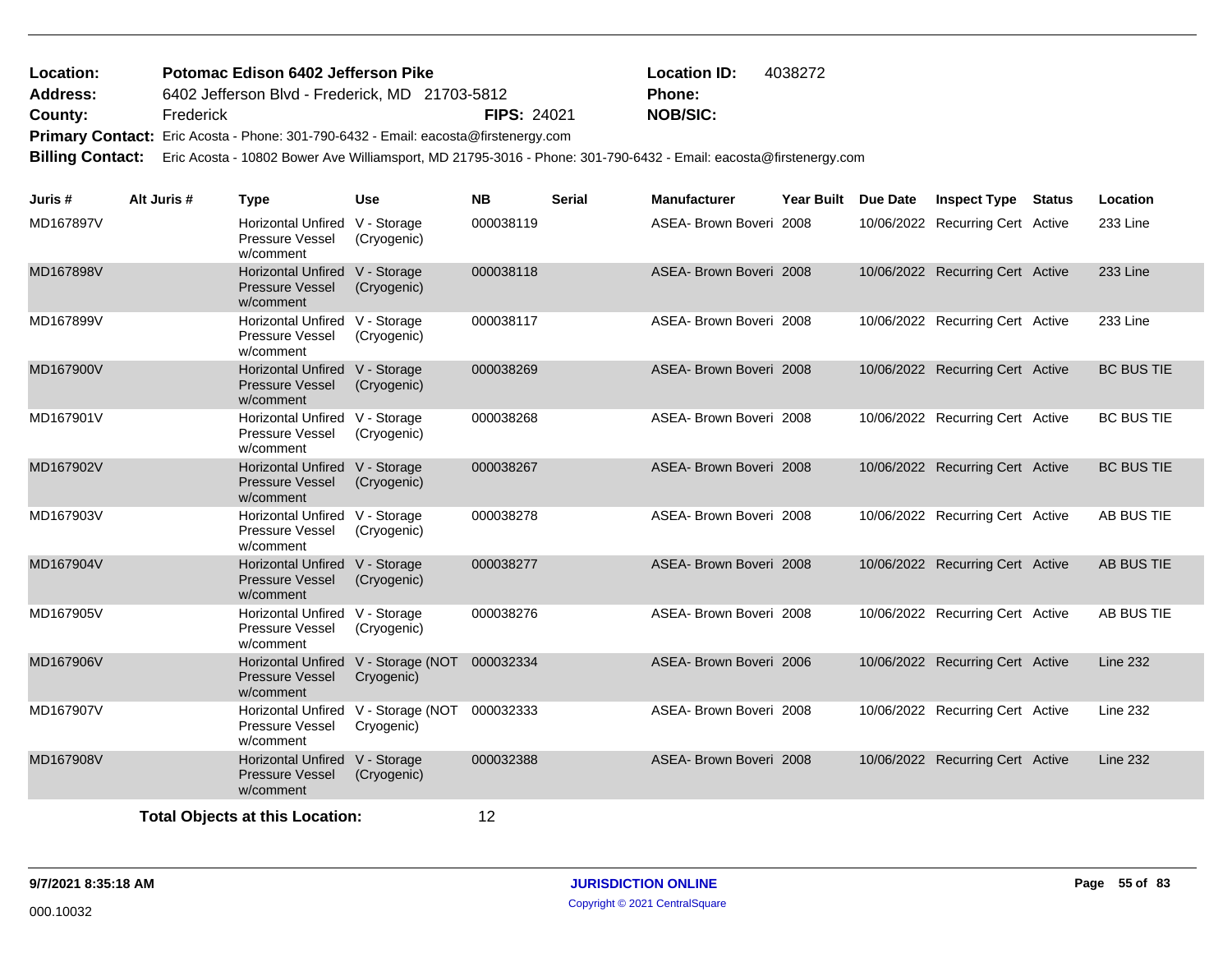**Location:** Potomac Edison 6402 Jefferson Pike
**Address:** 6402 Jefferson Blvd - Frederick, MD 21703-5812
**County:** Frederick **FIPS:** 24021
**Primary Contact:** Eric Acosta - Phone: 301-790-6432 - Email: eacosta@firstenergy.com
**Billing Contact:** Eric Acosta - 10802 Bower Ave Williamsport, MD 21795-3016 - Phone: 301-790-6432 - Email: eacosta@firstenergy.com

**Location ID:** 4038272
**Phone:**
**NOB/SIC:**

| Juris # | Alt Juris # | Type | Use | NB | Serial | Manufacturer | Year Built | Due Date | Inspect Type | Status | Location |
|---|---|---|---|---|---|---|---|---|---|---|---|
| MD167897V | | Horizontal Unfired Pressure Vessel w/comment | V - Storage (Cryogenic) | 000038119 | | ASEA- Brown Boveri | 2008 | 10/06/2022 | Recurring Cert | Active | 233 Line |
| MD167898V | | Horizontal Unfired Pressure Vessel w/comment | V - Storage (Cryogenic) | 000038118 | | ASEA- Brown Boveri | 2008 | 10/06/2022 | Recurring Cert | Active | 233 Line |
| MD167899V | | Horizontal Unfired Pressure Vessel w/comment | V - Storage (Cryogenic) | 000038117 | | ASEA- Brown Boveri | 2008 | 10/06/2022 | Recurring Cert | Active | 233 Line |
| MD167900V | | Horizontal Unfired Pressure Vessel w/comment | V - Storage (Cryogenic) | 000038269 | | ASEA- Brown Boveri | 2008 | 10/06/2022 | Recurring Cert | Active | BC BUS TIE |
| MD167901V | | Horizontal Unfired Pressure Vessel w/comment | V - Storage (Cryogenic) | 000038268 | | ASEA- Brown Boveri | 2008 | 10/06/2022 | Recurring Cert | Active | BC BUS TIE |
| MD167902V | | Horizontal Unfired Pressure Vessel w/comment | V - Storage (Cryogenic) | 000038267 | | ASEA- Brown Boveri | 2008 | 10/06/2022 | Recurring Cert | Active | BC BUS TIE |
| MD167903V | | Horizontal Unfired Pressure Vessel w/comment | V - Storage (Cryogenic) | 000038278 | | ASEA- Brown Boveri | 2008 | 10/06/2022 | Recurring Cert | Active | AB BUS TIE |
| MD167904V | | Horizontal Unfired Pressure Vessel w/comment | V - Storage (Cryogenic) | 000038277 | | ASEA- Brown Boveri | 2008 | 10/06/2022 | Recurring Cert | Active | AB BUS TIE |
| MD167905V | | Horizontal Unfired Pressure Vessel w/comment | V - Storage (Cryogenic) | 000038276 | | ASEA- Brown Boveri | 2008 | 10/06/2022 | Recurring Cert | Active | AB BUS TIE |
| MD167906V | | Horizontal Unfired Pressure Vessel w/comment | V - Storage (NOT Cryogenic) | 000032334 | | ASEA- Brown Boveri | 2006 | 10/06/2022 | Recurring Cert | Active | Line 232 |
| MD167907V | | Horizontal Unfired Pressure Vessel w/comment | V - Storage (NOT Cryogenic) | 000032333 | | ASEA- Brown Boveri | 2008 | 10/06/2022 | Recurring Cert | Active | Line 232 |
| MD167908V | | Horizontal Unfired Pressure Vessel w/comment | V - Storage (Cryogenic) | 000032388 | | ASEA- Brown Boveri | 2008 | 10/06/2022 | Recurring Cert | Active | Line 232 |

**Total Objects at this Location:** 12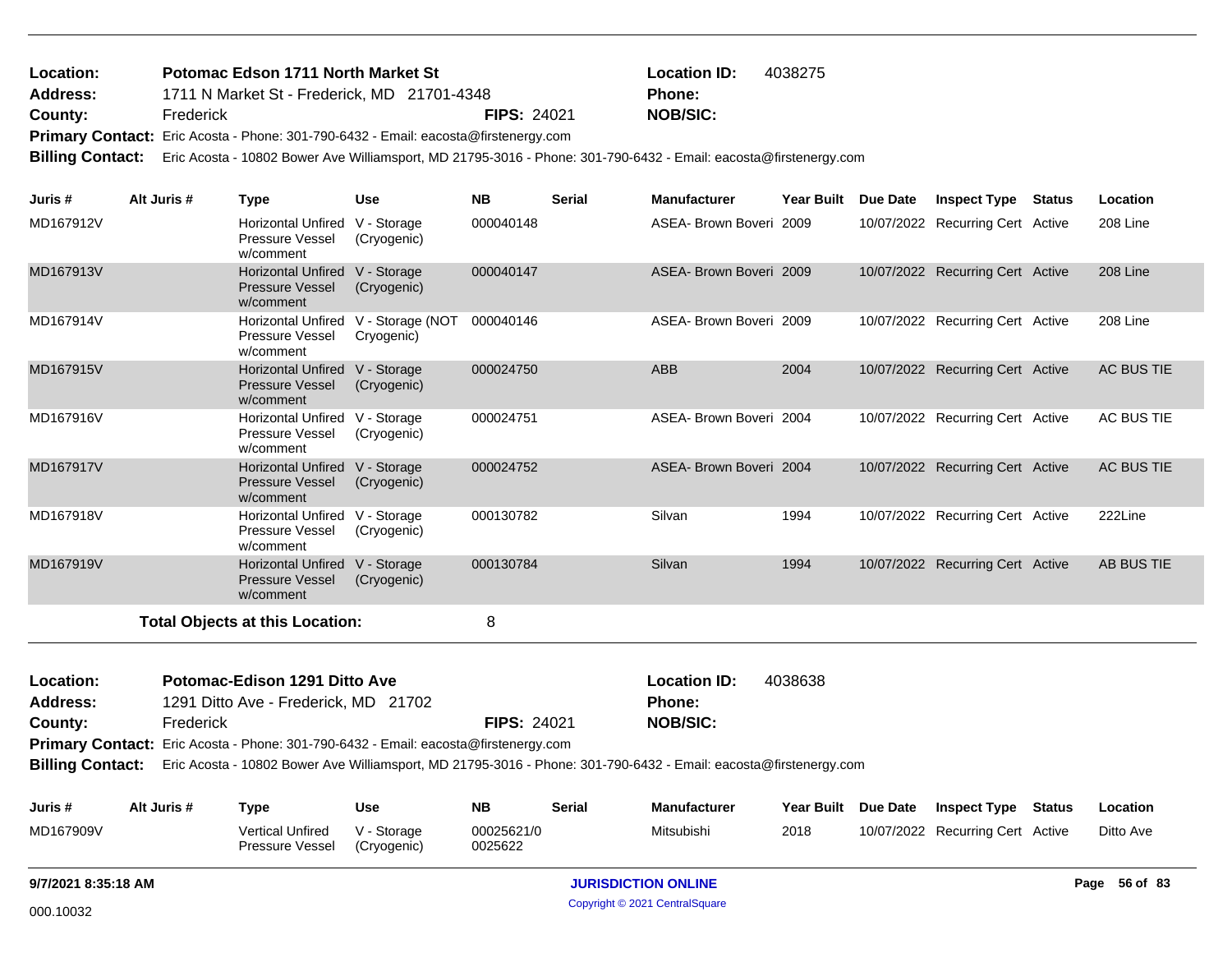**Location:** Potomac Edson 1711 North Market St
**Location ID:** 4038275
**Address:** 1711 N Market St - Frederick, MD 21701-4348
**Phone:**
**County:** Frederick
**FIPS:** 24021
**NOB/SIC:**
**Primary Contact:** Eric Acosta - Phone: 301-790-6432 - Email: eacosta@firstenergy.com
**Billing Contact:** Eric Acosta - 10802 Bower Ave Williamsport, MD 21795-3016 - Phone: 301-790-6432 - Email: eacosta@firstenergy.com

| Juris # | Alt Juris # | Type | Use | NB | Serial | Manufacturer | Year Built | Due Date | Inspect Type | Status | Location |
|---|---|---|---|---|---|---|---|---|---|---|---|
| MD167912V | | Horizontal Unfired Pressure Vessel w/comment | V - Storage (Cryogenic) | 000040148 | | ASEA- Brown Boveri | 2009 | 10/07/2022 | Recurring Cert | Active | 208 Line |
| MD167913V | | Horizontal Unfired Pressure Vessel w/comment | V - Storage (Cryogenic) | 000040147 | | ASEA- Brown Boveri | 2009 | 10/07/2022 | Recurring Cert | Active | 208 Line |
| MD167914V | | Horizontal Unfired Pressure Vessel w/comment | V - Storage (NOT Cryogenic) | 000040146 | | ASEA- Brown Boveri | 2009 | 10/07/2022 | Recurring Cert | Active | 208 Line |
| MD167915V | | Horizontal Unfired Pressure Vessel w/comment | V - Storage (Cryogenic) | 000024750 | | ABB | 2004 | 10/07/2022 | Recurring Cert | Active | AC BUS TIE |
| MD167916V | | Horizontal Unfired Pressure Vessel w/comment | V - Storage (Cryogenic) | 000024751 | | ASEA- Brown Boveri | 2004 | 10/07/2022 | Recurring Cert | Active | AC BUS TIE |
| MD167917V | | Horizontal Unfired Pressure Vessel w/comment | V - Storage (Cryogenic) | 000024752 | | ASEA- Brown Boveri | 2004 | 10/07/2022 | Recurring Cert | Active | AC BUS TIE |
| MD167918V | | Horizontal Unfired Pressure Vessel w/comment | V - Storage (Cryogenic) | 000130782 | | Silvan | 1994 | 10/07/2022 | Recurring Cert | Active | 222Line |
| MD167919V | | Horizontal Unfired Pressure Vessel w/comment | V - Storage (Cryogenic) | 000130784 | | Silvan | 1994 | 10/07/2022 | Recurring Cert | Active | AB BUS TIE |

**Total Objects at this Location:** 8

**Location:** Potomac-Edison 1291 Ditto Ave
**Location ID:** 4038638
**Address:** 1291 Ditto Ave - Frederick, MD 21702
**Phone:**
**County:** Frederick
**FIPS:** 24021
**NOB/SIC:**
**Primary Contact:** Eric Acosta - Phone: 301-790-6432 - Email: eacosta@firstenergy.com
**Billing Contact:** Eric Acosta - 10802 Bower Ave Williamsport, MD 21795-3016 - Phone: 301-790-6432 - Email: eacosta@firstenergy.com

| Juris # | Alt Juris # | Type | Use | NB | Serial | Manufacturer | Year Built | Due Date | Inspect Type | Status | Location |
|---|---|---|---|---|---|---|---|---|---|---|---|
| MD167909V | | Vertical Unfired Pressure Vessel | V - Storage (Cryogenic) | 00025621/0 0025622 | | Mitsubishi | 2018 | 10/07/2022 | Recurring Cert | Active | Ditto Ave |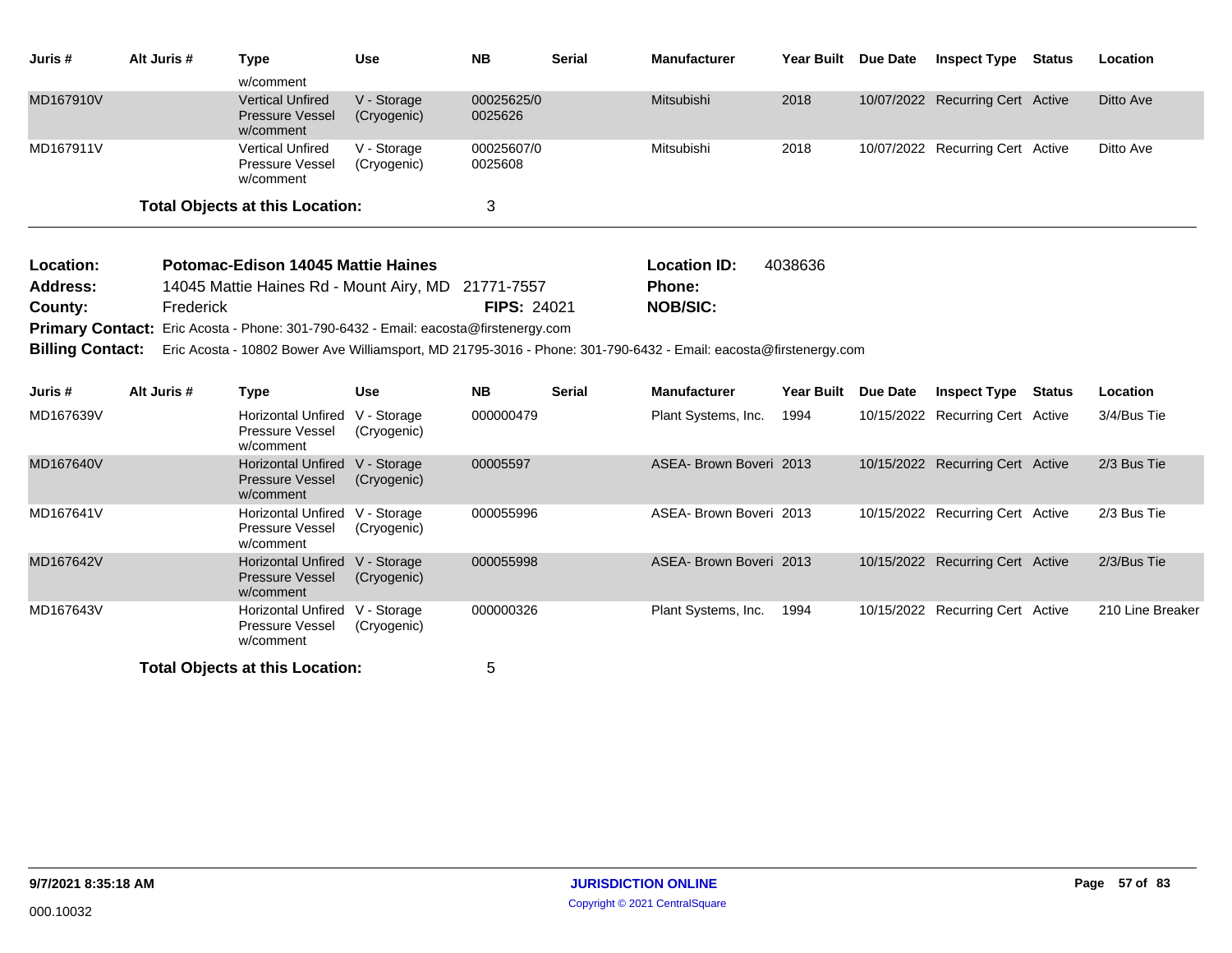| Juris # | Alt Juris # | Type | Use | NB | Serial | Manufacturer | Year Built | Due Date | Inspect Type | Status | Location |
|---|---|---|---|---|---|---|---|---|---|---|---|
| | | w/comment | | | | | | | | | |
| MD167910V | | Vertical Unfired Pressure Vessel w/comment | V - Storage (Cryogenic) | 00025625/0 0025626 | | Mitsubishi | 2018 | 10/07/2022 | Recurring Cert | Active | Ditto Ave |
| MD167911V | | Vertical Unfired Pressure Vessel w/comment | V - Storage (Cryogenic) | 00025607/0 0025608 | | Mitsubishi | 2018 | 10/07/2022 | Recurring Cert | Active | Ditto Ave |

**Total Objects at this Location:** 3

**Location:** Potomac-Edison 14045 Mattie Haines
**Location ID:** 4038636
**Address:** 14045 Mattie Haines Rd - Mount Airy, MD 21771-7557
**Phone:**
**County:** Frederick
**FIPS:** 24021
**NOB/SIC:**
**Primary Contact:** Eric Acosta - Phone: 301-790-6432 - Email: eacosta@firstenergy.com
**Billing Contact:** Eric Acosta - 10802 Bower Ave Williamsport, MD 21795-3016 - Phone: 301-790-6432 - Email: eacosta@firstenergy.com

| Juris # | Alt Juris # | Type | Use | NB | Serial | Manufacturer | Year Built | Due Date | Inspect Type | Status | Location |
|---|---|---|---|---|---|---|---|---|---|---|---|
| MD167639V | | Horizontal Unfired Pressure Vessel w/comment | V - Storage (Cryogenic) | 000000479 | | Plant Systems, Inc. | 1994 | 10/15/2022 | Recurring Cert | Active | 3/4/Bus Tie |
| MD167640V | | Horizontal Unfired Pressure Vessel w/comment | V - Storage (Cryogenic) | 00005597 | | ASEA- Brown Boveri | 2013 | 10/15/2022 | Recurring Cert | Active | 2/3 Bus Tie |
| MD167641V | | Horizontal Unfired Pressure Vessel w/comment | V - Storage (Cryogenic) | 000055996 | | ASEA- Brown Boveri | 2013 | 10/15/2022 | Recurring Cert | Active | 2/3 Bus Tie |
| MD167642V | | Horizontal Unfired Pressure Vessel w/comment | V - Storage (Cryogenic) | 000055998 | | ASEA- Brown Boveri | 2013 | 10/15/2022 | Recurring Cert | Active | 2/3/Bus Tie |
| MD167643V | | Horizontal Unfired Pressure Vessel w/comment | V - Storage (Cryogenic) | 000000326 | | Plant Systems, Inc. | 1994 | 10/15/2022 | Recurring Cert | Active | 210 Line Breaker |

**Total Objects at this Location:** 5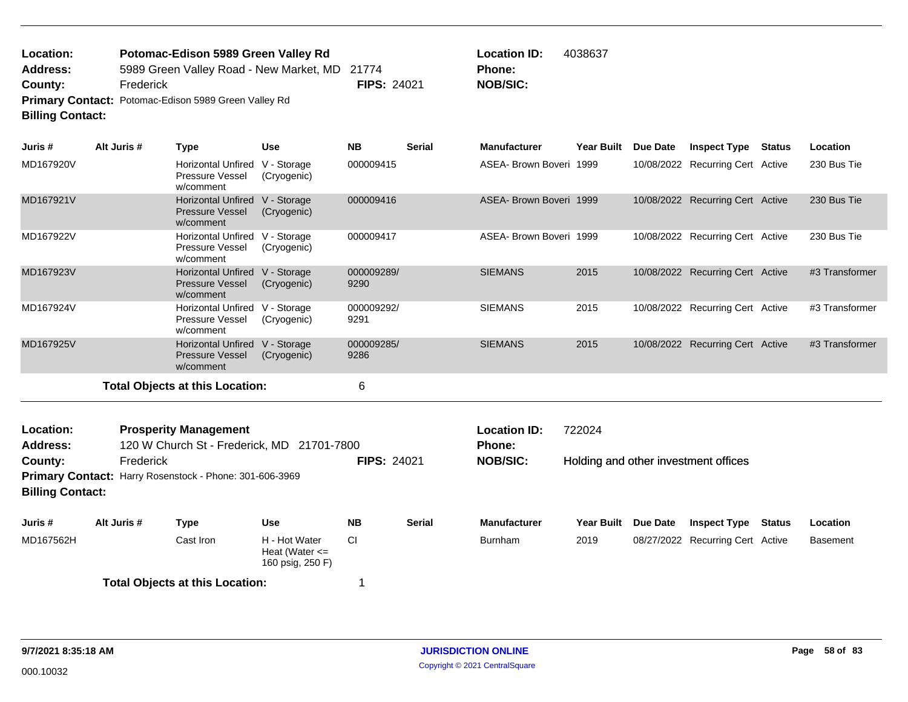**Location:** Potomac-Edison 5989 Green Valley Rd
**Address:** 5989 Green Valley Road - New Market, MD 21774
**County:** Frederick
**FIPS:** 24021
**Location ID:** 4038637
**Phone:**
**NOB/SIC:**
**Primary Contact:** Potomac-Edison 5989 Green Valley Rd
**Billing Contact:**

| Juris # | Alt Juris # | Type | Use | NB | Serial | Manufacturer | Year Built | Due Date | Inspect Type | Status | Location |
|---|---|---|---|---|---|---|---|---|---|---|---|
| MD167920V | | Horizontal Unfired Pressure Vessel w/comment | V - Storage (Cryogenic) | 000009415 | | ASEA- Brown Boveri | 1999 | 10/08/2022 | Recurring Cert | Active | 230 Bus Tie |
| MD167921V | | Horizontal Unfired Pressure Vessel w/comment | V - Storage (Cryogenic) | 000009416 | | ASEA- Brown Boveri | 1999 | 10/08/2022 | Recurring Cert | Active | 230 Bus Tie |
| MD167922V | | Horizontal Unfired Pressure Vessel w/comment | V - Storage (Cryogenic) | 000009417 | | ASEA- Brown Boveri | 1999 | 10/08/2022 | Recurring Cert | Active | 230 Bus Tie |
| MD167923V | | Horizontal Unfired Pressure Vessel w/comment | V - Storage (Cryogenic) | 000009289/ 9290 | | SIEMANS | 2015 | 10/08/2022 | Recurring Cert | Active | #3 Transformer |
| MD167924V | | Horizontal Unfired Pressure Vessel w/comment | V - Storage (Cryogenic) | 000009292/ 9291 | | SIEMANS | 2015 | 10/08/2022 | Recurring Cert | Active | #3 Transformer |
| MD167925V | | Horizontal Unfired Pressure Vessel w/comment | V - Storage (Cryogenic) | 000009285/ 9286 | | SIEMANS | 2015 | 10/08/2022 | Recurring Cert | Active | #3 Transformer |

**Total Objects at this Location:** 6

**Location:** Prosperity Management
**Address:** 120 W Church St - Frederick, MD 21701-7800
**County:** Frederick
**FIPS:** 24021
**Location ID:** 722024
**Phone:**
**NOB/SIC:** Holding and other investment offices
**Primary Contact:** Harry Rosenstock - Phone: 301-606-3969
**Billing Contact:**

| Juris # | Alt Juris # | Type | Use | NB | Serial | Manufacturer | Year Built | Due Date | Inspect Type | Status | Location |
|---|---|---|---|---|---|---|---|---|---|---|---|
| MD167562H | | Cast Iron | H - Hot Water Heat (Water <= 160 psig, 250 F) | CI | | Burnham | 2019 | 08/27/2022 | Recurring Cert | Active | Basement |

**Total Objects at this Location:** 1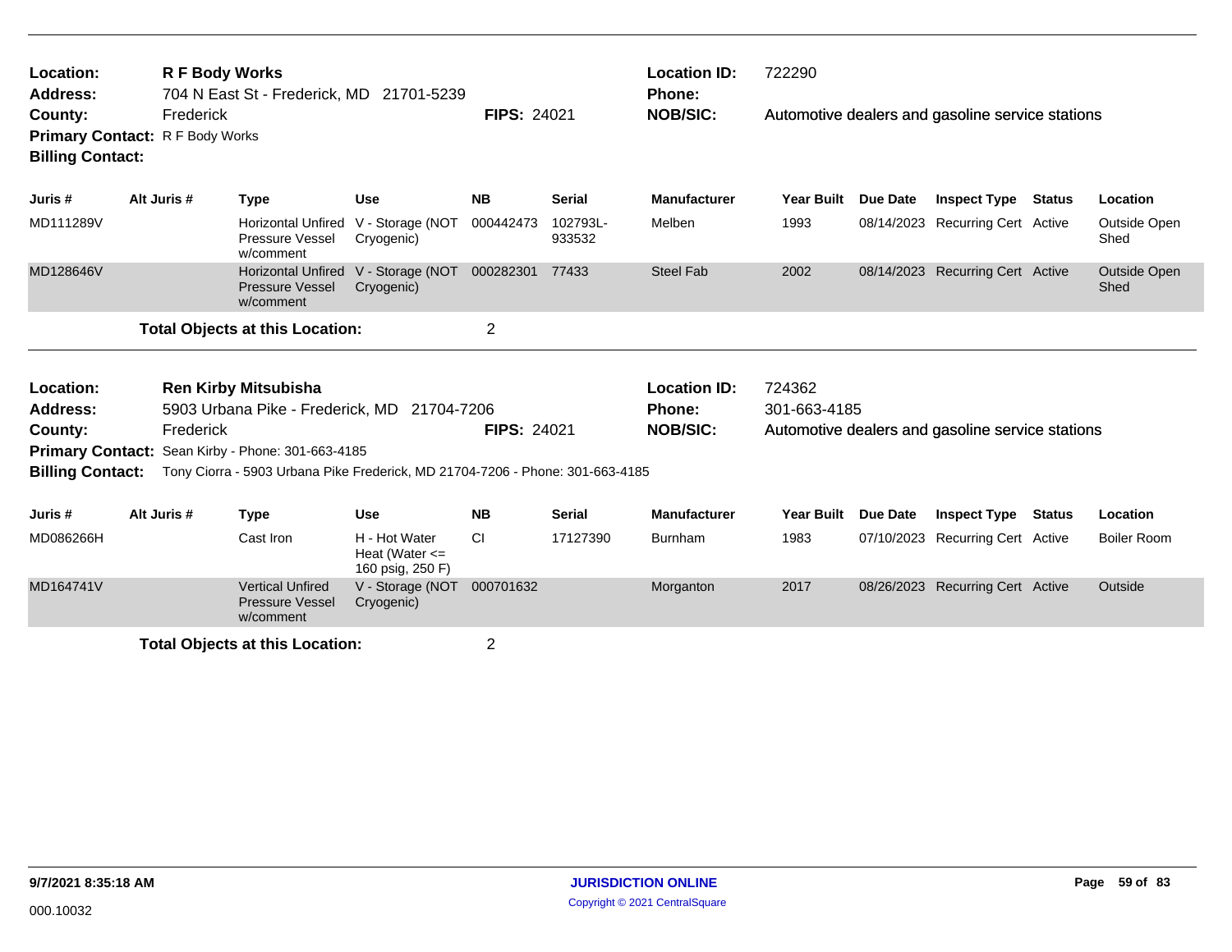**Location:** R F Body Works
**Address:** 704 N East St - Frederick, MD 21701-5239
**County:** Frederick
**FIPS:** 24021
**Location ID:** 722290
**Phone:**
**NOB/SIC:** Automotive dealers and gasoline service stations
**Primary Contact:** R F Body Works
**Billing Contact:**

| Juris # | Alt Juris # | Type | Use | NB | Serial | Manufacturer | Year Built | Due Date | Inspect Type | Status | Location |
|---|---|---|---|---|---|---|---|---|---|---|---|
| MD111289V | | Horizontal Unfired Pressure Vessel w/comment | V - Storage (NOT Cryogenic) | 000442473 | 102793L-933532 | Melben | 1993 | 08/14/2023 | Recurring Cert | Active | Outside Open Shed |
| MD128646V | | Horizontal Unfired Pressure Vessel w/comment | V - Storage (NOT Cryogenic) | 000282301 | 77433 | Steel Fab | 2002 | 08/14/2023 | Recurring Cert | Active | Outside Open Shed |

**Total Objects at this Location:** 2

---

**Location:** Ren Kirby Mitsubisha
**Address:** 5903 Urbana Pike - Frederick, MD 21704-7206
**County:** Frederick
**FIPS:** 24021
**Location ID:** 724362
**Phone:** 301-663-4185
**NOB/SIC:** Automotive dealers and gasoline service stations
**Primary Contact:** Sean Kirby - Phone: 301-663-4185
**Billing Contact:** Tony Ciorra - 5903 Urbana Pike Frederick, MD 21704-7206 - Phone: 301-663-4185

| Juris # | Alt Juris # | Type | Use | NB | Serial | Manufacturer | Year Built | Due Date | Inspect Type | Status | Location |
|---|---|---|---|---|---|---|---|---|---|---|---|
| MD086266H | | Cast Iron | H - Hot Water Heat (Water <= 160 psig, 250 F) | CI | 17127390 | Burnham | 1983 | 07/10/2023 | Recurring Cert | Active | Boiler Room |
| MD164741V | | Vertical Unfired Pressure Vessel w/comment | V - Storage (NOT Cryogenic) | 000701632 | | Morganton | 2017 | 08/26/2023 | Recurring Cert | Active | Outside |

**Total Objects at this Location:** 2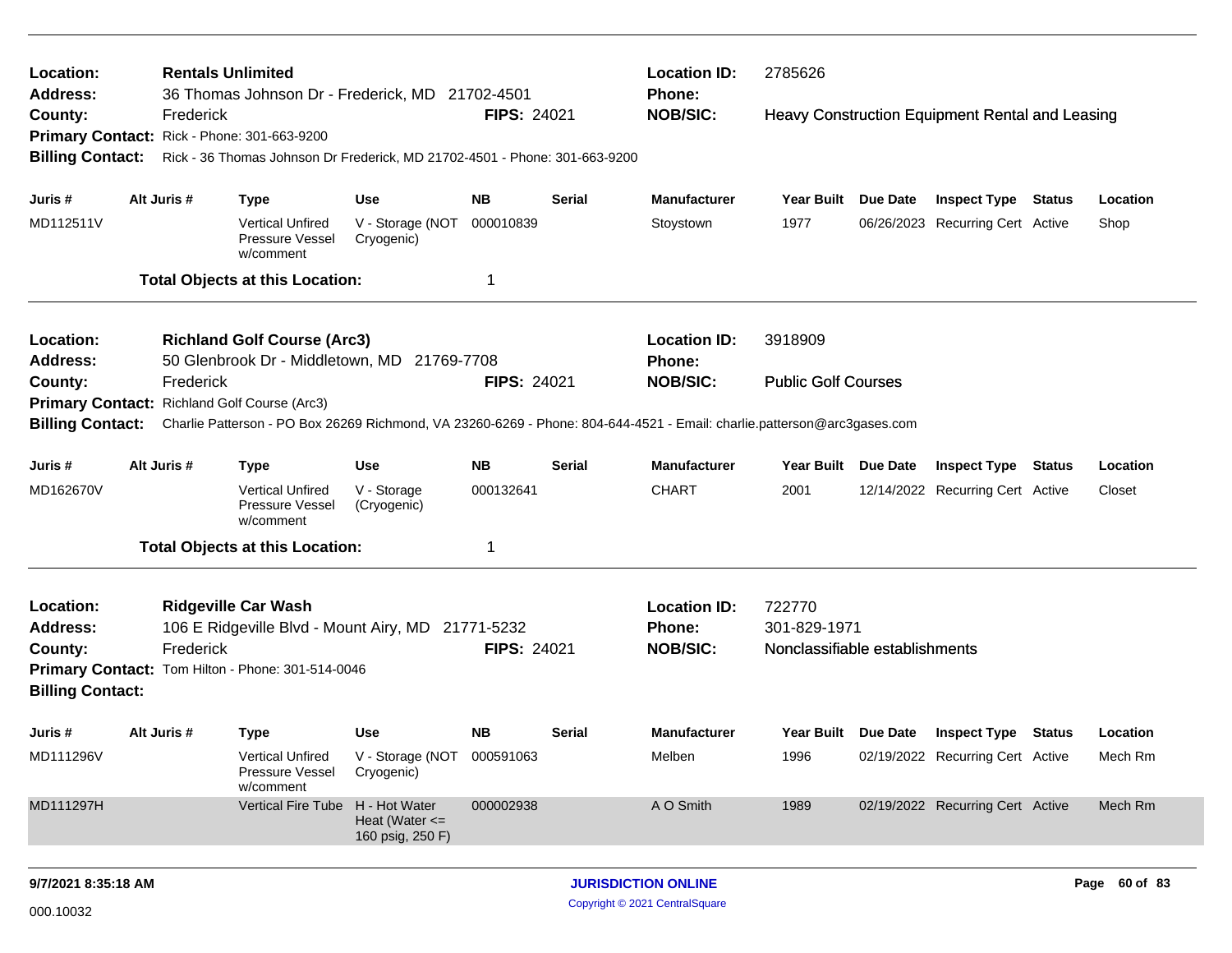**Location:** Rentals Unlimited
**Address:** 36 Thomas Johnson Dr - Frederick, MD 21702-4501
**County:** Frederick
**FIPS:** 24021
**Location ID:** 2785626
**Phone:**
**NOB/SIC:** Heavy Construction Equipment Rental and Leasing
**Primary Contact:** Rick - Phone: 301-663-9200
**Billing Contact:** Rick - 36 Thomas Johnson Dr Frederick, MD 21702-4501 - Phone: 301-663-9200

| Juris # | Alt Juris # | Type | Use | NB | Serial | Manufacturer | Year Built | Due Date | Inspect Type | Status | Location |
|---|---|---|---|---|---|---|---|---|---|---|---|
| MD112511V | | Vertical Unfired Pressure Vessel w/comment | V - Storage (NOT Cryogenic) | 000010839 | | Stoystown | 1977 | 06/26/2023 | Recurring Cert | Active | Shop |

**Total Objects at this Location:** 1

---

**Location:** Richland Golf Course (Arc3)
**Address:** 50 Glenbrook Dr - Middletown, MD 21769-7708
**County:** Frederick
**FIPS:** 24021
**Location ID:** 3918909
**Phone:**
**NOB/SIC:** Public Golf Courses
**Primary Contact:** Richland Golf Course (Arc3)
**Billing Contact:** Charlie Patterson - PO Box 26269 Richmond, VA 23260-6269 - Phone: 804-644-4521 - Email: charlie.patterson@arc3gases.com

| Juris # | Alt Juris # | Type | Use | NB | Serial | Manufacturer | Year Built | Due Date | Inspect Type | Status | Location |
|---|---|---|---|---|---|---|---|---|---|---|---|
| MD162670V | | Vertical Unfired Pressure Vessel w/comment | V - Storage (Cryogenic) | 000132641 | | CHART | 2001 | 12/14/2022 | Recurring Cert | Active | Closet |

**Total Objects at this Location:** 1

---

**Location:** Ridgeville Car Wash
**Address:** 106 E Ridgeville Blvd - Mount Airy, MD 21771-5232
**County:** Frederick
**FIPS:** 24021
**Location ID:** 722770
**Phone:** 301-829-1971
**NOB/SIC:** Nonclassifiable establishments
**Primary Contact:** Tom Hilton - Phone: 301-514-0046
**Billing Contact:**

| Juris # | Alt Juris # | Type | Use | NB | Serial | Manufacturer | Year Built | Due Date | Inspect Type | Status | Location |
|---|---|---|---|---|---|---|---|---|---|---|---|
| MD111296V | | Vertical Unfired Pressure Vessel w/comment | V - Storage (NOT Cryogenic) | 000591063 | | Melben | 1996 | 02/19/2022 | Recurring Cert | Active | Mech Rm |
| MD111297H | | Vertical Fire Tube | H - Hot Water Heat (Water <= 160 psig, 250 F) | 000002938 | | A O Smith | 1989 | 02/19/2022 | Recurring Cert | Active | Mech Rm |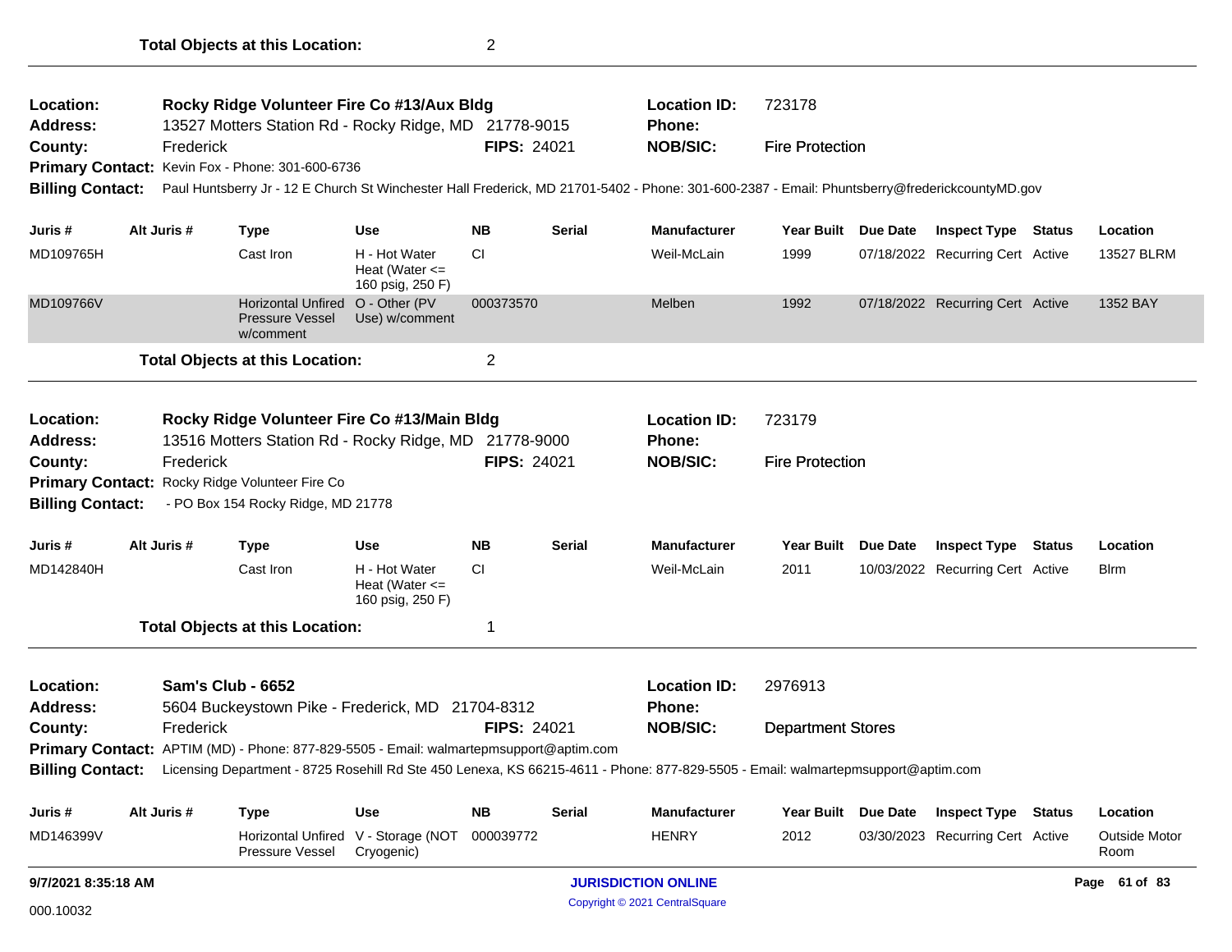**Total Objects at this Location:** 2

---

| | | | |
|---|---|---|---|
| **Location:** | **Rocky Ridge Volunteer Fire Co #13/Aux Bldg** | **Location ID:** | 723178 |
| **Address:** | 13527 Motters Station Rd - Rocky Ridge, MD 21778-9015 | **Phone:** | |
| **County:** | Frederick — **FIPS:** 24021 | **NOB/SIC:** | Fire Protection |

**Primary Contact:** Kevin Fox - Phone: 301-600-6736

**Billing Contact:** Paul Huntsberry Jr - 12 E Church St Winchester Hall Frederick, MD 21701-5402 - Phone: 301-600-2387 - Email: Phuntsberry@frederickcountyMD.gov

| Juris # | Alt Juris # | Type | Use | NB | Serial | Manufacturer | Year Built | Due Date | Inspect Type | Status | Location |
|---|---|---|---|---|---|---|---|---|---|---|---|
| MD109765H | | Cast Iron | H - Hot Water Heat (Water <= 160 psig, 250 F) | CI | | Weil-McLain | 1999 | 07/18/2022 | Recurring Cert | Active | 13527 BLRM |
| MD109766V | | Horizontal Unfired Pressure Vessel w/comment | O - Other (PV Use) w/comment | 000373570 | | Melben | 1992 | 07/18/2022 | Recurring Cert | Active | 1352 BAY |

**Total Objects at this Location:** 2

---

| | | | |
|---|---|---|---|
| **Location:** | **Rocky Ridge Volunteer Fire Co #13/Main Bldg** | **Location ID:** | 723179 |
| **Address:** | 13516 Motters Station Rd - Rocky Ridge, MD 21778-9000 | **Phone:** | |
| **County:** | Frederick — **FIPS:** 24021 | **NOB/SIC:** | Fire Protection |

**Primary Contact:** Rocky Ridge Volunteer Fire Co

**Billing Contact:** - PO Box 154 Rocky Ridge, MD 21778

| Juris # | Alt Juris # | Type | Use | NB | Serial | Manufacturer | Year Built | Due Date | Inspect Type | Status | Location |
|---|---|---|---|---|---|---|---|---|---|---|---|
| MD142840H | | Cast Iron | H - Hot Water Heat (Water <= 160 psig, 250 F) | CI | | Weil-McLain | 2011 | 10/03/2022 | Recurring Cert | Active | Blrm |

**Total Objects at this Location:** 1

---

| | | | |
|---|---|---|---|
| **Location:** | **Sam's Club - 6652** | **Location ID:** | 2976913 |
| **Address:** | 5604 Buckeystown Pike - Frederick, MD 21704-8312 | **Phone:** | |
| **County:** | Frederick — **FIPS:** 24021 | **NOB/SIC:** | Department Stores |

**Primary Contact:** APTIM (MD) - Phone: 877-829-5505 - Email: walmartepmsupport@aptim.com

**Billing Contact:** Licensing Department - 8725 Rosehill Rd Ste 450 Lenexa, KS 66215-4611 - Phone: 877-829-5505 - Email: walmartepmsupport@aptim.com

| Juris # | Alt Juris # | Type | Use | NB | Serial | Manufacturer | Year Built | Due Date | Inspect Type | Status | Location |
|---|---|---|---|---|---|---|---|---|---|---|---|
| MD146399V | | Horizontal Unfired Pressure Vessel | V - Storage (NOT Cryogenic) | 000039772 | | HENRY | 2012 | 03/30/2023 | Recurring Cert | Active | Outside Motor Room |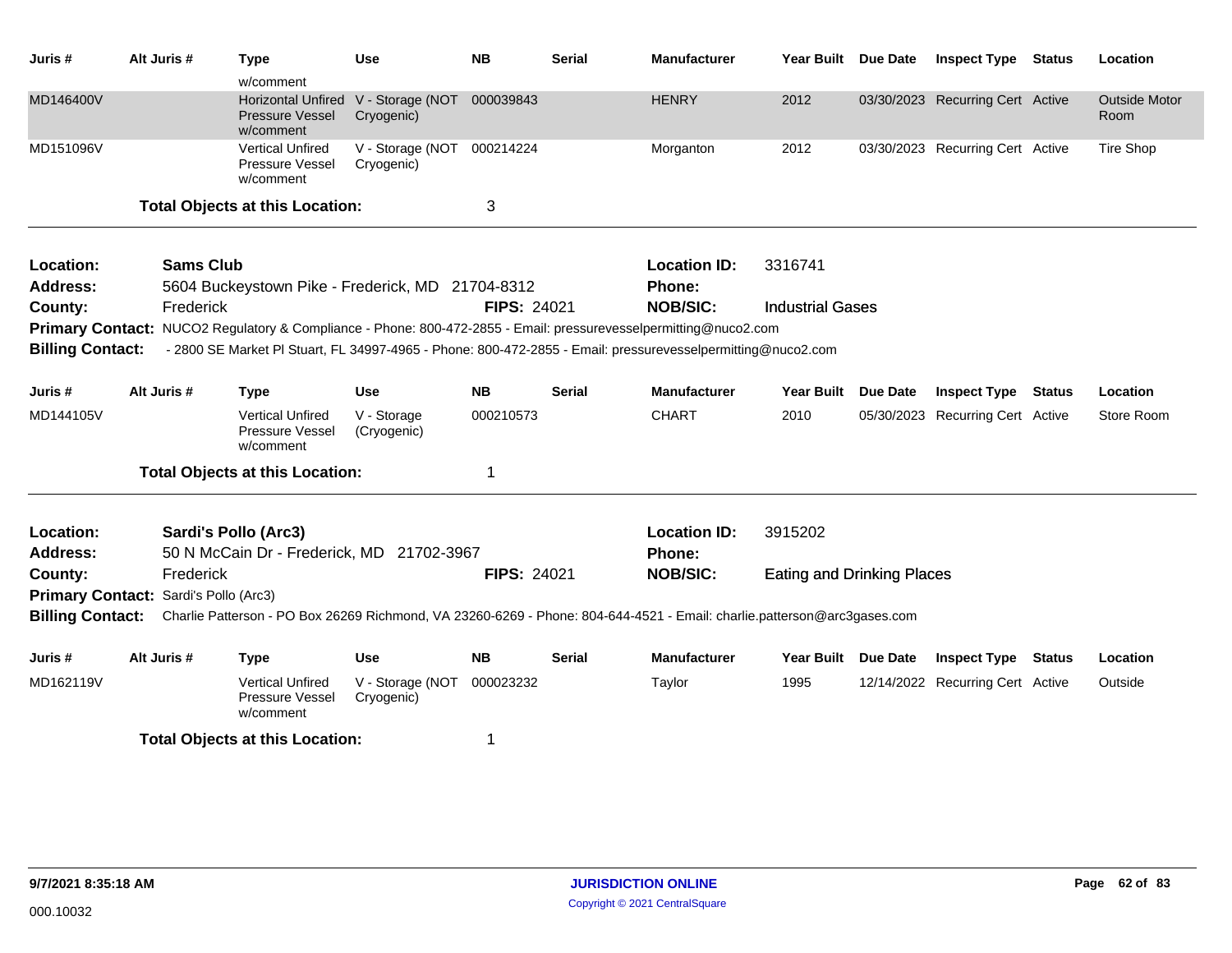| Juris # | Alt Juris # | Type | Use | NB | Serial | Manufacturer | Year Built | Due Date | Inspect Type | Status | Location |
|---|---|---|---|---|---|---|---|---|---|---|---|
| | | w/comment | | | | | | | | | |
| MD146400V | | Horizontal Unfired Pressure Vessel w/comment | V - Storage (NOT Cryogenic) | 000039843 | | HENRY | 2012 | 03/30/2023 | Recurring Cert | Active | Outside Motor Room |
| MD151096V | | Vertical Unfired Pressure Vessel w/comment | V - Storage (NOT Cryogenic) | 000214224 | | Morganton | 2012 | 03/30/2023 | Recurring Cert | Active | Tire Shop |

**Total Objects at this Location:** 3

---

**Location:** Sams Club
**Location ID:** 3316741
**Address:** 5604 Buckeystown Pike - Frederick, MD 21704-8312
**Phone:**
**County:** Frederick
**FIPS:** 24021
**NOB/SIC:** Industrial Gases
**Primary Contact:** NUCO2 Regulatory & Compliance - Phone: 800-472-2855 - Email: pressurevesselpermitting@nuco2.com
**Billing Contact:** - 2800 SE Market Pl Stuart, FL 34997-4965 - Phone: 800-472-2855 - Email: pressurevesselpermitting@nuco2.com

| Juris # | Alt Juris # | Type | Use | NB | Serial | Manufacturer | Year Built | Due Date | Inspect Type | Status | Location |
|---|---|---|---|---|---|---|---|---|---|---|---|
| MD144105V | | Vertical Unfired Pressure Vessel w/comment | V - Storage (Cryogenic) | 000210573 | | CHART | 2010 | 05/30/2023 | Recurring Cert | Active | Store Room |

**Total Objects at this Location:** 1

---

**Location:** Sardi's Pollo (Arc3)
**Location ID:** 3915202
**Address:** 50 N McCain Dr - Frederick, MD 21702-3967
**Phone:**
**County:** Frederick
**FIPS:** 24021
**NOB/SIC:** Eating and Drinking Places
**Primary Contact:** Sardi's Pollo (Arc3)
**Billing Contact:** Charlie Patterson - PO Box 26269 Richmond, VA 23260-6269 - Phone: 804-644-4521 - Email: charlie.patterson@arc3gases.com

| Juris # | Alt Juris # | Type | Use | NB | Serial | Manufacturer | Year Built | Due Date | Inspect Type | Status | Location |
|---|---|---|---|---|---|---|---|---|---|---|---|
| MD162119V | | Vertical Unfired Pressure Vessel w/comment | V - Storage (NOT Cryogenic) | 000023232 | | Taylor | 1995 | 12/14/2022 | Recurring Cert | Active | Outside |

**Total Objects at this Location:** 1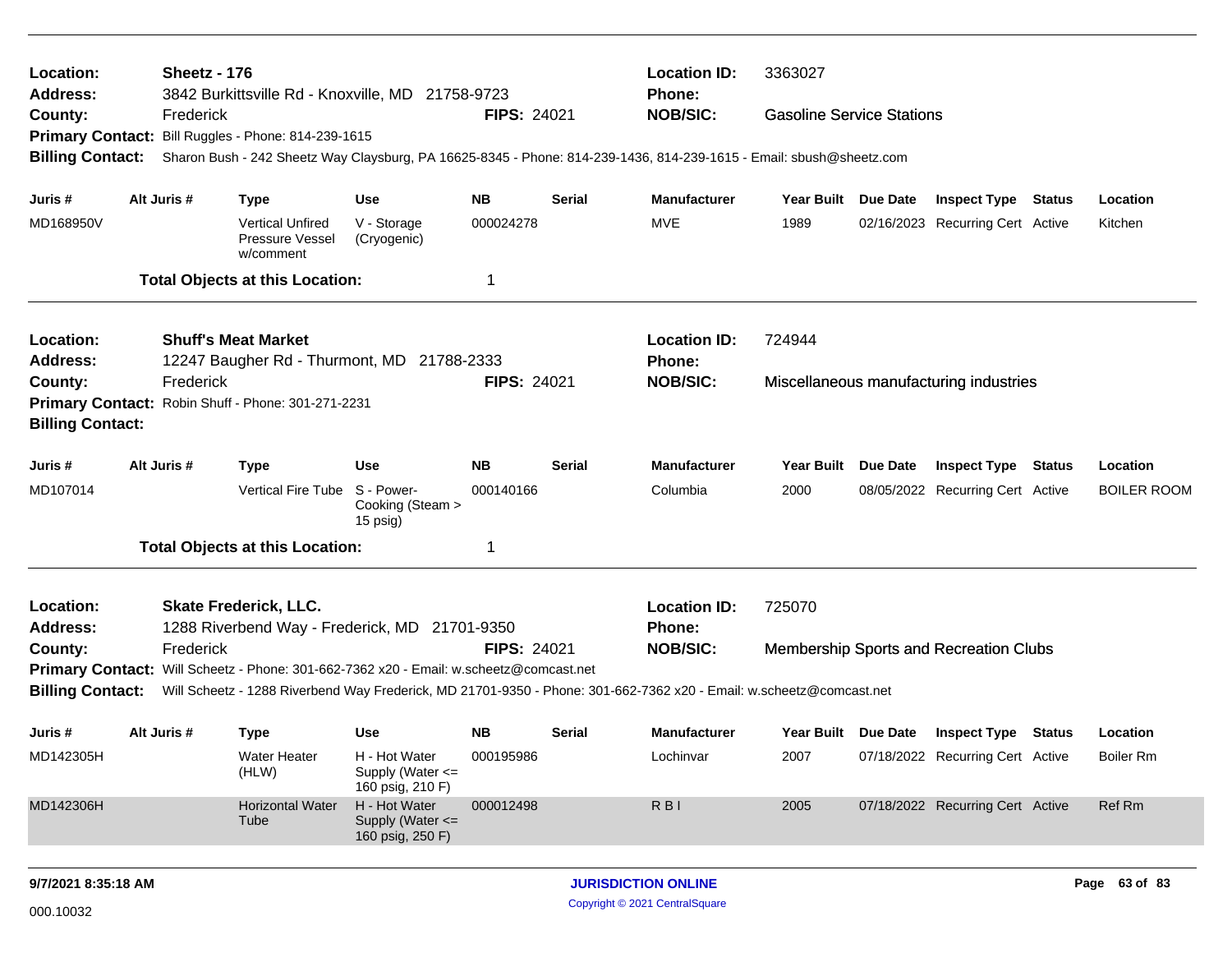**Location:** Sheetz - 176
**Address:** 3842 Burkittsville Rd - Knoxville, MD 21758-9723
**County:** Frederick
**FIPS:** 24021
**Location ID:** 3363027
**Phone:**
**NOB/SIC:** Gasoline Service Stations
**Primary Contact:** Bill Ruggles - Phone: 814-239-1615
**Billing Contact:** Sharon Bush - 242 Sheetz Way Claysburg, PA 16625-8345 - Phone: 814-239-1436, 814-239-1615 - Email: sbush@sheetz.com

| Juris # | Alt Juris # | Type | Use | NB | Serial | Manufacturer | Year Built | Due Date | Inspect Type | Status | Location |
|---|---|---|---|---|---|---|---|---|---|---|---|
| MD168950V | | Vertical Unfired Pressure Vessel w/comment | V - Storage (Cryogenic) | 000024278 | | MVE | 1989 | 02/16/2023 | Recurring Cert | Active | Kitchen |

**Total Objects at this Location:** 1

---

**Location:** Shuff's Meat Market
**Address:** 12247 Baugher Rd - Thurmont, MD 21788-2333
**County:** Frederick
**FIPS:** 24021
**Location ID:** 724944
**Phone:**
**NOB/SIC:** Miscellaneous manufacturing industries
**Primary Contact:** Robin Shuff - Phone: 301-271-2231
**Billing Contact:**

| Juris # | Alt Juris # | Type | Use | NB | Serial | Manufacturer | Year Built | Due Date | Inspect Type | Status | Location |
|---|---|---|---|---|---|---|---|---|---|---|---|
| MD107014 | | Vertical Fire Tube | S - Power-Cooking (Steam > 15 psig) | 000140166 | | Columbia | 2000 | 08/05/2022 | Recurring Cert | Active | BOILER ROOM |

**Total Objects at this Location:** 1

---

**Location:** Skate Frederick, LLC.
**Address:** 1288 Riverbend Way - Frederick, MD 21701-9350
**County:** Frederick
**FIPS:** 24021
**Location ID:** 725070
**Phone:**
**NOB/SIC:** Membership Sports and Recreation Clubs
**Primary Contact:** Will Scheetz - Phone: 301-662-7362 x20 - Email: w.scheetz@comcast.net
**Billing Contact:** Will Scheetz - 1288 Riverbend Way Frederick, MD 21701-9350 - Phone: 301-662-7362 x20 - Email: w.scheetz@comcast.net

| Juris # | Alt Juris # | Type | Use | NB | Serial | Manufacturer | Year Built | Due Date | Inspect Type | Status | Location |
|---|---|---|---|---|---|---|---|---|---|---|---|
| MD142305H | | Water Heater (HLW) | H - Hot Water Supply (Water <= 160 psig, 210 F) | 000195986 | | Lochinvar | 2007 | 07/18/2022 | Recurring Cert | Active | Boiler Rm |
| MD142306H | | Horizontal Water Tube | H - Hot Water Supply (Water <= 160 psig, 250 F) | 000012498 | | R B I | 2005 | 07/18/2022 | Recurring Cert | Active | Ref Rm |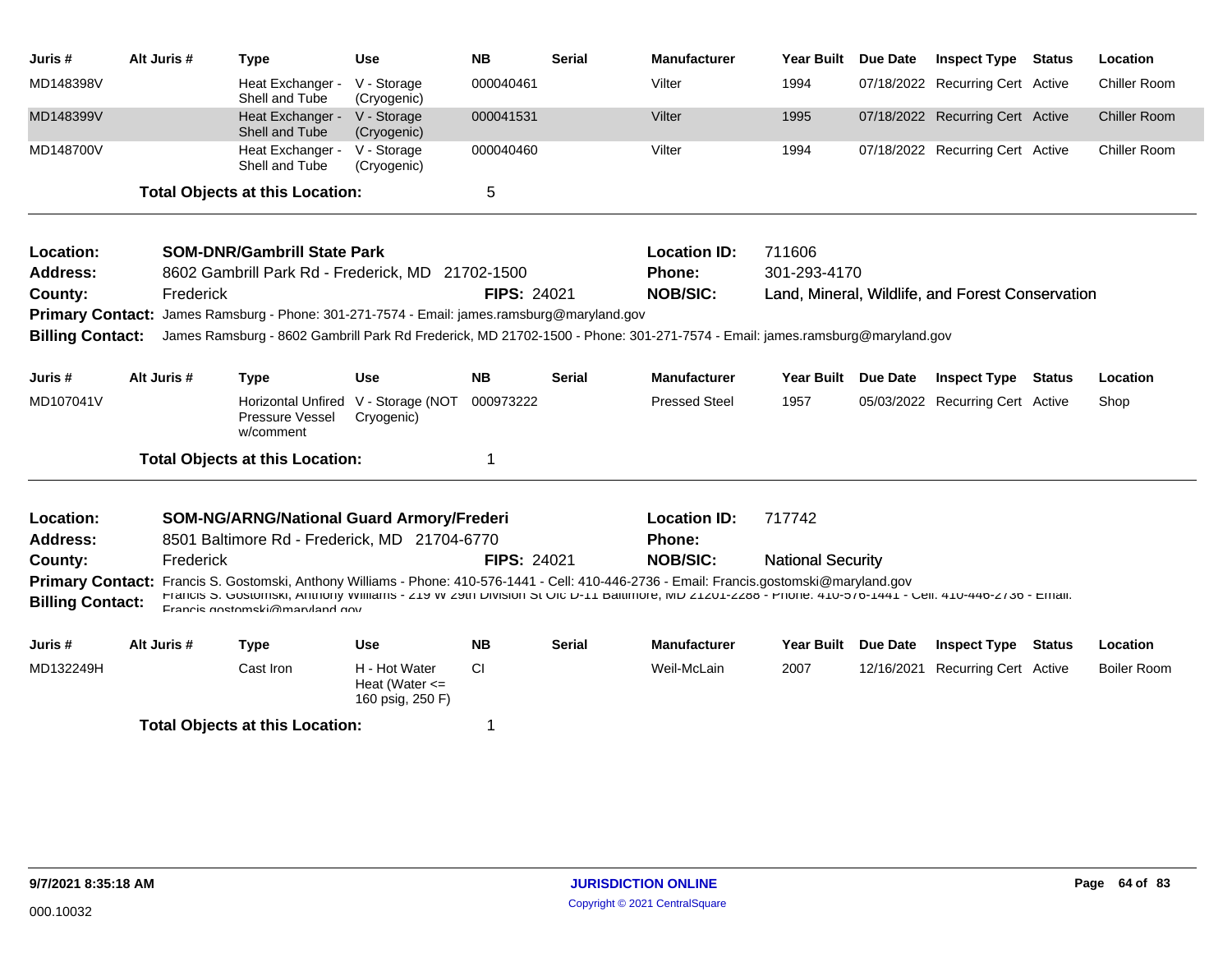| Juris # | Alt Juris # | Type | Use | NB | Serial | Manufacturer | Year Built | Due Date | Inspect Type | Status | Location |
|---|---|---|---|---|---|---|---|---|---|---|---|
| MD148398V | | Heat Exchanger - Shell and Tube | V - Storage (Cryogenic) | 000040461 | | Vilter | 1994 | 07/18/2022 | Recurring Cert | Active | Chiller Room |
| MD148399V | | Heat Exchanger - Shell and Tube | V - Storage (Cryogenic) | 000041531 | | Vilter | 1995 | 07/18/2022 | Recurring Cert | Active | Chiller Room |
| MD148700V | | Heat Exchanger - Shell and Tube | V - Storage (Cryogenic) | 000040460 | | Vilter | 1994 | 07/18/2022 | Recurring Cert | Active | Chiller Room |

**Total Objects at this Location:** 5

---

**Location:** SOM-DNR/Gambrill State Park
**Location ID:** 711606
**Address:** 8602 Gambrill Park Rd - Frederick, MD 21702-1500
**Phone:** 301-293-4170
**County:** Frederick
**FIPS:** 24021
**NOB/SIC:** Land, Mineral, Wildlife, and Forest Conservation
**Primary Contact:** James Ramsburg - Phone: 301-271-7574 - Email: james.ramsburg@maryland.gov
**Billing Contact:** James Ramsburg - 8602 Gambrill Park Rd Frederick, MD 21702-1500 - Phone: 301-271-7574 - Email: james.ramsburg@maryland.gov

| Juris # | Alt Juris # | Type | Use | NB | Serial | Manufacturer | Year Built | Due Date | Inspect Type | Status | Location |
|---|---|---|---|---|---|---|---|---|---|---|---|
| MD107041V | | Horizontal Unfired Pressure Vessel w/comment | V - Storage (NOT Cryogenic) | 000973222 | | Pressed Steel | 1957 | 05/03/2022 | Recurring Cert | Active | Shop |

**Total Objects at this Location:** 1

---

**Location:** SOM-NG/ARNG/National Guard Armory/Frederi
**Location ID:** 717742
**Address:** 8501 Baltimore Rd - Frederick, MD 21704-6770
**Phone:**
**County:** Frederick
**FIPS:** 24021
**NOB/SIC:** National Security
**Primary Contact:** Francis S. Gostomski, Anthony Williams - Phone: 410-576-1441 - Cell: 410-446-2736 - Email: Francis.gostomski@maryland.gov
**Billing Contact:** Francis S. Gostomski, Anthony Williams - 219 W 29th Division St Ofc D-11 Baltimore, MD 21201-2288 - Phone: 410-576-1441 - Cell: 410-446-2736 - Email: Francis.gostomski@maryland.gov

| Juris # | Alt Juris # | Type | Use | NB | Serial | Manufacturer | Year Built | Due Date | Inspect Type | Status | Location |
|---|---|---|---|---|---|---|---|---|---|---|---|
| MD132249H | | Cast Iron | H - Hot Water Heat (Water <= 160 psig, 250 F) | CI | | Weil-McLain | 2007 | 12/16/2021 | Recurring Cert | Active | Boiler Room |

**Total Objects at this Location:** 1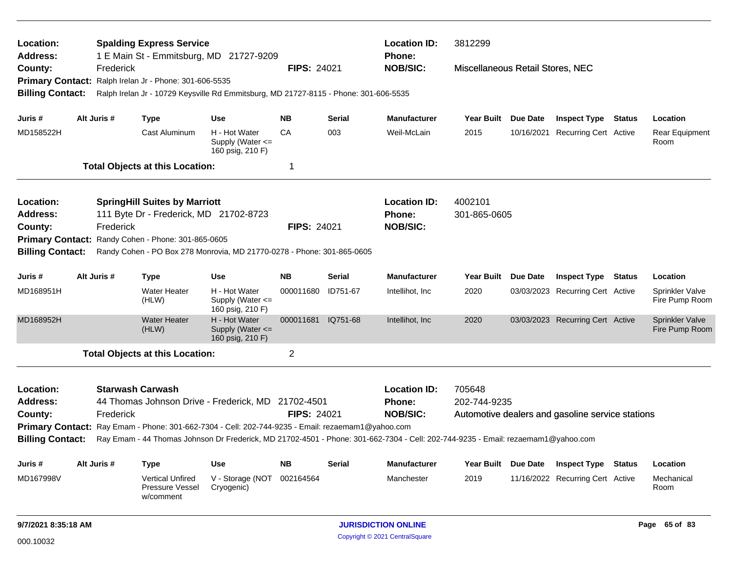**Location:** **Spalding Express Service**
**Address:** 1 E Main St - Emmitsburg, MD 21727-9209
**County:** Frederick
**FIPS:** 24021
**Location ID:** 3812299
**Phone:**
**NOB/SIC:** Miscellaneous Retail Stores, NEC
**Primary Contact:** Ralph Irelan Jr - Phone: 301-606-5535
**Billing Contact:** Ralph Irelan Jr - 10729 Keysville Rd Emmitsburg, MD 21727-8115 - Phone: 301-606-5535

| Juris # | Alt Juris # | Type | Use | NB | Serial | Manufacturer | Year Built | Due Date | Inspect Type | Status | Location |
|---|---|---|---|---|---|---|---|---|---|---|---|
| MD158522H | | Cast Aluminum | H - Hot Water Supply (Water <= 160 psig, 210 F) | CA | 003 | Weil-McLain | 2015 | 10/16/2021 | Recurring Cert | Active | Rear Equipment Room |

**Total Objects at this Location:** 1

---

**Location:** **SpringHill Suites by Marriott**
**Address:** 111 Byte Dr - Frederick, MD 21702-8723
**County:** Frederick
**FIPS:** 24021
**Location ID:** 4002101
**Phone:** 301-865-0605
**NOB/SIC:**
**Primary Contact:** Randy Cohen - Phone: 301-865-0605
**Billing Contact:** Randy Cohen - PO Box 278 Monrovia, MD 21770-0278 - Phone: 301-865-0605

| Juris # | Alt Juris # | Type | Use | NB | Serial | Manufacturer | Year Built | Due Date | Inspect Type | Status | Location |
|---|---|---|---|---|---|---|---|---|---|---|---|
| MD168951H | | Water Heater (HLW) | H - Hot Water Supply (Water <= 160 psig, 210 F) | 000011680 | ID751-67 | Intellihot, Inc | 2020 | 03/03/2023 | Recurring Cert | Active | Sprinkler Valve Fire Pump Room |
| MD168952H | | Water Heater (HLW) | H - Hot Water Supply (Water <= 160 psig, 210 F) | 000011681 | IQ751-68 | Intellihot, Inc | 2020 | 03/03/2023 | Recurring Cert | Active | Sprinkler Valve Fire Pump Room |

**Total Objects at this Location:** 2

---

**Location:** **Starwash Carwash**
**Address:** 44 Thomas Johnson Drive - Frederick, MD 21702-4501
**County:** Frederick
**FIPS:** 24021
**Location ID:** 705648
**Phone:** 202-744-9235
**NOB/SIC:** Automotive dealers and gasoline service stations
**Primary Contact:** Ray Emam - Phone: 301-662-7304 - Cell: 202-744-9235 - Email: rezaemam1@yahoo.com
**Billing Contact:** Ray Emam - 44 Thomas Johnson Dr Frederick, MD 21702-4501 - Phone: 301-662-7304 - Cell: 202-744-9235 - Email: rezaemam1@yahoo.com

| Juris # | Alt Juris # | Type | Use | NB | Serial | Manufacturer | Year Built | Due Date | Inspect Type | Status | Location |
|---|---|---|---|---|---|---|---|---|---|---|---|
| MD167998V | | Vertical Unfired Pressure Vessel w/comment | V - Storage (NOT Cryogenic) | 002164564 | | Manchester | 2019 | 11/16/2022 | Recurring Cert | Active | Mechanical Room |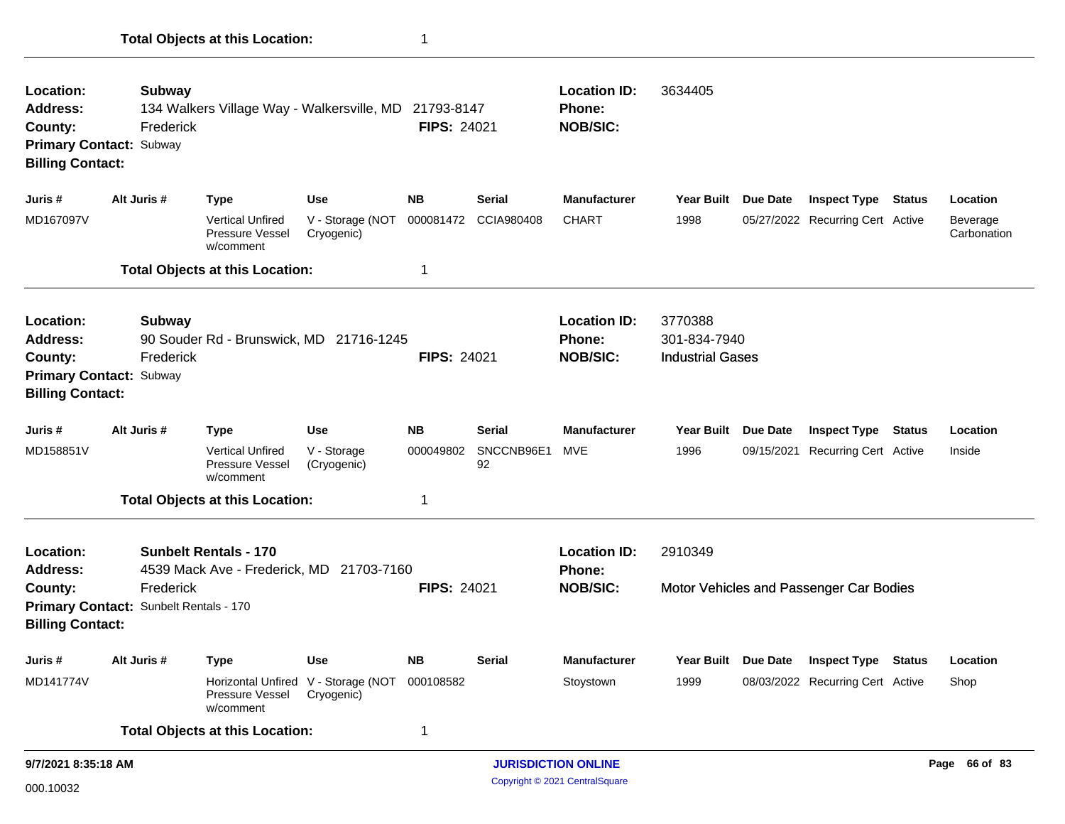**Total Objects at this Location:** 1

---

| | | | |
|---|---|---|---|
| **Location:** | **Subway** | **Location ID:** | 3634405 |
| **Address:** | 134 Walkers Village Way - Walkersville, MD 21793-8147 | **Phone:** | |
| **County:** | Frederick **FIPS:** 24021 | **NOB/SIC:** | |
| **Primary Contact:** | Subway | | |
| **Billing Contact:** | | | |

| Juris # | Alt Juris # | Type | Use | NB | Serial | Manufacturer | Year Built | Due Date | Inspect Type | Status | Location |
|---|---|---|---|---|---|---|---|---|---|---|---|
| MD167097V | | Vertical Unfired Pressure Vessel w/comment | V - Storage (NOT Cryogenic) | 000081472 | CCIA980408 | CHART | 1998 | 05/27/2022 | Recurring Cert | Active | Beverage Carbonation |

**Total Objects at this Location:** 1

---

| | | | |
|---|---|---|---|
| **Location:** | **Subway** | **Location ID:** | 3770388 |
| **Address:** | 90 Souder Rd - Brunswick, MD 21716-1245 | **Phone:** | 301-834-7940 |
| **County:** | Frederick **FIPS:** 24021 | **NOB/SIC:** | Industrial Gases |
| **Primary Contact:** | Subway | | |
| **Billing Contact:** | | | |

| Juris # | Alt Juris # | Type | Use | NB | Serial | Manufacturer | Year Built | Due Date | Inspect Type | Status | Location |
|---|---|---|---|---|---|---|---|---|---|---|---|
| MD158851V | | Vertical Unfired Pressure Vessel w/comment | V - Storage (Cryogenic) | 000049802 | SNCCNB96E192 | MVE | 1996 | 09/15/2021 | Recurring Cert | Active | Inside |

**Total Objects at this Location:** 1

---

| | | | |
|---|---|---|---|
| **Location:** | **Sunbelt Rentals - 170** | **Location ID:** | 2910349 |
| **Address:** | 4539 Mack Ave - Frederick, MD 21703-7160 | **Phone:** | |
| **County:** | Frederick **FIPS:** 24021 | **NOB/SIC:** | Motor Vehicles and Passenger Car Bodies |
| **Primary Contact:** | Sunbelt Rentals - 170 | | |
| **Billing Contact:** | | | |

| Juris # | Alt Juris # | Type | Use | NB | Serial | Manufacturer | Year Built | Due Date | Inspect Type | Status | Location |
|---|---|---|---|---|---|---|---|---|---|---|---|
| MD141774V | | Horizontal Unfired Pressure Vessel w/comment | V - Storage (NOT Cryogenic) | 000108582 | | Stoystown | 1999 | 08/03/2022 | Recurring Cert | Active | Shop |

**Total Objects at this Location:** 1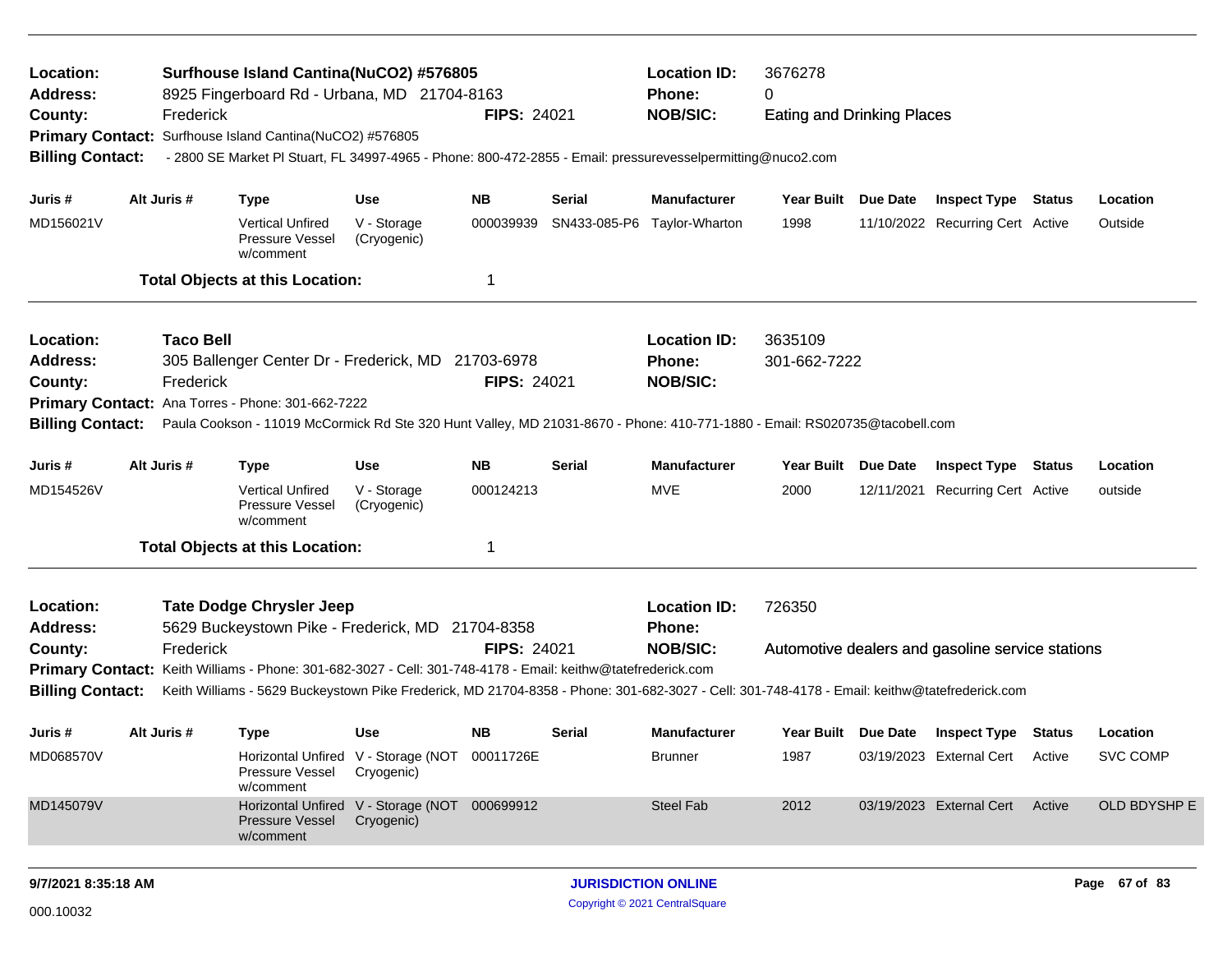**Location:** Surfhouse Island Cantina(NuCO2) #576805 | **Location ID:** 3676278
**Address:** 8925 Fingerboard Rd - Urbana, MD 21704-8163 | **Phone:** 0
**County:** Frederick | **FIPS:** 24021 | **NOB/SIC:** Eating and Drinking Places
**Primary Contact:** Surfhouse Island Cantina(NuCO2) #576805
**Billing Contact:** - 2800 SE Market Pl Stuart, FL 34997-4965 - Phone: 800-472-2855 - Email: pressurevesselpermitting@nuco2.com

| Juris # | Alt Juris # | Type | Use | NB | Serial | Manufacturer | Year Built | Due Date | Inspect Type | Status | Location |
|---|---|---|---|---|---|---|---|---|---|---|---|
| MD156021V | | Vertical Unfired Pressure Vessel w/comment | V - Storage (Cryogenic) | 000039939 | SN433-085-P6 | Taylor-Wharton | 1998 | 11/10/2022 | Recurring Cert | Active | Outside |

**Total Objects at this Location:** 1

---

**Location:** Taco Bell | **Location ID:** 3635109
**Address:** 305 Ballenger Center Dr - Frederick, MD 21703-6978 | **Phone:** 301-662-7222
**County:** Frederick | **FIPS:** 24021 | **NOB/SIC:**
**Primary Contact:** Ana Torres - Phone: 301-662-7222
**Billing Contact:** Paula Cookson - 11019 McCormick Rd Ste 320 Hunt Valley, MD 21031-8670 - Phone: 410-771-1880 - Email: RS020735@tacobell.com

| Juris # | Alt Juris # | Type | Use | NB | Serial | Manufacturer | Year Built | Due Date | Inspect Type | Status | Location |
|---|---|---|---|---|---|---|---|---|---|---|---|
| MD154526V | | Vertical Unfired Pressure Vessel w/comment | V - Storage (Cryogenic) | 000124213 | | MVE | 2000 | 12/11/2021 | Recurring Cert | Active | outside |

**Total Objects at this Location:** 1

---

**Location:** Tate Dodge Chrysler Jeep | **Location ID:** 726350
**Address:** 5629 Buckeystown Pike - Frederick, MD 21704-8358 | **Phone:**
**County:** Frederick | **FIPS:** 24021 | **NOB/SIC:** Automotive dealers and gasoline service stations
**Primary Contact:** Keith Williams - Phone: 301-682-3027 - Cell: 301-748-4178 - Email: keithw@tatefrederick.com
**Billing Contact:** Keith Williams - 5629 Buckeystown Pike Frederick, MD 21704-8358 - Phone: 301-682-3027 - Cell: 301-748-4178 - Email: keithw@tatefrederick.com

| Juris # | Alt Juris # | Type | Use | NB | Serial | Manufacturer | Year Built | Due Date | Inspect Type | Status | Location |
|---|---|---|---|---|---|---|---|---|---|---|---|
| MD068570V | | Horizontal Unfired Pressure Vessel w/comment | V - Storage (NOT Cryogenic) | 00011726E | | Brunner | 1987 | 03/19/2023 | External Cert | Active | SVC COMP |
| MD145079V | | Horizontal Unfired Pressure Vessel w/comment | V - Storage (NOT Cryogenic) | 000699912 | | Steel Fab | 2012 | 03/19/2023 | External Cert | Active | OLD BDYSHP E |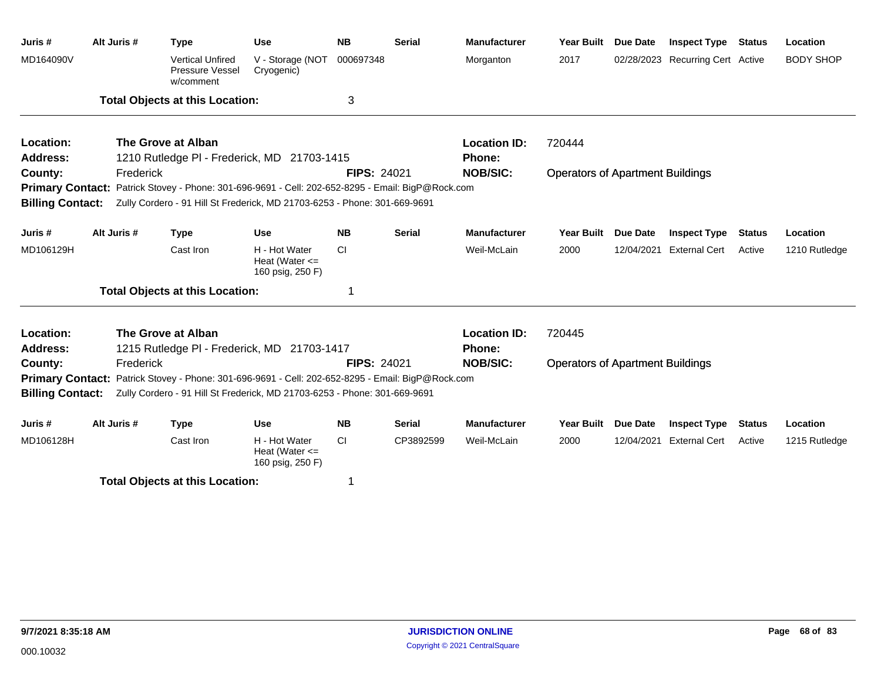| Juris # | Alt Juris # | Type | Use | NB | Serial | Manufacturer | Year Built | Due Date | Inspect Type | Status | Location |
|---|---|---|---|---|---|---|---|---|---|---|---|
| MD164090V | | Vertical Unfired Pressure Vessel w/comment | V - Storage (NOT Cryogenic) | 000697348 | | Morganton | 2017 | 02/28/2023 | Recurring Cert | Active | BODY SHOP |

**Total Objects at this Location:** 3

---

**Location:** The Grove at Alban
**Location ID:** 720444
**Address:** 1210 Rutledge Pl - Frederick, MD 21703-1415
**Phone:**
**County:** Frederick
**FIPS:** 24021
**NOB/SIC:** Operators of Apartment Buildings
**Primary Contact:** Patrick Stovey - Phone: 301-696-9691 - Cell: 202-652-8295 - Email: BigP@Rock.com
**Billing Contact:** Zully Cordero - 91 Hill St Frederick, MD 21703-6253 - Phone: 301-669-9691

| Juris # | Alt Juris # | Type | Use | NB | Serial | Manufacturer | Year Built | Due Date | Inspect Type | Status | Location |
|---|---|---|---|---|---|---|---|---|---|---|---|
| MD106129H | | Cast Iron | H - Hot Water Heat (Water <= 160 psig, 250 F) | CI | | Weil-McLain | 2000 | 12/04/2021 | External Cert | Active | 1210 Rutledge |

**Total Objects at this Location:** 1

---

**Location:** The Grove at Alban
**Location ID:** 720445
**Address:** 1215 Rutledge Pl - Frederick, MD 21703-1417
**Phone:**
**County:** Frederick
**FIPS:** 24021
**NOB/SIC:** Operators of Apartment Buildings
**Primary Contact:** Patrick Stovey - Phone: 301-696-9691 - Cell: 202-652-8295 - Email: BigP@Rock.com
**Billing Contact:** Zully Cordero - 91 Hill St Frederick, MD 21703-6253 - Phone: 301-669-9691

| Juris # | Alt Juris # | Type | Use | NB | Serial | Manufacturer | Year Built | Due Date | Inspect Type | Status | Location |
|---|---|---|---|---|---|---|---|---|---|---|---|
| MD106128H | | Cast Iron | H - Hot Water Heat (Water <= 160 psig, 250 F) | CI | CP3892599 | Weil-McLain | 2000 | 12/04/2021 | External Cert | Active | 1215 Rutledge |

**Total Objects at this Location:** 1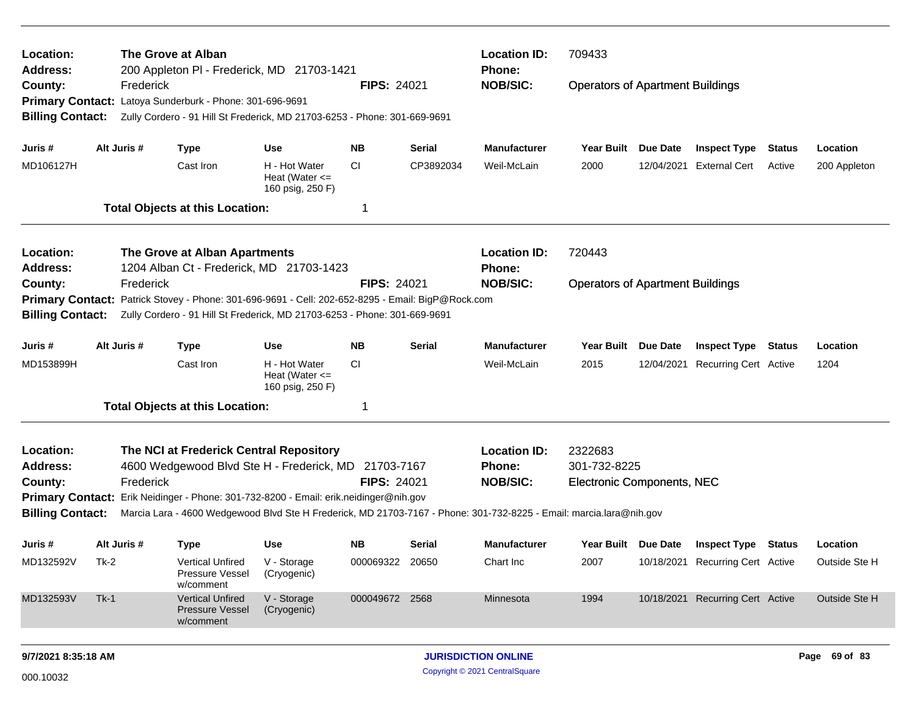**Location:** The Grove at Alban
**Address:** 200 Appleton Pl - Frederick, MD 21703-1421
**County:** Frederick
**FIPS:** 24021
**Location ID:** 709433
**Phone:**
**NOB/SIC:** Operators of Apartment Buildings
**Primary Contact:** Latoya Sunderburk - Phone: 301-696-9691
**Billing Contact:** Zully Cordero - 91 Hill St Frederick, MD 21703-6253 - Phone: 301-669-9691

| Juris # | Alt Juris # | Type | Use | NB | Serial | Manufacturer | Year Built | Due Date | Inspect Type | Status | Location |
|---|---|---|---|---|---|---|---|---|---|---|---|
| MD106127H | | Cast Iron | H - Hot Water Heat (Water <= 160 psig, 250 F) | CI | CP3892034 | Weil-McLain | 2000 | 12/04/2021 | External Cert | Active | 200 Appleton |

**Total Objects at this Location:** 1

---

**Location:** The Grove at Alban Apartments
**Address:** 1204 Alban Ct - Frederick, MD 21703-1423
**County:** Frederick
**FIPS:** 24021
**Location ID:** 720443
**Phone:**
**NOB/SIC:** Operators of Apartment Buildings
**Primary Contact:** Patrick Stovey - Phone: 301-696-9691 - Cell: 202-652-8295 - Email: BigP@Rock.com
**Billing Contact:** Zully Cordero - 91 Hill St Frederick, MD 21703-6253 - Phone: 301-669-9691

| Juris # | Alt Juris # | Type | Use | NB | Serial | Manufacturer | Year Built | Due Date | Inspect Type | Status | Location |
|---|---|---|---|---|---|---|---|---|---|---|---|
| MD153899H | | Cast Iron | H - Hot Water Heat (Water <= 160 psig, 250 F) | CI | | Weil-McLain | 2015 | 12/04/2021 | Recurring Cert | Active | 1204 |

**Total Objects at this Location:** 1

---

**Location:** The NCI at Frederick Central Repository
**Address:** 4600 Wedgewood Blvd Ste H - Frederick, MD 21703-7167
**County:** Frederick
**FIPS:** 24021
**Location ID:** 2322683
**Phone:** 301-732-8225
**NOB/SIC:** Electronic Components, NEC
**Primary Contact:** Erik Neidinger - Phone: 301-732-8200 - Email: erik.neidinger@nih.gov
**Billing Contact:** Marcia Lara - 4600 Wedgewood Blvd Ste H Frederick, MD 21703-7167 - Phone: 301-732-8225 - Email: marcia.lara@nih.gov

| Juris # | Alt Juris # | Type | Use | NB | Serial | Manufacturer | Year Built | Due Date | Inspect Type | Status | Location |
|---|---|---|---|---|---|---|---|---|---|---|---|
| MD132592V | Tk-2 | Vertical Unfired Pressure Vessel w/comment | V - Storage (Cryogenic) | 000069322 | 20650 | Chart Inc | 2007 | 10/18/2021 | Recurring Cert | Active | Outside Ste H |
| MD132593V | Tk-1 | Vertical Unfired Pressure Vessel w/comment | V - Storage (Cryogenic) | 000049672 | 2568 | Minnesota | 1994 | 10/18/2021 | Recurring Cert | Active | Outside Ste H |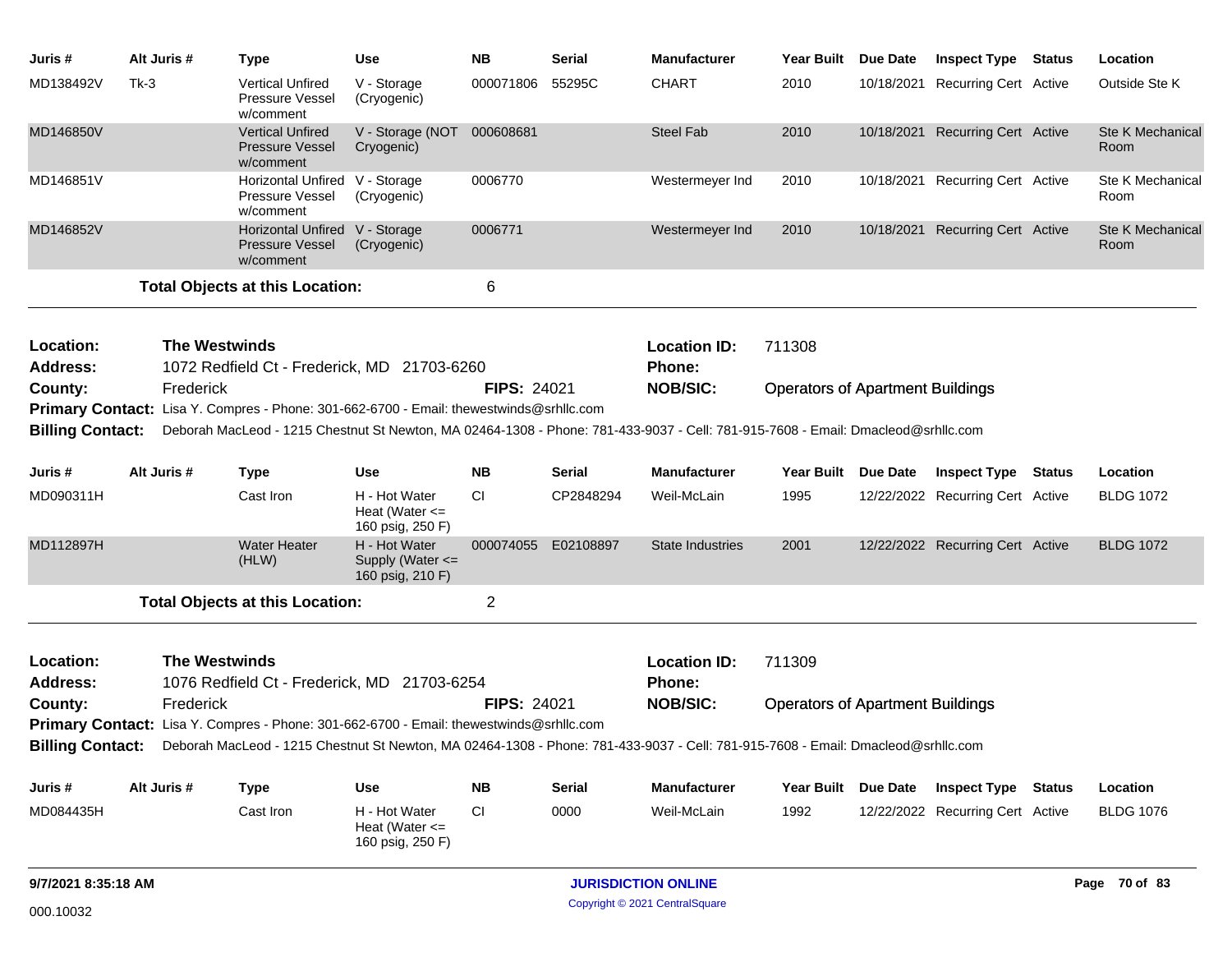| Juris # | Alt Juris # | Type | Use | NB | Serial | Manufacturer | Year Built | Due Date | Inspect Type | Status | Location |
|---|---|---|---|---|---|---|---|---|---|---|---|
| MD138492V | Tk-3 | Vertical Unfired Pressure Vessel w/comment | V - Storage (Cryogenic) | 000071806 | 55295C | CHART | 2010 | 10/18/2021 | Recurring Cert | Active | Outside Ste K |
| MD146850V | | Vertical Unfired Pressure Vessel w/comment | V - Storage (NOT Cryogenic) | 000608681 | | Steel Fab | 2010 | 10/18/2021 | Recurring Cert | Active | Ste K Mechanical Room |
| MD146851V | | Horizontal Unfired Pressure Vessel w/comment | V - Storage (Cryogenic) | 0006770 | | Westermeyer Ind | 2010 | 10/18/2021 | Recurring Cert | Active | Ste K Mechanical Room |
| MD146852V | | Horizontal Unfired Pressure Vessel w/comment | V - Storage (Cryogenic) | 0006771 | | Westermeyer Ind | 2010 | 10/18/2021 | Recurring Cert | Active | Ste K Mechanical Room |

**Total Objects at this Location:** 6

---

**Location:** The Westwinds  
**Location ID:** 711308  
**Address:** 1072 Redfield Ct - Frederick, MD 21703-6260  
**Phone:**  
**County:** Frederick  
**FIPS:** 24021  
**NOB/SIC:** Operators of Apartment Buildings  
**Primary Contact:** Lisa Y. Compres - Phone: 301-662-6700 - Email: thewestwinds@srhllc.com  
**Billing Contact:** Deborah MacLeod - 1215 Chestnut St Newton, MA 02464-1308 - Phone: 781-433-9037 - Cell: 781-915-7608 - Email: Dmacleod@srhllc.com

| Juris # | Alt Juris # | Type | Use | NB | Serial | Manufacturer | Year Built | Due Date | Inspect Type | Status | Location |
|---|---|---|---|---|---|---|---|---|---|---|---|
| MD090311H | | Cast Iron | H - Hot Water Heat (Water <= 160 psig, 250 F) | CI | CP2848294 | Weil-McLain | 1995 | 12/22/2022 | Recurring Cert | Active | BLDG 1072 |
| MD112897H | | Water Heater (HLW) | H - Hot Water Supply (Water <= 160 psig, 210 F) | 000074055 | E02108897 | State Industries | 2001 | 12/22/2022 | Recurring Cert | Active | BLDG 1072 |

**Total Objects at this Location:** 2

---

**Location:** The Westwinds  
**Location ID:** 711309  
**Address:** 1076 Redfield Ct - Frederick, MD 21703-6254  
**Phone:**  
**County:** Frederick  
**FIPS:** 24021  
**NOB/SIC:** Operators of Apartment Buildings  
**Primary Contact:** Lisa Y. Compres - Phone: 301-662-6700 - Email: thewestwinds@srhllc.com  
**Billing Contact:** Deborah MacLeod - 1215 Chestnut St Newton, MA 02464-1308 - Phone: 781-433-9037 - Cell: 781-915-7608 - Email: Dmacleod@srhllc.com

| Juris # | Alt Juris # | Type | Use | NB | Serial | Manufacturer | Year Built | Due Date | Inspect Type | Status | Location |
|---|---|---|---|---|---|---|---|---|---|---|---|
| MD084435H | | Cast Iron | H - Hot Water Heat (Water <= 160 psig, 250 F) | CI | 0000 | Weil-McLain | 1992 | 12/22/2022 | Recurring Cert | Active | BLDG 1076 |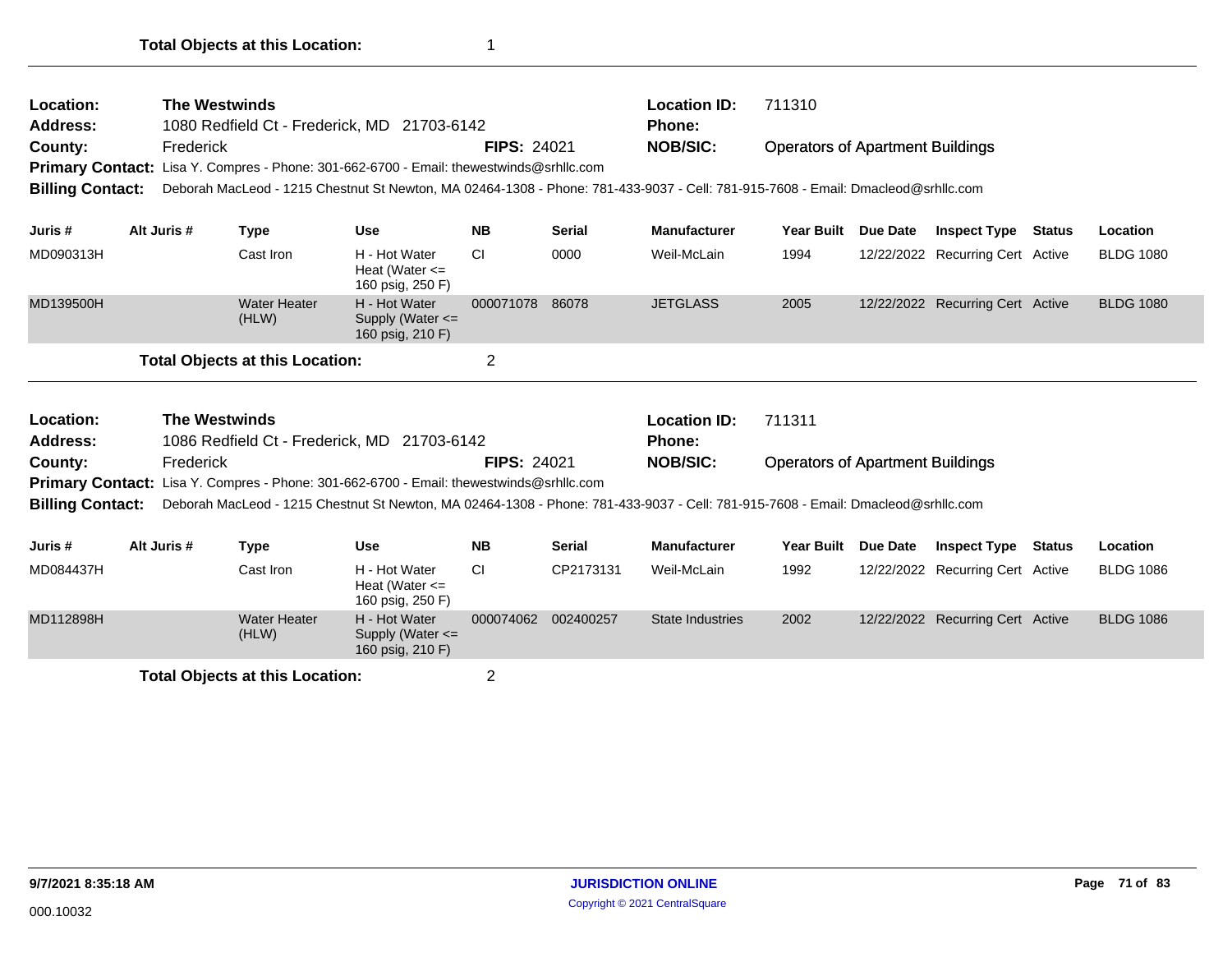**Total Objects at this Location:** 1

---

**Location:** The Westwinds
**Location ID:** 711310
**Address:** 1080 Redfield Ct - Frederick, MD 21703-6142
**Phone:**
**County:** Frederick
**FIPS:** 24021
**NOB/SIC:** Operators of Apartment Buildings
**Primary Contact:** Lisa Y. Compres - Phone: 301-662-6700 - Email: thewestwinds@srhllc.com
**Billing Contact:** Deborah MacLeod - 1215 Chestnut St Newton, MA 02464-1308 - Phone: 781-433-9037 - Cell: 781-915-7608 - Email: Dmacleod@srhllc.com

| Juris # | Alt Juris # | Type | Use | NB | Serial | Manufacturer | Year Built | Due Date | Inspect Type | Status | Location |
|---|---|---|---|---|---|---|---|---|---|---|---|
| MD090313H | | Cast Iron | H - Hot Water Heat (Water <= 160 psig, 250 F) | CI | 0000 | Weil-McLain | 1994 | 12/22/2022 | Recurring Cert | Active | BLDG 1080 |
| MD139500H | | Water Heater (HLW) | H - Hot Water Supply (Water <= 160 psig, 210 F) | 000071078 | 86078 | JETGLASS | 2005 | 12/22/2022 | Recurring Cert | Active | BLDG 1080 |

**Total Objects at this Location:** 2

---

**Location:** The Westwinds
**Location ID:** 711311
**Address:** 1086 Redfield Ct - Frederick, MD 21703-6142
**Phone:**
**County:** Frederick
**FIPS:** 24021
**NOB/SIC:** Operators of Apartment Buildings
**Primary Contact:** Lisa Y. Compres - Phone: 301-662-6700 - Email: thewestwinds@srhllc.com
**Billing Contact:** Deborah MacLeod - 1215 Chestnut St Newton, MA 02464-1308 - Phone: 781-433-9037 - Cell: 781-915-7608 - Email: Dmacleod@srhllc.com

| Juris # | Alt Juris # | Type | Use | NB | Serial | Manufacturer | Year Built | Due Date | Inspect Type | Status | Location |
|---|---|---|---|---|---|---|---|---|---|---|---|
| MD084437H | | Cast Iron | H - Hot Water Heat (Water <= 160 psig, 250 F) | CI | CP2173131 | Weil-McLain | 1992 | 12/22/2022 | Recurring Cert | Active | BLDG 1086 |
| MD112898H | | Water Heater (HLW) | H - Hot Water Supply (Water <= 160 psig, 210 F) | 000074062 | 002400257 | State Industries | 2002 | 12/22/2022 | Recurring Cert | Active | BLDG 1086 |

**Total Objects at this Location:** 2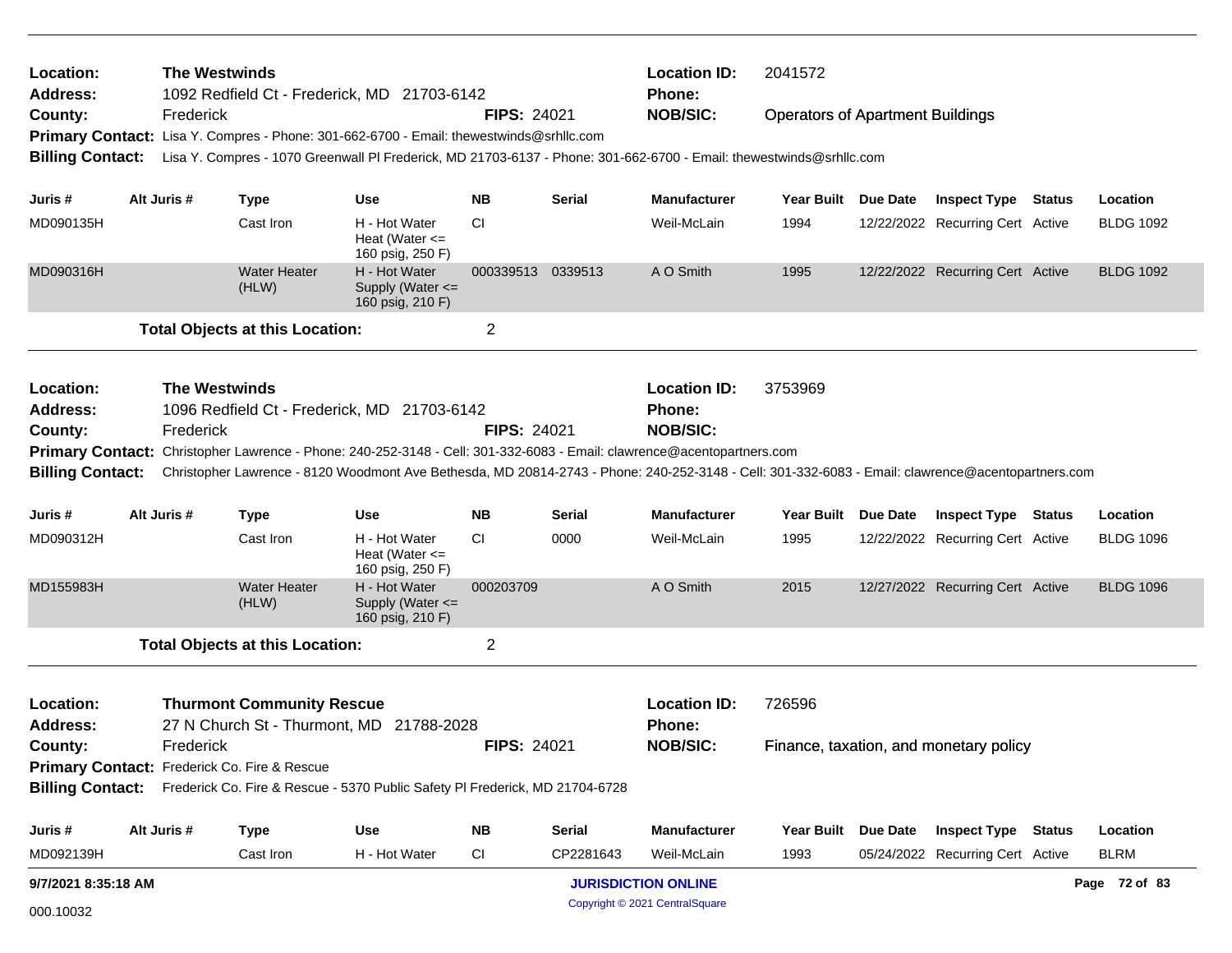**Location:** The Westwinds
**Address:** 1092 Redfield Ct - Frederick, MD 21703-6142
**County:** Frederick
**FIPS:** 24021
**Location ID:** 2041572
**Phone:**
**NOB/SIC:** Operators of Apartment Buildings
**Primary Contact:** Lisa Y. Compres - Phone: 301-662-6700 - Email: thewestwinds@srhllc.com
**Billing Contact:** Lisa Y. Compres - 1070 Greenwall Pl Frederick, MD 21703-6137 - Phone: 301-662-6700 - Email: thewestwinds@srhllc.com

| Juris # | Alt Juris # | Type | Use | NB | Serial | Manufacturer | Year Built | Due Date | Inspect Type | Status | Location |
|---|---|---|---|---|---|---|---|---|---|---|---|
| MD090135H | | Cast Iron | H - Hot Water Heat (Water <= 160 psig, 250 F) | CI | | Weil-McLain | 1994 | 12/22/2022 | Recurring Cert | Active | BLDG 1092 |
| MD090316H | | Water Heater (HLW) | H - Hot Water Supply (Water <= 160 psig, 210 F) | 000339513 | 0339513 | A O Smith | 1995 | 12/22/2022 | Recurring Cert | Active | BLDG 1092 |

**Total Objects at this Location:** 2

---

**Location:** The Westwinds
**Address:** 1096 Redfield Ct - Frederick, MD 21703-6142
**County:** Frederick
**FIPS:** 24021
**Location ID:** 3753969
**Phone:**
**NOB/SIC:**
**Primary Contact:** Christopher Lawrence - Phone: 240-252-3148 - Cell: 301-332-6083 - Email: clawrence@acentopartners.com
**Billing Contact:** Christopher Lawrence - 8120 Woodmont Ave Bethesda, MD 20814-2743 - Phone: 240-252-3148 - Cell: 301-332-6083 - Email: clawrence@acentopartners.com

| Juris # | Alt Juris # | Type | Use | NB | Serial | Manufacturer | Year Built | Due Date | Inspect Type | Status | Location |
|---|---|---|---|---|---|---|---|---|---|---|---|
| MD090312H | | Cast Iron | H - Hot Water Heat (Water <= 160 psig, 250 F) | CI | 0000 | Weil-McLain | 1995 | 12/22/2022 | Recurring Cert | Active | BLDG 1096 |
| MD155983H | | Water Heater (HLW) | H - Hot Water Supply (Water <= 160 psig, 210 F) | 000203709 | | A O Smith | 2015 | 12/27/2022 | Recurring Cert | Active | BLDG 1096 |

**Total Objects at this Location:** 2

---

**Location:** Thurmont Community Rescue
**Address:** 27 N Church St - Thurmont, MD 21788-2028
**County:** Frederick
**FIPS:** 24021
**Location ID:** 726596
**Phone:**
**NOB/SIC:** Finance, taxation, and monetary policy
**Primary Contact:** Frederick Co. Fire & Rescue
**Billing Contact:** Frederick Co. Fire & Rescue - 5370 Public Safety Pl Frederick, MD 21704-6728

| Juris # | Alt Juris # | Type | Use | NB | Serial | Manufacturer | Year Built | Due Date | Inspect Type | Status | Location |
|---|---|---|---|---|---|---|---|---|---|---|---|
| MD092139H | | Cast Iron | H - Hot Water | CI | CP2281643 | Weil-McLain | 1993 | 05/24/2022 | Recurring Cert | Active | BLRM |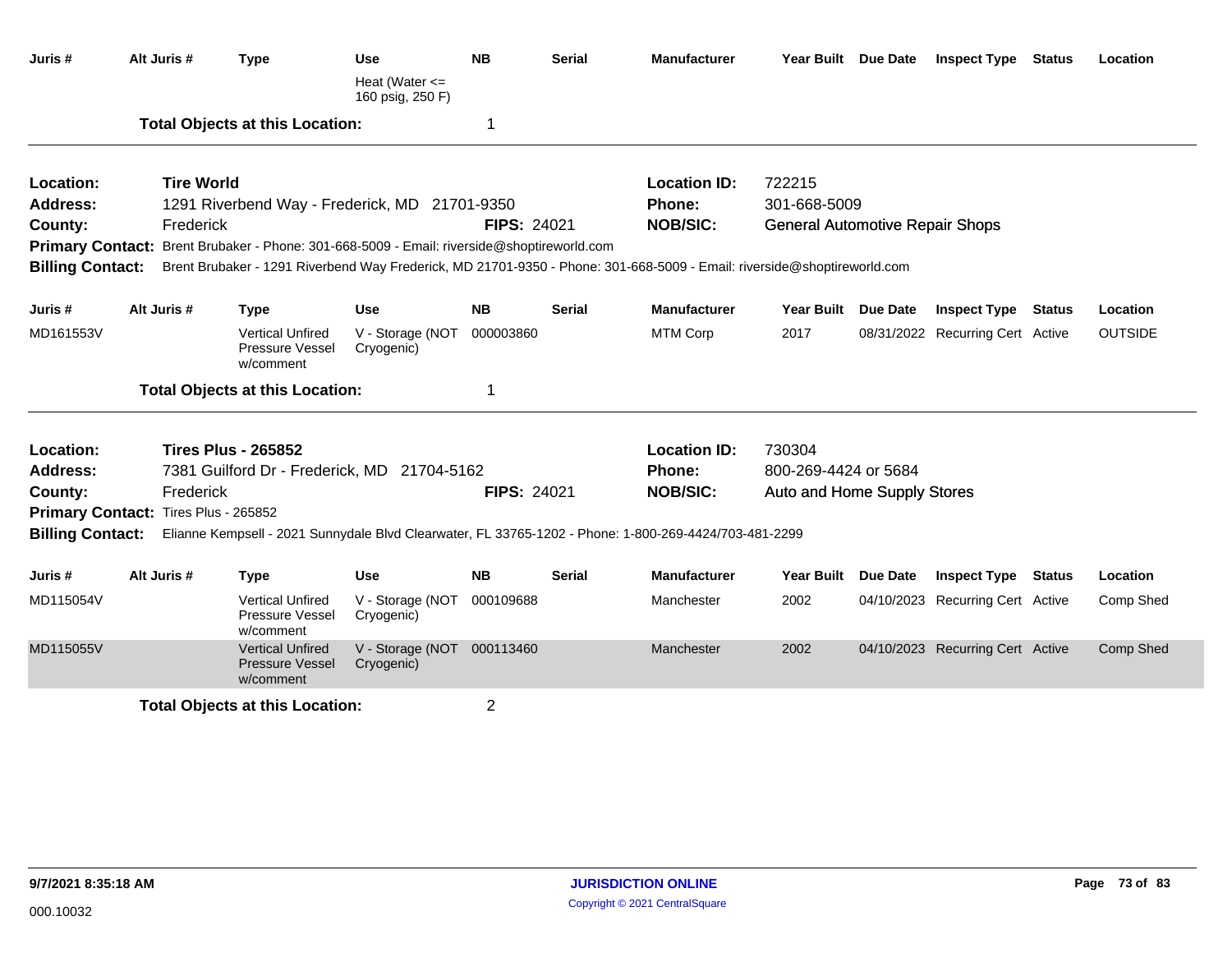| Juris # | Alt Juris # | Type | Use | NB | Serial | Manufacturer | Year Built | Due Date | Inspect Type | Status | Location |
|---|---|---|---|---|---|---|---|---|---|---|---|
| | | | Heat (Water <= 160 psig, 250 F) | | | | | | | | |

**Total Objects at this Location:** 1

---

**Location:** Tire World
**Location ID:** 722215
**Address:** 1291 Riverbend Way - Frederick, MD 21701-9350
**Phone:** 301-668-5009
**County:** Frederick
**FIPS:** 24021
**NOB/SIC:** General Automotive Repair Shops
**Primary Contact:** Brent Brubaker - Phone: 301-668-5009 - Email: riverside@shoptireworld.com
**Billing Contact:** Brent Brubaker - 1291 Riverbend Way Frederick, MD 21701-9350 - Phone: 301-668-5009 - Email: riverside@shoptireworld.com

| Juris # | Alt Juris # | Type | Use | NB | Serial | Manufacturer | Year Built | Due Date | Inspect Type | Status | Location |
|---|---|---|---|---|---|---|---|---|---|---|---|
| MD161553V | | Vertical Unfired Pressure Vessel w/comment | V - Storage (NOT Cryogenic) | 000003860 | | MTM Corp | 2017 | 08/31/2022 | Recurring Cert | Active | OUTSIDE |

**Total Objects at this Location:** 1

---

**Location:** Tires Plus - 265852
**Location ID:** 730304
**Address:** 7381 Guilford Dr - Frederick, MD 21704-5162
**Phone:** 800-269-4424 or 5684
**County:** Frederick
**FIPS:** 24021
**NOB/SIC:** Auto and Home Supply Stores
**Primary Contact:** Tires Plus - 265852
**Billing Contact:** Elianne Kempsell - 2021 Sunnydale Blvd Clearwater, FL 33765-1202 - Phone: 1-800-269-4424/703-481-2299

| Juris # | Alt Juris # | Type | Use | NB | Serial | Manufacturer | Year Built | Due Date | Inspect Type | Status | Location |
|---|---|---|---|---|---|---|---|---|---|---|---|
| MD115054V | | Vertical Unfired Pressure Vessel w/comment | V - Storage (NOT Cryogenic) | 000109688 | | Manchester | 2002 | 04/10/2023 | Recurring Cert | Active | Comp Shed |
| MD115055V | | Vertical Unfired Pressure Vessel w/comment | V - Storage (NOT Cryogenic) | 000113460 | | Manchester | 2002 | 04/10/2023 | Recurring Cert | Active | Comp Shed |

**Total Objects at this Location:** 2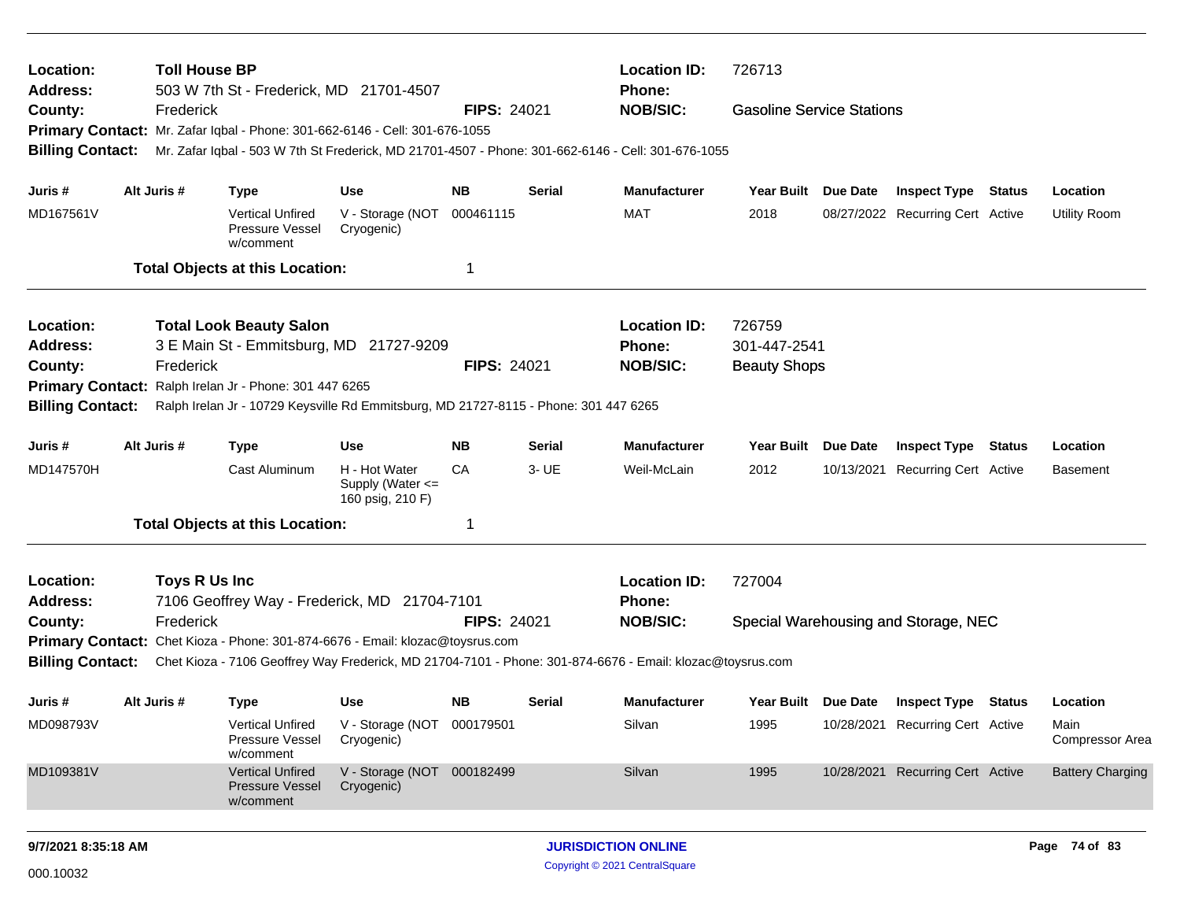**Location:** Toll House BP  
**Address:** 503 W 7th St - Frederick, MD 21701-4507  
**County:** Frederick  
**FIPS:** 24021  
**Location ID:** 726713  
**Phone:**  
**NOB/SIC:** Gasoline Service Stations  
**Primary Contact:** Mr. Zafar Iqbal - Phone: 301-662-6146 - Cell: 301-676-1055  
**Billing Contact:** Mr. Zafar Iqbal - 503 W 7th St Frederick, MD 21701-4507 - Phone: 301-662-6146 - Cell: 301-676-1055

| Juris # | Alt Juris # | Type | Use | NB | Serial | Manufacturer | Year Built | Due Date | Inspect Type | Status | Location |
|---|---|---|---|---|---|---|---|---|---|---|---|
| MD167561V | | Vertical Unfired Pressure Vessel w/comment | V - Storage (NOT Cryogenic) | 000461115 | | MAT | 2018 | 08/27/2022 | Recurring Cert | Active | Utility Room |

**Total Objects at this Location:** 1

---

**Location:** Total Look Beauty Salon  
**Address:** 3 E Main St - Emmitsburg, MD 21727-9209  
**County:** Frederick  
**FIPS:** 24021  
**Location ID:** 726759  
**Phone:** 301-447-2541  
**NOB/SIC:** Beauty Shops  
**Primary Contact:** Ralph Irelan Jr - Phone: 301 447 6265  
**Billing Contact:** Ralph Irelan Jr - 10729 Keysville Rd Emmitsburg, MD 21727-8115 - Phone: 301 447 6265

| Juris # | Alt Juris # | Type | Use | NB | Serial | Manufacturer | Year Built | Due Date | Inspect Type | Status | Location |
|---|---|---|---|---|---|---|---|---|---|---|---|
| MD147570H | | Cast Aluminum | H - Hot Water Supply (Water <= 160 psig, 210 F) | CA | 3- UE | Weil-McLain | 2012 | 10/13/2021 | Recurring Cert | Active | Basement |

**Total Objects at this Location:** 1

---

**Location:** Toys R Us Inc  
**Address:** 7106 Geoffrey Way - Frederick, MD 21704-7101  
**County:** Frederick  
**FIPS:** 24021  
**Location ID:** 727004  
**Phone:**  
**NOB/SIC:** Special Warehousing and Storage, NEC  
**Primary Contact:** Chet Kioza - Phone: 301-874-6676 - Email: klozac@toysrus.com  
**Billing Contact:** Chet Kioza - 7106 Geoffrey Way Frederick, MD 21704-7101 - Phone: 301-874-6676 - Email: klozac@toysrus.com

| Juris # | Alt Juris # | Type | Use | NB | Serial | Manufacturer | Year Built | Due Date | Inspect Type | Status | Location |
|---|---|---|---|---|---|---|---|---|---|---|---|
| MD098793V | | Vertical Unfired Pressure Vessel w/comment | V - Storage (NOT Cryogenic) | 000179501 | | Silvan | 1995 | 10/28/2021 | Recurring Cert | Active | Main Compressor Area |
| MD109381V | | Vertical Unfired Pressure Vessel w/comment | V - Storage (NOT Cryogenic) | 000182499 | | Silvan | 1995 | 10/28/2021 | Recurring Cert | Active | Battery Charging |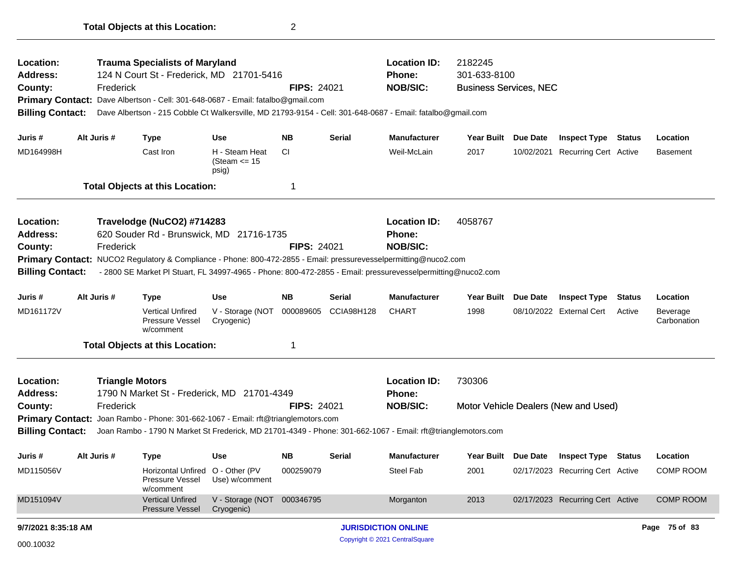**Total Objects at this Location:** 2

---

| | | | | |
|---|---|---|---|---|
| **Location:** | **Trauma Specialists of Maryland** | | **Location ID:** | 2182245 |
| **Address:** | 124 N Court St - Frederick, MD 21701-5416 | | **Phone:** | 301-633-8100 |
| **County:** | Frederick | **FIPS:** 24021 | **NOB/SIC:** | Business Services, NEC |

**Primary Contact:** Dave Albertson - Cell: 301-648-0687 - Email: fatalbo@gmail.com

**Billing Contact:** Dave Albertson - 215 Cobble Ct Walkersville, MD 21793-9154 - Cell: 301-648-0687 - Email: fatalbo@gmail.com

| Juris # | Alt Juris # | Type | Use | NB | Serial | Manufacturer | Year Built | Due Date | Inspect Type | Status | Location |
|---|---|---|---|---|---|---|---|---|---|---|---|
| MD164998H | | Cast Iron | H - Steam Heat (Steam <= 15 psig) | CI | | Weil-McLain | 2017 | 10/02/2021 | Recurring Cert | Active | Basement |

**Total Objects at this Location:** 1

---

| | | | | |
|---|---|---|---|---|
| **Location:** | **Travelodge (NuCO2) #714283** | | **Location ID:** | 4058767 |
| **Address:** | 620 Souder Rd - Brunswick, MD 21716-1735 | | **Phone:** | |
| **County:** | Frederick | **FIPS:** 24021 | **NOB/SIC:** | |

**Primary Contact:** NUCO2 Regulatory & Compliance - Phone: 800-472-2855 - Email: pressurevesselpermitting@nuco2.com

**Billing Contact:** - 2800 SE Market Pl Stuart, FL 34997-4965 - Phone: 800-472-2855 - Email: pressurevesselpermitting@nuco2.com

| Juris # | Alt Juris # | Type | Use | NB | Serial | Manufacturer | Year Built | Due Date | Inspect Type | Status | Location |
|---|---|---|---|---|---|---|---|---|---|---|---|
| MD161172V | | Vertical Unfired Pressure Vessel w/comment | V - Storage (NOT Cryogenic) | 000089605 | CCIA98H128 | CHART | 1998 | 08/10/2022 | External Cert | Active | Beverage Carbonation |

**Total Objects at this Location:** 1

---

| | | | | |
|---|---|---|---|---|
| **Location:** | **Triangle Motors** | | **Location ID:** | 730306 |
| **Address:** | 1790 N Market St - Frederick, MD 21701-4349 | | **Phone:** | |
| **County:** | Frederick | **FIPS:** 24021 | **NOB/SIC:** | Motor Vehicle Dealers (New and Used) |

**Primary Contact:** Joan Rambo - Phone: 301-662-1067 - Email: rft@trianglemotors.com

**Billing Contact:** Joan Rambo - 1790 N Market St Frederick, MD 21701-4349 - Phone: 301-662-1067 - Email: rft@trianglemotors.com

| Juris # | Alt Juris # | Type | Use | NB | Serial | Manufacturer | Year Built | Due Date | Inspect Type | Status | Location |
|---|---|---|---|---|---|---|---|---|---|---|---|
| MD115056V | | Horizontal Unfired Pressure Vessel w/comment | O - Other (PV Use) w/comment | 000259079 | | Steel Fab | 2001 | 02/17/2023 | Recurring Cert | Active | COMP ROOM |
| MD151094V | | Vertical Unfired Pressure Vessel | V - Storage (NOT Cryogenic) | 000346795 | | Morganton | 2013 | 02/17/2023 | Recurring Cert | Active | COMP ROOM |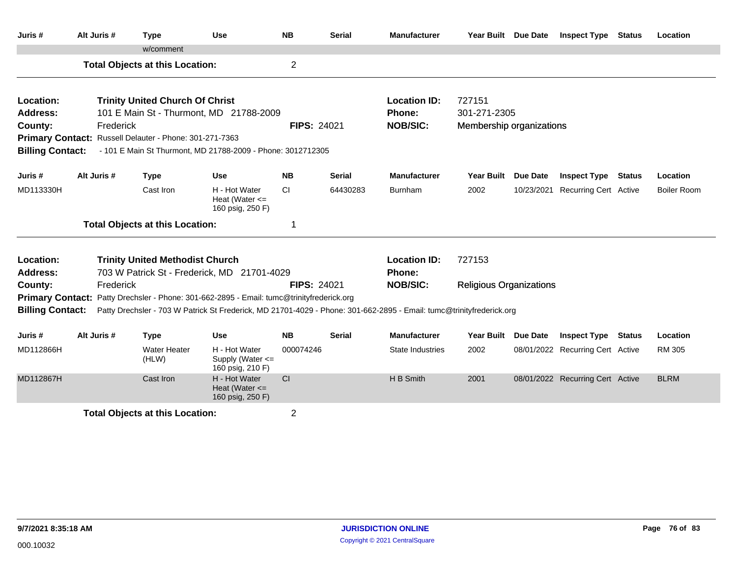| Juris # | Alt Juris # | Type | Use | NB | Serial | Manufacturer | Year Built | Due Date | Inspect Type | Status | Location |
|---|---|---|---|---|---|---|---|---|---|---|---|
| | | w/comment | | | | | | | | | |

**Total Objects at this Location:** 2

---

**Location:** Trinity United Church Of Christ
**Address:** 101 E Main St - Thurmont, MD 21788-2009
**County:** Frederick
**FIPS:** 24021
**Location ID:** 727151
**Phone:** 301-271-2305
**NOB/SIC:** Membership organizations
**Primary Contact:** Russell Delauter - Phone: 301-271-7363
**Billing Contact:** - 101 E Main St Thurmont, MD 21788-2009 - Phone: 3012712305

| Juris # | Alt Juris # | Type | Use | NB | Serial | Manufacturer | Year Built | Due Date | Inspect Type | Status | Location |
|---|---|---|---|---|---|---|---|---|---|---|---|
| MD113330H | | Cast Iron | H - Hot Water Heat (Water <= 160 psig, 250 F) | CI | 64430283 | Burnham | 2002 | 10/23/2021 | Recurring Cert | Active | Boiler Room |

**Total Objects at this Location:** 1

---

**Location:** Trinity United Methodist Church
**Address:** 703 W Patrick St - Frederick, MD 21701-4029
**County:** Frederick
**FIPS:** 24021
**Location ID:** 727153
**Phone:**
**NOB/SIC:** Religious Organizations
**Primary Contact:** Patty Drechsler - Phone: 301-662-2895 - Email: tumc@trinityfrederick.org
**Billing Contact:** Patty Drechsler - 703 W Patrick St Frederick, MD 21701-4029 - Phone: 301-662-2895 - Email: tumc@trinityfrederick.org

| Juris # | Alt Juris # | Type | Use | NB | Serial | Manufacturer | Year Built | Due Date | Inspect Type | Status | Location |
|---|---|---|---|---|---|---|---|---|---|---|---|
| MD112866H | | Water Heater (HLW) | H - Hot Water Supply (Water <= 160 psig, 210 F) | 000074246 | | State Industries | 2002 | 08/01/2022 | Recurring Cert | Active | RM 305 |
| MD112867H | | Cast Iron | H - Hot Water Heat (Water <= 160 psig, 250 F) | CI | | H B Smith | 2001 | 08/01/2022 | Recurring Cert | Active | BLRM |

**Total Objects at this Location:** 2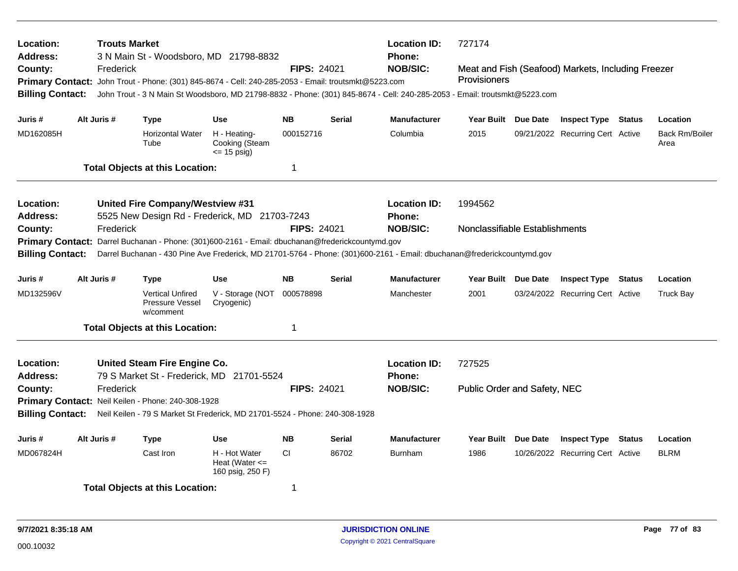**Location:** Trouts Market | **Location ID:** 727174
**Address:** 3 N Main St - Woodsboro, MD 21798-8832 | **Phone:**
**County:** Frederick | **FIPS:** 24021 | **NOB/SIC:** Meat and Fish (Seafood) Markets, Including Freezer Provisioners
**Primary Contact:** John Trout - Phone: (301) 845-8674 - Cell: 240-285-2053 - Email: troutsmkt@5223.com
**Billing Contact:** John Trout - 3 N Main St Woodsboro, MD 21798-8832 - Phone: (301) 845-8674 - Cell: 240-285-2053 - Email: troutsmkt@5223.com

| Juris # | Alt Juris # | Type | Use | NB | Serial | Manufacturer | Year Built | Due Date | Inspect Type | Status | Location |
|---|---|---|---|---|---|---|---|---|---|---|---|
| MD162085H | | Horizontal Water Tube | H - Heating-Cooking (Steam <= 15 psig) | 000152716 | | Columbia | 2015 | 09/21/2022 | Recurring Cert | Active | Back Rm/Boiler Area |

**Total Objects at this Location:** 1

---

**Location:** United Fire Company/Westview #31 | **Location ID:** 1994562
**Address:** 5525 New Design Rd - Frederick, MD 21703-7243 | **Phone:**
**County:** Frederick | **FIPS:** 24021 | **NOB/SIC:** Nonclassifiable Establishments
**Primary Contact:** Darrel Buchanan - Phone: (301)600-2161 - Email: dbuchanan@frederickcountymd.gov
**Billing Contact:** Darrel Buchanan - 430 Pine Ave Frederick, MD 21701-5764 - Phone: (301)600-2161 - Email: dbuchanan@frederickcountymd.gov

| Juris # | Alt Juris # | Type | Use | NB | Serial | Manufacturer | Year Built | Due Date | Inspect Type | Status | Location |
|---|---|---|---|---|---|---|---|---|---|---|---|
| MD132596V | | Vertical Unfired Pressure Vessel w/comment | V - Storage (NOT Cryogenic) | 000578898 | | Manchester | 2001 | 03/24/2022 | Recurring Cert | Active | Truck Bay |

**Total Objects at this Location:** 1

---

**Location:** United Steam Fire Engine Co. | **Location ID:** 727525
**Address:** 79 S Market St - Frederick, MD 21701-5524 | **Phone:**
**County:** Frederick | **FIPS:** 24021 | **NOB/SIC:** Public Order and Safety, NEC
**Primary Contact:** Neil Keilen - Phone: 240-308-1928
**Billing Contact:** Neil Keilen - 79 S Market St Frederick, MD 21701-5524 - Phone: 240-308-1928

| Juris # | Alt Juris # | Type | Use | NB | Serial | Manufacturer | Year Built | Due Date | Inspect Type | Status | Location |
|---|---|---|---|---|---|---|---|---|---|---|---|
| MD067824H | | Cast Iron | H - Hot Water Heat (Water <= 160 psig, 250 F) | CI | 86702 | Burnham | 1986 | 10/26/2022 | Recurring Cert | Active | BLRM |

**Total Objects at this Location:** 1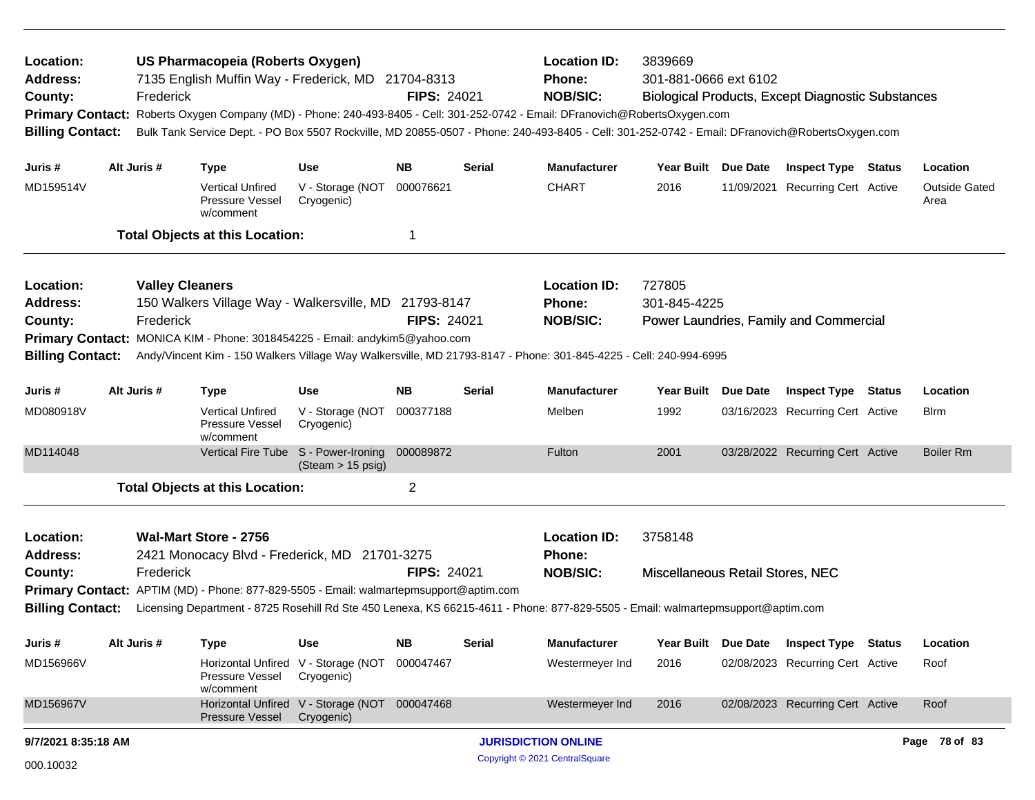**Location:** US Pharmacopeia (Roberts Oxygen) | **Location ID:** 3839669
**Address:** 7135 English Muffin Way - Frederick, MD 21704-8313 | **Phone:** 301-881-0666 ext 6102
**County:** Frederick | **FIPS:** 24021 | **NOB/SIC:** Biological Products, Except Diagnostic Substances
**Primary Contact:** Roberts Oxygen Company (MD) - Phone: 240-493-8405 - Cell: 301-252-0742 - Email: DFranovich@RobertsOxygen.com
**Billing Contact:** Bulk Tank Service Dept. - PO Box 5507 Rockville, MD 20855-0507 - Phone: 240-493-8405 - Cell: 301-252-0742 - Email: DFranovich@RobertsOxygen.com

| Juris # | Alt Juris # | Type | Use | NB | Serial | Manufacturer | Year Built | Due Date | Inspect Type | Status | Location |
|---|---|---|---|---|---|---|---|---|---|---|---|
| MD159514V | | Vertical Unfired Pressure Vessel w/comment | V - Storage (NOT Cryogenic) | 000076621 | | CHART | 2016 | 11/09/2021 | Recurring Cert | Active | Outside Gated Area |

**Total Objects at this Location:** 1

---

**Location:** Valley Cleaners | **Location ID:** 727805
**Address:** 150 Walkers Village Way - Walkersville, MD 21793-8147 | **Phone:** 301-845-4225
**County:** Frederick | **FIPS:** 24021 | **NOB/SIC:** Power Laundries, Family and Commercial
**Primary Contact:** MONICA KIM - Phone: 3018454225 - Email: andykim5@yahoo.com
**Billing Contact:** Andy/Vincent Kim - 150 Walkers Village Way Walkersville, MD 21793-8147 - Phone: 301-845-4225 - Cell: 240-994-6995

| Juris # | Alt Juris # | Type | Use | NB | Serial | Manufacturer | Year Built | Due Date | Inspect Type | Status | Location |
|---|---|---|---|---|---|---|---|---|---|---|---|
| MD080918V | | Vertical Unfired Pressure Vessel w/comment | V - Storage (NOT Cryogenic) | 000377188 | | Melben | 1992 | 03/16/2023 | Recurring Cert | Active | Blrm |
| MD114048 | | Vertical Fire Tube | S - Power-Ironing (Steam > 15 psig) | 000089872 | | Fulton | 2001 | 03/28/2022 | Recurring Cert | Active | Boiler Rm |

**Total Objects at this Location:** 2

---

**Location:** Wal-Mart Store - 2756 | **Location ID:** 3758148
**Address:** 2421 Monocacy Blvd - Frederick, MD 21701-3275 | **Phone:**
**County:** Frederick | **FIPS:** 24021 | **NOB/SIC:** Miscellaneous Retail Stores, NEC
**Primary Contact:** APTIM (MD) - Phone: 877-829-5505 - Email: walmartepmsupport@aptim.com
**Billing Contact:** Licensing Department - 8725 Rosehill Rd Ste 450 Lenexa, KS 66215-4611 - Phone: 877-829-5505 - Email: walmartepmsupport@aptim.com

| Juris # | Alt Juris # | Type | Use | NB | Serial | Manufacturer | Year Built | Due Date | Inspect Type | Status | Location |
|---|---|---|---|---|---|---|---|---|---|---|---|
| MD156966V | | Horizontal Unfired Pressure Vessel w/comment | V - Storage (NOT Cryogenic) | 000047467 | | Westermeyer Ind | 2016 | 02/08/2023 | Recurring Cert | Active | Roof |
| MD156967V | | Horizontal Unfired Pressure Vessel | V - Storage (NOT Cryogenic) | 000047468 | | Westermeyer Ind | 2016 | 02/08/2023 | Recurring Cert | Active | Roof |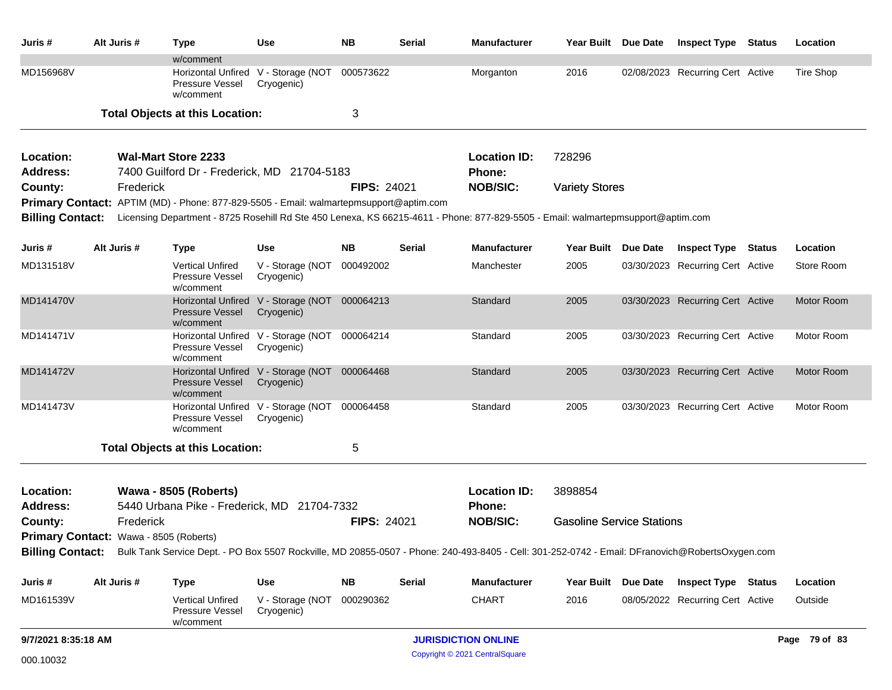| Juris # | Alt Juris # | Type | Use | NB | Serial | Manufacturer | Year Built | Due Date | Inspect Type | Status | Location |
|---|---|---|---|---|---|---|---|---|---|---|---|
| | | w/comment | | | | | | | | | |
| MD156968V | | Horizontal Unfired Pressure Vessel w/comment | V - Storage (NOT Cryogenic) | 000573622 | | Morganton | 2016 | 02/08/2023 | Recurring Cert | Active | Tire Shop |

**Total Objects at this Location:** 3

---

**Location:** **Wal-Mart Store 2233** | **Location ID:** 728296

**Address:** 7400 Guilford Dr - Frederick, MD 21704-5183 | **Phone:**

**County:** Frederick | **FIPS:** 24021 | **NOB/SIC:** Variety Stores

**Primary Contact:** APTIM (MD) - Phone: 877-829-5505 - Email: walmartepmsupport@aptim.com

**Billing Contact:** Licensing Department - 8725 Rosehill Rd Ste 450 Lenexa, KS 66215-4611 - Phone: 877-829-5505 - Email: walmartepmsupport@aptim.com

| Juris # | Alt Juris # | Type | Use | NB | Serial | Manufacturer | Year Built | Due Date | Inspect Type | Status | Location |
|---|---|---|---|---|---|---|---|---|---|---|---|
| MD131518V | | Vertical Unfired Pressure Vessel w/comment | V - Storage (NOT Cryogenic) | 000492002 | | Manchester | 2005 | 03/30/2023 | Recurring Cert | Active | Store Room |
| MD141470V | | Horizontal Unfired Pressure Vessel w/comment | V - Storage (NOT Cryogenic) | 000064213 | | Standard | 2005 | 03/30/2023 | Recurring Cert | Active | Motor Room |
| MD141471V | | Horizontal Unfired Pressure Vessel w/comment | V - Storage (NOT Cryogenic) | 000064214 | | Standard | 2005 | 03/30/2023 | Recurring Cert | Active | Motor Room |
| MD141472V | | Horizontal Unfired Pressure Vessel w/comment | V - Storage (NOT Cryogenic) | 000064468 | | Standard | 2005 | 03/30/2023 | Recurring Cert | Active | Motor Room |
| MD141473V | | Horizontal Unfired Pressure Vessel w/comment | V - Storage (NOT Cryogenic) | 000064458 | | Standard | 2005 | 03/30/2023 | Recurring Cert | Active | Motor Room |

**Total Objects at this Location:** 5

---

**Location:** **Wawa - 8505 (Roberts)** | **Location ID:** 3898854

**Address:** 5440 Urbana Pike - Frederick, MD 21704-7332 | **Phone:**

**County:** Frederick | **FIPS:** 24021 | **NOB/SIC:** Gasoline Service Stations

**Primary Contact:** Wawa - 8505 (Roberts)

**Billing Contact:** Bulk Tank Service Dept. - PO Box 5507 Rockville, MD 20855-0507 - Phone: 240-493-8405 - Cell: 301-252-0742 - Email: DFranovich@RobertsOxygen.com

| Juris # | Alt Juris # | Type | Use | NB | Serial | Manufacturer | Year Built | Due Date | Inspect Type | Status | Location |
|---|---|---|---|---|---|---|---|---|---|---|---|
| MD161539V | | Vertical Unfired Pressure Vessel w/comment | V - Storage (NOT Cryogenic) | 000290362 | | CHART | 2016 | 08/05/2022 | Recurring Cert | Active | Outside |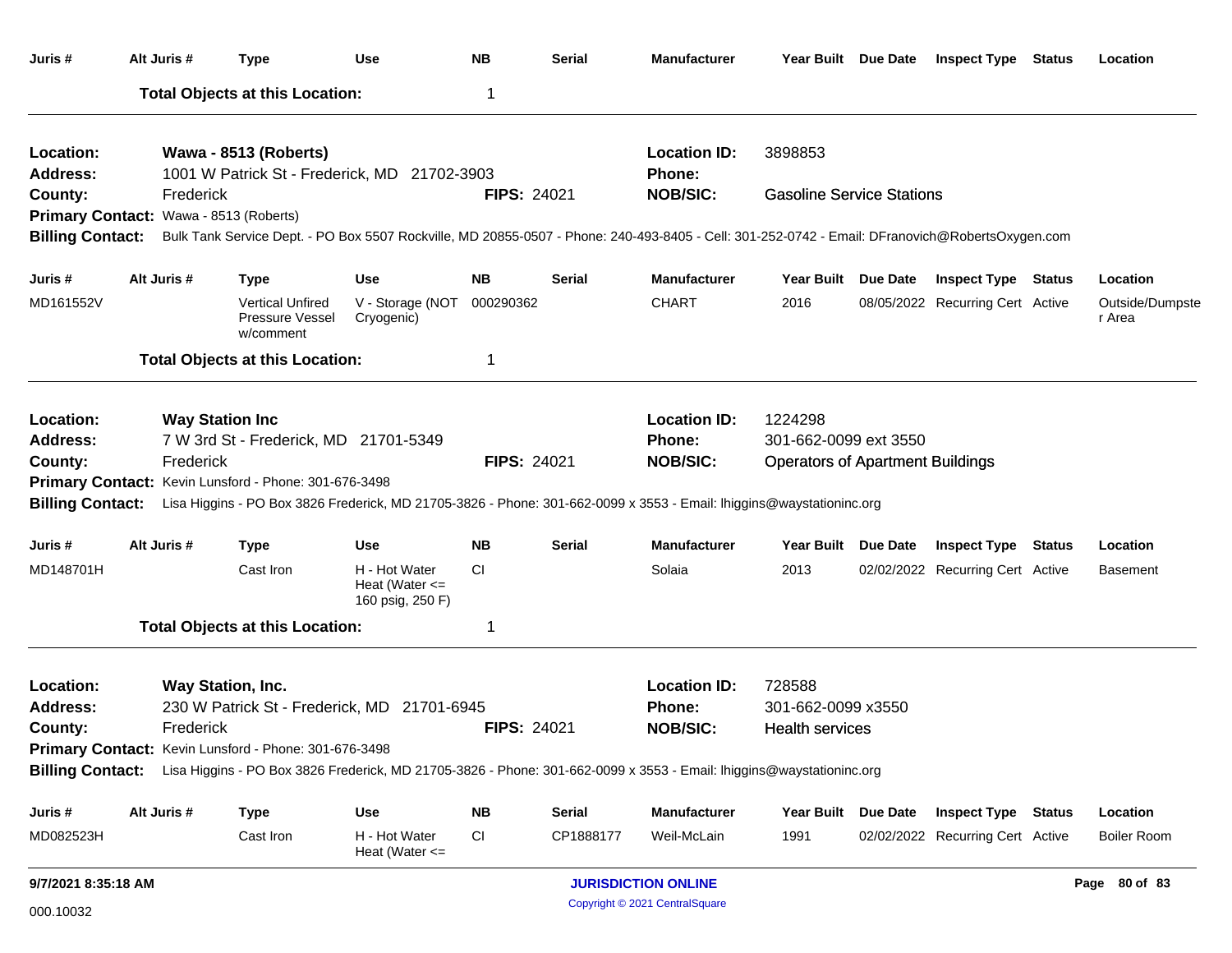| Juris # | Alt Juris # | Type | Use | NB | Serial | Manufacturer | Year Built | Due Date | Inspect Type | Status | Location |
|---|---|---|---|---|---|---|---|---|---|---|---|
| | | **Total Objects at this Location:** | | 1 | | | | | | | |

**Location:** **Wawa - 8513 (Roberts)** **Location ID:** 3898853
**Address:** 1001 W Patrick St - Frederick, MD 21702-3903 **Phone:**
**County:** Frederick **FIPS:** 24021 **NOB/SIC:** Gasoline Service Stations
**Primary Contact:** Wawa - 8513 (Roberts)
**Billing Contact:** Bulk Tank Service Dept. - PO Box 5507 Rockville, MD 20855-0507 - Phone: 240-493-8405 - Cell: 301-252-0742 - Email: DFranovich@RobertsOxygen.com

| Juris # | Alt Juris # | Type | Use | NB | Serial | Manufacturer | Year Built | Due Date | Inspect Type | Status | Location |
|---|---|---|---|---|---|---|---|---|---|---|---|
| MD161552V | | Vertical Unfired Pressure Vessel w/comment | V - Storage (NOT Cryogenic) | 000290362 | | CHART | 2016 | 08/05/2022 | Recurring Cert | Active | Outside/Dumpster Area |
| | | **Total Objects at this Location:** | | 1 | | | | | | | |

**Location:** **Way Station Inc** **Location ID:** 1224298
**Address:** 7 W 3rd St - Frederick, MD 21701-5349 **Phone:** 301-662-0099 ext 3550
**County:** Frederick **FIPS:** 24021 **NOB/SIC:** Operators of Apartment Buildings
**Primary Contact:** Kevin Lunsford - Phone: 301-676-3498
**Billing Contact:** Lisa Higgins - PO Box 3826 Frederick, MD 21705-3826 - Phone: 301-662-0099 x 3553 - Email: lhiggins@waystationinc.org

| Juris # | Alt Juris # | Type | Use | NB | Serial | Manufacturer | Year Built | Due Date | Inspect Type | Status | Location |
|---|---|---|---|---|---|---|---|---|---|---|---|
| MD148701H | | Cast Iron | H - Hot Water Heat (Water <= 160 psig, 250 F) | CI | | Solaia | 2013 | 02/02/2022 | Recurring Cert | Active | Basement |
| | | **Total Objects at this Location:** | | 1 | | | | | | | |

**Location:** **Way Station, Inc.** **Location ID:** 728588
**Address:** 230 W Patrick St - Frederick, MD 21701-6945 **Phone:** 301-662-0099 x3550
**County:** Frederick **FIPS:** 24021 **NOB/SIC:** Health services
**Primary Contact:** Kevin Lunsford - Phone: 301-676-3498
**Billing Contact:** Lisa Higgins - PO Box 3826 Frederick, MD 21705-3826 - Phone: 301-662-0099 x 3553 - Email: lhiggins@waystationinc.org

| Juris # | Alt Juris # | Type | Use | NB | Serial | Manufacturer | Year Built | Due Date | Inspect Type | Status | Location |
|---|---|---|---|---|---|---|---|---|---|---|---|
| MD082523H | | Cast Iron | H - Hot Water Heat (Water <= | CI | CP1888177 | Weil-McLain | 1991 | 02/02/2022 | Recurring Cert | Active | Boiler Room |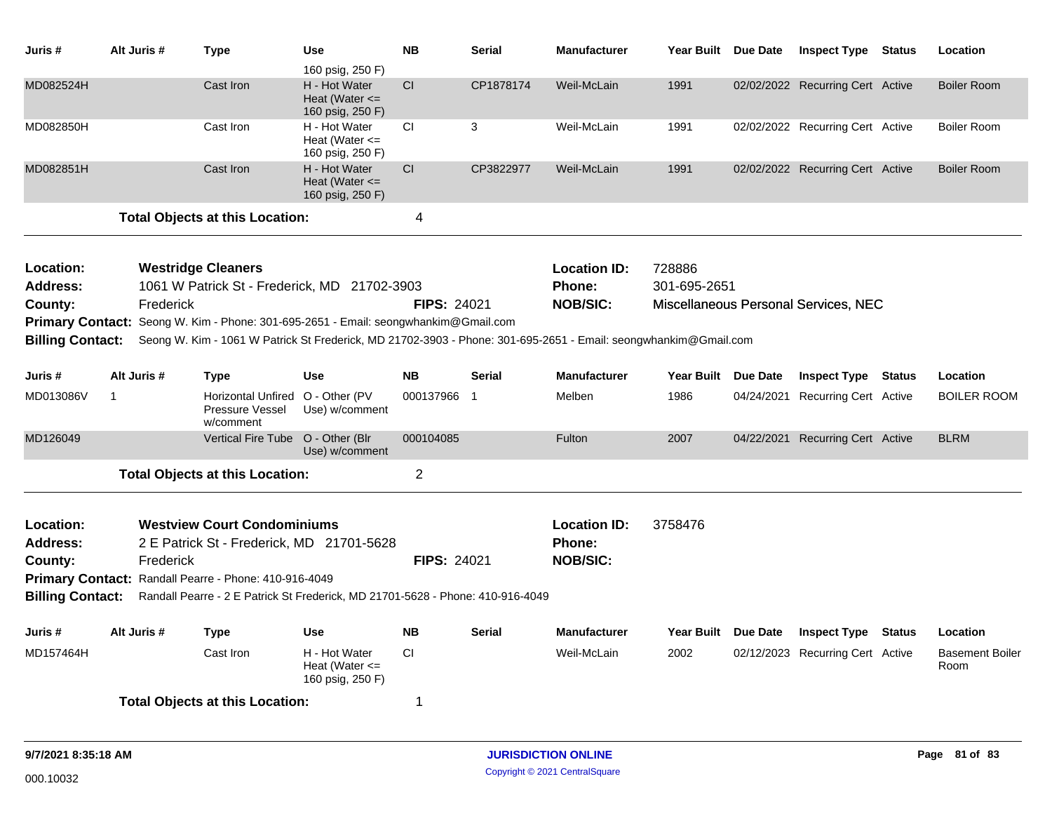| Juris # | Alt Juris # | Type | Use | NB | Serial | Manufacturer | Year Built | Due Date | Inspect Type | Status | Location |
|---|---|---|---|---|---|---|---|---|---|---|---|
| | | | 160 psig, 250 F) | | | | | | | | |
| MD082524H | | Cast Iron | H - Hot Water Heat (Water <= 160 psig, 250 F) | CI | CP1878174 | Weil-McLain | 1991 | 02/02/2022 | Recurring Cert | Active | Boiler Room |
| MD082850H | | Cast Iron | H - Hot Water Heat (Water <= 160 psig, 250 F) | CI | 3 | Weil-McLain | 1991 | 02/02/2022 | Recurring Cert | Active | Boiler Room |
| MD082851H | | Cast Iron | H - Hot Water Heat (Water <= 160 psig, 250 F) | CI | CP3822977 | Weil-McLain | 1991 | 02/02/2022 | Recurring Cert | Active | Boiler Room |

**Total Objects at this Location:** 4

---

**Location:** Westridge Cleaners  
**Location ID:** 728886  
**Address:** 1061 W Patrick St - Frederick, MD 21702-3903  
**Phone:** 301-695-2651  
**County:** Frederick  
**FIPS:** 24021  
**NOB/SIC:** Miscellaneous Personal Services, NEC  
**Primary Contact:** Seong W. Kim - Phone: 301-695-2651 - Email: seongwhankim@Gmail.com  
**Billing Contact:** Seong W. Kim - 1061 W Patrick St Frederick, MD 21702-3903 - Phone: 301-695-2651 - Email: seongwhankim@Gmail.com

| Juris # | Alt Juris # | Type | Use | NB | Serial | Manufacturer | Year Built | Due Date | Inspect Type | Status | Location |
|---|---|---|---|---|---|---|---|---|---|---|---|
| MD013086V | 1 | Horizontal Unfired Pressure Vessel w/comment | O - Other (PV Use) w/comment | 000137966 | 1 | Melben | 1986 | 04/24/2021 | Recurring Cert | Active | BOILER ROOM |
| MD126049 | | Vertical Fire Tube | O - Other (Blr Use) w/comment | 000104085 | | Fulton | 2007 | 04/22/2021 | Recurring Cert | Active | BLRM |

**Total Objects at this Location:** 2

---

**Location:** Westview Court Condominiums  
**Location ID:** 3758476  
**Address:** 2 E Patrick St - Frederick, MD 21701-5628  
**Phone:**  
**County:** Frederick  
**FIPS:** 24021  
**NOB/SIC:**  
**Primary Contact:** Randall Pearre - Phone: 410-916-4049  
**Billing Contact:** Randall Pearre - 2 E Patrick St Frederick, MD 21701-5628 - Phone: 410-916-4049

| Juris # | Alt Juris # | Type | Use | NB | Serial | Manufacturer | Year Built | Due Date | Inspect Type | Status | Location |
|---|---|---|---|---|---|---|---|---|---|---|---|
| MD157464H | | Cast Iron | H - Hot Water Heat (Water <= 160 psig, 250 F) | CI | | Weil-McLain | 2002 | 02/12/2023 | Recurring Cert | Active | Basement Boiler Room |

**Total Objects at this Location:** 1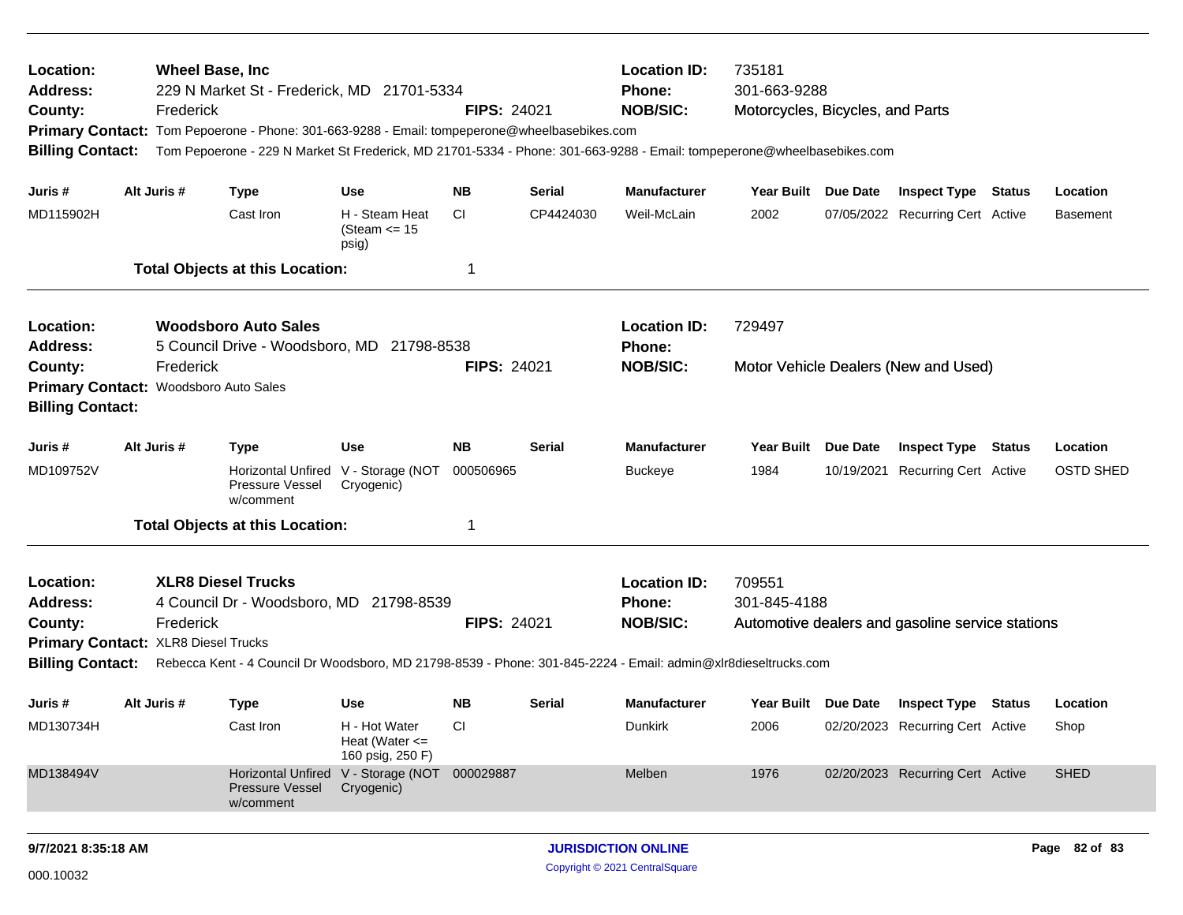**Location:** Wheel Base, Inc
**Address:** 229 N Market St - Frederick, MD 21701-5334
**County:** Frederick **FIPS:** 24021
**Location ID:** 735181
**Phone:** 301-663-9288
**NOB/SIC:** Motorcycles, Bicycles, and Parts
**Primary Contact:** Tom Pepoerone - Phone: 301-663-9288 - Email: tompeperone@wheelbasebikes.com
**Billing Contact:** Tom Pepoerone - 229 N Market St Frederick, MD 21701-5334 - Phone: 301-663-9288 - Email: tompeperone@wheelbasebikes.com

| Juris # | Alt Juris # | Type | Use | NB | Serial | Manufacturer | Year Built | Due Date | Inspect Type | Status | Location |
|---|---|---|---|---|---|---|---|---|---|---|---|
| MD115902H | | Cast Iron | H - Steam Heat (Steam <= 15 psig) | CI | CP4424030 | Weil-McLain | 2002 | 07/05/2022 | Recurring Cert | Active | Basement |

**Total Objects at this Location:** 1

---

**Location:** Woodsboro Auto Sales
**Address:** 5 Council Drive - Woodsboro, MD 21798-8538
**County:** Frederick **FIPS:** 24021
**Location ID:** 729497
**Phone:**
**NOB/SIC:** Motor Vehicle Dealers (New and Used)
**Primary Contact:** Woodsboro Auto Sales
**Billing Contact:**

| Juris # | Alt Juris # | Type | Use | NB | Serial | Manufacturer | Year Built | Due Date | Inspect Type | Status | Location |
|---|---|---|---|---|---|---|---|---|---|---|---|
| MD109752V | | Horizontal Unfired Pressure Vessel w/comment | V - Storage (NOT Cryogenic) | 000506965 | | Buckeye | 1984 | 10/19/2021 | Recurring Cert | Active | OSTD SHED |

**Total Objects at this Location:** 1

---

**Location:** XLR8 Diesel Trucks
**Address:** 4 Council Dr - Woodsboro, MD 21798-8539
**County:** Frederick **FIPS:** 24021
**Location ID:** 709551
**Phone:** 301-845-4188
**NOB/SIC:** Automotive dealers and gasoline service stations
**Primary Contact:** XLR8 Diesel Trucks
**Billing Contact:** Rebecca Kent - 4 Council Dr Woodsboro, MD 21798-8539 - Phone: 301-845-2224 - Email: admin@xlr8dieseltrucks.com

| Juris # | Alt Juris # | Type | Use | NB | Serial | Manufacturer | Year Built | Due Date | Inspect Type | Status | Location |
|---|---|---|---|---|---|---|---|---|---|---|---|
| MD130734H | | Cast Iron | H - Hot Water Heat (Water <= 160 psig, 250 F) | CI | | Dunkirk | 2006 | 02/20/2023 | Recurring Cert | Active | Shop |
| MD138494V | | Horizontal Unfired Pressure Vessel w/comment | V - Storage (NOT Cryogenic) | 000029887 | | Melben | 1976 | 02/20/2023 | Recurring Cert | Active | SHED |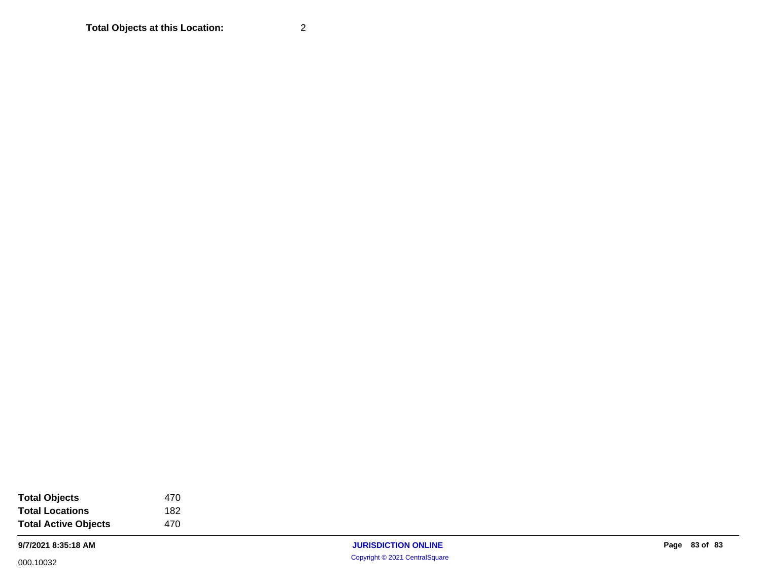**Total Objects at this Location:** 2

| | |
|---|---|
| **Total Objects** | 470 |
| **Total Locations** | 182 |
| **Total Active Objects** | 470 |